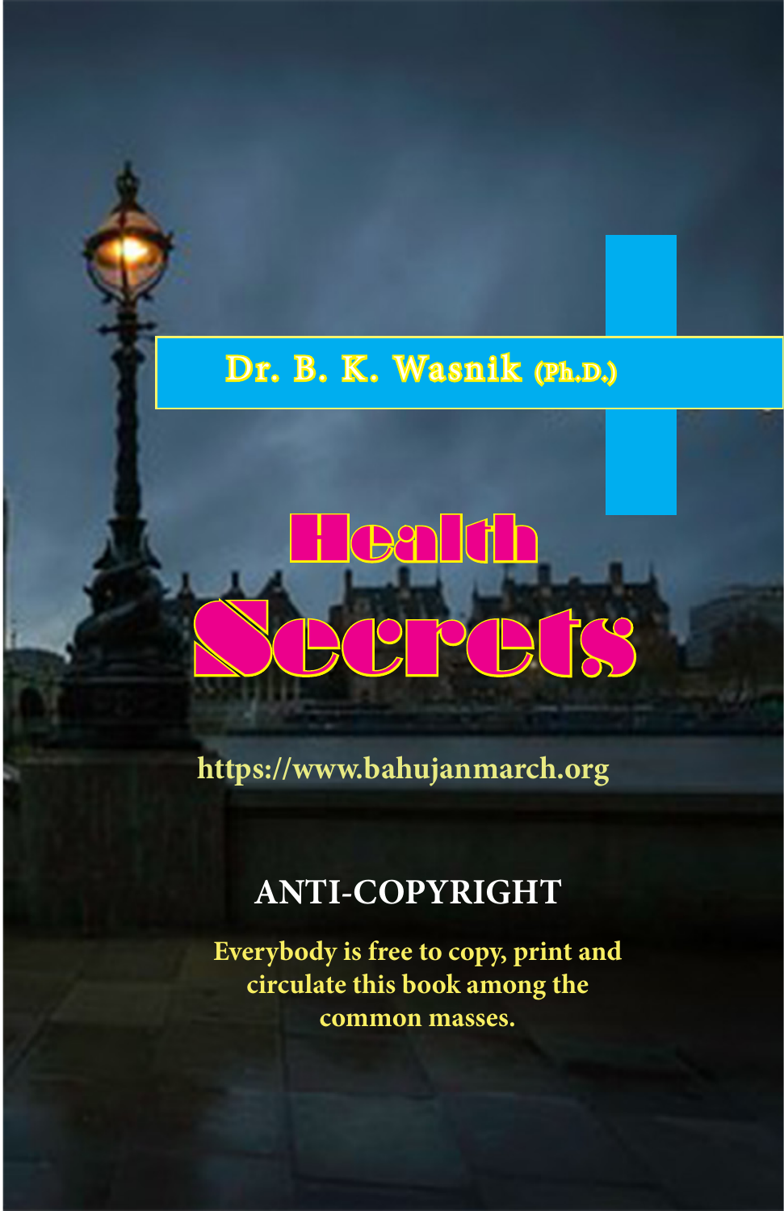Dr. B. K. Wasnik (Ph.D.)

# Health Secrets

https://www.bahujanmarch.org

## ANTI-COPYRIGHT

Everybody is free to copy, print and circulate this book among the common masses.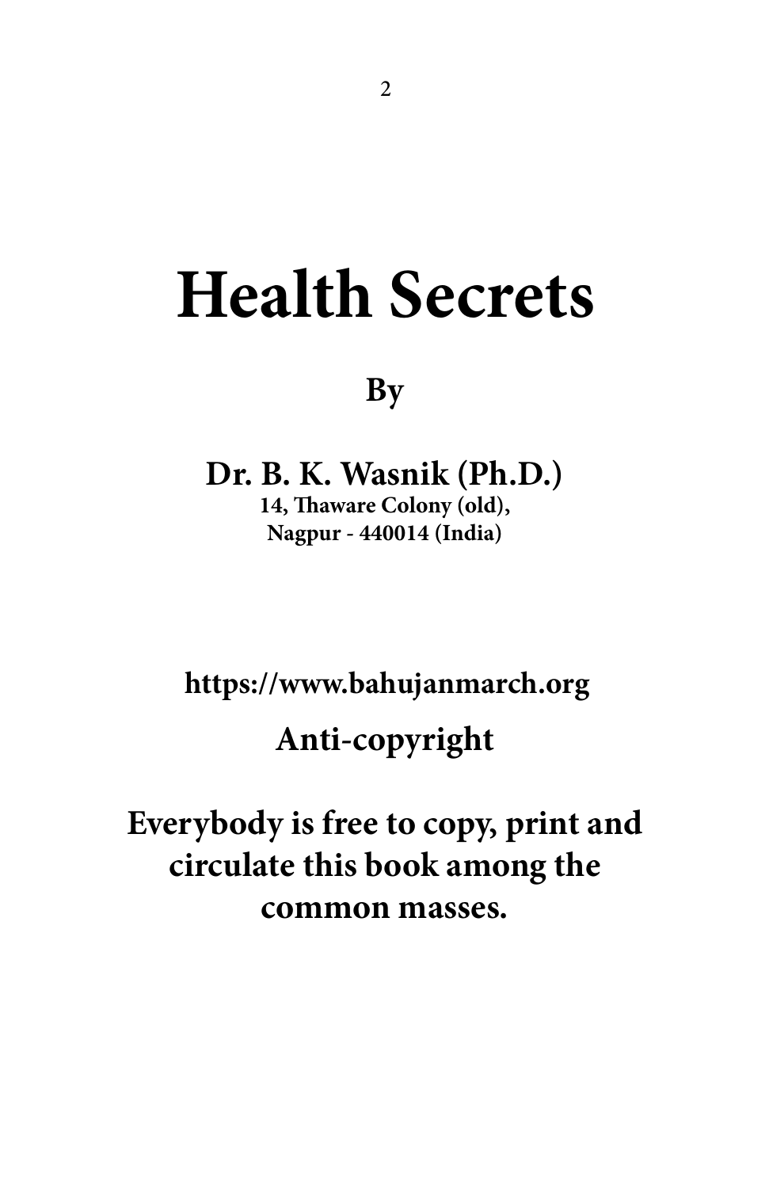# Health Secrets

**By**

**Dr. B. K. Wasnik (Ph.D.)**
**14, Thaware Colony (old),**
**Nagpur - 440014 (India)**

**https://www.bahujanmarch.org**

**Anti-copyright**

**Everybody is free to copy, print and circulate this book among the common masses.**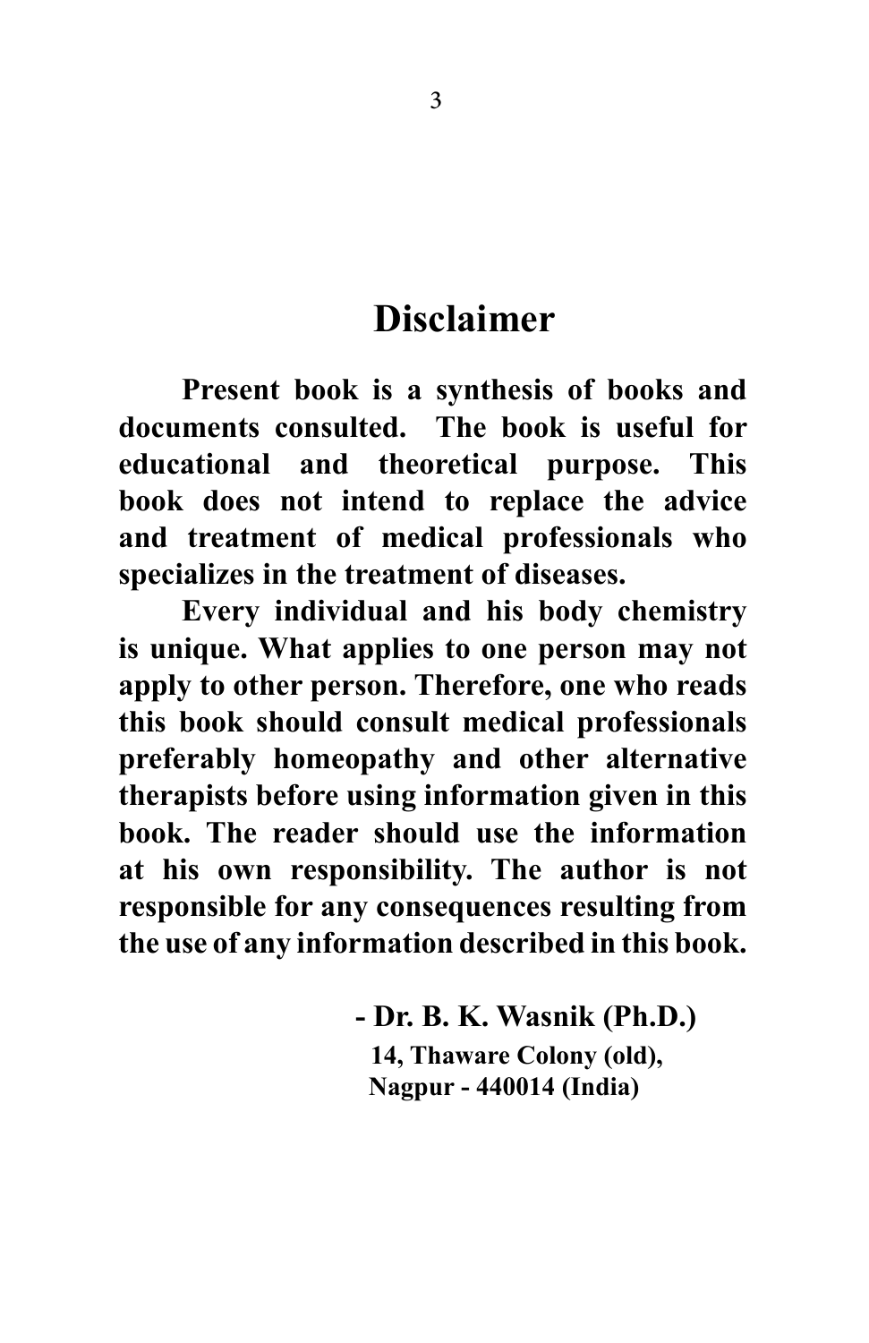# Disclaimer

**Present book is a synthesis of books and documents consulted. The book is useful for educational and theoretical purpose. This book does not intend to replace the advice and treatment of medical professionals who specializes in the treatment of diseases.**

**Every individual and his body chemistry is unique. What applies to one person may not apply to other person. Therefore, one who reads this book should consult medical professionals preferably homeopathy and other alternative therapists before using information given in this book. The reader should use the information at his own responsibility. The author is not responsible for any consequences resulting from the use of any information described in this book.**

**- Dr. B. K. Wasnik (Ph.D.)**
**14, Thaware Colony (old),**
**Nagpur - 440014 (India)**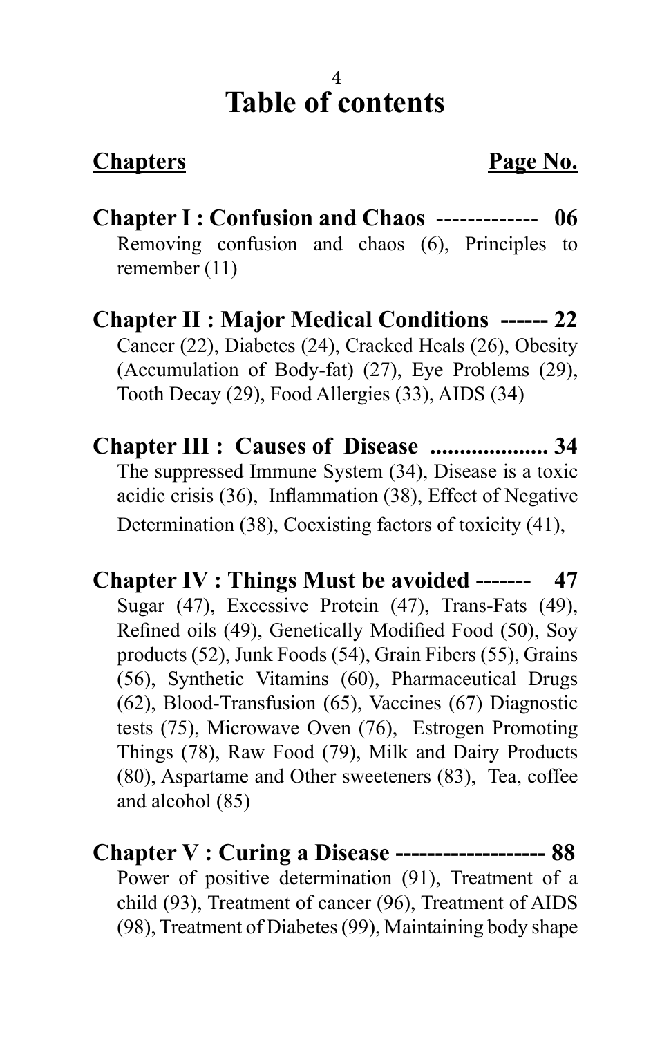# Table of contents

| **Chapters** | **Page No.** |
|---|---|

**Chapter I : Confusion and Chaos ------------- 06**
Removing confusion and chaos (6), Principles to remember (11)

**Chapter II : Major Medical Conditions ------ 22**
Cancer (22), Diabetes (24), Cracked Heals (26), Obesity (Accumulation of Body-fat) (27), Eye Problems (29), Tooth Decay (29), Food Allergies (33), AIDS (34)

**Chapter III : Causes of Disease .................... 34**
The suppressed Immune System (34), Disease is a toxic acidic crisis (36), Inflammation (38), Effect of Negative Determination (38), Coexisting factors of toxicity (41),

**Chapter IV : Things Must be avoided ------- 47**
Sugar (47), Excessive Protein (47), Trans-Fats (49), Refined oils (49), Genetically Modified Food (50), Soy products (52), Junk Foods (54), Grain Fibers (55), Grains (56), Synthetic Vitamins (60), Pharmaceutical Drugs (62), Blood-Transfusion (65), Vaccines (67) Diagnostic tests (75), Microwave Oven (76), Estrogen Promoting Things (78), Raw Food (79), Milk and Dairy Products (80), Aspartame and Other sweeteners (83), Tea, coffee and alcohol (85)

**Chapter V : Curing a Disease ------------------- 88**
Power of positive determination (91), Treatment of a child (93), Treatment of cancer (96), Treatment of AIDS (98), Treatment of Diabetes (99), Maintaining body shape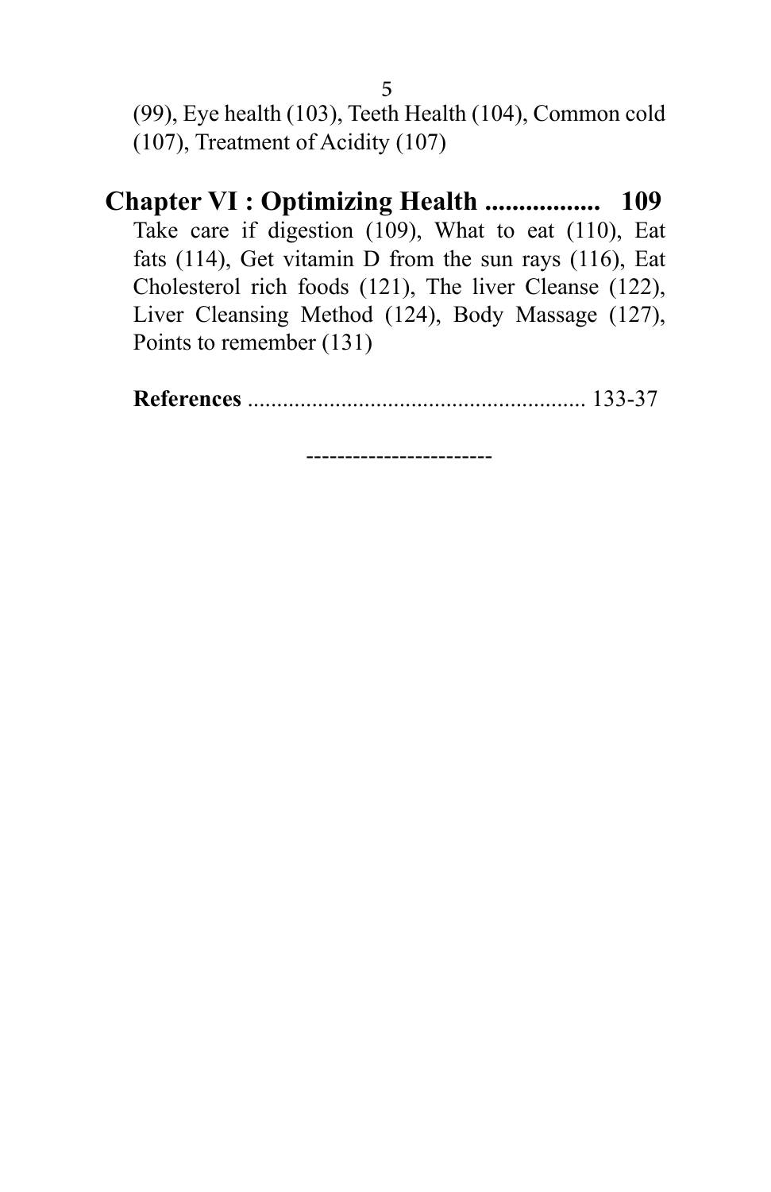(99), Eye health (103), Teeth Health (104), Common cold (107), Treatment of Acidity (107)

## Chapter VI : Optimizing Health ................. 109

Take care if digestion (109), What to eat (110), Eat fats (114), Get vitamin D from the sun rays (116), Eat Cholesterol rich foods (121), The liver Cleanse (122), Liver Cleansing Method (124), Body Massage (127), Points to remember (131)

**References** .......................................................... 133-37

------------------------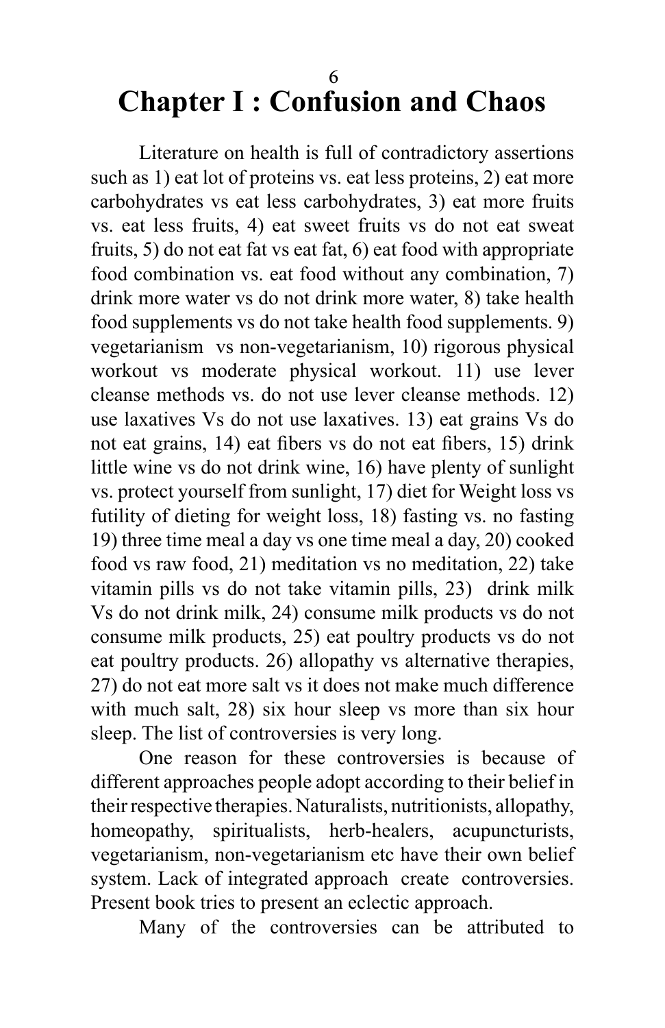# Chapter I : Confusion and Chaos

Literature on health is full of contradictory assertions such as 1) eat lot of proteins vs. eat less proteins, 2) eat more carbohydrates vs eat less carbohydrates, 3) eat more fruits vs. eat less fruits, 4) eat sweet fruits vs do not eat sweat fruits, 5) do not eat fat vs eat fat, 6) eat food with appropriate food combination vs. eat food without any combination, 7) drink more water vs do not drink more water, 8) take health food supplements vs do not take health food supplements. 9) vegetarianism vs non-vegetarianism, 10) rigorous physical workout vs moderate physical workout. 11) use lever cleanse methods vs. do not use lever cleanse methods. 12) use laxatives Vs do not use laxatives. 13) eat grains Vs do not eat grains, 14) eat fibers vs do not eat fibers, 15) drink little wine vs do not drink wine, 16) have plenty of sunlight vs. protect yourself from sunlight, 17) diet for Weight loss vs futility of dieting for weight loss, 18) fasting vs. no fasting 19) three time meal a day vs one time meal a day, 20) cooked food vs raw food, 21) meditation vs no meditation, 22) take vitamin pills vs do not take vitamin pills, 23) drink milk Vs do not drink milk, 24) consume milk products vs do not consume milk products, 25) eat poultry products vs do not eat poultry products. 26) allopathy vs alternative therapies, 27) do not eat more salt vs it does not make much difference with much salt, 28) six hour sleep vs more than six hour sleep. The list of controversies is very long.

One reason for these controversies is because of different approaches people adopt according to their belief in their respective therapies. Naturalists, nutritionists, allopathy, homeopathy, spiritualists, herb-healers, acupuncturists, vegetarianism, non-vegetarianism etc have their own belief system. Lack of integrated approach create controversies. Present book tries to present an eclectic approach.

Many of the controversies can be attributed to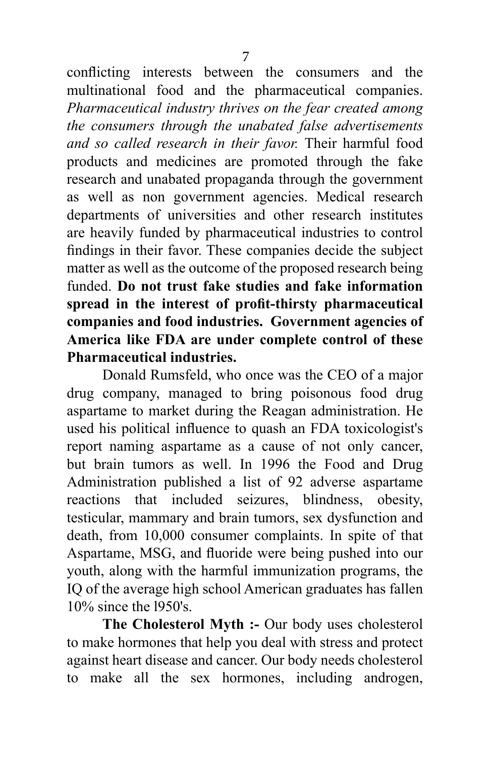conflicting interests between the consumers and the multinational food and the pharmaceutical companies. *Pharmaceutical industry thrives on the fear created among the consumers through the unabated false advertisements and so called research in their favor.* Their harmful food products and medicines are promoted through the fake research and unabated propaganda through the government as well as non government agencies. Medical research departments of universities and other research institutes are heavily funded by pharmaceutical industries to control findings in their favor. These companies decide the subject matter as well as the outcome of the proposed research being funded. **Do not trust fake studies and fake information spread in the interest of profit-thirsty pharmaceutical companies and food industries. Government agencies of America like FDA are under complete control of these Pharmaceutical industries.**

Donald Rumsfeld, who once was the CEO of a major drug company, managed to bring poisonous food drug aspartame to market during the Reagan administration. He used his political influence to quash an FDA toxicologist's report naming aspartame as a cause of not only cancer, but brain tumors as well. In 1996 the Food and Drug Administration published a list of 92 adverse aspartame reactions that included seizures, blindness, obesity, testicular, mammary and brain tumors, sex dysfunction and death, from 10,000 consumer complaints. In spite of that Aspartame, MSG, and fluoride were being pushed into our youth, along with the harmful immunization programs, the IQ of the average high school American graduates has fallen 10% since the l950's.

**The Cholesterol Myth :-** Our body uses cholesterol to make hormones that help you deal with stress and protect against heart disease and cancer. Our body needs cholesterol to make all the sex hormones, including androgen,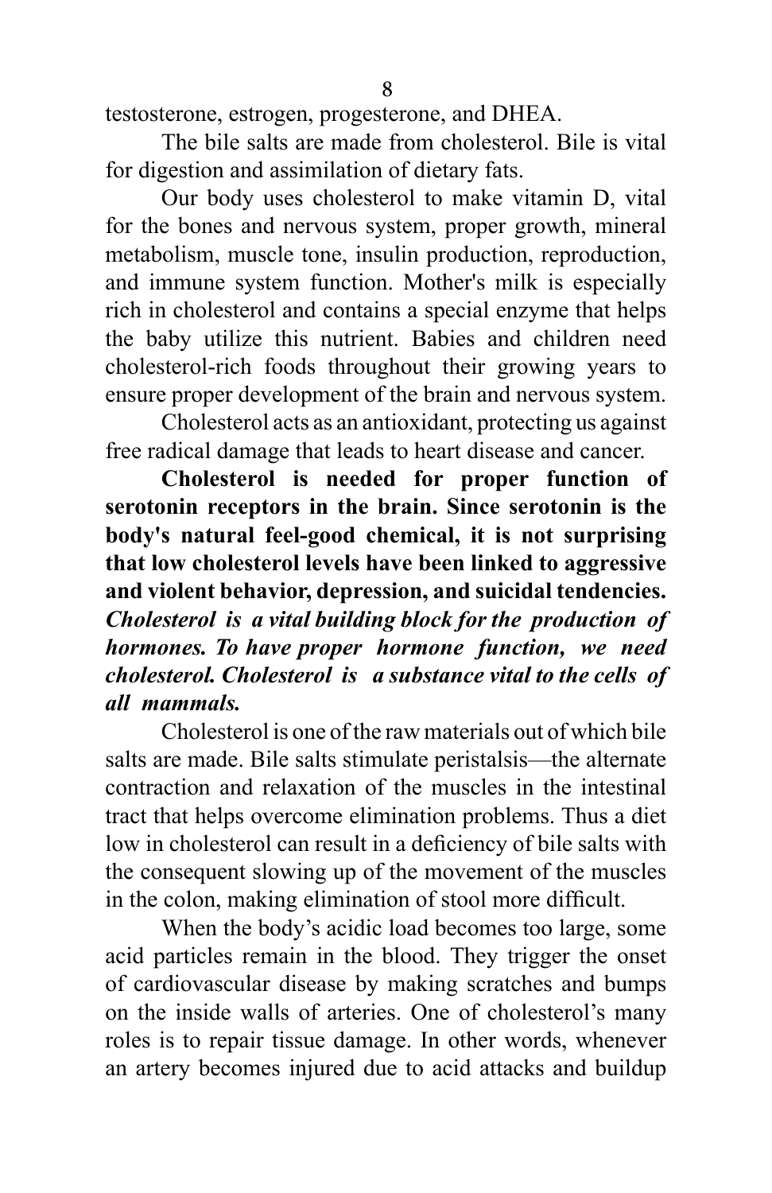testosterone, estrogen, progesterone, and DHEA.

The bile salts are made from cholesterol. Bile is vital for digestion and assimilation of dietary fats.

Our body uses cholesterol to make vitamin D, vital for the bones and nervous system, proper growth, mineral metabolism, muscle tone, insulin production, reproduction, and immune system function. Mother's milk is especially rich in cholesterol and contains a special enzyme that helps the baby utilize this nutrient. Babies and children need cholesterol-rich foods throughout their growing years to ensure proper development of the brain and nervous system.

Cholesterol acts as an antioxidant, protecting us against free radical damage that leads to heart disease and cancer.

**Cholesterol is needed for proper function of serotonin receptors in the brain. Since serotonin is the body's natural feel-good chemical, it is not surprising that low cholesterol levels have been linked to aggressive and violent behavior, depression, and suicidal tendencies.** ***Cholesterol is a vital building block for the production of hormones. To have proper hormone function, we need cholesterol. Cholesterol is a substance vital to the cells of all mammals.***

Cholesterol is one of the raw materials out of which bile salts are made. Bile salts stimulate peristalsis—the alternate contraction and relaxation of the muscles in the intestinal tract that helps overcome elimination problems. Thus a diet low in cholesterol can result in a deficiency of bile salts with the consequent slowing up of the movement of the muscles in the colon, making elimination of stool more difficult.

When the body's acidic load becomes too large, some acid particles remain in the blood. They trigger the onset of cardiovascular disease by making scratches and bumps on the inside walls of arteries. One of cholesterol's many roles is to repair tissue damage. In other words, whenever an artery becomes injured due to acid attacks and buildup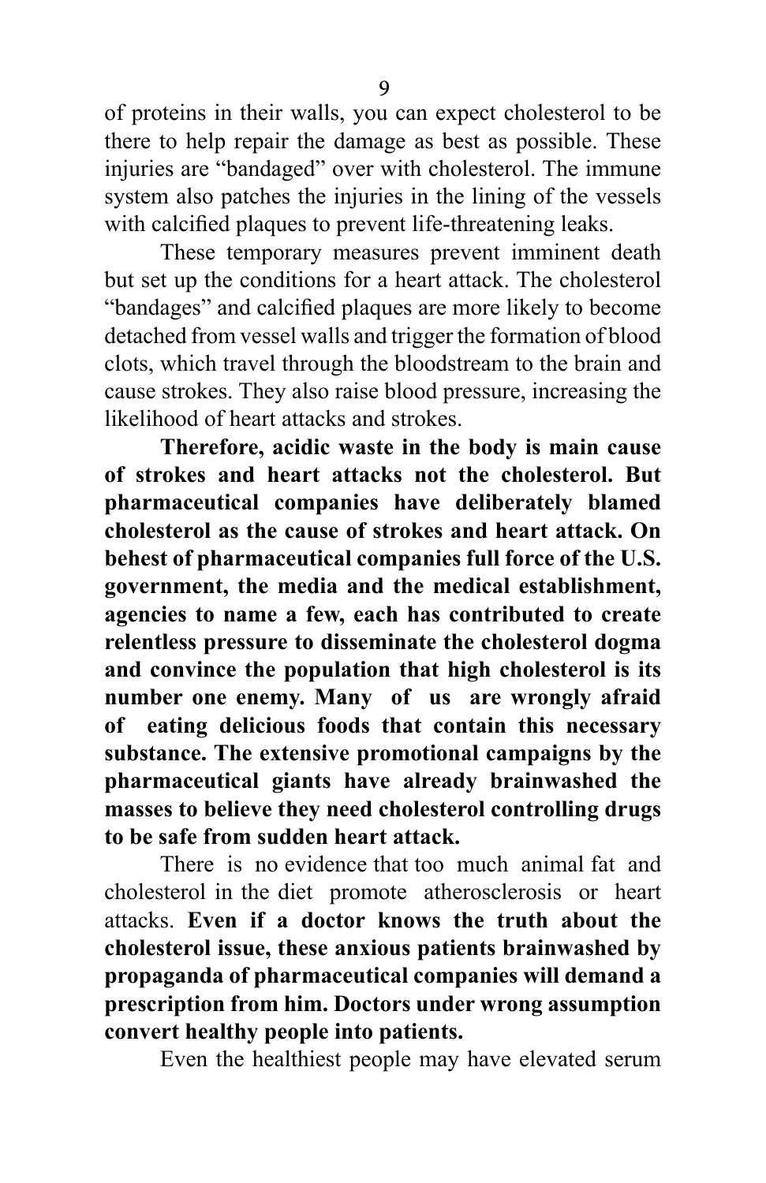of proteins in their walls, you can expect cholesterol to be there to help repair the damage as best as possible. These injuries are "bandaged" over with cholesterol. The immune system also patches the injuries in the lining of the vessels with calcified plaques to prevent life-threatening leaks.

These temporary measures prevent imminent death but set up the conditions for a heart attack. The cholesterol "bandages" and calcified plaques are more likely to become detached from vessel walls and trigger the formation of blood clots, which travel through the bloodstream to the brain and cause strokes. They also raise blood pressure, increasing the likelihood of heart attacks and strokes.

**Therefore, acidic waste in the body is main cause of strokes and heart attacks not the cholesterol. But pharmaceutical companies have deliberately blamed cholesterol as the cause of strokes and heart attack. On behest of pharmaceutical companies full force of the U.S. government, the media and the medical establishment, agencies to name a few, each has contributed to create relentless pressure to disseminate the cholesterol dogma and convince the population that high cholesterol is its number one enemy. Many of us are wrongly afraid of eating delicious foods that contain this necessary substance. The extensive promotional campaigns by the pharmaceutical giants have already brainwashed the masses to believe they need cholesterol controlling drugs to be safe from sudden heart attack.**

There is no evidence that too much animal fat and cholesterol in the diet promote atherosclerosis or heart attacks. **Even if a doctor knows the truth about the cholesterol issue, these anxious patients brainwashed by propaganda of pharmaceutical companies will demand a prescription from him. Doctors under wrong assumption convert healthy people into patients.**

Even the healthiest people may have elevated serum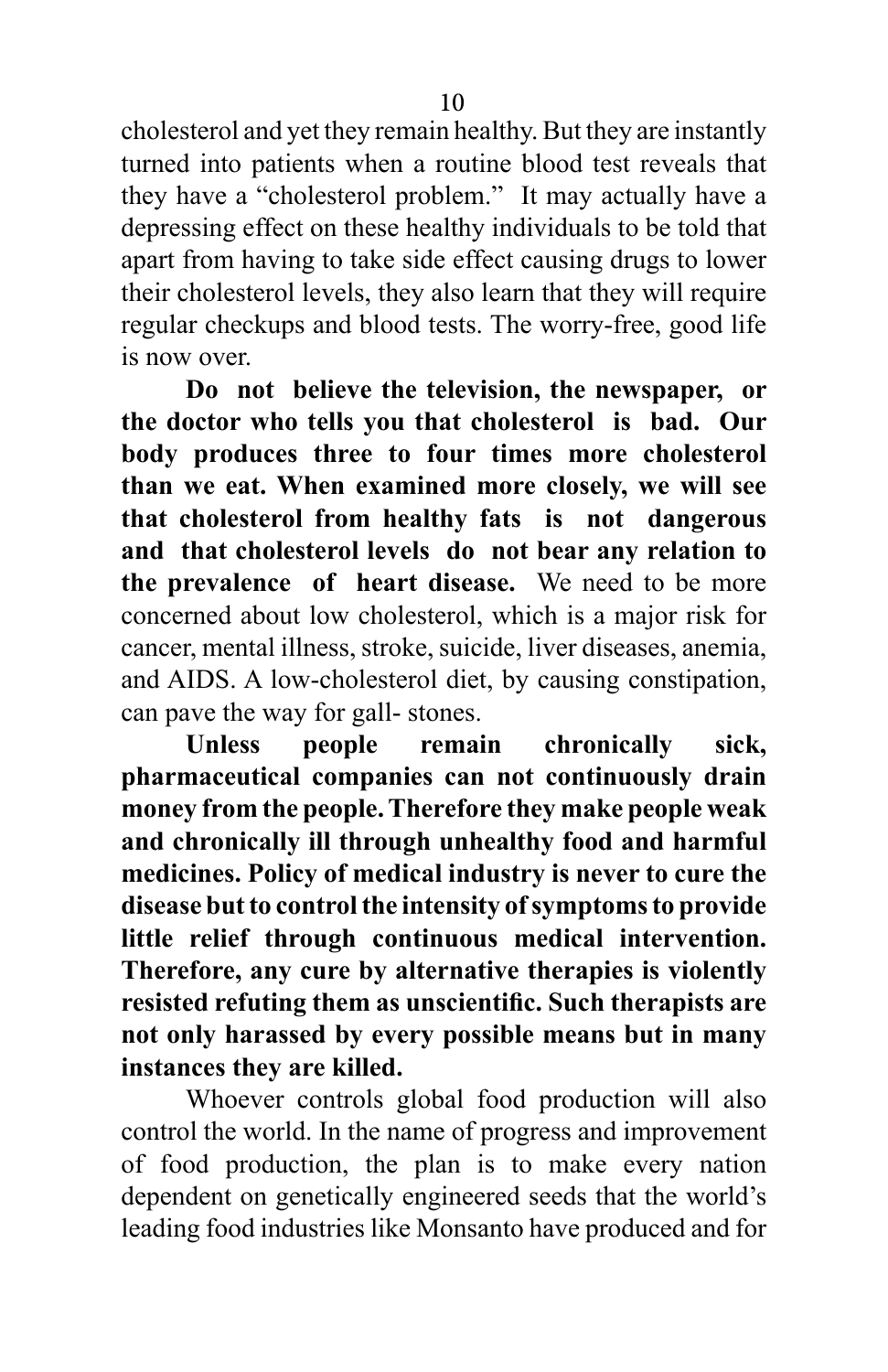cholesterol and yet they remain healthy. But they are instantly turned into patients when a routine blood test reveals that they have a "cholesterol problem." It may actually have a depressing effect on these healthy individuals to be told that apart from having to take side effect causing drugs to lower their cholesterol levels, they also learn that they will require regular checkups and blood tests. The worry-free, good life is now over.

**Do not believe the television, the newspaper, or the doctor who tells you that cholesterol is bad. Our body produces three to four times more cholesterol than we eat. When examined more closely, we will see that cholesterol from healthy fats is not dangerous and that cholesterol levels do not bear any relation to the prevalence of heart disease.** We need to be more concerned about low cholesterol, which is a major risk for cancer, mental illness, stroke, suicide, liver diseases, anemia, and AIDS. A low-cholesterol diet, by causing constipation, can pave the way for gall- stones.

**Unless people remain chronically sick, pharmaceutical companies can not continuously drain money from the people. Therefore they make people weak and chronically ill through unhealthy food and harmful medicines. Policy of medical industry is never to cure the disease but to control the intensity of symptoms to provide little relief through continuous medical intervention. Therefore, any cure by alternative therapies is violently resisted refuting them as unscientific. Such therapists are not only harassed by every possible means but in many instances they are killed.**

Whoever controls global food production will also control the world. In the name of progress and improvement of food production, the plan is to make every nation dependent on genetically engineered seeds that the world's leading food industries like Monsanto have produced and for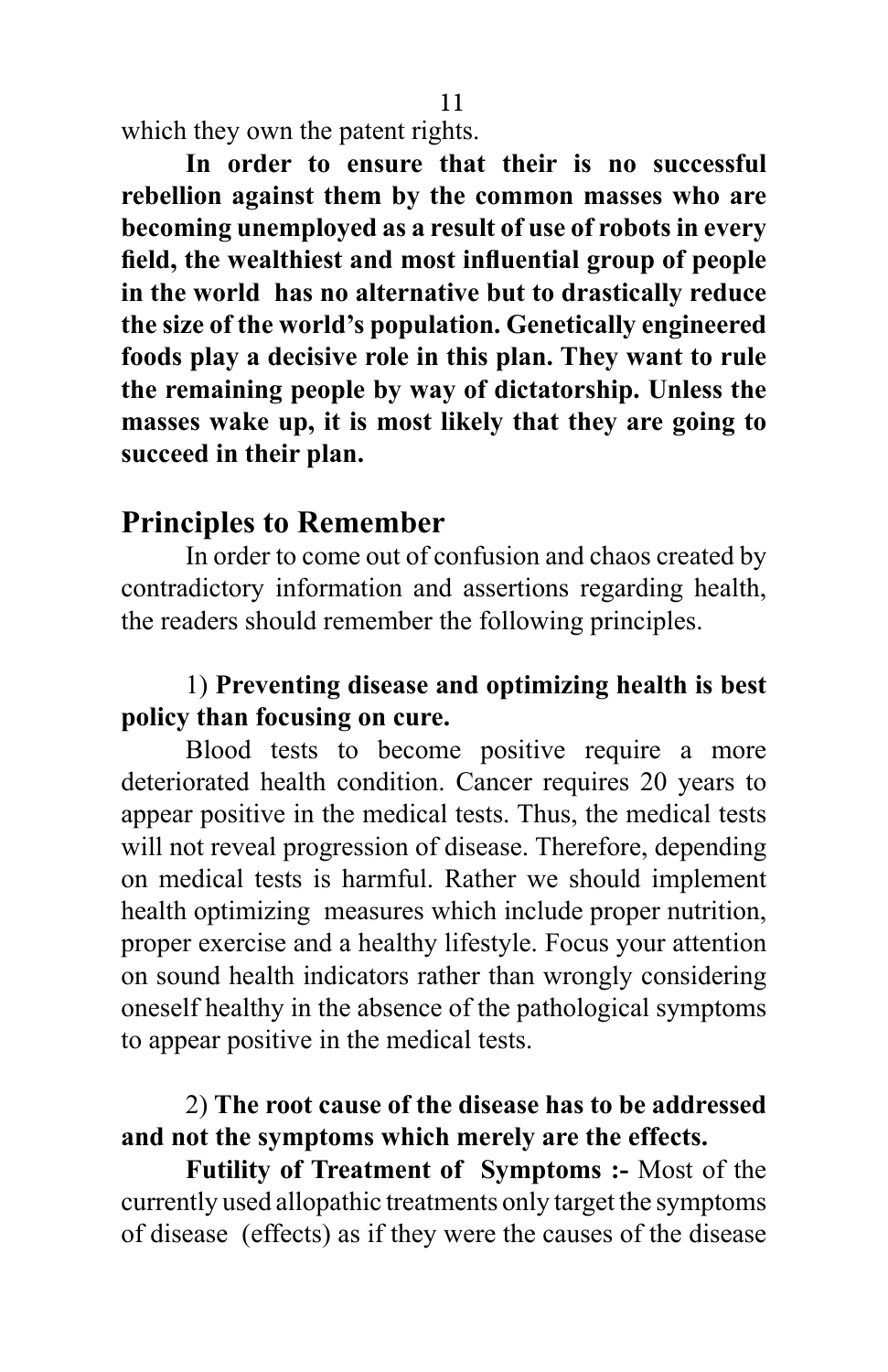which they own the patent rights.

**In order to ensure that their is no successful rebellion against them by the common masses who are becoming unemployed as a result of use of robots in every field, the wealthiest and most influential group of people in the world has no alternative but to drastically reduce the size of the world's population. Genetically engineered foods play a decisive role in this plan. They want to rule the remaining people by way of dictatorship. Unless the masses wake up, it is most likely that they are going to succeed in their plan.**

## Principles to Remember

In order to come out of confusion and chaos created by contradictory information and assertions regarding health, the readers should remember the following principles.

1) **Preventing disease and optimizing health is best policy than focusing on cure.**

Blood tests to become positive require a more deteriorated health condition. Cancer requires 20 years to appear positive in the medical tests. Thus, the medical tests will not reveal progression of disease. Therefore, depending on medical tests is harmful. Rather we should implement health optimizing measures which include proper nutrition, proper exercise and a healthy lifestyle. Focus your attention on sound health indicators rather than wrongly considering oneself healthy in the absence of the pathological symptoms to appear positive in the medical tests.

2) **The root cause of the disease has to be addressed and not the symptoms which merely are the effects.**

**Futility of Treatment of Symptoms :-** Most of the currently used allopathic treatments only target the symptoms of disease (effects) as if they were the causes of the disease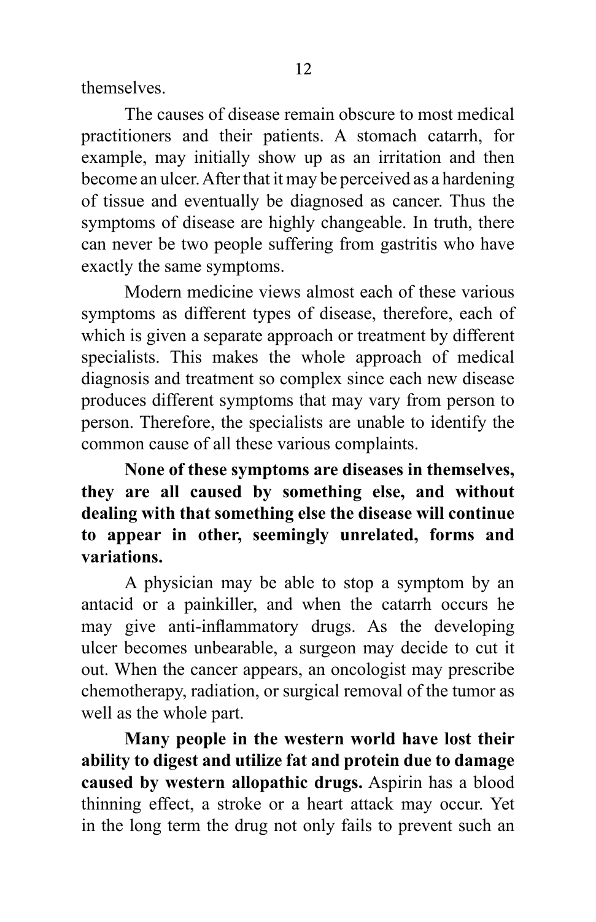themselves.

The causes of disease remain obscure to most medical practitioners and their patients. A stomach catarrh, for example, may initially show up as an irritation and then become an ulcer. After that it may be perceived as a hardening of tissue and eventually be diagnosed as cancer. Thus the symptoms of disease are highly changeable. In truth, there can never be two people suffering from gastritis who have exactly the same symptoms.

Modern medicine views almost each of these various symptoms as different types of disease, therefore, each of which is given a separate approach or treatment by different specialists. This makes the whole approach of medical diagnosis and treatment so complex since each new disease produces different symptoms that may vary from person to person. Therefore, the specialists are unable to identify the common cause of all these various complaints.

**None of these symptoms are diseases in themselves, they are all caused by something else, and without dealing with that something else the disease will continue to appear in other, seemingly unrelated, forms and variations.**

A physician may be able to stop a symptom by an antacid or a painkiller, and when the catarrh occurs he may give anti-inflammatory drugs. As the developing ulcer becomes unbearable, a surgeon may decide to cut it out. When the cancer appears, an oncologist may prescribe chemotherapy, radiation, or surgical removal of the tumor as well as the whole part.

**Many people in the western world have lost their ability to digest and utilize fat and protein due to damage caused by western allopathic drugs.** Aspirin has a blood thinning effect, a stroke or a heart attack may occur. Yet in the long term the drug not only fails to prevent such an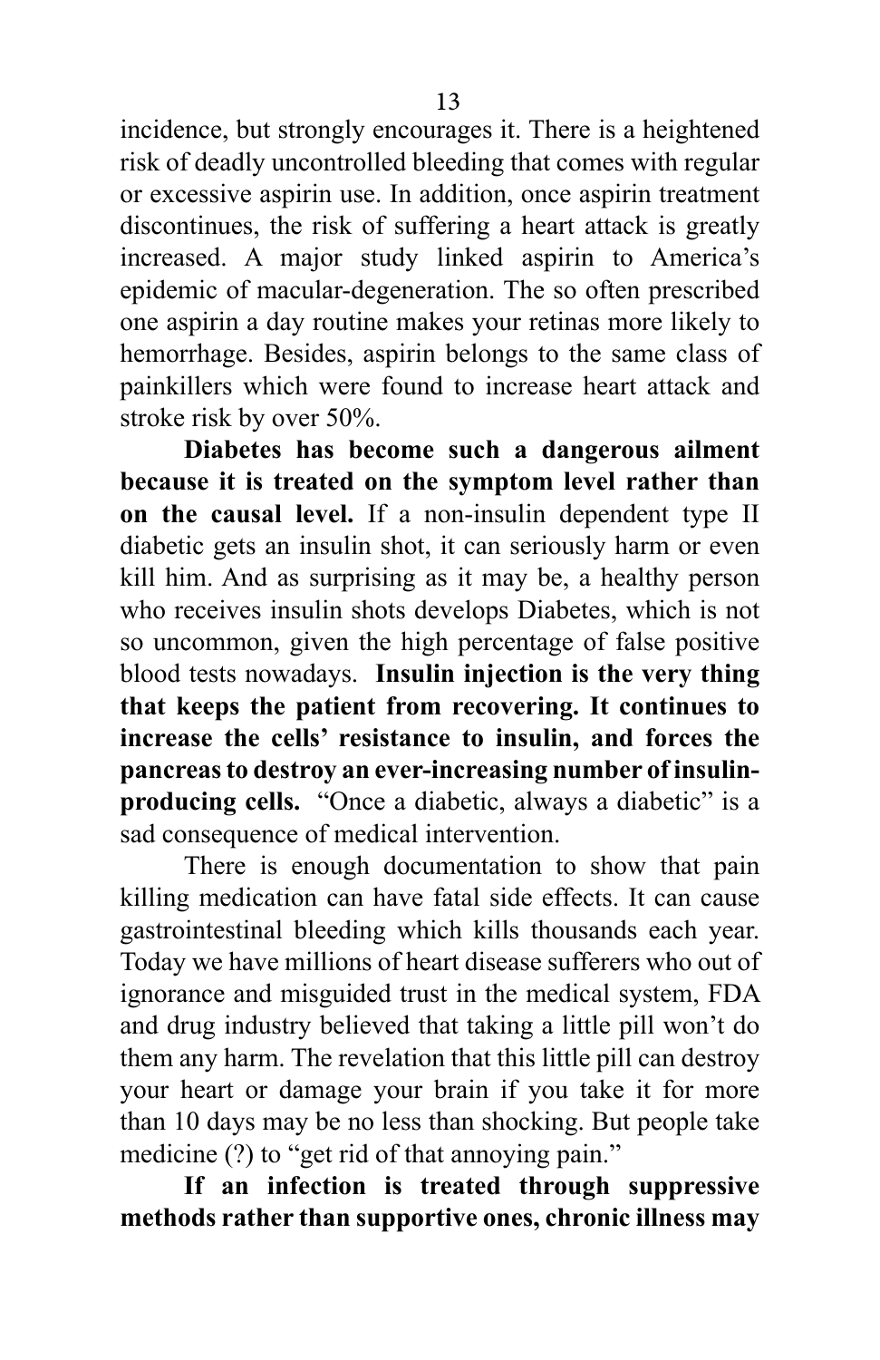incidence, but strongly encourages it. There is a heightened risk of deadly uncontrolled bleeding that comes with regular or excessive aspirin use. In addition, once aspirin treatment discontinues, the risk of suffering a heart attack is greatly increased. A major study linked aspirin to America's epidemic of macular-degeneration. The so often prescribed one aspirin a day routine makes your retinas more likely to hemorrhage. Besides, aspirin belongs to the same class of painkillers which were found to increase heart attack and stroke risk by over 50%.

**Diabetes has become such a dangerous ailment because it is treated on the symptom level rather than on the causal level.** If a non-insulin dependent type II diabetic gets an insulin shot, it can seriously harm or even kill him. And as surprising as it may be, a healthy person who receives insulin shots develops Diabetes, which is not so uncommon, given the high percentage of false positive blood tests nowadays. **Insulin injection is the very thing that keeps the patient from recovering. It continues to increase the cells' resistance to insulin, and forces the pancreas to destroy an ever-increasing number of insulin-producing cells.** "Once a diabetic, always a diabetic" is a sad consequence of medical intervention.

There is enough documentation to show that pain killing medication can have fatal side effects. It can cause gastrointestinal bleeding which kills thousands each year. Today we have millions of heart disease sufferers who out of ignorance and misguided trust in the medical system, FDA and drug industry believed that taking a little pill won't do them any harm. The revelation that this little pill can destroy your heart or damage your brain if you take it for more than 10 days may be no less than shocking. But people take medicine (?) to "get rid of that annoying pain."

**If an infection is treated through suppressive methods rather than supportive ones, chronic illness may**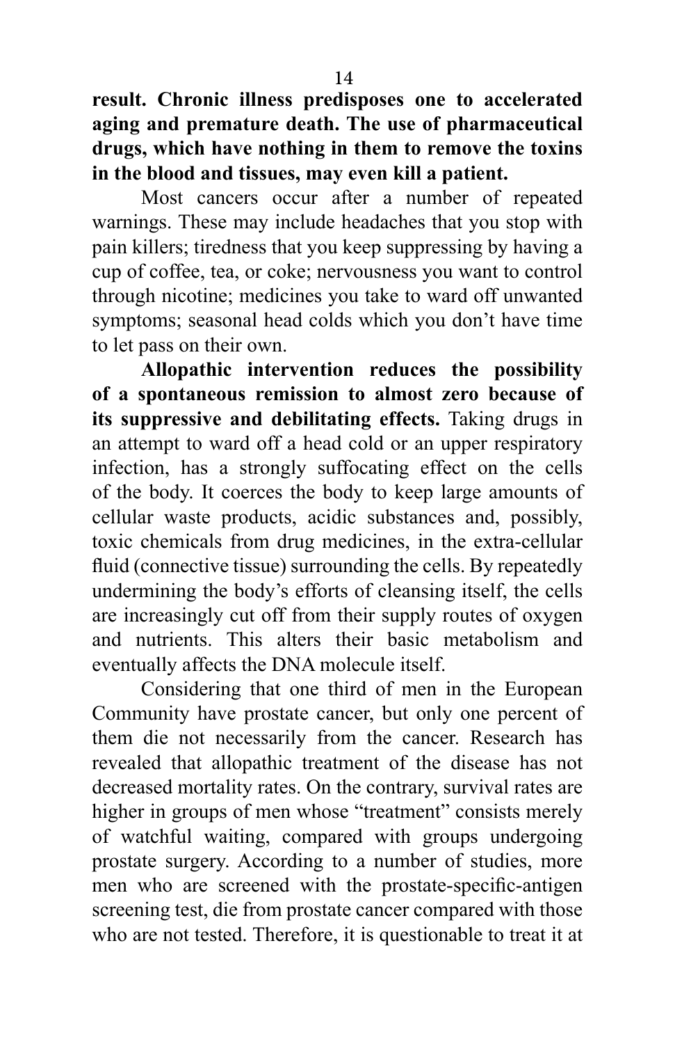**result. Chronic illness predisposes one to accelerated aging and premature death. The use of pharmaceutical drugs, which have nothing in them to remove the toxins in the blood and tissues, may even kill a patient.**

Most cancers occur after a number of repeated warnings. These may include headaches that you stop with pain killers; tiredness that you keep suppressing by having a cup of coffee, tea, or coke; nervousness you want to control through nicotine; medicines you take to ward off unwanted symptoms; seasonal head colds which you don't have time to let pass on their own.

**Allopathic intervention reduces the possibility of a spontaneous remission to almost zero because of its suppressive and debilitating effects.** Taking drugs in an attempt to ward off a head cold or an upper respiratory infection, has a strongly suffocating effect on the cells of the body. It coerces the body to keep large amounts of cellular waste products, acidic substances and, possibly, toxic chemicals from drug medicines, in the extra-cellular fluid (connective tissue) surrounding the cells. By repeatedly undermining the body's efforts of cleansing itself, the cells are increasingly cut off from their supply routes of oxygen and nutrients. This alters their basic metabolism and eventually affects the DNA molecule itself.

Considering that one third of men in the European Community have prostate cancer, but only one percent of them die not necessarily from the cancer. Research has revealed that allopathic treatment of the disease has not decreased mortality rates. On the contrary, survival rates are higher in groups of men whose "treatment" consists merely of watchful waiting, compared with groups undergoing prostate surgery. According to a number of studies, more men who are screened with the prostate-specific-antigen screening test, die from prostate cancer compared with those who are not tested. Therefore, it is questionable to treat it at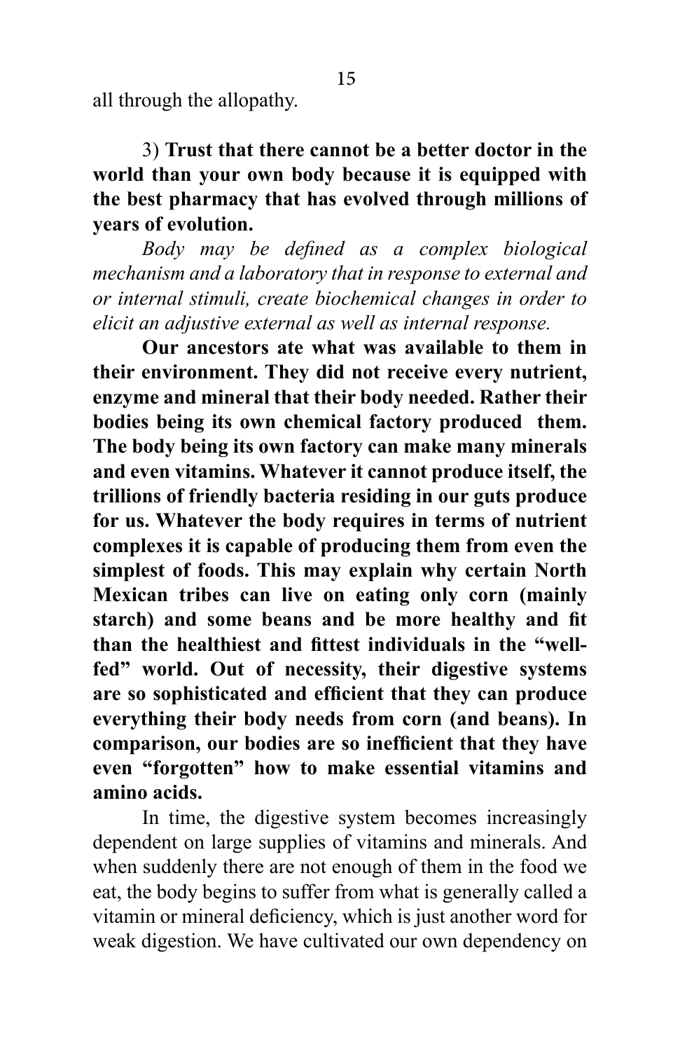all through the allopathy.

3) **Trust that there cannot be a better doctor in the world than your own body because it is equipped with the best pharmacy that has evolved through millions of years of evolution.**

*Body may be defined as a complex biological mechanism and a laboratory that in response to external and or internal stimuli, create biochemical changes in order to elicit an adjustive external as well as internal response.*

**Our ancestors ate what was available to them in their environment. They did not receive every nutrient, enzyme and mineral that their body needed. Rather their bodies being its own chemical factory produced them. The body being its own factory can make many minerals and even vitamins. Whatever it cannot produce itself, the trillions of friendly bacteria residing in our guts produce for us. Whatever the body requires in terms of nutrient complexes it is capable of producing them from even the simplest of foods. This may explain why certain North Mexican tribes can live on eating only corn (mainly starch) and some beans and be more healthy and fit than the healthiest and fittest individuals in the "well-fed" world. Out of necessity, their digestive systems are so sophisticated and efficient that they can produce everything their body needs from corn (and beans). In comparison, our bodies are so inefficient that they have even "forgotten" how to make essential vitamins and amino acids.**

In time, the digestive system becomes increasingly dependent on large supplies of vitamins and minerals. And when suddenly there are not enough of them in the food we eat, the body begins to suffer from what is generally called a vitamin or mineral deficiency, which is just another word for weak digestion. We have cultivated our own dependency on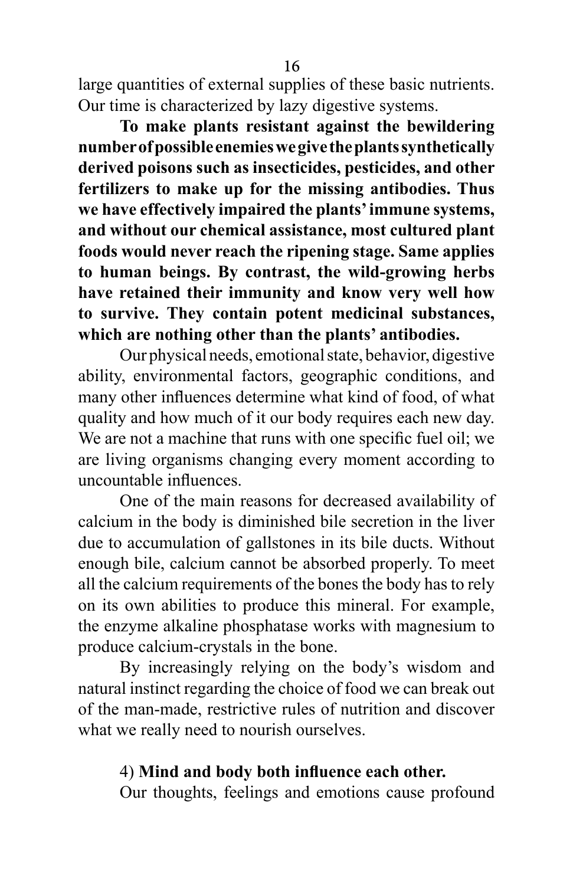large quantities of external supplies of these basic nutrients. Our time is characterized by lazy digestive systems.

**To make plants resistant against the bewildering number of possible enemies we give the plants synthetically derived poisons such as insecticides, pesticides, and other fertilizers to make up for the missing antibodies. Thus we have effectively impaired the plants' immune systems, and without our chemical assistance, most cultured plant foods would never reach the ripening stage. Same applies to human beings. By contrast, the wild-growing herbs have retained their immunity and know very well how to survive. They contain potent medicinal substances, which are nothing other than the plants' antibodies.**

Our physical needs, emotional state, behavior, digestive ability, environmental factors, geographic conditions, and many other influences determine what kind of food, of what quality and how much of it our body requires each new day. We are not a machine that runs with one specific fuel oil; we are living organisms changing every moment according to uncountable influences.

One of the main reasons for decreased availability of calcium in the body is diminished bile secretion in the liver due to accumulation of gallstones in its bile ducts. Without enough bile, calcium cannot be absorbed properly. To meet all the calcium requirements of the bones the body has to rely on its own abilities to produce this mineral. For example, the enzyme alkaline phosphatase works with magnesium to produce calcium-crystals in the bone.

By increasingly relying on the body's wisdom and natural instinct regarding the choice of food we can break out of the man-made, restrictive rules of nutrition and discover what we really need to nourish ourselves.

4) **Mind and body both influence each other.**

Our thoughts, feelings and emotions cause profound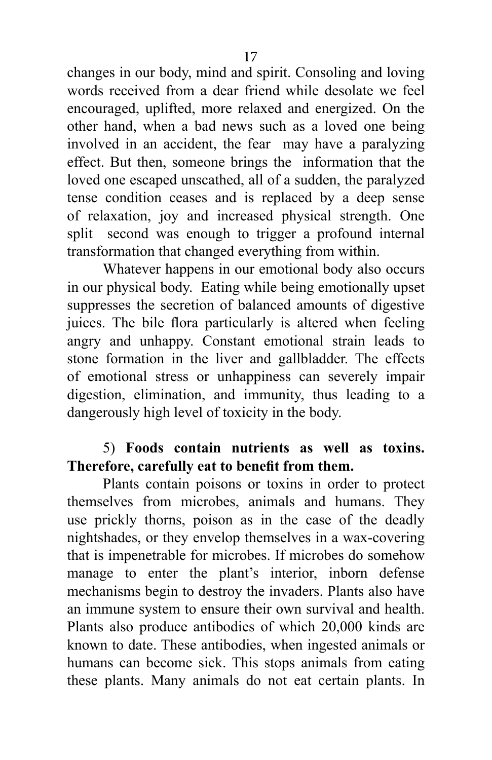changes in our body, mind and spirit. Consoling and loving words received from a dear friend while desolate we feel encouraged, uplifted, more relaxed and energized. On the other hand, when a bad news such as a loved one being involved in an accident, the fear may have a paralyzing effect. But then, someone brings the information that the loved one escaped unscathed, all of a sudden, the paralyzed tense condition ceases and is replaced by a deep sense of relaxation, joy and increased physical strength. One split second was enough to trigger a profound internal transformation that changed everything from within.

Whatever happens in our emotional body also occurs in our physical body. Eating while being emotionally upset suppresses the secretion of balanced amounts of digestive juices. The bile flora particularly is altered when feeling angry and unhappy. Constant emotional strain leads to stone formation in the liver and gallbladder. The effects of emotional stress or unhappiness can severely impair digestion, elimination, and immunity, thus leading to a dangerously high level of toxicity in the body.

5) **Foods contain nutrients as well as toxins. Therefore, carefully eat to benefit from them.**

Plants contain poisons or toxins in order to protect themselves from microbes, animals and humans. They use prickly thorns, poison as in the case of the deadly nightshades, or they envelop themselves in a wax-covering that is impenetrable for microbes. If microbes do somehow manage to enter the plant's interior, inborn defense mechanisms begin to destroy the invaders. Plants also have an immune system to ensure their own survival and health. Plants also produce antibodies of which 20,000 kinds are known to date. These antibodies, when ingested animals or humans can become sick. This stops animals from eating these plants. Many animals do not eat certain plants. In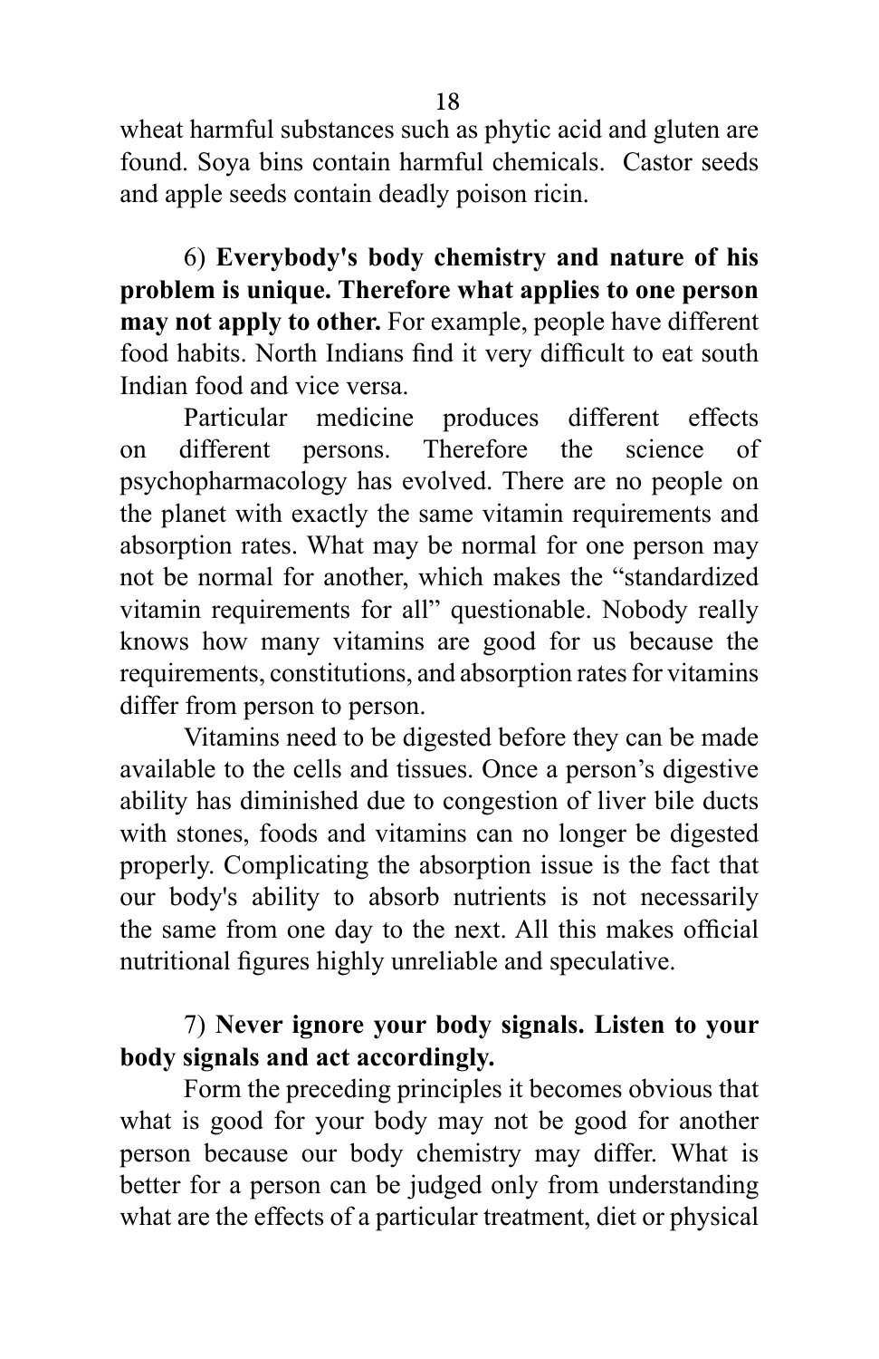wheat harmful substances such as phytic acid and gluten are found. Soya bins contain harmful chemicals. Castor seeds and apple seeds contain deadly poison ricin.

6) **Everybody's body chemistry and nature of his problem is unique. Therefore what applies to one person may not apply to other.** For example, people have different food habits. North Indians find it very difficult to eat south Indian food and vice versa.

Particular medicine produces different effects on different persons. Therefore the science of psychopharmacology has evolved. There are no people on the planet with exactly the same vitamin requirements and absorption rates. What may be normal for one person may not be normal for another, which makes the "standardized vitamin requirements for all" questionable. Nobody really knows how many vitamins are good for us because the requirements, constitutions, and absorption rates for vitamins differ from person to person.

Vitamins need to be digested before they can be made available to the cells and tissues. Once a person's digestive ability has diminished due to congestion of liver bile ducts with stones, foods and vitamins can no longer be digested properly. Complicating the absorption issue is the fact that our body's ability to absorb nutrients is not necessarily the same from one day to the next. All this makes official nutritional figures highly unreliable and speculative.

7) **Never ignore your body signals. Listen to your body signals and act accordingly.**

Form the preceding principles it becomes obvious that what is good for your body may not be good for another person because our body chemistry may differ. What is better for a person can be judged only from understanding what are the effects of a particular treatment, diet or physical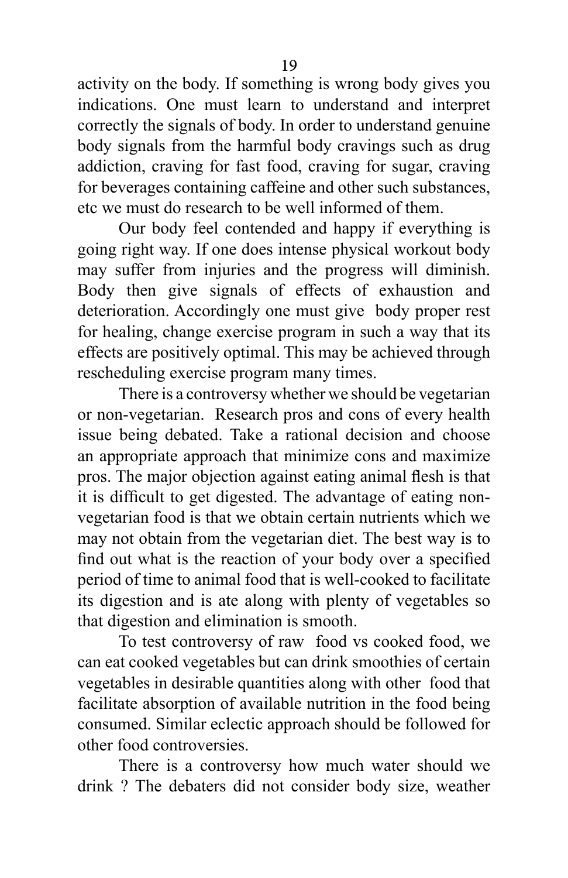activity on the body. If something is wrong body gives you indications. One must learn to understand and interpret correctly the signals of body. In order to understand genuine body signals from the harmful body cravings such as drug addiction, craving for fast food, craving for sugar, craving for beverages containing caffeine and other such substances, etc we must do research to be well informed of them.

Our body feel contended and happy if everything is going right way. If one does intense physical workout body may suffer from injuries and the progress will diminish. Body then give signals of effects of exhaustion and deterioration. Accordingly one must give body proper rest for healing, change exercise program in such a way that its effects are positively optimal. This may be achieved through rescheduling exercise program many times.

There is a controversy whether we should be vegetarian or non-vegetarian. Research pros and cons of every health issue being debated. Take a rational decision and choose an appropriate approach that minimize cons and maximize pros. The major objection against eating animal flesh is that it is difficult to get digested. The advantage of eating non-vegetarian food is that we obtain certain nutrients which we may not obtain from the vegetarian diet. The best way is to find out what is the reaction of your body over a specified period of time to animal food that is well-cooked to facilitate its digestion and is ate along with plenty of vegetables so that digestion and elimination is smooth.

To test controversy of raw food vs cooked food, we can eat cooked vegetables but can drink smoothies of certain vegetables in desirable quantities along with other food that facilitate absorption of available nutrition in the food being consumed. Similar eclectic approach should be followed for other food controversies.

There is a controversy how much water should we drink ? The debaters did not consider body size, weather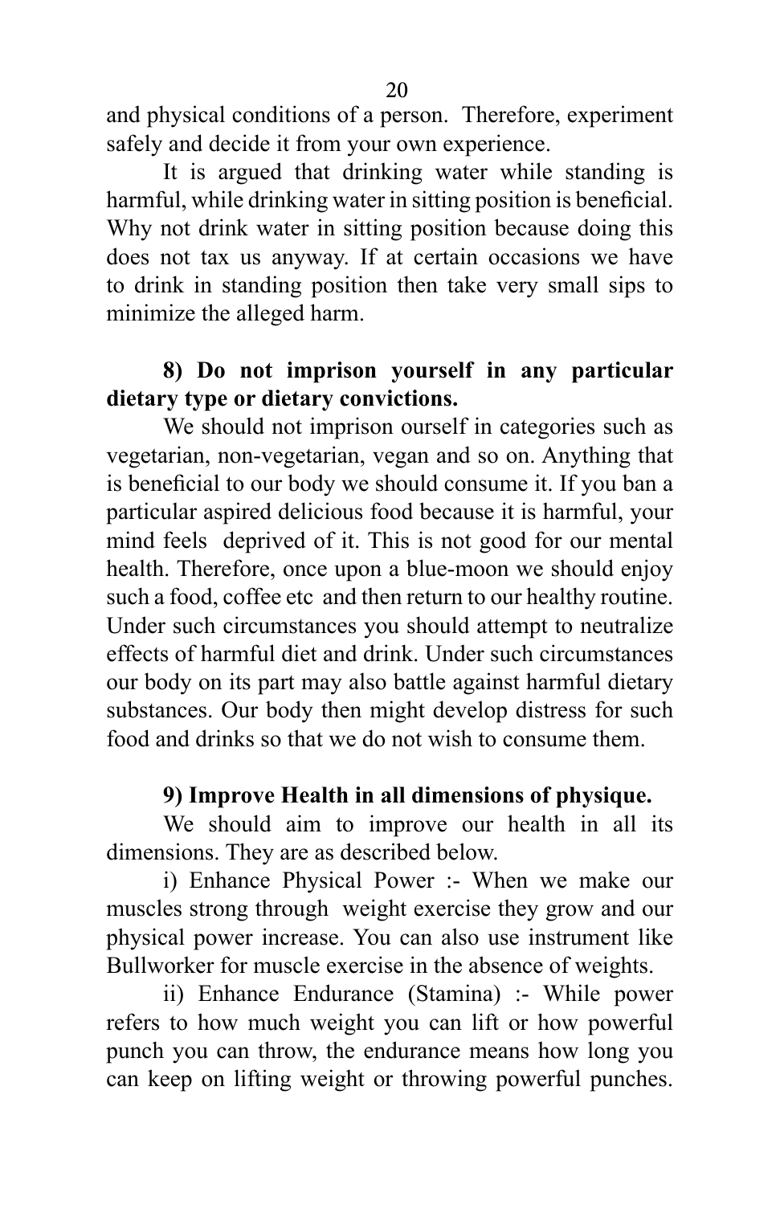and physical conditions of a person. Therefore, experiment safely and decide it from your own experience.

It is argued that drinking water while standing is harmful, while drinking water in sitting position is beneficial. Why not drink water in sitting position because doing this does not tax us anyway. If at certain occasions we have to drink in standing position then take very small sips to minimize the alleged harm.

**8) Do not imprison yourself in any particular dietary type or dietary convictions.**

We should not imprison ourself in categories such as vegetarian, non-vegetarian, vegan and so on. Anything that is beneficial to our body we should consume it. If you ban a particular aspired delicious food because it is harmful, your mind feels deprived of it. This is not good for our mental health. Therefore, once upon a blue-moon we should enjoy such a food, coffee etc and then return to our healthy routine. Under such circumstances you should attempt to neutralize effects of harmful diet and drink. Under such circumstances our body on its part may also battle against harmful dietary substances. Our body then might develop distress for such food and drinks so that we do not wish to consume them.

**9) Improve Health in all dimensions of physique.**

We should aim to improve our health in all its dimensions. They are as described below.

i) Enhance Physical Power :- When we make our muscles strong through weight exercise they grow and our physical power increase. You can also use instrument like Bullworker for muscle exercise in the absence of weights.

ii) Enhance Endurance (Stamina) :- While power refers to how much weight you can lift or how powerful punch you can throw, the endurance means how long you can keep on lifting weight or throwing powerful punches.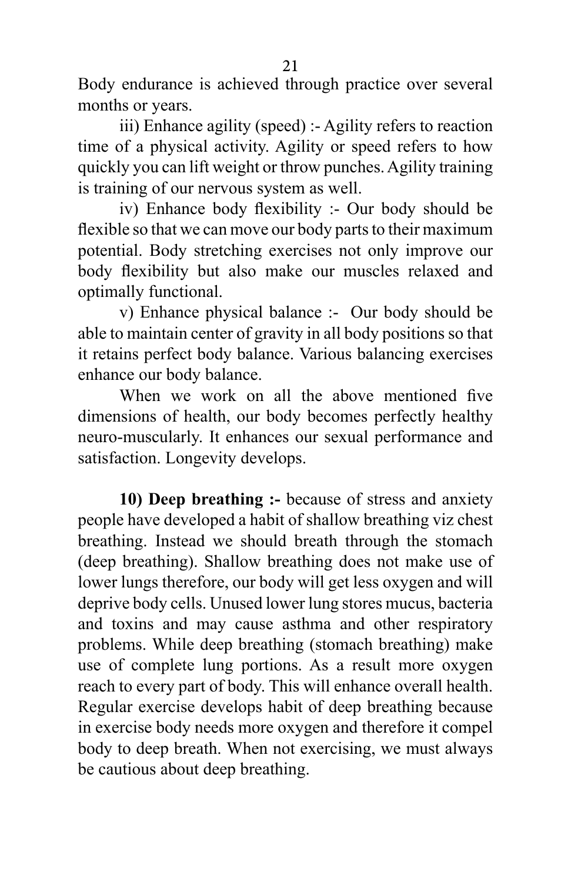Body endurance is achieved through practice over several months or years.

iii) Enhance agility (speed) :- Agility refers to reaction time of a physical activity. Agility or speed refers to how quickly you can lift weight or throw punches. Agility training is training of our nervous system as well.

iv) Enhance body flexibility :- Our body should be flexible so that we can move our body parts to their maximum potential. Body stretching exercises not only improve our body flexibility but also make our muscles relaxed and optimally functional.

v) Enhance physical balance :- Our body should be able to maintain center of gravity in all body positions so that it retains perfect body balance. Various balancing exercises enhance our body balance.

When we work on all the above mentioned five dimensions of health, our body becomes perfectly healthy neuro-muscularly. It enhances our sexual performance and satisfaction. Longevity develops.

**10) Deep breathing :-** because of stress and anxiety people have developed a habit of shallow breathing viz chest breathing. Instead we should breath through the stomach (deep breathing). Shallow breathing does not make use of lower lungs therefore, our body will get less oxygen and will deprive body cells. Unused lower lung stores mucus, bacteria and toxins and may cause asthma and other respiratory problems. While deep breathing (stomach breathing) make use of complete lung portions. As a result more oxygen reach to every part of body. This will enhance overall health. Regular exercise develops habit of deep breathing because in exercise body needs more oxygen and therefore it compel body to deep breath. When not exercising, we must always be cautious about deep breathing.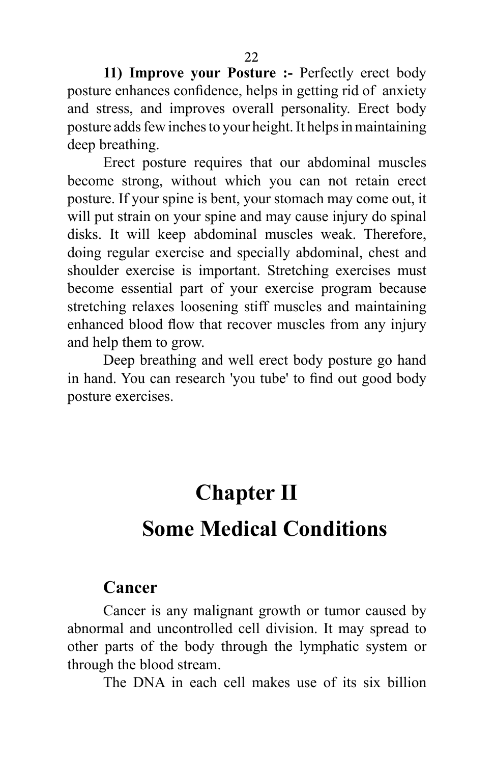**11) Improve your Posture :-** Perfectly erect body posture enhances confidence, helps in getting rid of anxiety and stress, and improves overall personality. Erect body posture adds few inches to your height. It helps in maintaining deep breathing.

Erect posture requires that our abdominal muscles become strong, without which you can not retain erect posture. If your spine is bent, your stomach may come out, it will put strain on your spine and may cause injury do spinal disks. It will keep abdominal muscles weak. Therefore, doing regular exercise and specially abdominal, chest and shoulder exercise is important. Stretching exercises must become essential part of your exercise program because stretching relaxes loosening stiff muscles and maintaining enhanced blood flow that recover muscles from any injury and help them to grow.

Deep breathing and well erect body posture go hand in hand. You can research 'you tube' to find out good body posture exercises.

# Chapter II

# Some Medical Conditions

## Cancer

Cancer is any malignant growth or tumor caused by abnormal and uncontrolled cell division. It may spread to other parts of the body through the lymphatic system or through the blood stream.

The DNA in each cell makes use of its six billion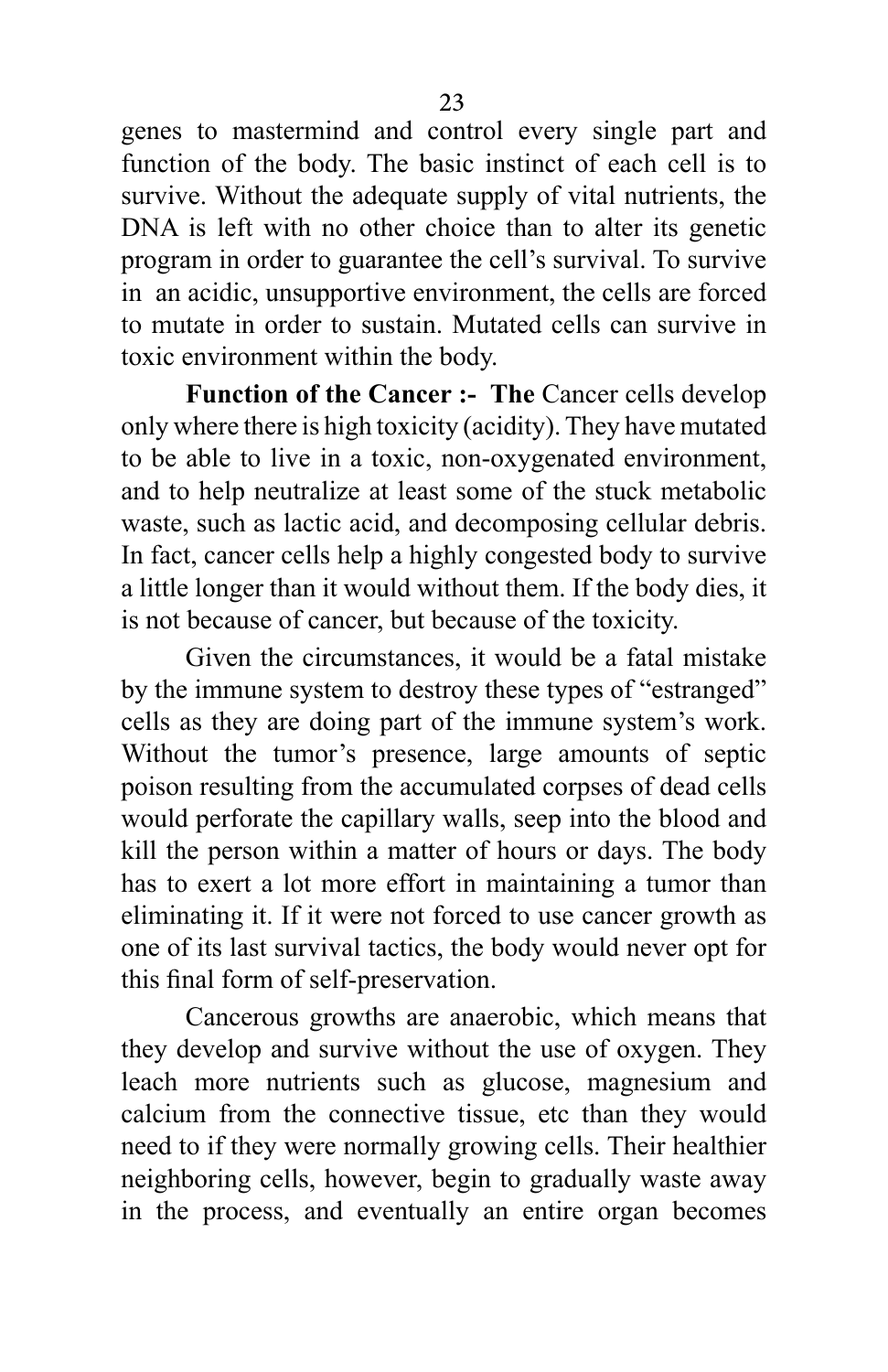genes to mastermind and control every single part and function of the body. The basic instinct of each cell is to survive. Without the adequate supply of vital nutrients, the DNA is left with no other choice than to alter its genetic program in order to guarantee the cell's survival. To survive in an acidic, unsupportive environment, the cells are forced to mutate in order to sustain. Mutated cells can survive in toxic environment within the body.

**Function of the Cancer :- The** Cancer cells develop only where there is high toxicity (acidity). They have mutated to be able to live in a toxic, non-oxygenated environment, and to help neutralize at least some of the stuck metabolic waste, such as lactic acid, and decomposing cellular debris. In fact, cancer cells help a highly congested body to survive a little longer than it would without them. If the body dies, it is not because of cancer, but because of the toxicity.

Given the circumstances, it would be a fatal mistake by the immune system to destroy these types of "estranged" cells as they are doing part of the immune system's work. Without the tumor's presence, large amounts of septic poison resulting from the accumulated corpses of dead cells would perforate the capillary walls, seep into the blood and kill the person within a matter of hours or days. The body has to exert a lot more effort in maintaining a tumor than eliminating it. If it were not forced to use cancer growth as one of its last survival tactics, the body would never opt for this final form of self-preservation.

Cancerous growths are anaerobic, which means that they develop and survive without the use of oxygen. They leach more nutrients such as glucose, magnesium and calcium from the connective tissue, etc than they would need to if they were normally growing cells. Their healthier neighboring cells, however, begin to gradually waste away in the process, and eventually an entire organ becomes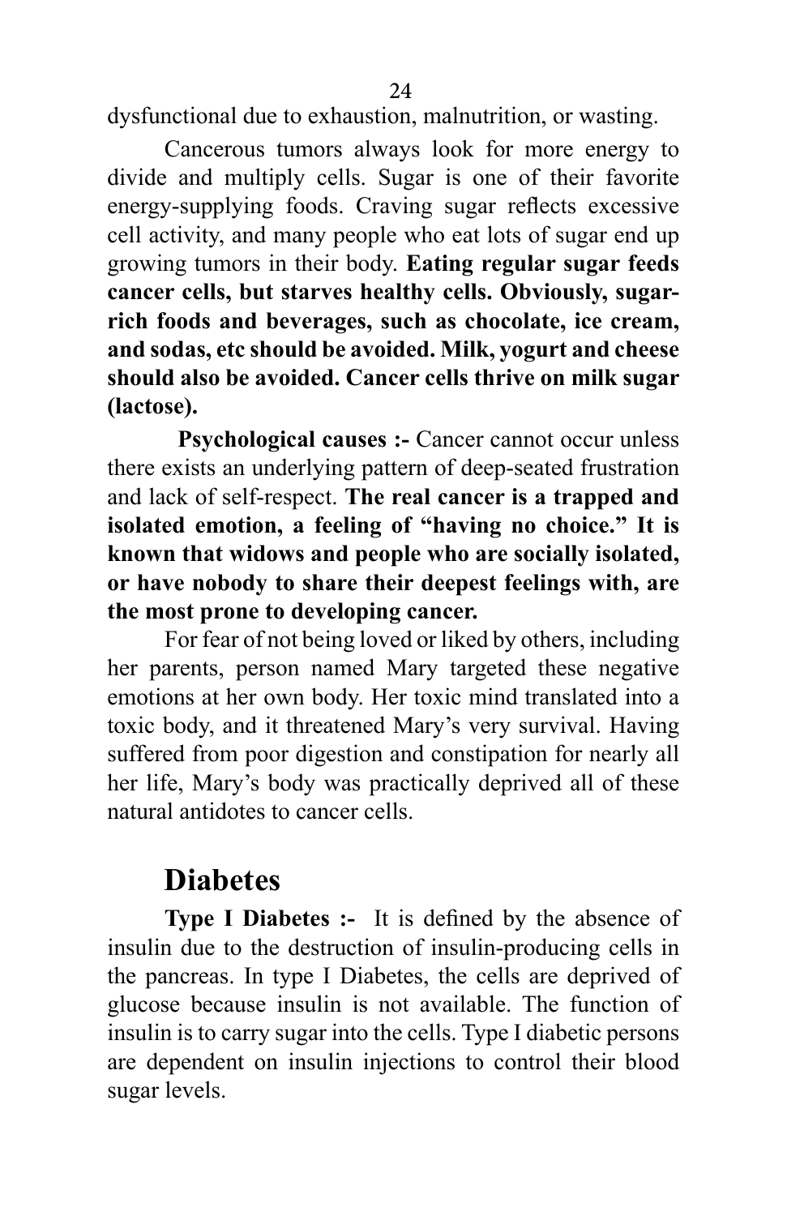dysfunctional due to exhaustion, malnutrition, or wasting.

Cancerous tumors always look for more energy to divide and multiply cells. Sugar is one of their favorite energy-supplying foods. Craving sugar reflects excessive cell activity, and many people who eat lots of sugar end up growing tumors in their body. **Eating regular sugar feeds cancer cells, but starves healthy cells. Obviously, sugar-rich foods and beverages, such as chocolate, ice cream, and sodas, etc should be avoided. Milk, yogurt and cheese should also be avoided. Cancer cells thrive on milk sugar (lactose).**

**Psychological causes :-** Cancer cannot occur unless there exists an underlying pattern of deep-seated frustration and lack of self-respect. **The real cancer is a trapped and isolated emotion, a feeling of "having no choice." It is known that widows and people who are socially isolated, or have nobody to share their deepest feelings with, are the most prone to developing cancer.**

For fear of not being loved or liked by others, including her parents, person named Mary targeted these negative emotions at her own body. Her toxic mind translated into a toxic body, and it threatened Mary's very survival. Having suffered from poor digestion and constipation for nearly all her life, Mary's body was practically deprived all of these natural antidotes to cancer cells.

## Diabetes

**Type I Diabetes :-** It is defined by the absence of insulin due to the destruction of insulin-producing cells in the pancreas. In type I Diabetes, the cells are deprived of glucose because insulin is not available. The function of insulin is to carry sugar into the cells. Type I diabetic persons are dependent on insulin injections to control their blood sugar levels.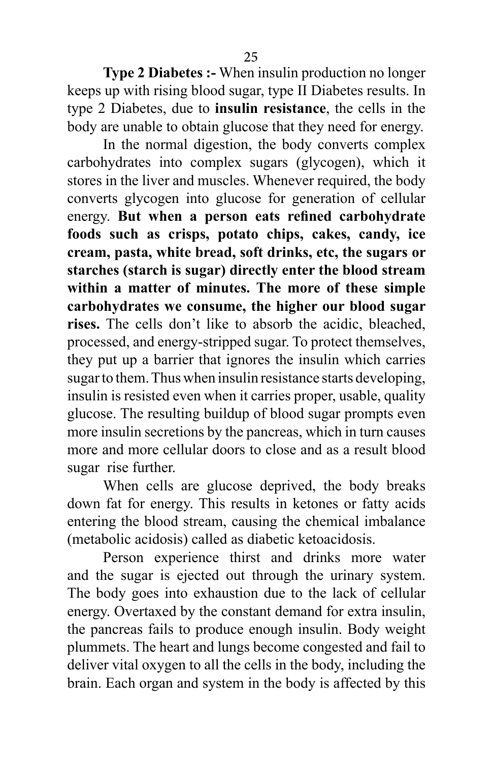**Type 2 Diabetes :-** When insulin production no longer keeps up with rising blood sugar, type II Diabetes results. In type 2 Diabetes, due to **insulin resistance**, the cells in the body are unable to obtain glucose that they need for energy.

In the normal digestion, the body converts complex carbohydrates into complex sugars (glycogen), which it stores in the liver and muscles. Whenever required, the body converts glycogen into glucose for generation of cellular energy. **But when a person eats refined carbohydrate foods such as crisps, potato chips, cakes, candy, ice cream, pasta, white bread, soft drinks, etc, the sugars or starches (starch is sugar) directly enter the blood stream within a matter of minutes. The more of these simple carbohydrates we consume, the higher our blood sugar rises.** The cells don't like to absorb the acidic, bleached, processed, and energy-stripped sugar. To protect themselves, they put up a barrier that ignores the insulin which carries sugar to them. Thus when insulin resistance starts developing, insulin is resisted even when it carries proper, usable, quality glucose. The resulting buildup of blood sugar prompts even more insulin secretions by the pancreas, which in turn causes more and more cellular doors to close and as a result blood sugar rise further.

When cells are glucose deprived, the body breaks down fat for energy. This results in ketones or fatty acids entering the blood stream, causing the chemical imbalance (metabolic acidosis) called as diabetic ketoacidosis.

Person experience thirst and drinks more water and the sugar is ejected out through the urinary system. The body goes into exhaustion due to the lack of cellular energy. Overtaxed by the constant demand for extra insulin, the pancreas fails to produce enough insulin. Body weight plummets. The heart and lungs become congested and fail to deliver vital oxygen to all the cells in the body, including the brain. Each organ and system in the body is affected by this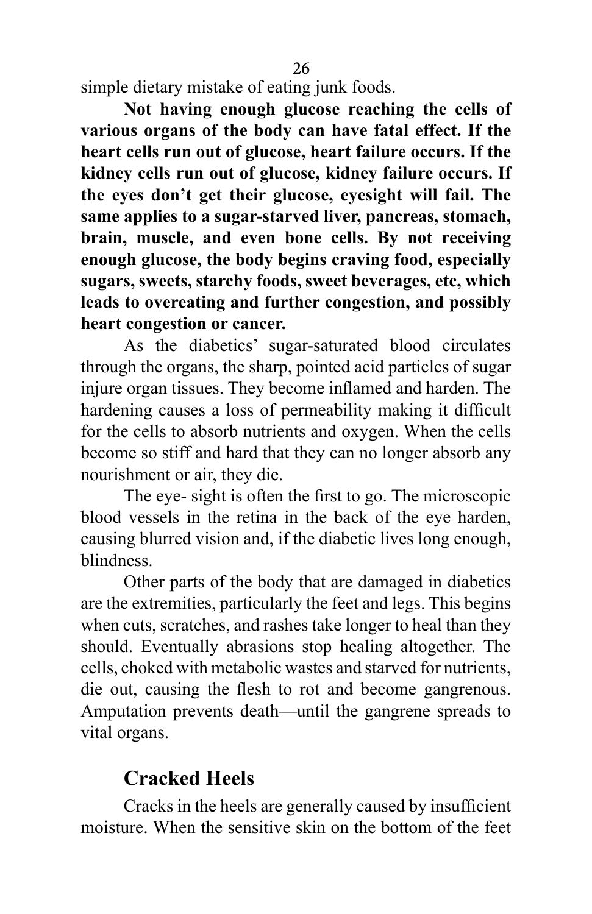simple dietary mistake of eating junk foods.

**Not having enough glucose reaching the cells of various organs of the body can have fatal effect. If the heart cells run out of glucose, heart failure occurs. If the kidney cells run out of glucose, kidney failure occurs. If the eyes don't get their glucose, eyesight will fail. The same applies to a sugar-starved liver, pancreas, stomach, brain, muscle, and even bone cells. By not receiving enough glucose, the body begins craving food, especially sugars, sweets, starchy foods, sweet beverages, etc, which leads to overeating and further congestion, and possibly heart congestion or cancer.**

As the diabetics' sugar-saturated blood circulates through the organs, the sharp, pointed acid particles of sugar injure organ tissues. They become inflamed and harden. The hardening causes a loss of permeability making it difficult for the cells to absorb nutrients and oxygen. When the cells become so stiff and hard that they can no longer absorb any nourishment or air, they die.

The eye- sight is often the first to go. The microscopic blood vessels in the retina in the back of the eye harden, causing blurred vision and, if the diabetic lives long enough, blindness.

Other parts of the body that are damaged in diabetics are the extremities, particularly the feet and legs. This begins when cuts, scratches, and rashes take longer to heal than they should. Eventually abrasions stop healing altogether. The cells, choked with metabolic wastes and starved for nutrients, die out, causing the flesh to rot and become gangrenous. Amputation prevents death—until the gangrene spreads to vital organs.

## Cracked Heels

Cracks in the heels are generally caused by insufficient moisture. When the sensitive skin on the bottom of the feet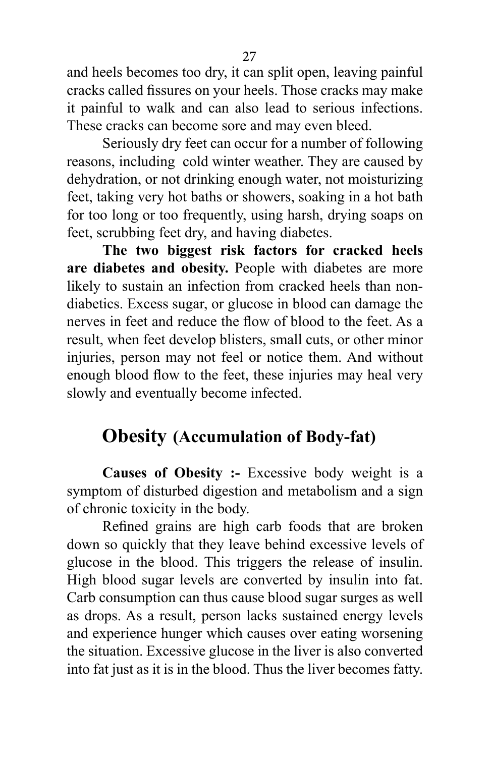and heels becomes too dry, it can split open, leaving painful cracks called fissures on your heels. Those cracks may make it painful to walk and can also lead to serious infections. These cracks can become sore and may even bleed.

Seriously dry feet can occur for a number of following reasons, including cold winter weather. They are caused by dehydration, or not drinking enough water, not moisturizing feet, taking very hot baths or showers, soaking in a hot bath for too long or too frequently, using harsh, drying soaps on feet, scrubbing feet dry, and having diabetes.

**The two biggest risk factors for cracked heels are diabetes and obesity.** People with diabetes are more likely to sustain an infection from cracked heels than non-diabetics. Excess sugar, or glucose in blood can damage the nerves in feet and reduce the flow of blood to the feet. As a result, when feet develop blisters, small cuts, or other minor injuries, person may not feel or notice them. And without enough blood flow to the feet, these injuries may heal very slowly and eventually become infected.

## Obesity (Accumulation of Body-fat)

**Causes of Obesity :-** Excessive body weight is a symptom of disturbed digestion and metabolism and a sign of chronic toxicity in the body.

Refined grains are high carb foods that are broken down so quickly that they leave behind excessive levels of glucose in the blood. This triggers the release of insulin. High blood sugar levels are converted by insulin into fat. Carb consumption can thus cause blood sugar surges as well as drops. As a result, person lacks sustained energy levels and experience hunger which causes over eating worsening the situation. Excessive glucose in the liver is also converted into fat just as it is in the blood. Thus the liver becomes fatty.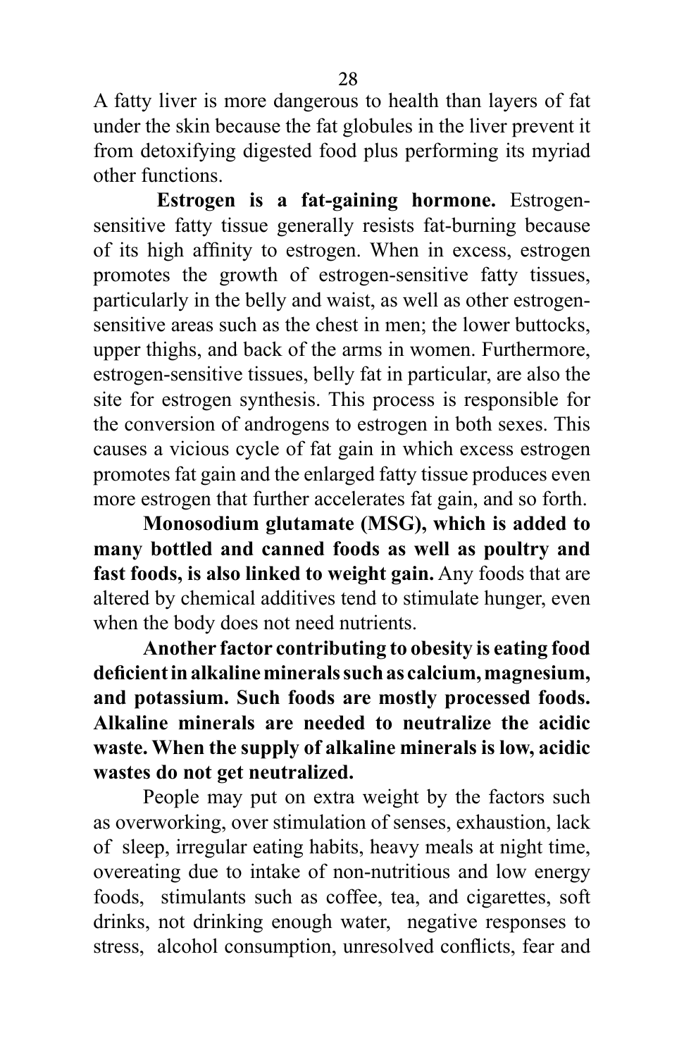A fatty liver is more dangerous to health than layers of fat under the skin because the fat globules in the liver prevent it from detoxifying digested food plus performing its myriad other functions.

**Estrogen is a fat-gaining hormone.** Estrogen-sensitive fatty tissue generally resists fat-burning because of its high affinity to estrogen. When in excess, estrogen promotes the growth of estrogen-sensitive fatty tissues, particularly in the belly and waist, as well as other estrogen-sensitive areas such as the chest in men; the lower buttocks, upper thighs, and back of the arms in women. Furthermore, estrogen-sensitive tissues, belly fat in particular, are also the site for estrogen synthesis. This process is responsible for the conversion of androgens to estrogen in both sexes. This causes a vicious cycle of fat gain in which excess estrogen promotes fat gain and the enlarged fatty tissue produces even more estrogen that further accelerates fat gain, and so forth.

**Monosodium glutamate (MSG), which is added to many bottled and canned foods as well as poultry and fast foods, is also linked to weight gain.** Any foods that are altered by chemical additives tend to stimulate hunger, even when the body does not need nutrients.

**Another factor contributing to obesity is eating food deficient in alkaline minerals such as calcium, magnesium, and potassium. Such foods are mostly processed foods. Alkaline minerals are needed to neutralize the acidic waste. When the supply of alkaline minerals is low, acidic wastes do not get neutralized.**

People may put on extra weight by the factors such as overworking, over stimulation of senses, exhaustion, lack of sleep, irregular eating habits, heavy meals at night time, overeating due to intake of non-nutritious and low energy foods, stimulants such as coffee, tea, and cigarettes, soft drinks, not drinking enough water, negative responses to stress, alcohol consumption, unresolved conflicts, fear and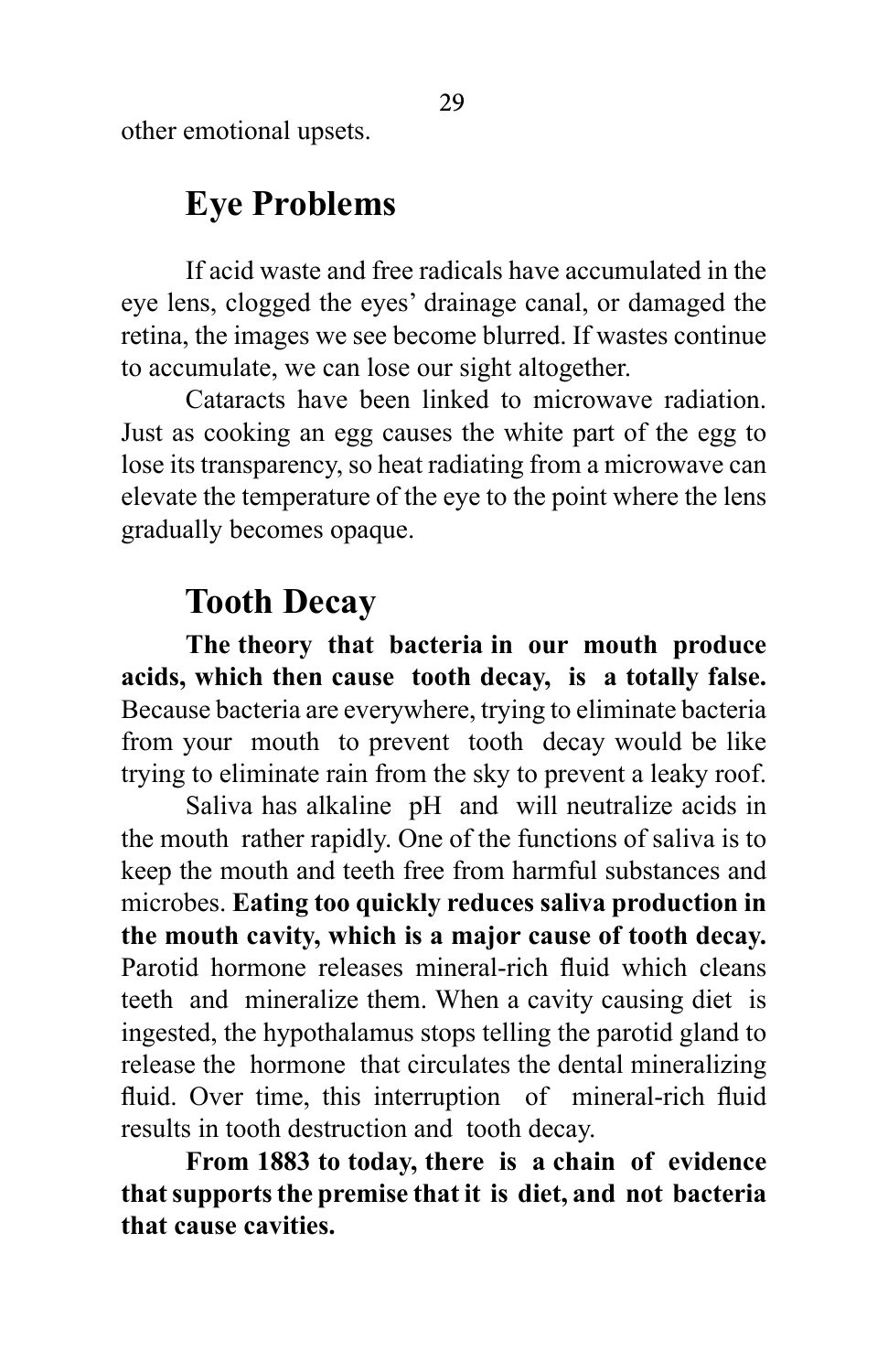other emotional upsets.

## Eye Problems

If acid waste and free radicals have accumulated in the eye lens, clogged the eyes' drainage canal, or damaged the retina, the images we see become blurred. If wastes continue to accumulate, we can lose our sight altogether.

Cataracts have been linked to microwave radiation. Just as cooking an egg causes the white part of the egg to lose its transparency, so heat radiating from a microwave can elevate the temperature of the eye to the point where the lens gradually becomes opaque.

## Tooth Decay

**The theory that bacteria in our mouth produce acids, which then cause tooth decay, is a totally false.** Because bacteria are everywhere, trying to eliminate bacteria from your mouth to prevent tooth decay would be like trying to eliminate rain from the sky to prevent a leaky roof.

Saliva has alkaline pH and will neutralize acids in the mouth rather rapidly. One of the functions of saliva is to keep the mouth and teeth free from harmful substances and microbes. **Eating too quickly reduces saliva production in the mouth cavity, which is a major cause of tooth decay.** Parotid hormone releases mineral-rich fluid which cleans teeth and mineralize them. When a cavity causing diet is ingested, the hypothalamus stops telling the parotid gland to release the hormone that circulates the dental mineralizing fluid. Over time, this interruption of mineral-rich fluid results in tooth destruction and tooth decay.

**From 1883 to today, there is a chain of evidence that supports the premise that it is diet, and not bacteria that cause cavities.**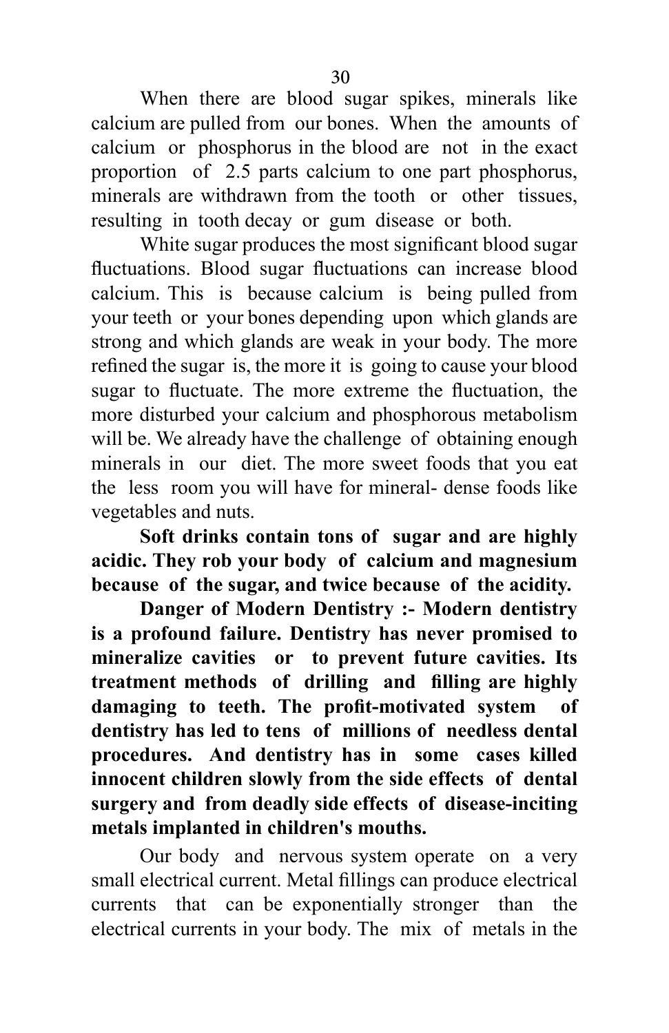When there are blood sugar spikes, minerals like calcium are pulled from our bones. When the amounts of calcium or phosphorus in the blood are not in the exact proportion of 2.5 parts calcium to one part phosphorus, minerals are withdrawn from the tooth or other tissues, resulting in tooth decay or gum disease or both.

White sugar produces the most significant blood sugar fluctuations. Blood sugar fluctuations can increase blood calcium. This is because calcium is being pulled from your teeth or your bones depending upon which glands are strong and which glands are weak in your body. The more refined the sugar is, the more it is going to cause your blood sugar to fluctuate. The more extreme the fluctuation, the more disturbed your calcium and phosphorous metabolism will be. We already have the challenge of obtaining enough minerals in our diet. The more sweet foods that you eat the less room you will have for mineral- dense foods like vegetables and nuts.

**Soft drinks contain tons of sugar and are highly acidic. They rob your body of calcium and magnesium because of the sugar, and twice because of the acidity.**

**Danger of Modern Dentistry :- Modern dentistry is a profound failure. Dentistry has never promised to mineralize cavities or to prevent future cavities. Its treatment methods of drilling and filling are highly damaging to teeth. The profit-motivated system of dentistry has led to tens of millions of needless dental procedures. And dentistry has in some cases killed innocent children slowly from the side effects of dental surgery and from deadly side effects of disease-inciting metals implanted in children's mouths.**

Our body and nervous system operate on a very small electrical current. Metal fillings can produce electrical currents that can be exponentially stronger than the electrical currents in your body. The mix of metals in the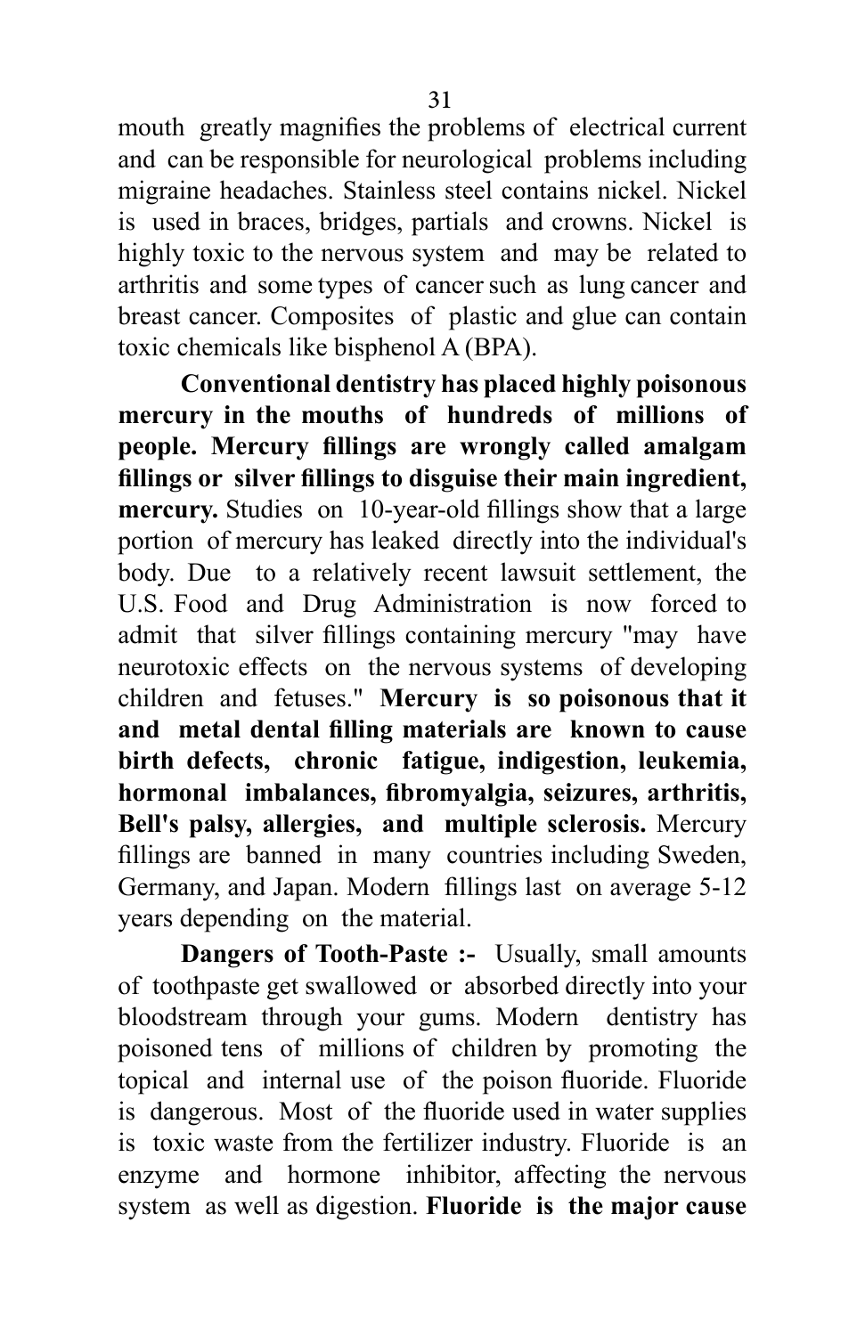mouth greatly magnifies the problems of electrical current and can be responsible for neurological problems including migraine headaches. Stainless steel contains nickel. Nickel is used in braces, bridges, partials and crowns. Nickel is highly toxic to the nervous system and may be related to arthritis and some types of cancer such as lung cancer and breast cancer. Composites of plastic and glue can contain toxic chemicals like bisphenol A (BPA).

**Conventional dentistry has placed highly poisonous mercury in the mouths of hundreds of millions of people. Mercury fillings are wrongly called amalgam fillings or silver fillings to disguise their main ingredient, mercury.** Studies on 10-year-old fillings show that a large portion of mercury has leaked directly into the individual's body. Due to a relatively recent lawsuit settlement, the U.S. Food and Drug Administration is now forced to admit that silver fillings containing mercury "may have neurotoxic effects on the nervous systems of developing children and fetuses." **Mercury is so poisonous that it and metal dental filling materials are known to cause birth defects, chronic fatigue, indigestion, leukemia, hormonal imbalances, fibromyalgia, seizures, arthritis, Bell's palsy, allergies, and multiple sclerosis.** Mercury fillings are banned in many countries including Sweden, Germany, and Japan. Modern fillings last on average 5-12 years depending on the material.

**Dangers of Tooth-Paste :-** Usually, small amounts of toothpaste get swallowed or absorbed directly into your bloodstream through your gums. Modern dentistry has poisoned tens of millions of children by promoting the topical and internal use of the poison fluoride. Fluoride is dangerous. Most of the fluoride used in water supplies is toxic waste from the fertilizer industry. Fluoride is an enzyme and hormone inhibitor, affecting the nervous system as well as digestion. **Fluoride is the major cause**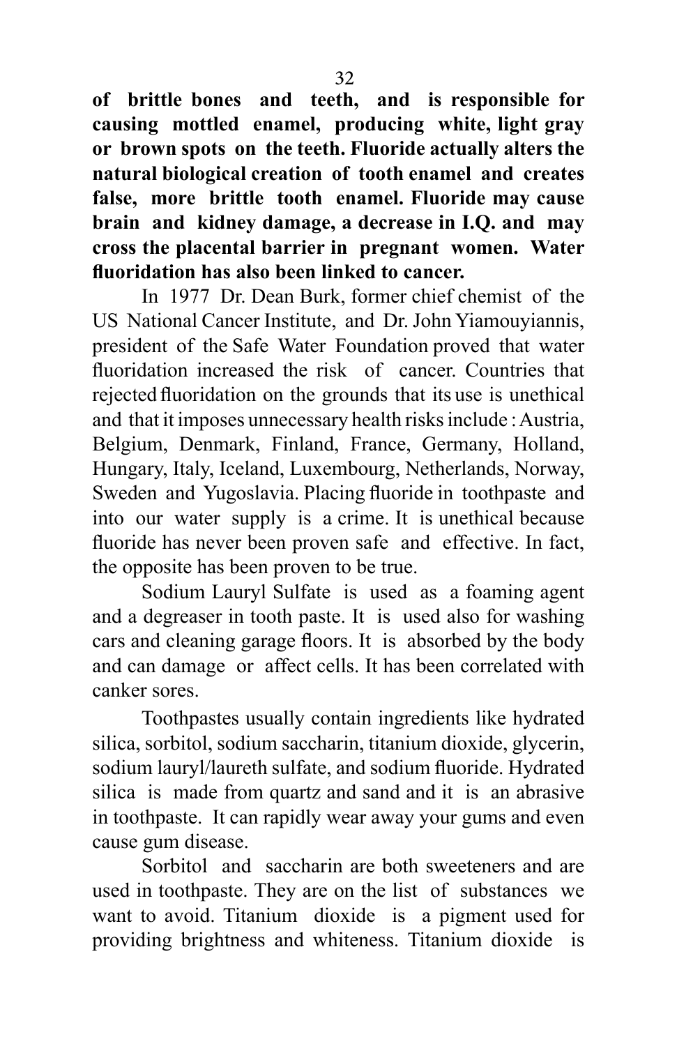**of brittle bones and teeth, and is responsible for causing mottled enamel, producing white, light gray or brown spots on the teeth. Fluoride actually alters the natural biological creation of tooth enamel and creates false, more brittle tooth enamel. Fluoride may cause brain and kidney damage, a decrease in I.Q. and may cross the placental barrier in pregnant women. Water fluoridation has also been linked to cancer.**

In 1977 Dr. Dean Burk, former chief chemist of the US National Cancer Institute, and Dr. John Yiamouyiannis, president of the Safe Water Foundation proved that water fluoridation increased the risk of cancer. Countries that rejected fluoridation on the grounds that its use is unethical and that it imposes unnecessary health risks include : Austria, Belgium, Denmark, Finland, France, Germany, Holland, Hungary, Italy, Iceland, Luxembourg, Netherlands, Norway, Sweden and Yugoslavia. Placing fluoride in toothpaste and into our water supply is a crime. It is unethical because fluoride has never been proven safe and effective. In fact, the opposite has been proven to be true.

Sodium Lauryl Sulfate is used as a foaming agent and a degreaser in tooth paste. It is used also for washing cars and cleaning garage floors. It is absorbed by the body and can damage or affect cells. It has been correlated with canker sores.

Toothpastes usually contain ingredients like hydrated silica, sorbitol, sodium saccharin, titanium dioxide, glycerin, sodium lauryl/laureth sulfate, and sodium fluoride. Hydrated silica is made from quartz and sand and it is an abrasive in toothpaste. It can rapidly wear away your gums and even cause gum disease.

Sorbitol and saccharin are both sweeteners and are used in toothpaste. They are on the list of substances we want to avoid. Titanium dioxide is a pigment used for providing brightness and whiteness. Titanium dioxide is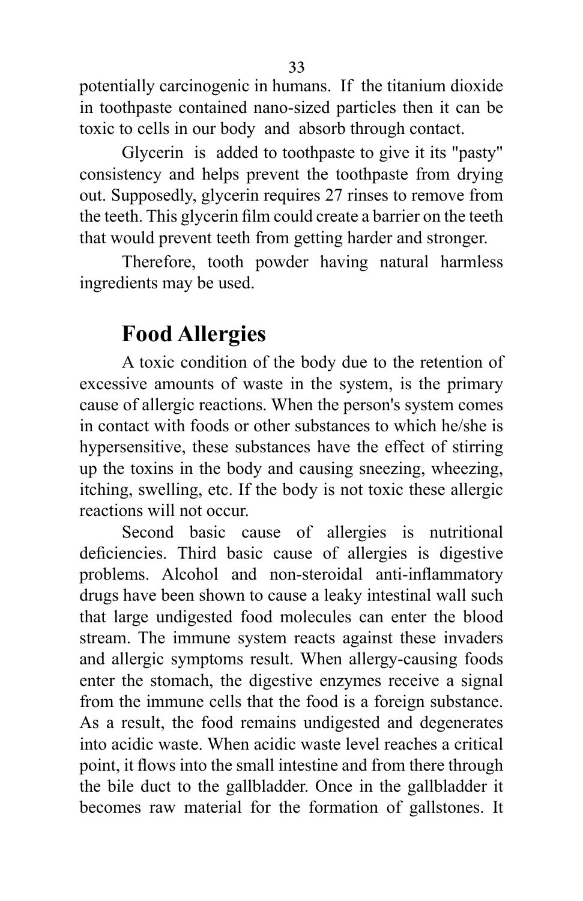potentially carcinogenic in humans. If the titanium dioxide in toothpaste contained nano-sized particles then it can be toxic to cells in our body and absorb through contact.

Glycerin is added to toothpaste to give it its "pasty" consistency and helps prevent the toothpaste from drying out. Supposedly, glycerin requires 27 rinses to remove from the teeth. This glycerin film could create a barrier on the teeth that would prevent teeth from getting harder and stronger.

Therefore, tooth powder having natural harmless ingredients may be used.

## Food Allergies

A toxic condition of the body due to the retention of excessive amounts of waste in the system, is the primary cause of allergic reactions. When the person's system comes in contact with foods or other substances to which he/she is hypersensitive, these substances have the effect of stirring up the toxins in the body and causing sneezing, wheezing, itching, swelling, etc. If the body is not toxic these allergic reactions will not occur.

Second basic cause of allergies is nutritional deficiencies. Third basic cause of allergies is digestive problems. Alcohol and non-steroidal anti-inflammatory drugs have been shown to cause a leaky intestinal wall such that large undigested food molecules can enter the blood stream. The immune system reacts against these invaders and allergic symptoms result. When allergy-causing foods enter the stomach, the digestive enzymes receive a signal from the immune cells that the food is a foreign substance. As a result, the food remains undigested and degenerates into acidic waste. When acidic waste level reaches a critical point, it flows into the small intestine and from there through the bile duct to the gallbladder. Once in the gallbladder it becomes raw material for the formation of gallstones. It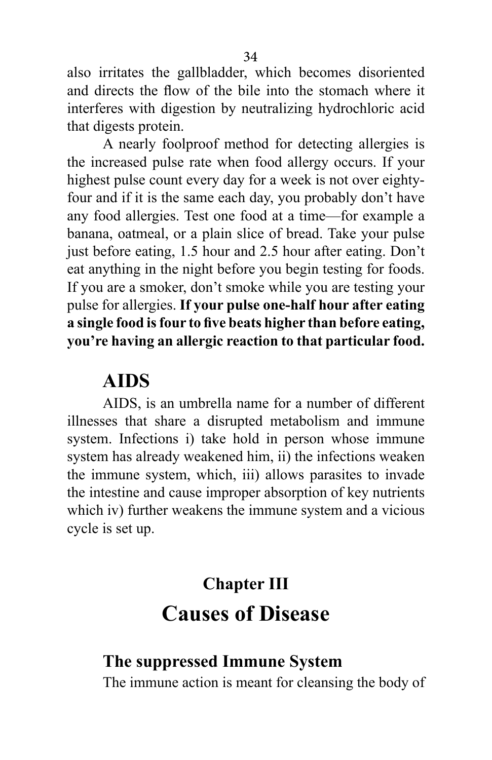also irritates the gallbladder, which becomes disoriented and directs the flow of the bile into the stomach where it interferes with digestion by neutralizing hydrochloric acid that digests protein.

A nearly foolproof method for detecting allergies is the increased pulse rate when food allergy occurs. If your highest pulse count every day for a week is not over eighty-four and if it is the same each day, you probably don't have any food allergies. Test one food at a time—for example a banana, oatmeal, or a plain slice of bread. Take your pulse just before eating, 1.5 hour and 2.5 hour after eating. Don't eat anything in the night before you begin testing for foods. If you are a smoker, don't smoke while you are testing your pulse for allergies. **If your pulse one-half hour after eating a single food is four to five beats higher than before eating, you're having an allergic reaction to that particular food.**

### AIDS

AIDS, is an umbrella name for a number of different illnesses that share a disrupted metabolism and immune system. Infections i) take hold in person whose immune system has already weakened him, ii) the infections weaken the immune system, which, iii) allows parasites to invade the intestine and cause improper absorption of key nutrients which iv) further weakens the immune system and a vicious cycle is set up.

## Chapter III

# Causes of Disease

### The suppressed Immune System

The immune action is meant for cleansing the body of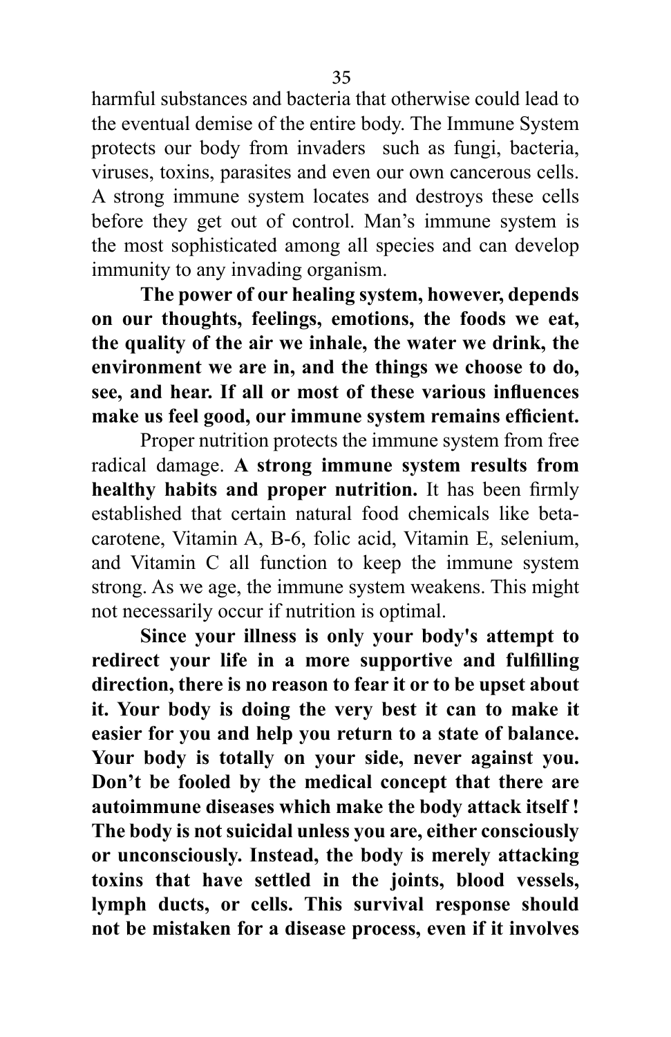harmful substances and bacteria that otherwise could lead to the eventual demise of the entire body. The Immune System protects our body from invaders such as fungi, bacteria, viruses, toxins, parasites and even our own cancerous cells. A strong immune system locates and destroys these cells before they get out of control. Man's immune system is the most sophisticated among all species and can develop immunity to any invading organism.

**The power of our healing system, however, depends on our thoughts, feelings, emotions, the foods we eat, the quality of the air we inhale, the water we drink, the environment we are in, and the things we choose to do, see, and hear. If all or most of these various influences make us feel good, our immune system remains efficient.**

Proper nutrition protects the immune system from free radical damage. **A strong immune system results from healthy habits and proper nutrition.** It has been firmly established that certain natural food chemicals like beta-carotene, Vitamin A, B-6, folic acid, Vitamin E, selenium, and Vitamin C all function to keep the immune system strong. As we age, the immune system weakens. This might not necessarily occur if nutrition is optimal.

**Since your illness is only your body's attempt to redirect your life in a more supportive and fulfilling direction, there is no reason to fear it or to be upset about it. Your body is doing the very best it can to make it easier for you and help you return to a state of balance. Your body is totally on your side, never against you. Don't be fooled by the medical concept that there are autoimmune diseases which make the body attack itself ! The body is not suicidal unless you are, either consciously or unconsciously. Instead, the body is merely attacking toxins that have settled in the joints, blood vessels, lymph ducts, or cells. This survival response should not be mistaken for a disease process, even if it involves**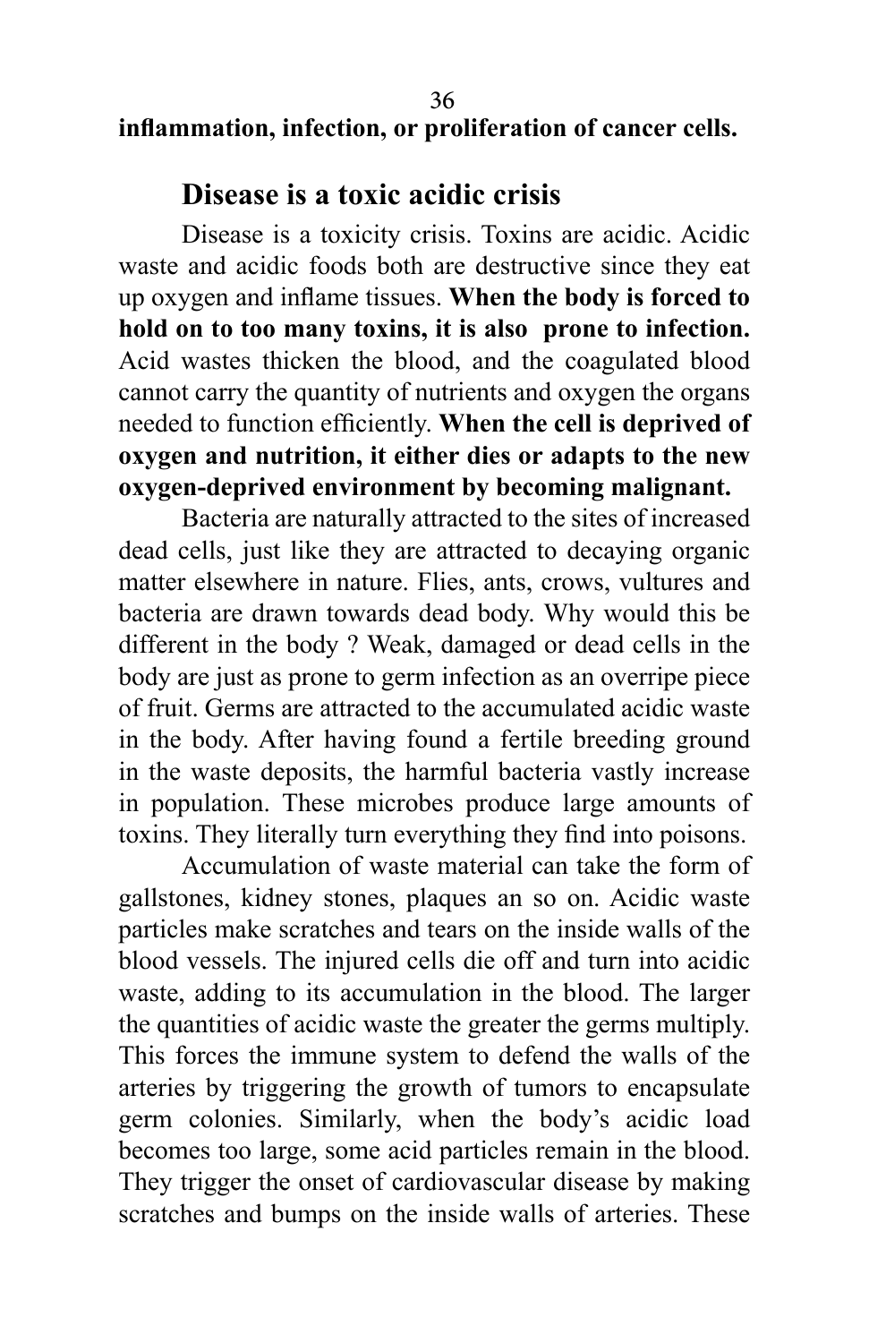**inflammation, infection, or proliferation of cancer cells.**

## Disease is a toxic acidic crisis

Disease is a toxicity crisis. Toxins are acidic. Acidic waste and acidic foods both are destructive since they eat up oxygen and inflame tissues. **When the body is forced to hold on to too many toxins, it is also prone to infection.** Acid wastes thicken the blood, and the coagulated blood cannot carry the quantity of nutrients and oxygen the organs needed to function efficiently. **When the cell is deprived of oxygen and nutrition, it either dies or adapts to the new oxygen-deprived environment by becoming malignant.**

Bacteria are naturally attracted to the sites of increased dead cells, just like they are attracted to decaying organic matter elsewhere in nature. Flies, ants, crows, vultures and bacteria are drawn towards dead body. Why would this be different in the body ? Weak, damaged or dead cells in the body are just as prone to germ infection as an overripe piece of fruit. Germs are attracted to the accumulated acidic waste in the body. After having found a fertile breeding ground in the waste deposits, the harmful bacteria vastly increase in population. These microbes produce large amounts of toxins. They literally turn everything they find into poisons.

Accumulation of waste material can take the form of gallstones, kidney stones, plaques an so on. Acidic waste particles make scratches and tears on the inside walls of the blood vessels. The injured cells die off and turn into acidic waste, adding to its accumulation in the blood. The larger the quantities of acidic waste the greater the germs multiply. This forces the immune system to defend the walls of the arteries by triggering the growth of tumors to encapsulate germ colonies. Similarly, when the body's acidic load becomes too large, some acid particles remain in the blood. They trigger the onset of cardiovascular disease by making scratches and bumps on the inside walls of arteries. These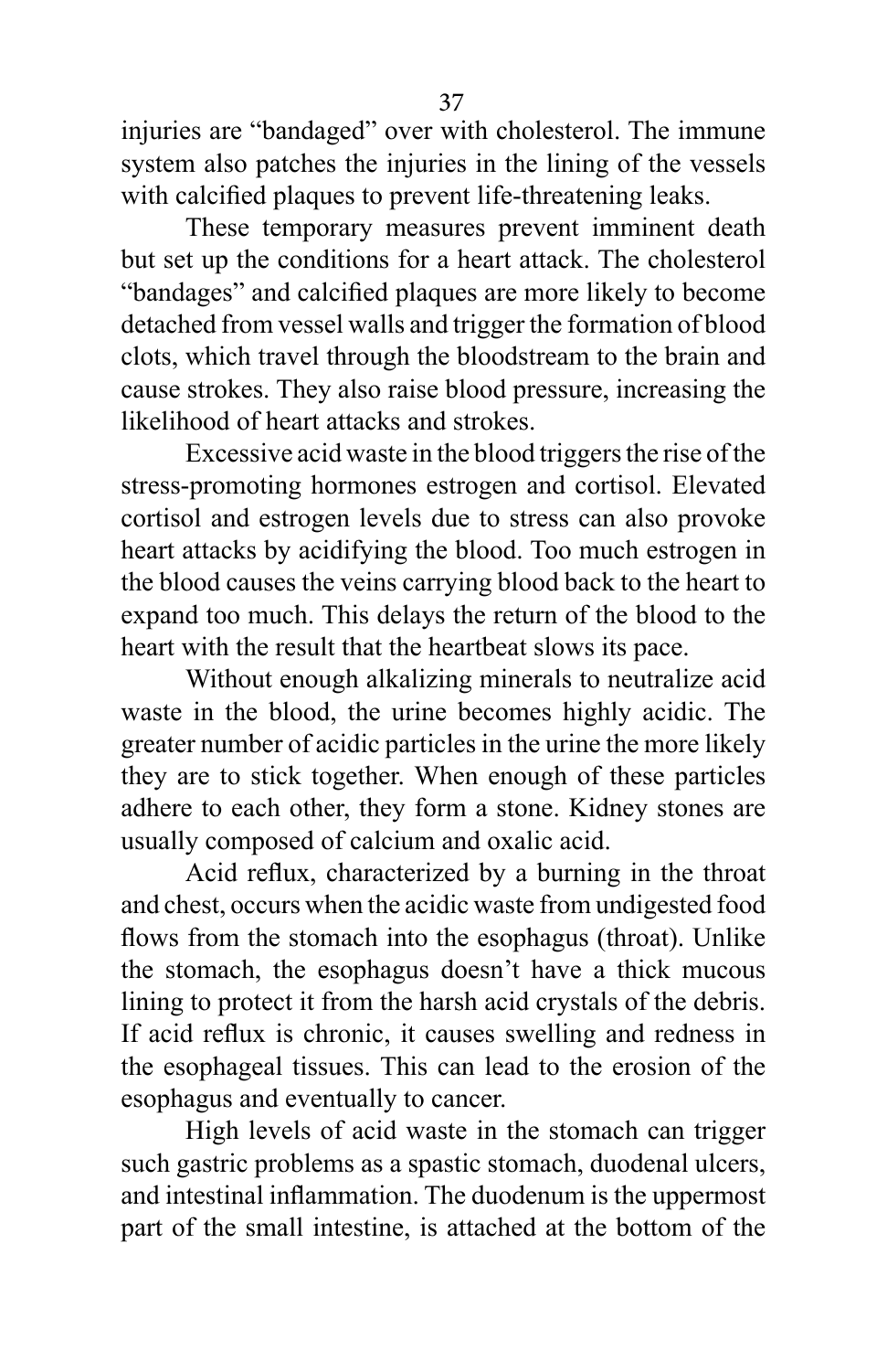injuries are "bandaged" over with cholesterol. The immune system also patches the injuries in the lining of the vessels with calcified plaques to prevent life-threatening leaks.

These temporary measures prevent imminent death but set up the conditions for a heart attack. The cholesterol "bandages" and calcified plaques are more likely to become detached from vessel walls and trigger the formation of blood clots, which travel through the bloodstream to the brain and cause strokes. They also raise blood pressure, increasing the likelihood of heart attacks and strokes.

Excessive acid waste in the blood triggers the rise of the stress-promoting hormones estrogen and cortisol. Elevated cortisol and estrogen levels due to stress can also provoke heart attacks by acidifying the blood. Too much estrogen in the blood causes the veins carrying blood back to the heart to expand too much. This delays the return of the blood to the heart with the result that the heartbeat slows its pace.

Without enough alkalizing minerals to neutralize acid waste in the blood, the urine becomes highly acidic. The greater number of acidic particles in the urine the more likely they are to stick together. When enough of these particles adhere to each other, they form a stone. Kidney stones are usually composed of calcium and oxalic acid.

Acid reflux, characterized by a burning in the throat and chest, occurs when the acidic waste from undigested food flows from the stomach into the esophagus (throat). Unlike the stomach, the esophagus doesn't have a thick mucous lining to protect it from the harsh acid crystals of the debris. If acid reflux is chronic, it causes swelling and redness in the esophageal tissues. This can lead to the erosion of the esophagus and eventually to cancer.

High levels of acid waste in the stomach can trigger such gastric problems as a spastic stomach, duodenal ulcers, and intestinal inflammation. The duodenum is the uppermost part of the small intestine, is attached at the bottom of the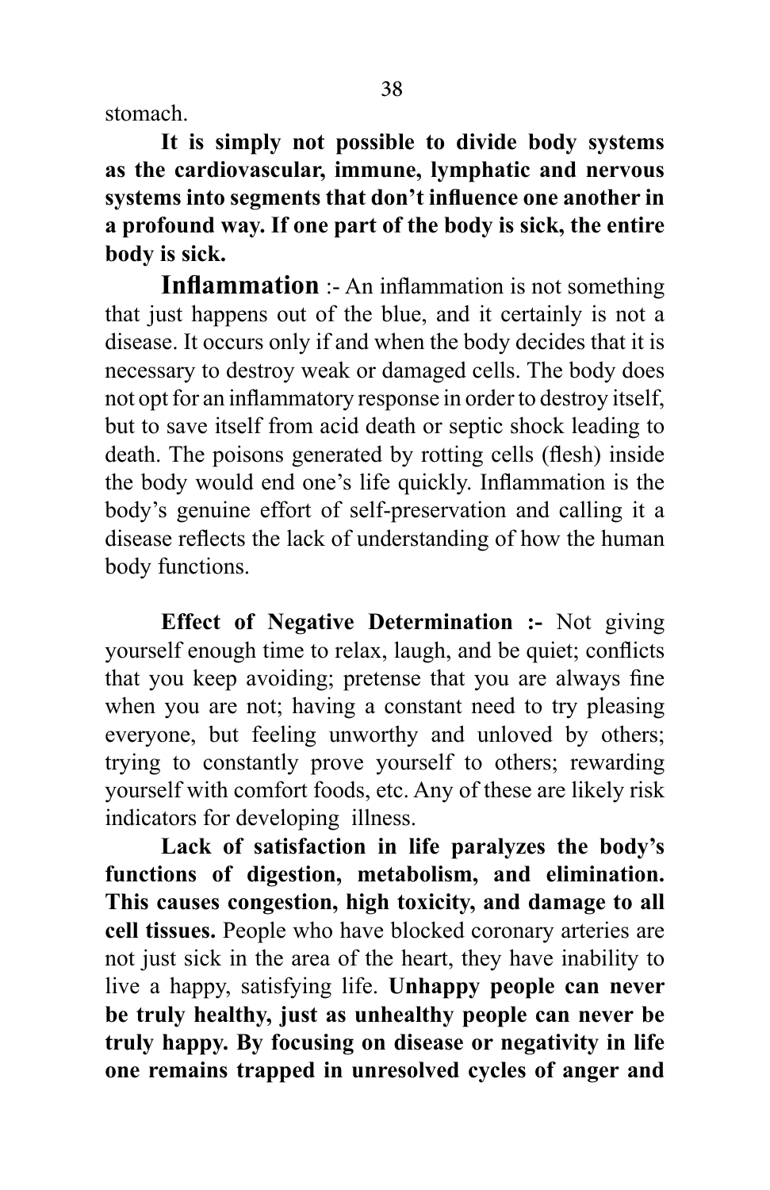stomach.

**It is simply not possible to divide body systems as the cardiovascular, immune, lymphatic and nervous systems into segments that don't influence one another in a profound way. If one part of the body is sick, the entire body is sick.**

**Inflammation** :- An inflammation is not something that just happens out of the blue, and it certainly is not a disease. It occurs only if and when the body decides that it is necessary to destroy weak or damaged cells. The body does not opt for an inflammatory response in order to destroy itself, but to save itself from acid death or septic shock leading to death. The poisons generated by rotting cells (flesh) inside the body would end one's life quickly. Inflammation is the body's genuine effort of self-preservation and calling it a disease reflects the lack of understanding of how the human body functions.

**Effect of Negative Determination :-** Not giving yourself enough time to relax, laugh, and be quiet; conflicts that you keep avoiding; pretense that you are always fine when you are not; having a constant need to try pleasing everyone, but feeling unworthy and unloved by others; trying to constantly prove yourself to others; rewarding yourself with comfort foods, etc. Any of these are likely risk indicators for developing illness.

**Lack of satisfaction in life paralyzes the body's functions of digestion, metabolism, and elimination. This causes congestion, high toxicity, and damage to all cell tissues.** People who have blocked coronary arteries are not just sick in the area of the heart, they have inability to live a happy, satisfying life. **Unhappy people can never be truly healthy, just as unhealthy people can never be truly happy. By focusing on disease or negativity in life one remains trapped in unresolved cycles of anger and**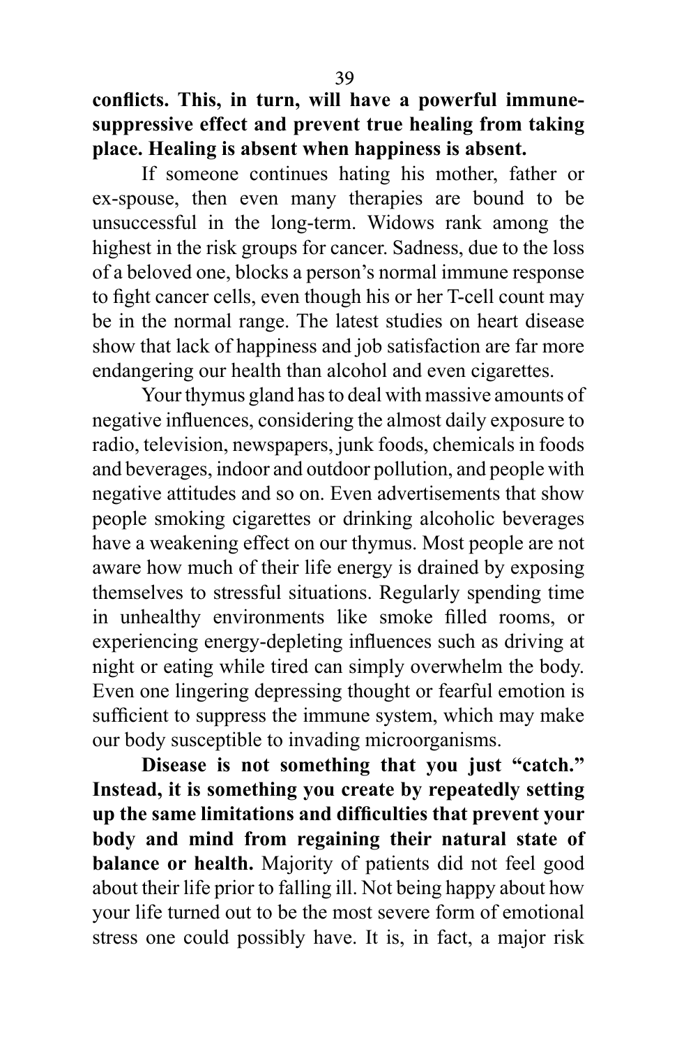**conflicts. This, in turn, will have a powerful immune-suppressive effect and prevent true healing from taking place. Healing is absent when happiness is absent.**

If someone continues hating his mother, father or ex-spouse, then even many therapies are bound to be unsuccessful in the long-term. Widows rank among the highest in the risk groups for cancer. Sadness, due to the loss of a beloved one, blocks a person's normal immune response to fight cancer cells, even though his or her T-cell count may be in the normal range. The latest studies on heart disease show that lack of happiness and job satisfaction are far more endangering our health than alcohol and even cigarettes.

Your thymus gland has to deal with massive amounts of negative influences, considering the almost daily exposure to radio, television, newspapers, junk foods, chemicals in foods and beverages, indoor and outdoor pollution, and people with negative attitudes and so on. Even advertisements that show people smoking cigarettes or drinking alcoholic beverages have a weakening effect on our thymus. Most people are not aware how much of their life energy is drained by exposing themselves to stressful situations. Regularly spending time in unhealthy environments like smoke filled rooms, or experiencing energy-depleting influences such as driving at night or eating while tired can simply overwhelm the body. Even one lingering depressing thought or fearful emotion is sufficient to suppress the immune system, which may make our body susceptible to invading microorganisms.

**Disease is not something that you just "catch." Instead, it is something you create by repeatedly setting up the same limitations and difficulties that prevent your body and mind from regaining their natural state of balance or health.** Majority of patients did not feel good about their life prior to falling ill. Not being happy about how your life turned out to be the most severe form of emotional stress one could possibly have. It is, in fact, a major risk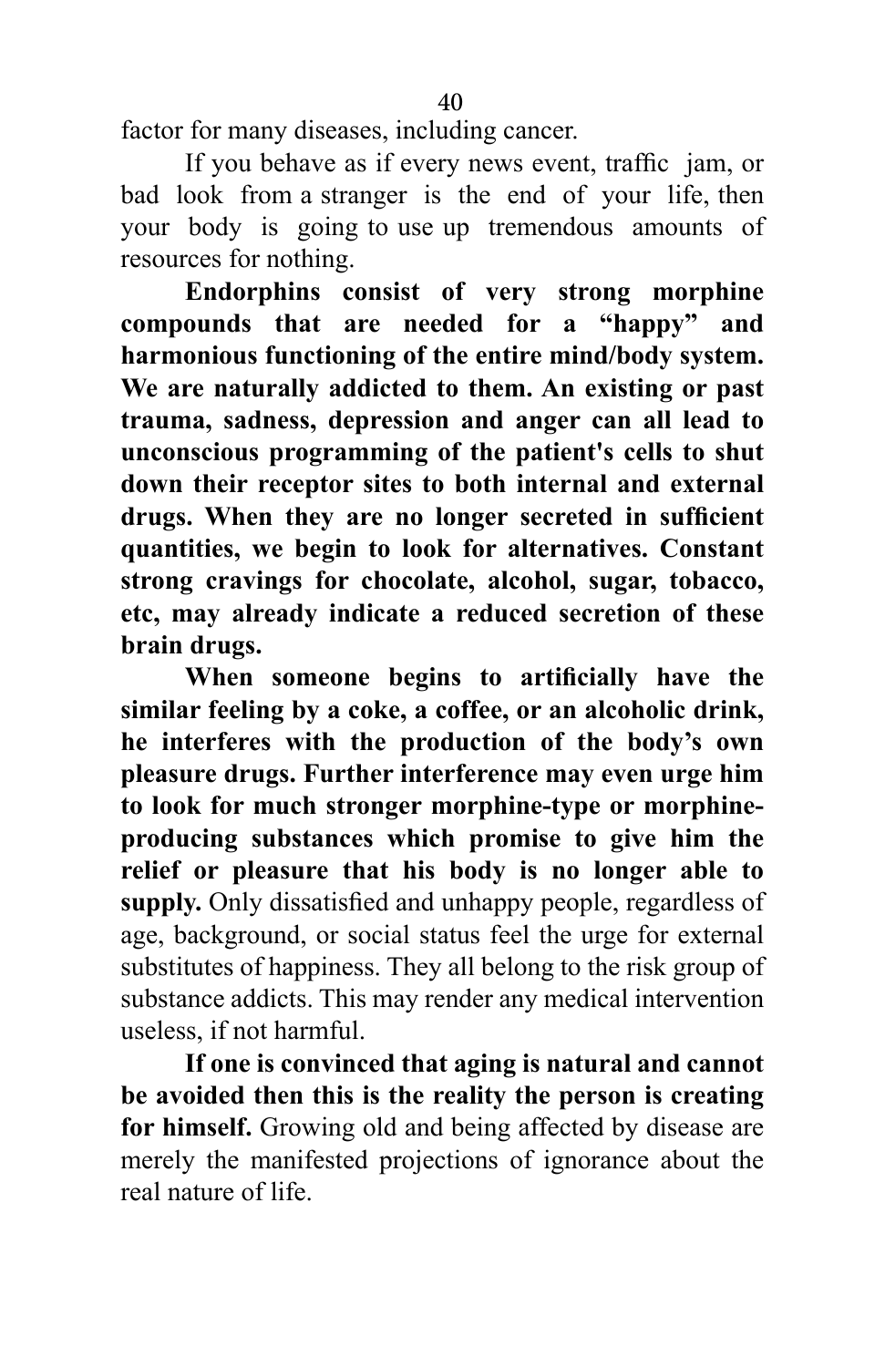factor for many diseases, including cancer.

If you behave as if every news event, traffic jam, or bad look from a stranger is the end of your life, then your body is going to use up tremendous amounts of resources for nothing.

**Endorphins consist of very strong morphine compounds that are needed for a "happy" and harmonious functioning of the entire mind/body system. We are naturally addicted to them. An existing or past trauma, sadness, depression and anger can all lead to unconscious programming of the patient's cells to shut down their receptor sites to both internal and external drugs. When they are no longer secreted in sufficient quantities, we begin to look for alternatives. Constant strong cravings for chocolate, alcohol, sugar, tobacco, etc, may already indicate a reduced secretion of these brain drugs.**

**When someone begins to artificially have the similar feeling by a coke, a coffee, or an alcoholic drink, he interferes with the production of the body's own pleasure drugs. Further interference may even urge him to look for much stronger morphine-type or morphine-producing substances which promise to give him the relief or pleasure that his body is no longer able to supply.** Only dissatisfied and unhappy people, regardless of age, background, or social status feel the urge for external substitutes of happiness. They all belong to the risk group of substance addicts. This may render any medical intervention useless, if not harmful.

**If one is convinced that aging is natural and cannot be avoided then this is the reality the person is creating for himself.** Growing old and being affected by disease are merely the manifested projections of ignorance about the real nature of life.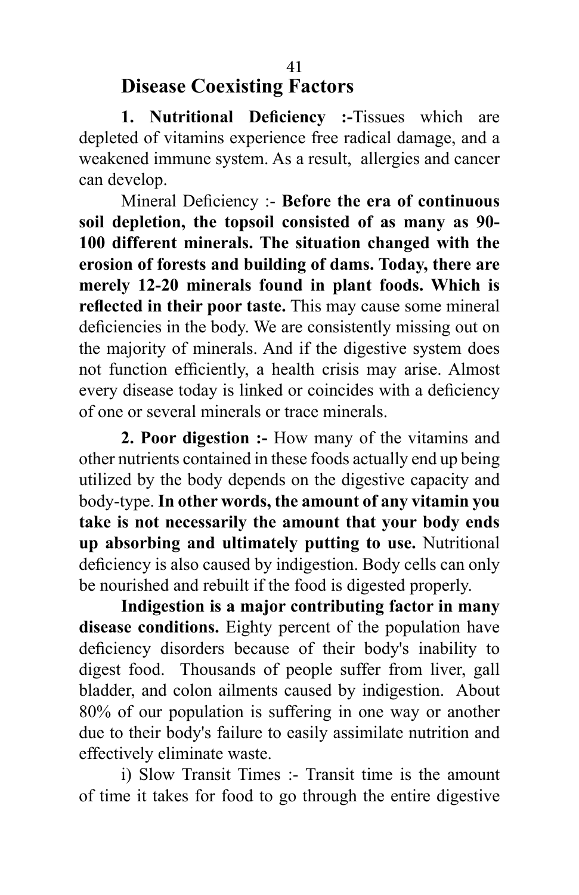## Disease Coexisting Factors

**1. Nutritional Deficiency :-**Tissues which are depleted of vitamins experience free radical damage, and a weakened immune system. As a result, allergies and cancer can develop.

Mineral Deficiency :- **Before the era of continuous soil depletion, the topsoil consisted of as many as 90-100 different minerals. The situation changed with the erosion of forests and building of dams. Today, there are merely 12-20 minerals found in plant foods. Which is reflected in their poor taste.** This may cause some mineral deficiencies in the body. We are consistently missing out on the majority of minerals. And if the digestive system does not function efficiently, a health crisis may arise. Almost every disease today is linked or coincides with a deficiency of one or several minerals or trace minerals.

**2. Poor digestion :-** How many of the vitamins and other nutrients contained in these foods actually end up being utilized by the body depends on the digestive capacity and body-type. **In other words, the amount of any vitamin you take is not necessarily the amount that your body ends up absorbing and ultimately putting to use.** Nutritional deficiency is also caused by indigestion. Body cells can only be nourished and rebuilt if the food is digested properly.

**Indigestion is a major contributing factor in many disease conditions.** Eighty percent of the population have deficiency disorders because of their body's inability to digest food. Thousands of people suffer from liver, gall bladder, and colon ailments caused by indigestion. About 80% of our population is suffering in one way or another due to their body's failure to easily assimilate nutrition and effectively eliminate waste.

i) Slow Transit Times :- Transit time is the amount of time it takes for food to go through the entire digestive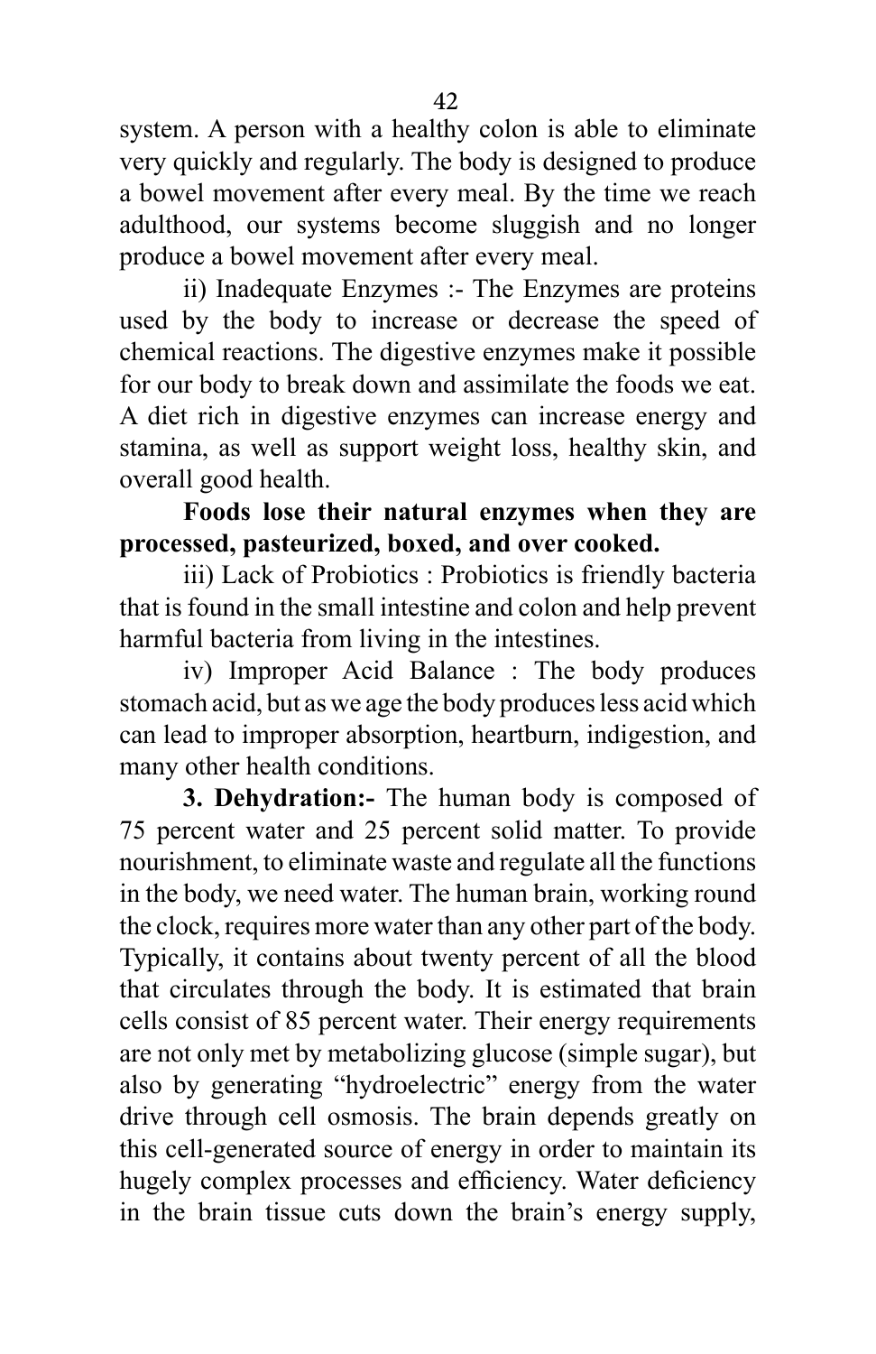system. A person with a healthy colon is able to eliminate very quickly and regularly. The body is designed to produce a bowel movement after every meal. By the time we reach adulthood, our systems become sluggish and no longer produce a bowel movement after every meal.

ii) Inadequate Enzymes :- The Enzymes are proteins used by the body to increase or decrease the speed of chemical reactions. The digestive enzymes make it possible for our body to break down and assimilate the foods we eat. A diet rich in digestive enzymes can increase energy and stamina, as well as support weight loss, healthy skin, and overall good health.

**Foods lose their natural enzymes when they are processed, pasteurized, boxed, and over cooked.**

iii) Lack of Probiotics : Probiotics is friendly bacteria that is found in the small intestine and colon and help prevent harmful bacteria from living in the intestines.

iv) Improper Acid Balance : The body produces stomach acid, but as we age the body produces less acid which can lead to improper absorption, heartburn, indigestion, and many other health conditions.

**3. Dehydration:-** The human body is composed of 75 percent water and 25 percent solid matter. To provide nourishment, to eliminate waste and regulate all the functions in the body, we need water. The human brain, working round the clock, requires more water than any other part of the body. Typically, it contains about twenty percent of all the blood that circulates through the body. It is estimated that brain cells consist of 85 percent water. Their energy requirements are not only met by metabolizing glucose (simple sugar), but also by generating "hydroelectric" energy from the water drive through cell osmosis. The brain depends greatly on this cell-generated source of energy in order to maintain its hugely complex processes and efficiency. Water deficiency in the brain tissue cuts down the brain's energy supply,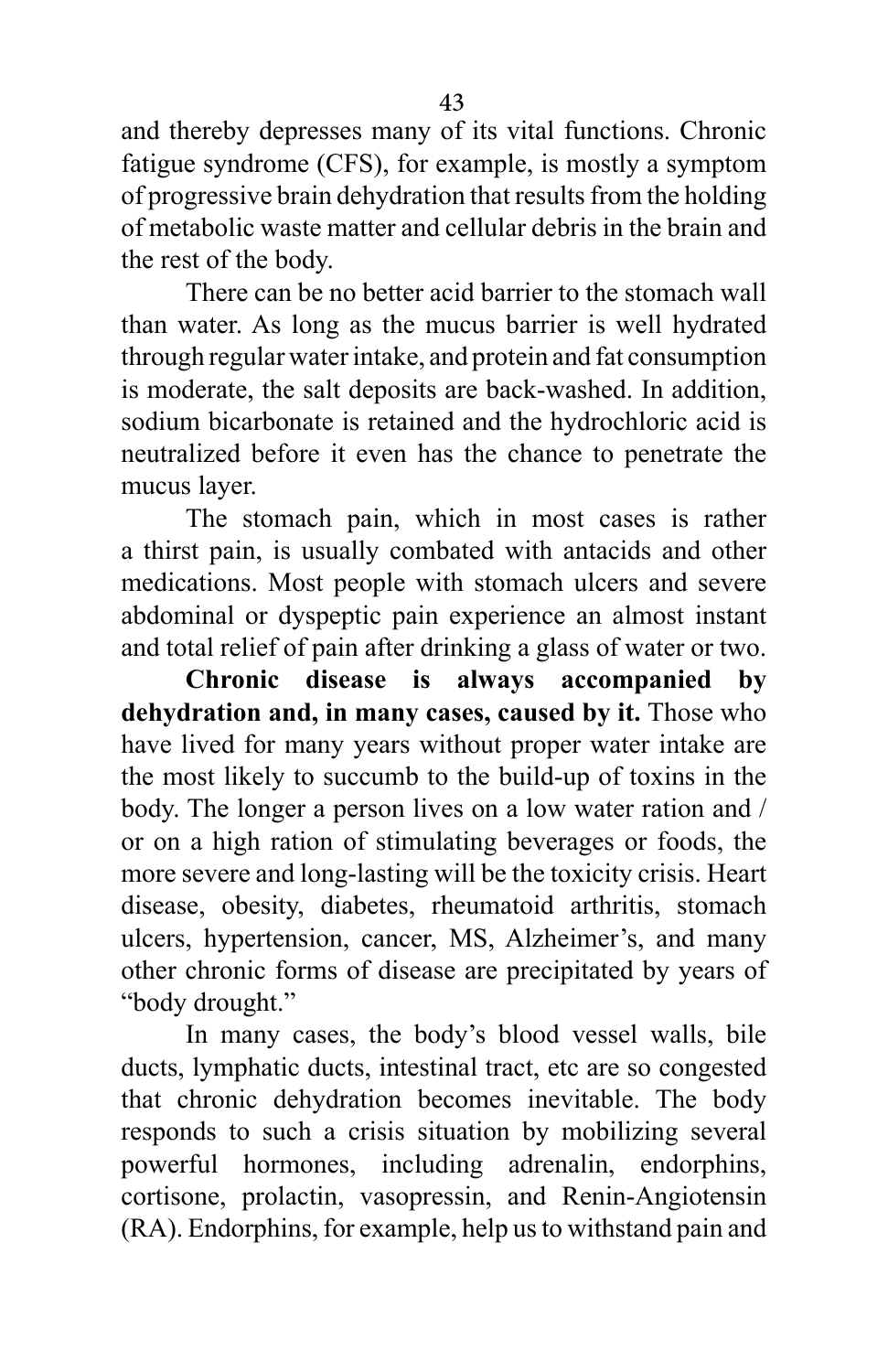and thereby depresses many of its vital functions. Chronic fatigue syndrome (CFS), for example, is mostly a symptom of progressive brain dehydration that results from the holding of metabolic waste matter and cellular debris in the brain and the rest of the body.

There can be no better acid barrier to the stomach wall than water. As long as the mucus barrier is well hydrated through regular water intake, and protein and fat consumption is moderate, the salt deposits are back-washed. In addition, sodium bicarbonate is retained and the hydrochloric acid is neutralized before it even has the chance to penetrate the mucus layer.

The stomach pain, which in most cases is rather a thirst pain, is usually combated with antacids and other medications. Most people with stomach ulcers and severe abdominal or dyspeptic pain experience an almost instant and total relief of pain after drinking a glass of water or two.

**Chronic disease is always accompanied by dehydration and, in many cases, caused by it.** Those who have lived for many years without proper water intake are the most likely to succumb to the build-up of toxins in the body. The longer a person lives on a low water ration and / or on a high ration of stimulating beverages or foods, the more severe and long-lasting will be the toxicity crisis. Heart disease, obesity, diabetes, rheumatoid arthritis, stomach ulcers, hypertension, cancer, MS, Alzheimer's, and many other chronic forms of disease are precipitated by years of "body drought."

In many cases, the body's blood vessel walls, bile ducts, lymphatic ducts, intestinal tract, etc are so congested that chronic dehydration becomes inevitable. The body responds to such a crisis situation by mobilizing several powerful hormones, including adrenalin, endorphins, cortisone, prolactin, vasopressin, and Renin-Angiotensin (RA). Endorphins, for example, help us to withstand pain and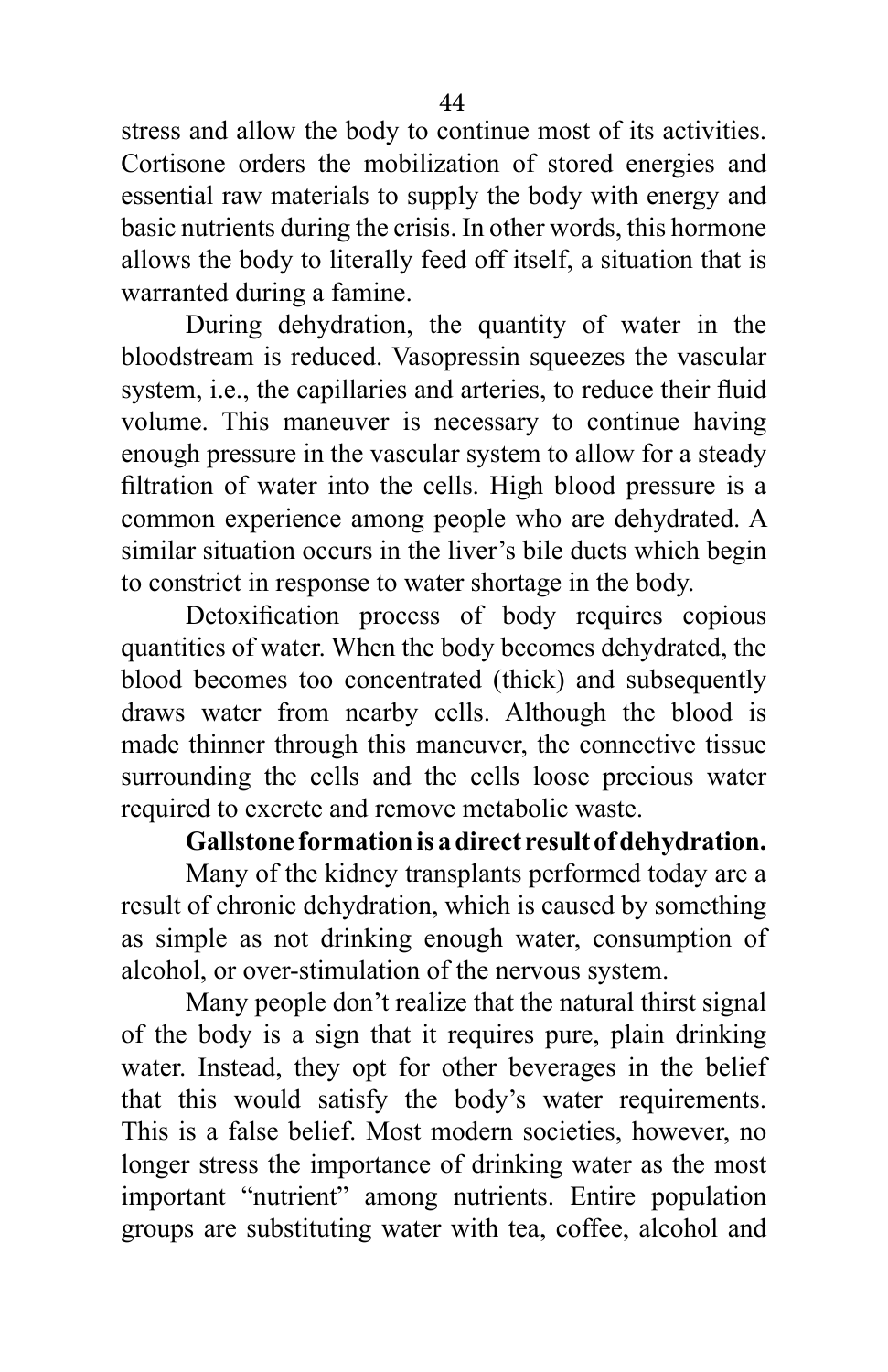stress and allow the body to continue most of its activities. Cortisone orders the mobilization of stored energies and essential raw materials to supply the body with energy and basic nutrients during the crisis. In other words, this hormone allows the body to literally feed off itself, a situation that is warranted during a famine.

During dehydration, the quantity of water in the bloodstream is reduced. Vasopressin squeezes the vascular system, i.e., the capillaries and arteries, to reduce their fluid volume. This maneuver is necessary to continue having enough pressure in the vascular system to allow for a steady filtration of water into the cells. High blood pressure is a common experience among people who are dehydrated. A similar situation occurs in the liver's bile ducts which begin to constrict in response to water shortage in the body.

Detoxification process of body requires copious quantities of water. When the body becomes dehydrated, the blood becomes too concentrated (thick) and subsequently draws water from nearby cells. Although the blood is made thinner through this maneuver, the connective tissue surrounding the cells and the cells loose precious water required to excrete and remove metabolic waste.

**Gallstone formation is a direct result of dehydration.**

Many of the kidney transplants performed today are a result of chronic dehydration, which is caused by something as simple as not drinking enough water, consumption of alcohol, or over-stimulation of the nervous system.

Many people don't realize that the natural thirst signal of the body is a sign that it requires pure, plain drinking water. Instead, they opt for other beverages in the belief that this would satisfy the body's water requirements. This is a false belief. Most modern societies, however, no longer stress the importance of drinking water as the most important "nutrient" among nutrients. Entire population groups are substituting water with tea, coffee, alcohol and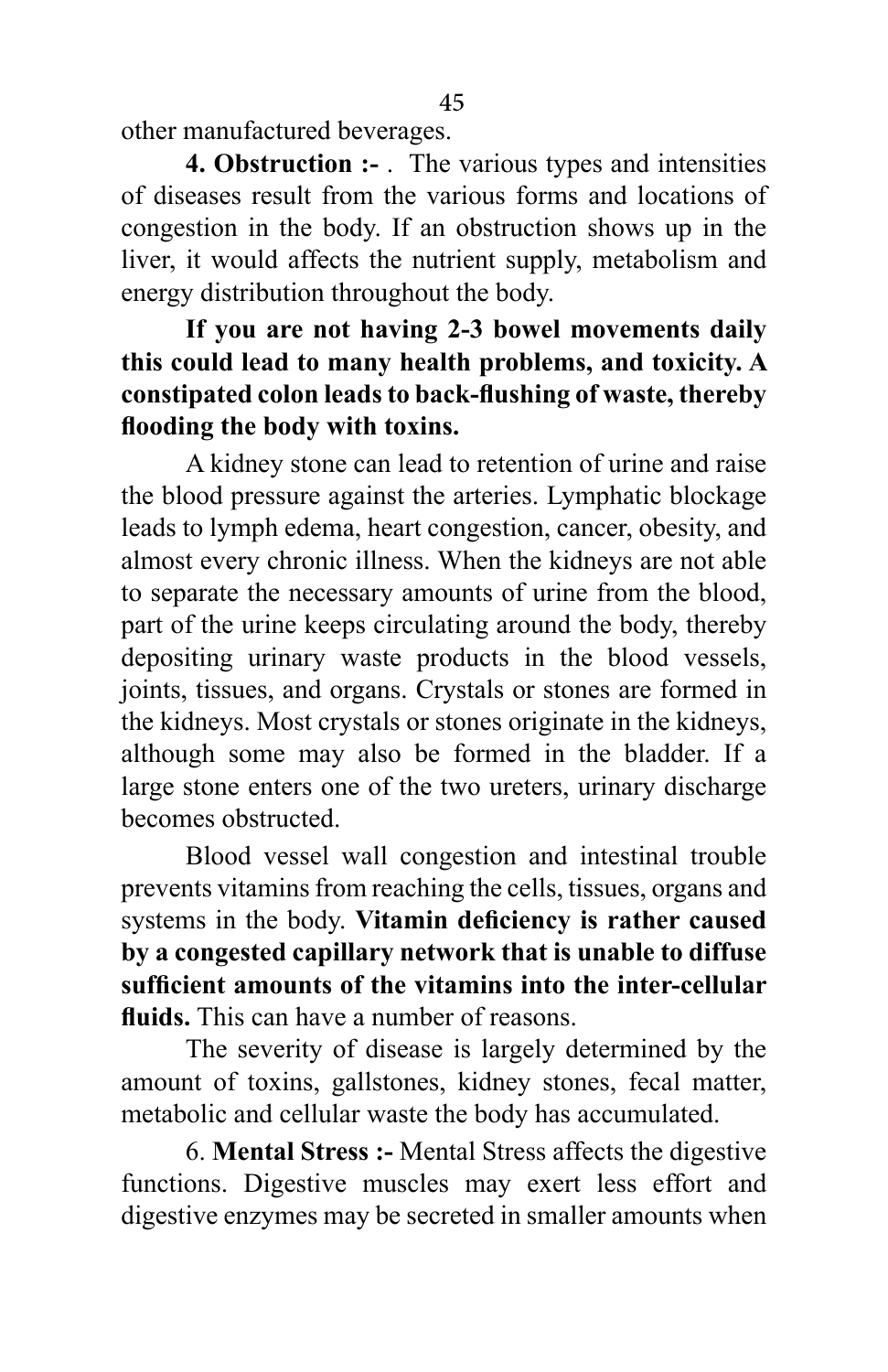other manufactured beverages.

**4. Obstruction :-** . The various types and intensities of diseases result from the various forms and locations of congestion in the body. If an obstruction shows up in the liver, it would affects the nutrient supply, metabolism and energy distribution throughout the body.

**If you are not having 2-3 bowel movements daily this could lead to many health problems, and toxicity. A constipated colon leads to back-flushing of waste, thereby flooding the body with toxins.**

A kidney stone can lead to retention of urine and raise the blood pressure against the arteries. Lymphatic blockage leads to lymph edema, heart congestion, cancer, obesity, and almost every chronic illness. When the kidneys are not able to separate the necessary amounts of urine from the blood, part of the urine keeps circulating around the body, thereby depositing urinary waste products in the blood vessels, joints, tissues, and organs. Crystals or stones are formed in the kidneys. Most crystals or stones originate in the kidneys, although some may also be formed in the bladder. If a large stone enters one of the two ureters, urinary discharge becomes obstructed.

Blood vessel wall congestion and intestinal trouble prevents vitamins from reaching the cells, tissues, organs and systems in the body. **Vitamin deficiency is rather caused by a congested capillary network that is unable to diffuse sufficient amounts of the vitamins into the inter-cellular fluids.** This can have a number of reasons.

The severity of disease is largely determined by the amount of toxins, gallstones, kidney stones, fecal matter, metabolic and cellular waste the body has accumulated.

6. **Mental Stress :-** Mental Stress affects the digestive functions. Digestive muscles may exert less effort and digestive enzymes may be secreted in smaller amounts when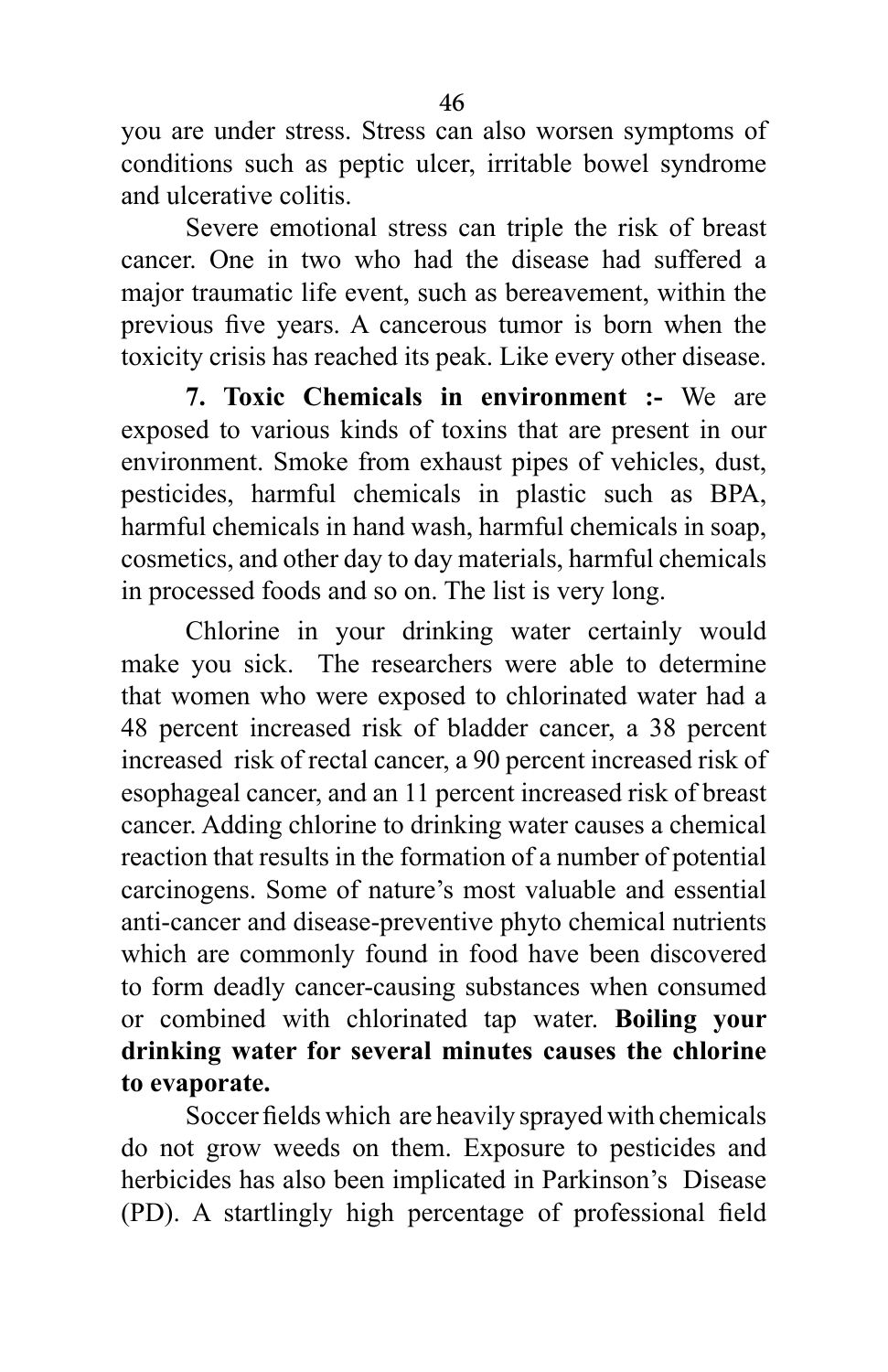you are under stress. Stress can also worsen symptoms of conditions such as peptic ulcer, irritable bowel syndrome and ulcerative colitis.

Severe emotional stress can triple the risk of breast cancer. One in two who had the disease had suffered a major traumatic life event, such as bereavement, within the previous five years. A cancerous tumor is born when the toxicity crisis has reached its peak. Like every other disease.

**7. Toxic Chemicals in environment :-** We are exposed to various kinds of toxins that are present in our environment. Smoke from exhaust pipes of vehicles, dust, pesticides, harmful chemicals in plastic such as BPA, harmful chemicals in hand wash, harmful chemicals in soap, cosmetics, and other day to day materials, harmful chemicals in processed foods and so on. The list is very long.

Chlorine in your drinking water certainly would make you sick. The researchers were able to determine that women who were exposed to chlorinated water had a 48 percent increased risk of bladder cancer, a 38 percent increased risk of rectal cancer, a 90 percent increased risk of esophageal cancer, and an 11 percent increased risk of breast cancer. Adding chlorine to drinking water causes a chemical reaction that results in the formation of a number of potential carcinogens. Some of nature's most valuable and essential anti-cancer and disease-preventive phyto chemical nutrients which are commonly found in food have been discovered to form deadly cancer-causing substances when consumed or combined with chlorinated tap water. **Boiling your drinking water for several minutes causes the chlorine to evaporate.**

Soccer fields which are heavily sprayed with chemicals do not grow weeds on them. Exposure to pesticides and herbicides has also been implicated in Parkinson's Disease (PD). A startlingly high percentage of professional field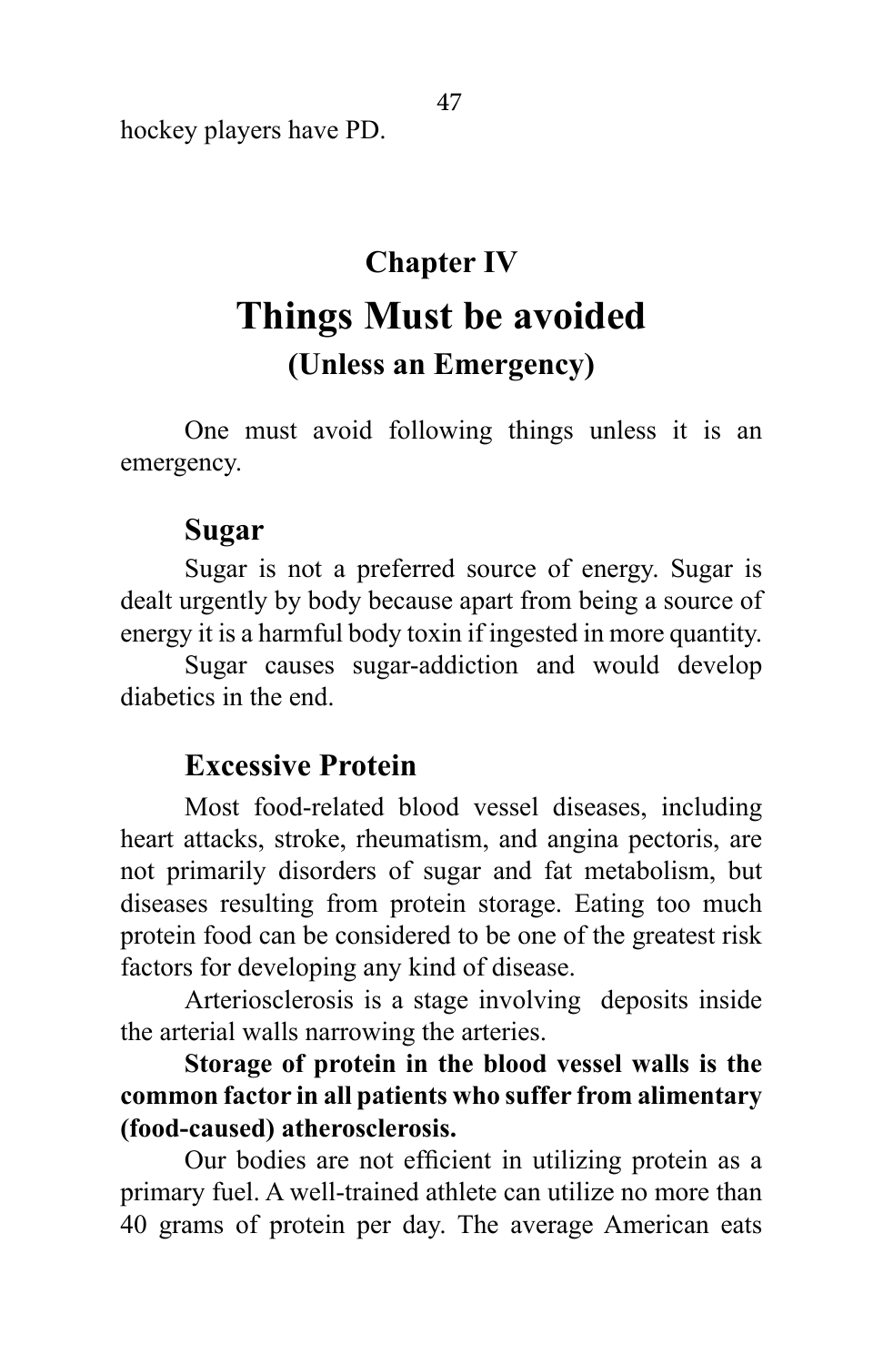hockey players have PD.

# Chapter IV

# Things Must be avoided

## (Unless an Emergency)

One must avoid following things unless it is an emergency.

### Sugar

Sugar is not a preferred source of energy. Sugar is dealt urgently by body because apart from being a source of energy it is a harmful body toxin if ingested in more quantity.

Sugar causes sugar-addiction and would develop diabetics in the end.

### Excessive Protein

Most food-related blood vessel diseases, including heart attacks, stroke, rheumatism, and angina pectoris, are not primarily disorders of sugar and fat metabolism, but diseases resulting from protein storage. Eating too much protein food can be considered to be one of the greatest risk factors for developing any kind of disease.

Arteriosclerosis is a stage involving deposits inside the arterial walls narrowing the arteries.

**Storage of protein in the blood vessel walls is the common factor in all patients who suffer from alimentary (food-caused) atherosclerosis.**

Our bodies are not efficient in utilizing protein as a primary fuel. A well-trained athlete can utilize no more than 40 grams of protein per day. The average American eats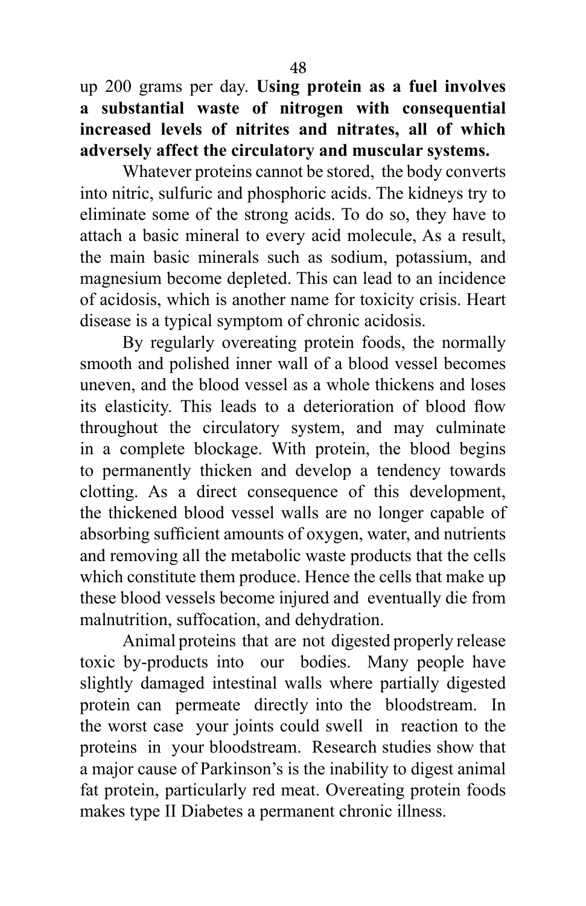up 200 grams per day. **Using protein as a fuel involves a substantial waste of nitrogen with consequential increased levels of nitrites and nitrates, all of which adversely affect the circulatory and muscular systems.**

Whatever proteins cannot be stored, the body converts into nitric, sulfuric and phosphoric acids. The kidneys try to eliminate some of the strong acids. To do so, they have to attach a basic mineral to every acid molecule, As a result, the main basic minerals such as sodium, potassium, and magnesium become depleted. This can lead to an incidence of acidosis, which is another name for toxicity crisis. Heart disease is a typical symptom of chronic acidosis.

By regularly overeating protein foods, the normally smooth and polished inner wall of a blood vessel becomes uneven, and the blood vessel as a whole thickens and loses its elasticity. This leads to a deterioration of blood flow throughout the circulatory system, and may culminate in a complete blockage. With protein, the blood begins to permanently thicken and develop a tendency towards clotting. As a direct consequence of this development, the thickened blood vessel walls are no longer capable of absorbing sufficient amounts of oxygen, water, and nutrients and removing all the metabolic waste products that the cells which constitute them produce. Hence the cells that make up these blood vessels become injured and eventually die from malnutrition, suffocation, and dehydration.

Animal proteins that are not digested properly release toxic by-products into our bodies. Many people have slightly damaged intestinal walls where partially digested protein can permeate directly into the bloodstream. In the worst case your joints could swell in reaction to the proteins in your bloodstream. Research studies show that a major cause of Parkinson's is the inability to digest animal fat protein, particularly red meat. Overeating protein foods makes type II Diabetes a permanent chronic illness.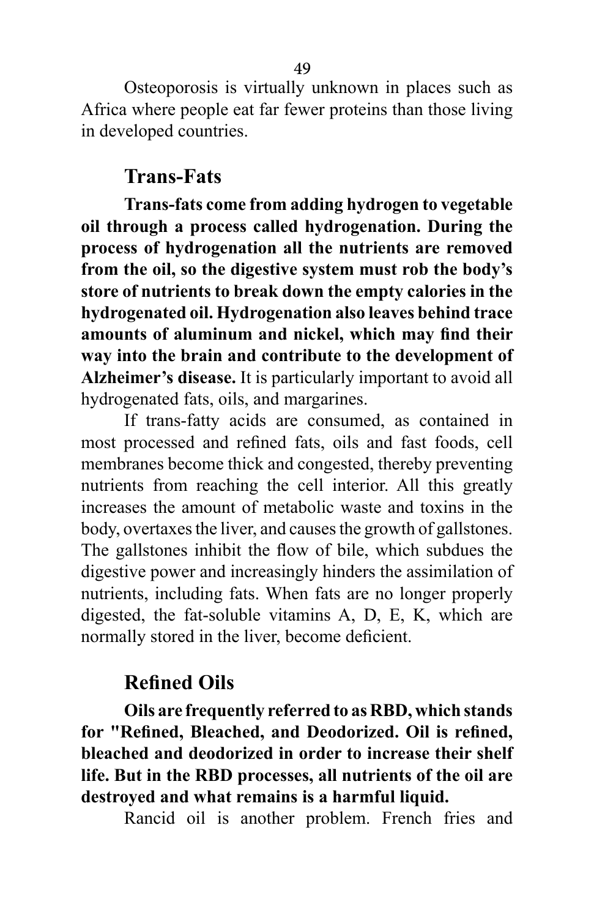Osteoporosis is virtually unknown in places such as Africa where people eat far fewer proteins than those living in developed countries.

## Trans-Fats

**Trans-fats come from adding hydrogen to vegetable oil through a process called hydrogenation. During the process of hydrogenation all the nutrients are removed from the oil, so the digestive system must rob the body's store of nutrients to break down the empty calories in the hydrogenated oil. Hydrogenation also leaves behind trace amounts of aluminum and nickel, which may find their way into the brain and contribute to the development of Alzheimer's disease.** It is particularly important to avoid all hydrogenated fats, oils, and margarines.

If trans-fatty acids are consumed, as contained in most processed and refined fats, oils and fast foods, cell membranes become thick and congested, thereby preventing nutrients from reaching the cell interior. All this greatly increases the amount of metabolic waste and toxins in the body, overtaxes the liver, and causes the growth of gallstones. The gallstones inhibit the flow of bile, which subdues the digestive power and increasingly hinders the assimilation of nutrients, including fats. When fats are no longer properly digested, the fat-soluble vitamins A, D, E, K, which are normally stored in the liver, become deficient.

## Refined Oils

**Oils are frequently referred to as RBD, which stands for "Refined, Bleached, and Deodorized. Oil is refined, bleached and deodorized in order to increase their shelf life. But in the RBD processes, all nutrients of the oil are destroyed and what remains is a harmful liquid.**

Rancid oil is another problem. French fries and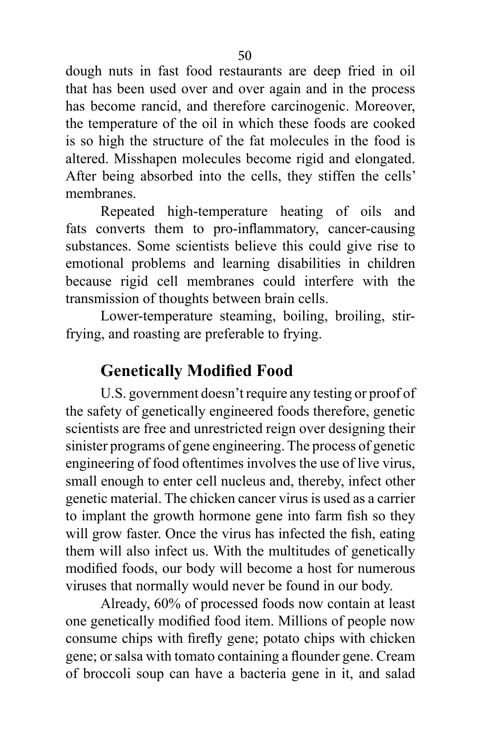dough nuts in fast food restaurants are deep fried in oil that has been used over and over again and in the process has become rancid, and therefore carcinogenic. Moreover, the temperature of the oil in which these foods are cooked is so high the structure of the fat molecules in the food is altered. Misshapen molecules become rigid and elongated. After being absorbed into the cells, they stiffen the cells' membranes.

Repeated high-temperature heating of oils and fats converts them to pro-inflammatory, cancer-causing substances. Some scientists believe this could give rise to emotional problems and learning disabilities in children because rigid cell membranes could interfere with the transmission of thoughts between brain cells.

Lower-temperature steaming, boiling, broiling, stir-frying, and roasting are preferable to frying.

## Genetically Modified Food

U.S. government doesn't require any testing or proof of the safety of genetically engineered foods therefore, genetic scientists are free and unrestricted reign over designing their sinister programs of gene engineering. The process of genetic engineering of food oftentimes involves the use of live virus, small enough to enter cell nucleus and, thereby, infect other genetic material. The chicken cancer virus is used as a carrier to implant the growth hormone gene into farm fish so they will grow faster. Once the virus has infected the fish, eating them will also infect us. With the multitudes of genetically modified foods, our body will become a host for numerous viruses that normally would never be found in our body.

Already, 60% of processed foods now contain at least one genetically modified food item. Millions of people now consume chips with firefly gene; potato chips with chicken gene; or salsa with tomato containing a flounder gene. Cream of broccoli soup can have a bacteria gene in it, and salad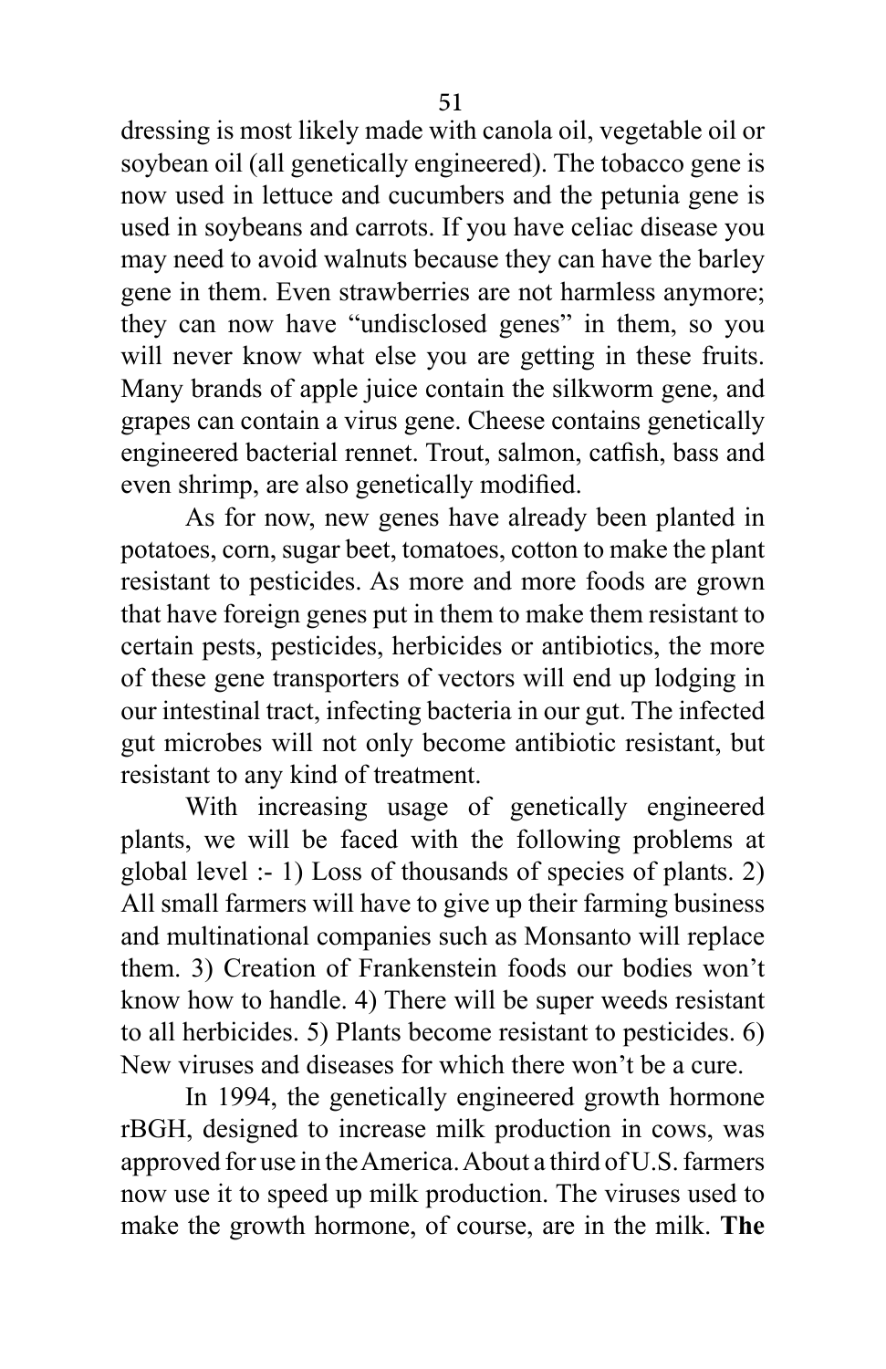dressing is most likely made with canola oil, vegetable oil or soybean oil (all genetically engineered). The tobacco gene is now used in lettuce and cucumbers and the petunia gene is used in soybeans and carrots. If you have celiac disease you may need to avoid walnuts because they can have the barley gene in them. Even strawberries are not harmless anymore; they can now have "undisclosed genes" in them, so you will never know what else you are getting in these fruits. Many brands of apple juice contain the silkworm gene, and grapes can contain a virus gene. Cheese contains genetically engineered bacterial rennet. Trout, salmon, catfish, bass and even shrimp, are also genetically modified.

As for now, new genes have already been planted in potatoes, corn, sugar beet, tomatoes, cotton to make the plant resistant to pesticides. As more and more foods are grown that have foreign genes put in them to make them resistant to certain pests, pesticides, herbicides or antibiotics, the more of these gene transporters of vectors will end up lodging in our intestinal tract, infecting bacteria in our gut. The infected gut microbes will not only become antibiotic resistant, but resistant to any kind of treatment.

With increasing usage of genetically engineered plants, we will be faced with the following problems at global level :- 1) Loss of thousands of species of plants. 2) All small farmers will have to give up their farming business and multinational companies such as Monsanto will replace them. 3) Creation of Frankenstein foods our bodies won't know how to handle. 4) There will be super weeds resistant to all herbicides. 5) Plants become resistant to pesticides. 6) New viruses and diseases for which there won't be a cure.

In 1994, the genetically engineered growth hormone rBGH, designed to increase milk production in cows, was approved for use in the America. About a third of U.S. farmers now use it to speed up milk production. The viruses used to make the growth hormone, of course, are in the milk. **The**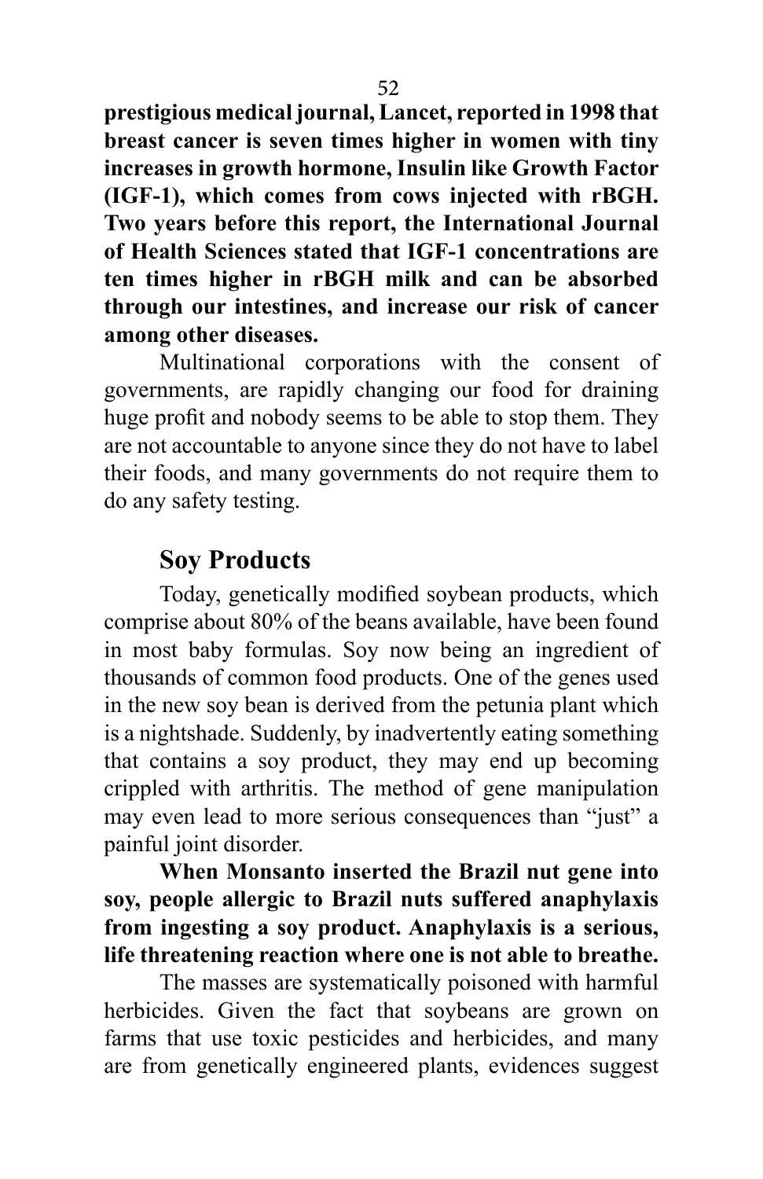**prestigious medical journal, Lancet, reported in 1998 that breast cancer is seven times higher in women with tiny increases in growth hormone, Insulin like Growth Factor (IGF-1), which comes from cows injected with rBGH. Two years before this report, the International Journal of Health Sciences stated that IGF-1 concentrations are ten times higher in rBGH milk and can be absorbed through our intestines, and increase our risk of cancer among other diseases.**

Multinational corporations with the consent of governments, are rapidly changing our food for draining huge profit and nobody seems to be able to stop them. They are not accountable to anyone since they do not have to label their foods, and many governments do not require them to do any safety testing.

## Soy Products

Today, genetically modified soybean products, which comprise about 80% of the beans available, have been found in most baby formulas. Soy now being an ingredient of thousands of common food products. One of the genes used in the new soy bean is derived from the petunia plant which is a nightshade. Suddenly, by inadvertently eating something that contains a soy product, they may end up becoming crippled with arthritis. The method of gene manipulation may even lead to more serious consequences than "just" a painful joint disorder.

**When Monsanto inserted the Brazil nut gene into soy, people allergic to Brazil nuts suffered anaphylaxis from ingesting a soy product. Anaphylaxis is a serious, life threatening reaction where one is not able to breathe.**

The masses are systematically poisoned with harmful herbicides. Given the fact that soybeans are grown on farms that use toxic pesticides and herbicides, and many are from genetically engineered plants, evidences suggest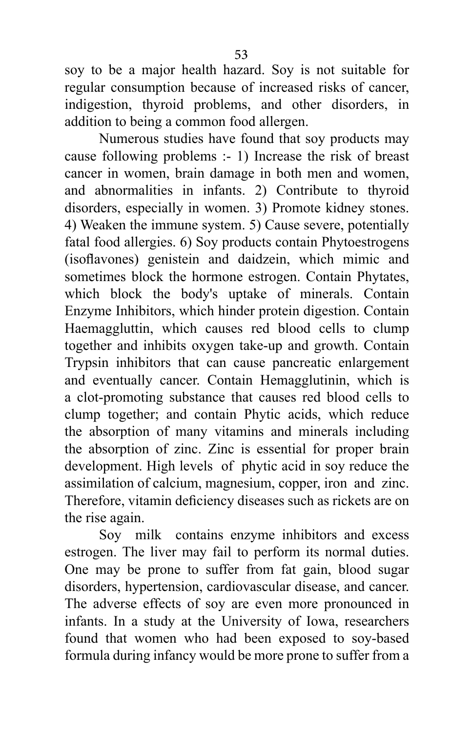soy to be a major health hazard. Soy is not suitable for regular consumption because of increased risks of cancer, indigestion, thyroid problems, and other disorders, in addition to being a common food allergen.

Numerous studies have found that soy products may cause following problems :- 1) Increase the risk of breast cancer in women, brain damage in both men and women, and abnormalities in infants. 2) Contribute to thyroid disorders, especially in women. 3) Promote kidney stones. 4) Weaken the immune system. 5) Cause severe, potentially fatal food allergies. 6) Soy products contain Phytoestrogens (isoflavones) genistein and daidzein, which mimic and sometimes block the hormone estrogen. Contain Phytates, which block the body's uptake of minerals. Contain Enzyme Inhibitors, which hinder protein digestion. Contain Haemaggluttin, which causes red blood cells to clump together and inhibits oxygen take-up and growth. Contain Trypsin inhibitors that can cause pancreatic enlargement and eventually cancer. Contain Hemagglutinin, which is a clot-promoting substance that causes red blood cells to clump together; and contain Phytic acids, which reduce the absorption of many vitamins and minerals including the absorption of zinc. Zinc is essential for proper brain development. High levels of phytic acid in soy reduce the assimilation of calcium, magnesium, copper, iron and zinc. Therefore, vitamin deficiency diseases such as rickets are on the rise again.

Soy milk contains enzyme inhibitors and excess estrogen. The liver may fail to perform its normal duties. One may be prone to suffer from fat gain, blood sugar disorders, hypertension, cardiovascular disease, and cancer. The adverse effects of soy are even more pronounced in infants. In a study at the University of Iowa, researchers found that women who had been exposed to soy-based formula during infancy would be more prone to suffer from a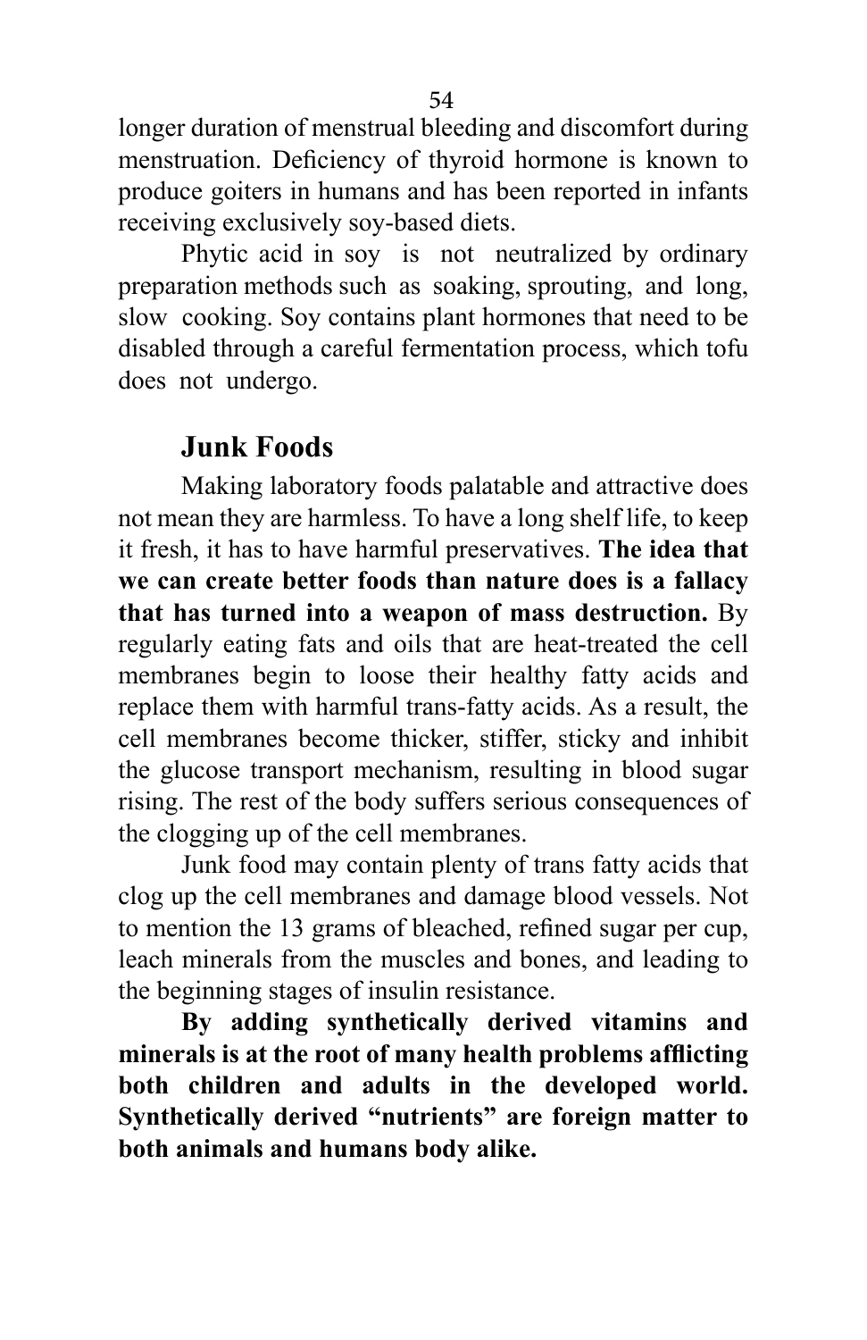longer duration of menstrual bleeding and discomfort during menstruation. Deficiency of thyroid hormone is known to produce goiters in humans and has been reported in infants receiving exclusively soy-based diets.

Phytic acid in soy is not neutralized by ordinary preparation methods such as soaking, sprouting, and long, slow cooking. Soy contains plant hormones that need to be disabled through a careful fermentation process, which tofu does not undergo.

## Junk Foods

Making laboratory foods palatable and attractive does not mean they are harmless. To have a long shelf life, to keep it fresh, it has to have harmful preservatives. **The idea that we can create better foods than nature does is a fallacy that has turned into a weapon of mass destruction.** By regularly eating fats and oils that are heat-treated the cell membranes begin to loose their healthy fatty acids and replace them with harmful trans-fatty acids. As a result, the cell membranes become thicker, stiffer, sticky and inhibit the glucose transport mechanism, resulting in blood sugar rising. The rest of the body suffers serious consequences of the clogging up of the cell membranes.

Junk food may contain plenty of trans fatty acids that clog up the cell membranes and damage blood vessels. Not to mention the 13 grams of bleached, refined sugar per cup, leach minerals from the muscles and bones, and leading to the beginning stages of insulin resistance.

**By adding synthetically derived vitamins and minerals is at the root of many health problems afflicting both children and adults in the developed world. Synthetically derived "nutrients" are foreign matter to both animals and humans body alike.**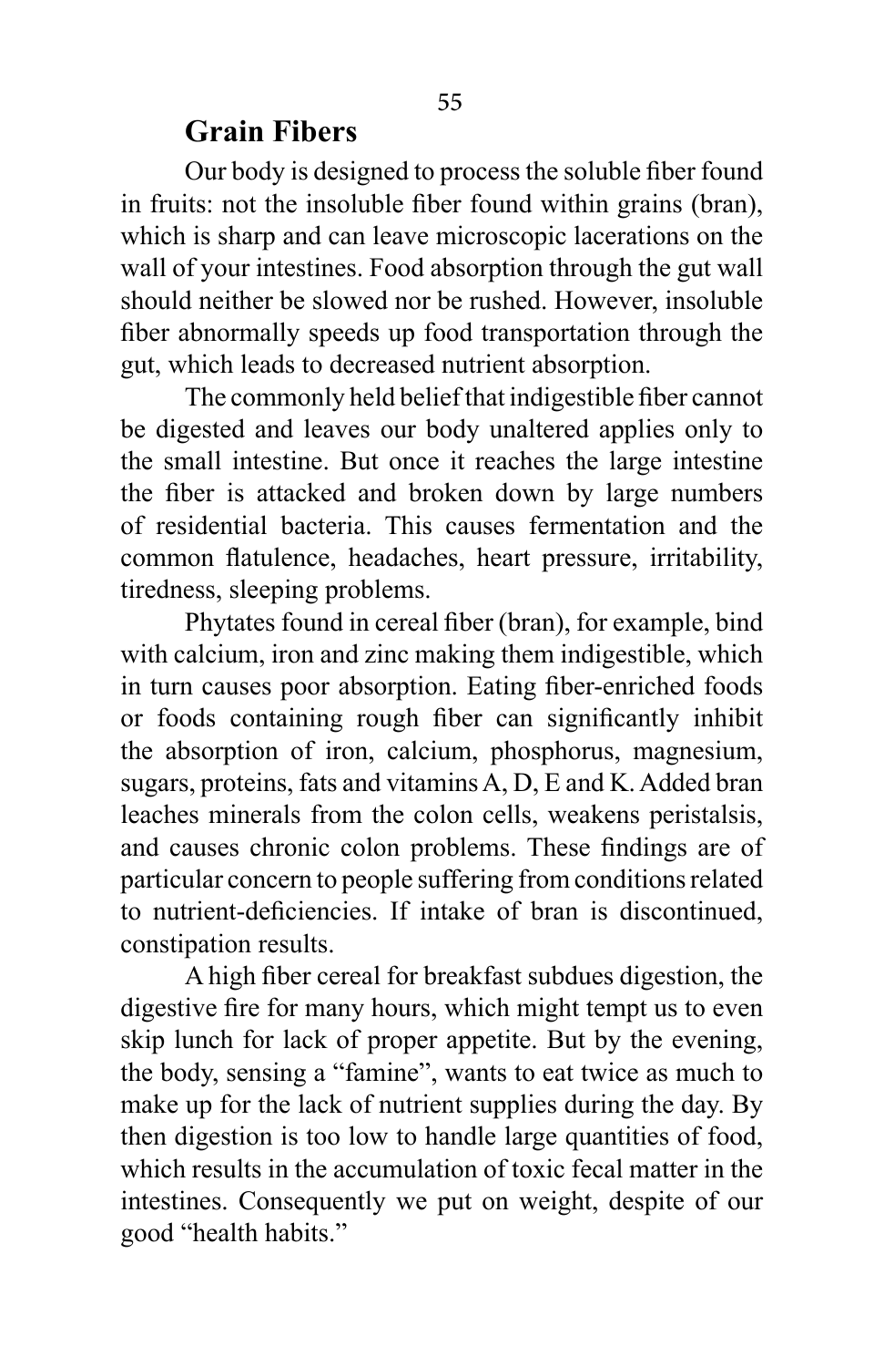## Grain Fibers

Our body is designed to process the soluble fiber found in fruits: not the insoluble fiber found within grains (bran), which is sharp and can leave microscopic lacerations on the wall of your intestines. Food absorption through the gut wall should neither be slowed nor be rushed. However, insoluble fiber abnormally speeds up food transportation through the gut, which leads to decreased nutrient absorption.

The commonly held belief that indigestible fiber cannot be digested and leaves our body unaltered applies only to the small intestine. But once it reaches the large intestine the fiber is attacked and broken down by large numbers of residential bacteria. This causes fermentation and the common flatulence, headaches, heart pressure, irritability, tiredness, sleeping problems.

Phytates found in cereal fiber (bran), for example, bind with calcium, iron and zinc making them indigestible, which in turn causes poor absorption. Eating fiber-enriched foods or foods containing rough fiber can significantly inhibit the absorption of iron, calcium, phosphorus, magnesium, sugars, proteins, fats and vitamins A, D, E and K. Added bran leaches minerals from the colon cells, weakens peristalsis, and causes chronic colon problems. These findings are of particular concern to people suffering from conditions related to nutrient-deficiencies. If intake of bran is discontinued, constipation results.

A high fiber cereal for breakfast subdues digestion, the digestive fire for many hours, which might tempt us to even skip lunch for lack of proper appetite. But by the evening, the body, sensing a "famine", wants to eat twice as much to make up for the lack of nutrient supplies during the day. By then digestion is too low to handle large quantities of food, which results in the accumulation of toxic fecal matter in the intestines. Consequently we put on weight, despite of our good "health habits."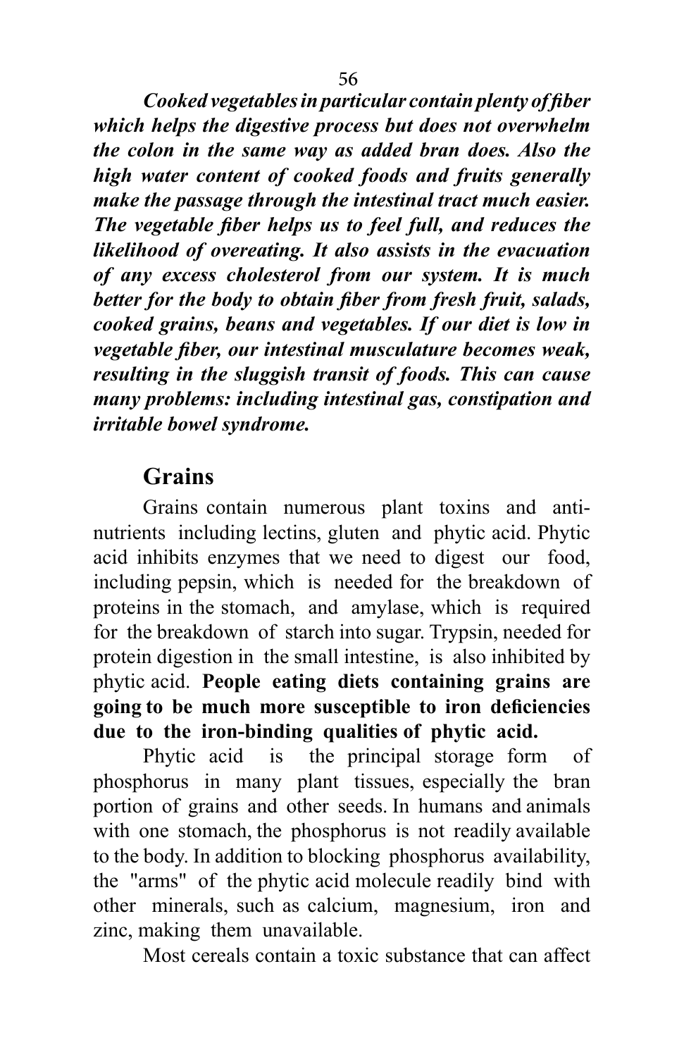***Cooked vegetables in particular contain plenty of fiber which helps the digestive process but does not overwhelm the colon in the same way as added bran does. Also the high water content of cooked foods and fruits generally make the passage through the intestinal tract much easier. The vegetable fiber helps us to feel full, and reduces the likelihood of overeating. It also assists in the evacuation of any excess cholesterol from our system. It is much better for the body to obtain fiber from fresh fruit, salads, cooked grains, beans and vegetables. If our diet is low in vegetable fiber, our intestinal musculature becomes weak, resulting in the sluggish transit of foods. This can cause many problems: including intestinal gas, constipation and irritable bowel syndrome.***

## Grains

Grains contain numerous plant toxins and anti-nutrients including lectins, gluten and phytic acid. Phytic acid inhibits enzymes that we need to digest our food, including pepsin, which is needed for the breakdown of proteins in the stomach, and amylase, which is required for the breakdown of starch into sugar. Trypsin, needed for protein digestion in the small intestine, is also inhibited by phytic acid. **People eating diets containing grains are going to be much more susceptible to iron deficiencies due to the iron-binding qualities of phytic acid.**

Phytic acid is the principal storage form of phosphorus in many plant tissues, especially the bran portion of grains and other seeds. In humans and animals with one stomach, the phosphorus is not readily available to the body. In addition to blocking phosphorus availability, the "arms" of the phytic acid molecule readily bind with other minerals, such as calcium, magnesium, iron and zinc, making them unavailable.

Most cereals contain a toxic substance that can affect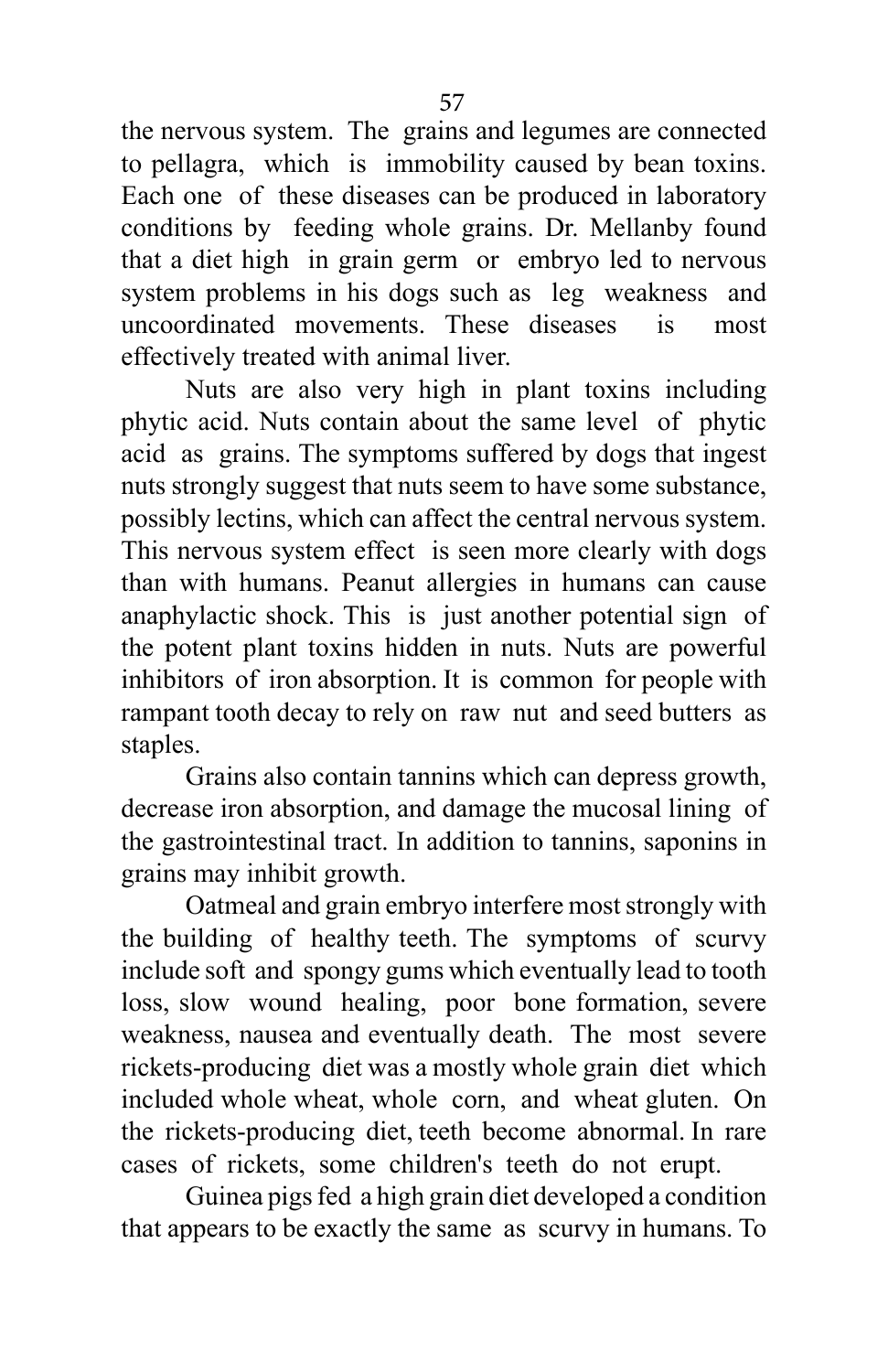the nervous system. The grains and legumes are connected to pellagra, which is immobility caused by bean toxins. Each one of these diseases can be produced in laboratory conditions by feeding whole grains. Dr. Mellanby found that a diet high in grain germ or embryo led to nervous system problems in his dogs such as leg weakness and uncoordinated movements. These diseases is most effectively treated with animal liver.

Nuts are also very high in plant toxins including phytic acid. Nuts contain about the same level of phytic acid as grains. The symptoms suffered by dogs that ingest nuts strongly suggest that nuts seem to have some substance, possibly lectins, which can affect the central nervous system. This nervous system effect is seen more clearly with dogs than with humans. Peanut allergies in humans can cause anaphylactic shock. This is just another potential sign of the potent plant toxins hidden in nuts. Nuts are powerful inhibitors of iron absorption. It is common for people with rampant tooth decay to rely on raw nut and seed butters as staples.

Grains also contain tannins which can depress growth, decrease iron absorption, and damage the mucosal lining of the gastrointestinal tract. In addition to tannins, saponins in grains may inhibit growth.

Oatmeal and grain embryo interfere most strongly with the building of healthy teeth. The symptoms of scurvy include soft and spongy gums which eventually lead to tooth loss, slow wound healing, poor bone formation, severe weakness, nausea and eventually death. The most severe rickets-producing diet was a mostly whole grain diet which included whole wheat, whole corn, and wheat gluten. On the rickets-producing diet, teeth become abnormal. In rare cases of rickets, some children's teeth do not erupt.

Guinea pigs fed a high grain diet developed a condition that appears to be exactly the same as scurvy in humans. To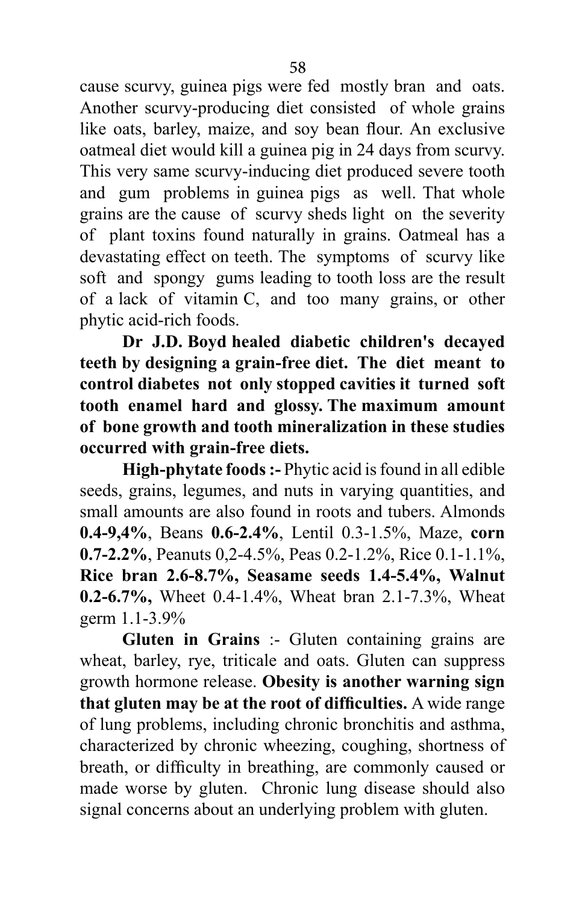cause scurvy, guinea pigs were fed mostly bran and oats. Another scurvy-producing diet consisted of whole grains like oats, barley, maize, and soy bean flour. An exclusive oatmeal diet would kill a guinea pig in 24 days from scurvy. This very same scurvy-inducing diet produced severe tooth and gum problems in guinea pigs as well. That whole grains are the cause of scurvy sheds light on the severity of plant toxins found naturally in grains. Oatmeal has a devastating effect on teeth. The symptoms of scurvy like soft and spongy gums leading to tooth loss are the result of a lack of vitamin C, and too many grains, or other phytic acid-rich foods.

**Dr J.D. Boyd healed diabetic children's decayed teeth by designing a grain-free diet. The diet meant to control diabetes not only stopped cavities it turned soft tooth enamel hard and glossy. The maximum amount of bone growth and tooth mineralization in these studies occurred with grain-free diets.**

**High-phytate foods :-** Phytic acid is found in all edible seeds, grains, legumes, and nuts in varying quantities, and small amounts are also found in roots and tubers. Almonds **0.4-9,4%**, Beans **0.6-2.4%**, Lentil 0.3-1.5%, Maze, **corn 0.7-2.2%**, Peanuts 0,2-4.5%, Peas 0.2-1.2%, Rice 0.1-1.1%, **Rice bran 2.6-8.7%, Seasame seeds 1.4-5.4%, Walnut 0.2-6.7%,** Wheet 0.4-1.4%, Wheat bran 2.1-7.3%, Wheat germ 1.1-3.9%

**Gluten in Grains** :- Gluten containing grains are wheat, barley, rye, triticale and oats. Gluten can suppress growth hormone release. **Obesity is another warning sign that gluten may be at the root of difficulties.** A wide range of lung problems, including chronic bronchitis and asthma, characterized by chronic wheezing, coughing, shortness of breath, or difficulty in breathing, are commonly caused or made worse by gluten. Chronic lung disease should also signal concerns about an underlying problem with gluten.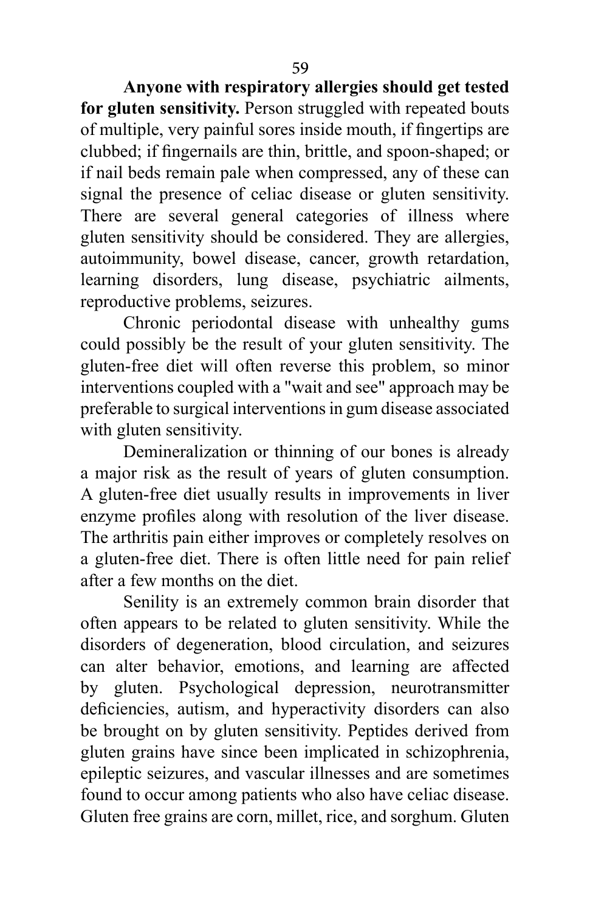**Anyone with respiratory allergies should get tested for gluten sensitivity.** Person struggled with repeated bouts of multiple, very painful sores inside mouth, if fingertips are clubbed; if fingernails are thin, brittle, and spoon-shaped; or if nail beds remain pale when compressed, any of these can signal the presence of celiac disease or gluten sensitivity. There are several general categories of illness where gluten sensitivity should be considered. They are allergies, autoimmunity, bowel disease, cancer, growth retardation, learning disorders, lung disease, psychiatric ailments, reproductive problems, seizures.

Chronic periodontal disease with unhealthy gums could possibly be the result of your gluten sensitivity. The gluten-free diet will often reverse this problem, so minor interventions coupled with a "wait and see" approach may be preferable to surgical interventions in gum disease associated with gluten sensitivity.

Demineralization or thinning of our bones is already a major risk as the result of years of gluten consumption. A gluten-free diet usually results in improvements in liver enzyme profiles along with resolution of the liver disease. The arthritis pain either improves or completely resolves on a gluten-free diet. There is often little need for pain relief after a few months on the diet.

Senility is an extremely common brain disorder that often appears to be related to gluten sensitivity. While the disorders of degeneration, blood circulation, and seizures can alter behavior, emotions, and learning are affected by gluten. Psychological depression, neurotransmitter deficiencies, autism, and hyperactivity disorders can also be brought on by gluten sensitivity. Peptides derived from gluten grains have since been implicated in schizophrenia, epileptic seizures, and vascular illnesses and are sometimes found to occur among patients who also have celiac disease. Gluten free grains are corn, millet, rice, and sorghum. Gluten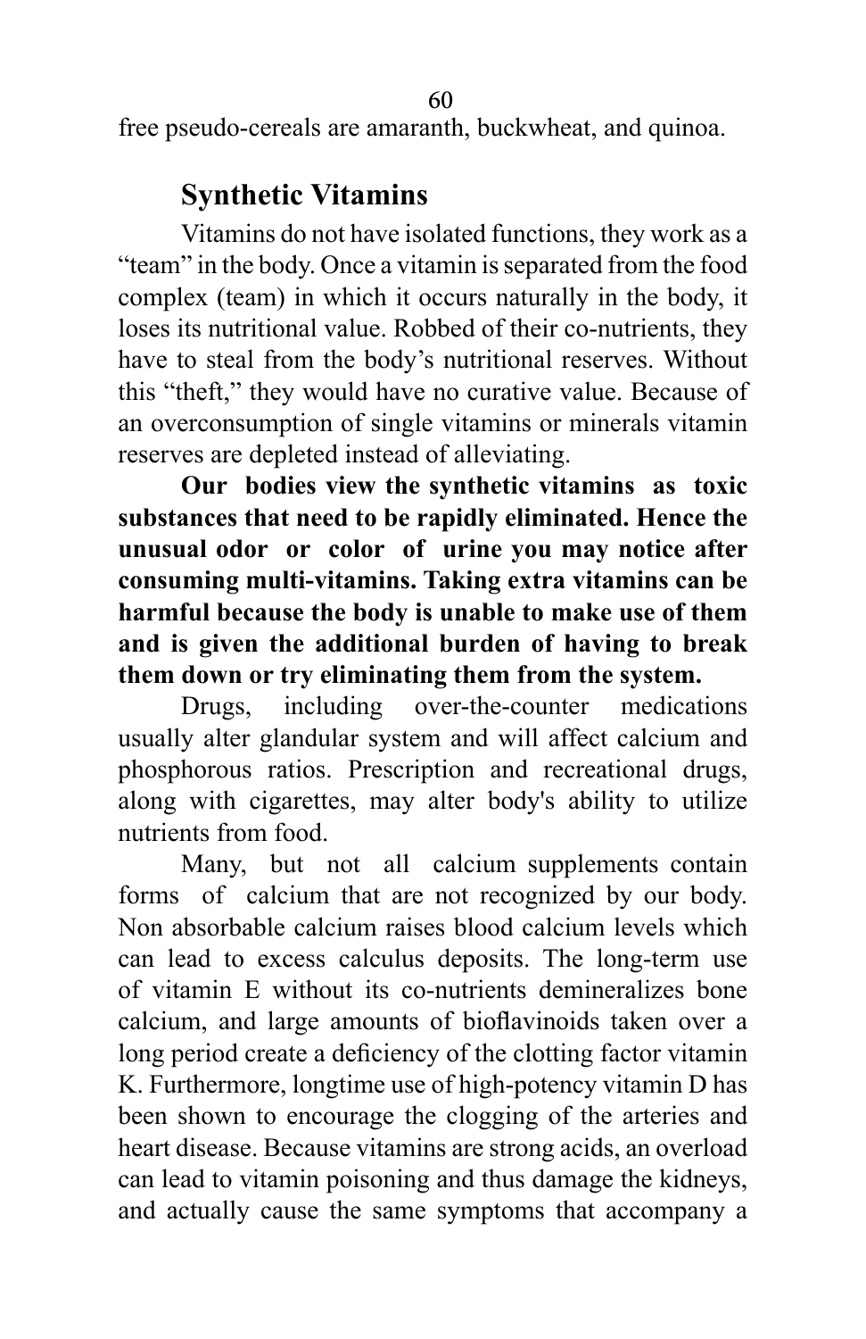free pseudo-cereals are amaranth, buckwheat, and quinoa.

## Synthetic Vitamins

Vitamins do not have isolated functions, they work as a "team" in the body. Once a vitamin is separated from the food complex (team) in which it occurs naturally in the body, it loses its nutritional value. Robbed of their co-nutrients, they have to steal from the body's nutritional reserves. Without this "theft," they would have no curative value. Because of an overconsumption of single vitamins or minerals vitamin reserves are depleted instead of alleviating.

**Our bodies view the synthetic vitamins as toxic substances that need to be rapidly eliminated. Hence the unusual odor or color of urine you may notice after consuming multi-vitamins. Taking extra vitamins can be harmful because the body is unable to make use of them and is given the additional burden of having to break them down or try eliminating them from the system.**

Drugs, including over-the-counter medications usually alter glandular system and will affect calcium and phosphorous ratios. Prescription and recreational drugs, along with cigarettes, may alter body's ability to utilize nutrients from food.

Many, but not all calcium supplements contain forms of calcium that are not recognized by our body. Non absorbable calcium raises blood calcium levels which can lead to excess calculus deposits. The long-term use of vitamin E without its co-nutrients demineralizes bone calcium, and large amounts of bioflavinoids taken over a long period create a deficiency of the clotting factor vitamin K. Furthermore, longtime use of high-potency vitamin D has been shown to encourage the clogging of the arteries and heart disease. Because vitamins are strong acids, an overload can lead to vitamin poisoning and thus damage the kidneys, and actually cause the same symptoms that accompany a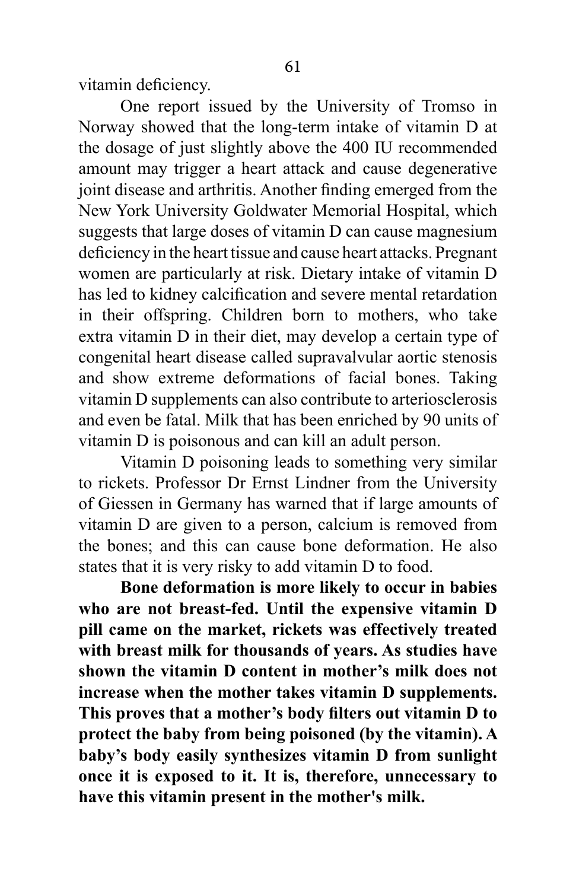vitamin deficiency.

One report issued by the University of Tromso in Norway showed that the long-term intake of vitamin D at the dosage of just slightly above the 400 IU recommended amount may trigger a heart attack and cause degenerative joint disease and arthritis. Another finding emerged from the New York University Goldwater Memorial Hospital, which suggests that large doses of vitamin D can cause magnesium deficiency in the heart tissue and cause heart attacks. Pregnant women are particularly at risk. Dietary intake of vitamin D has led to kidney calcification and severe mental retardation in their offspring. Children born to mothers, who take extra vitamin D in their diet, may develop a certain type of congenital heart disease called supravalvular aortic stenosis and show extreme deformations of facial bones. Taking vitamin D supplements can also contribute to arteriosclerosis and even be fatal. Milk that has been enriched by 90 units of vitamin D is poisonous and can kill an adult person.

Vitamin D poisoning leads to something very similar to rickets. Professor Dr Ernst Lindner from the University of Giessen in Germany has warned that if large amounts of vitamin D are given to a person, calcium is removed from the bones; and this can cause bone deformation. He also states that it is very risky to add vitamin D to food.

**Bone deformation is more likely to occur in babies who are not breast-fed. Until the expensive vitamin D pill came on the market, rickets was effectively treated with breast milk for thousands of years. As studies have shown the vitamin D content in mother's milk does not increase when the mother takes vitamin D supplements. This proves that a mother's body filters out vitamin D to protect the baby from being poisoned (by the vitamin). A baby's body easily synthesizes vitamin D from sunlight once it is exposed to it. It is, therefore, unnecessary to have this vitamin present in the mother's milk.**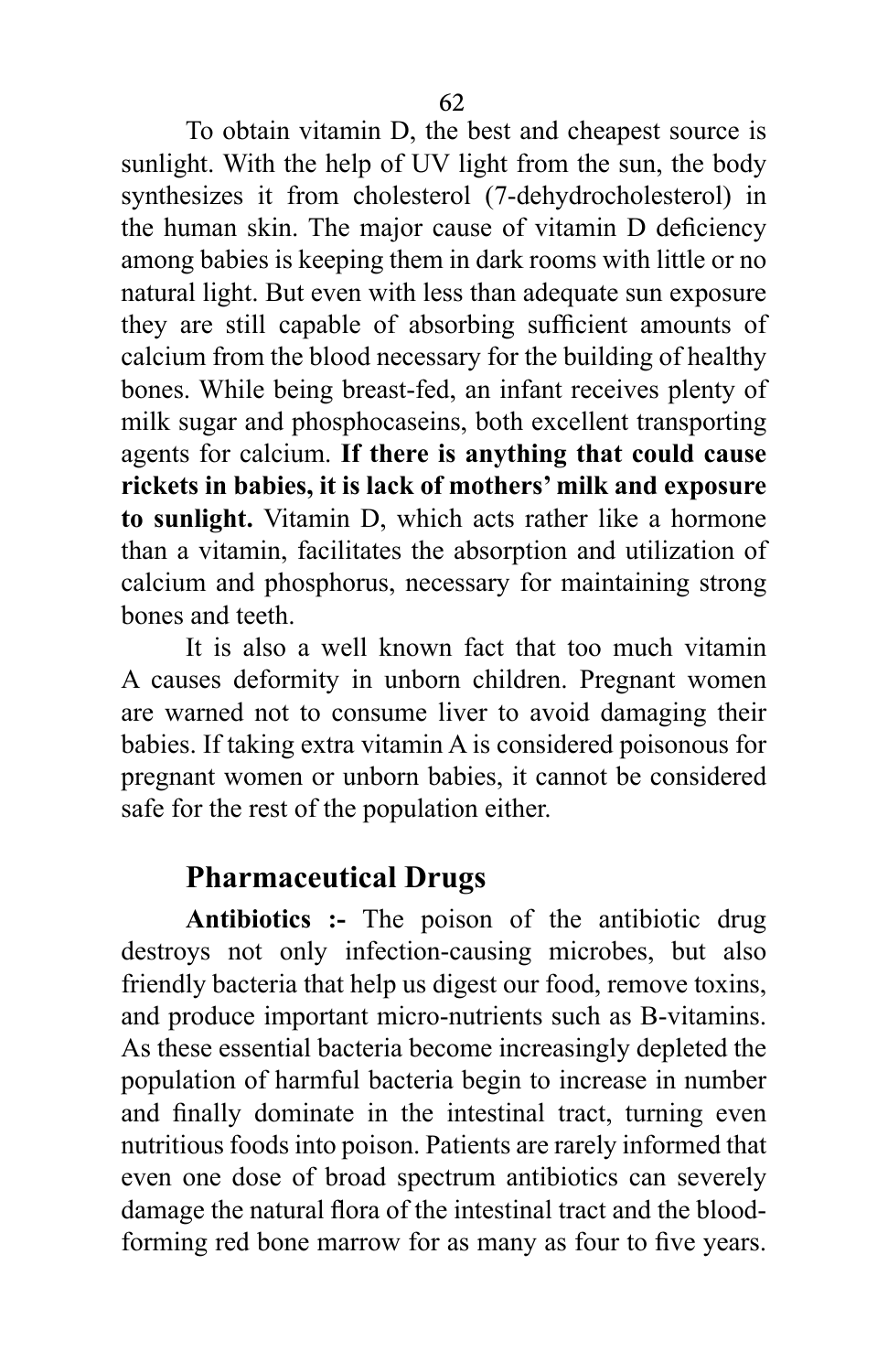To obtain vitamin D, the best and cheapest source is sunlight. With the help of UV light from the sun, the body synthesizes it from cholesterol (7-dehydrocholesterol) in the human skin. The major cause of vitamin D deficiency among babies is keeping them in dark rooms with little or no natural light. But even with less than adequate sun exposure they are still capable of absorbing sufficient amounts of calcium from the blood necessary for the building of healthy bones. While being breast-fed, an infant receives plenty of milk sugar and phosphocaseins, both excellent transporting agents for calcium. **If there is anything that could cause rickets in babies, it is lack of mothers' milk and exposure to sunlight.** Vitamin D, which acts rather like a hormone than a vitamin, facilitates the absorption and utilization of calcium and phosphorus, necessary for maintaining strong bones and teeth.

It is also a well known fact that too much vitamin A causes deformity in unborn children. Pregnant women are warned not to consume liver to avoid damaging their babies. If taking extra vitamin A is considered poisonous for pregnant women or unborn babies, it cannot be considered safe for the rest of the population either.

## Pharmaceutical Drugs

**Antibiotics :-** The poison of the antibiotic drug destroys not only infection-causing microbes, but also friendly bacteria that help us digest our food, remove toxins, and produce important micro-nutrients such as B-vitamins. As these essential bacteria become increasingly depleted the population of harmful bacteria begin to increase in number and finally dominate in the intestinal tract, turning even nutritious foods into poison. Patients are rarely informed that even one dose of broad spectrum antibiotics can severely damage the natural flora of the intestinal tract and the blood-forming red bone marrow for as many as four to five years.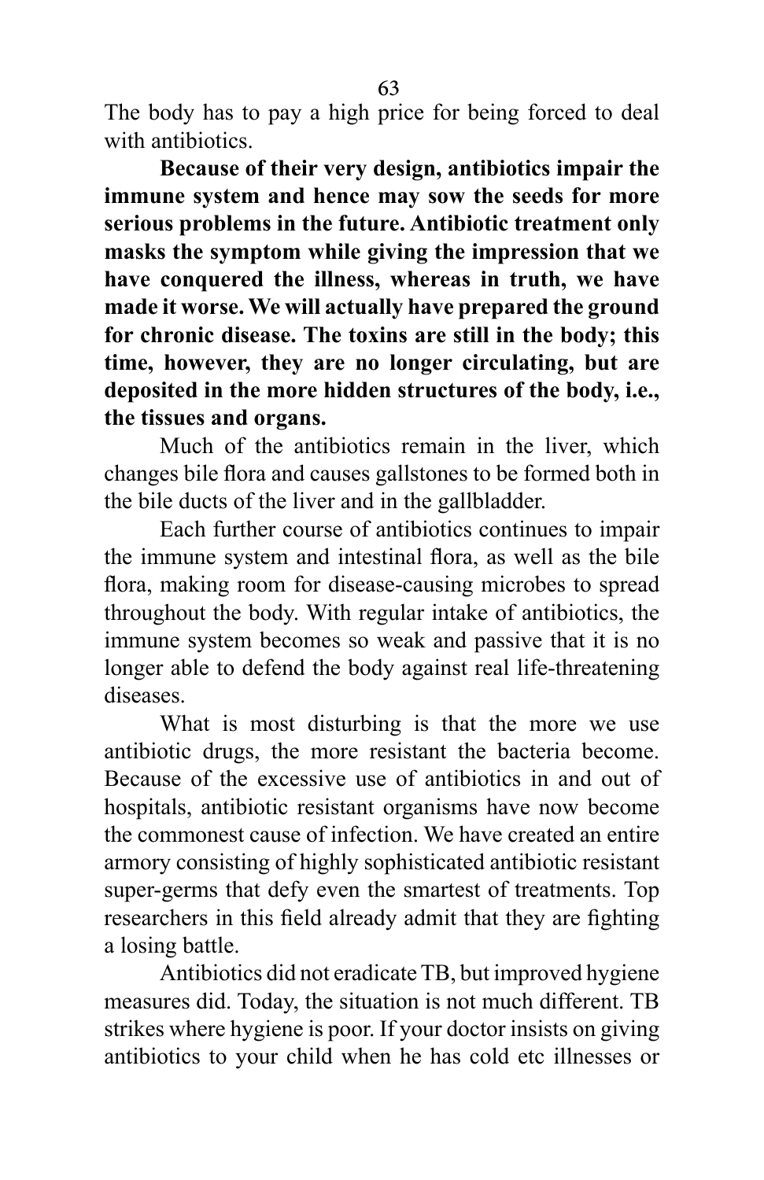The body has to pay a high price for being forced to deal with antibiotics.

**Because of their very design, antibiotics impair the immune system and hence may sow the seeds for more serious problems in the future. Antibiotic treatment only masks the symptom while giving the impression that we have conquered the illness, whereas in truth, we have made it worse. We will actually have prepared the ground for chronic disease. The toxins are still in the body; this time, however, they are no longer circulating, but are deposited in the more hidden structures of the body, i.e., the tissues and organs.**

Much of the antibiotics remain in the liver, which changes bile flora and causes gallstones to be formed both in the bile ducts of the liver and in the gallbladder.

Each further course of antibiotics continues to impair the immune system and intestinal flora, as well as the bile flora, making room for disease-causing microbes to spread throughout the body. With regular intake of antibiotics, the immune system becomes so weak and passive that it is no longer able to defend the body against real life-threatening diseases.

What is most disturbing is that the more we use antibiotic drugs, the more resistant the bacteria become. Because of the excessive use of antibiotics in and out of hospitals, antibiotic resistant organisms have now become the commonest cause of infection. We have created an entire armory consisting of highly sophisticated antibiotic resistant super-germs that defy even the smartest of treatments. Top researchers in this field already admit that they are fighting a losing battle.

Antibiotics did not eradicate TB, but improved hygiene measures did. Today, the situation is not much different. TB strikes where hygiene is poor. If your doctor insists on giving antibiotics to your child when he has cold etc illnesses or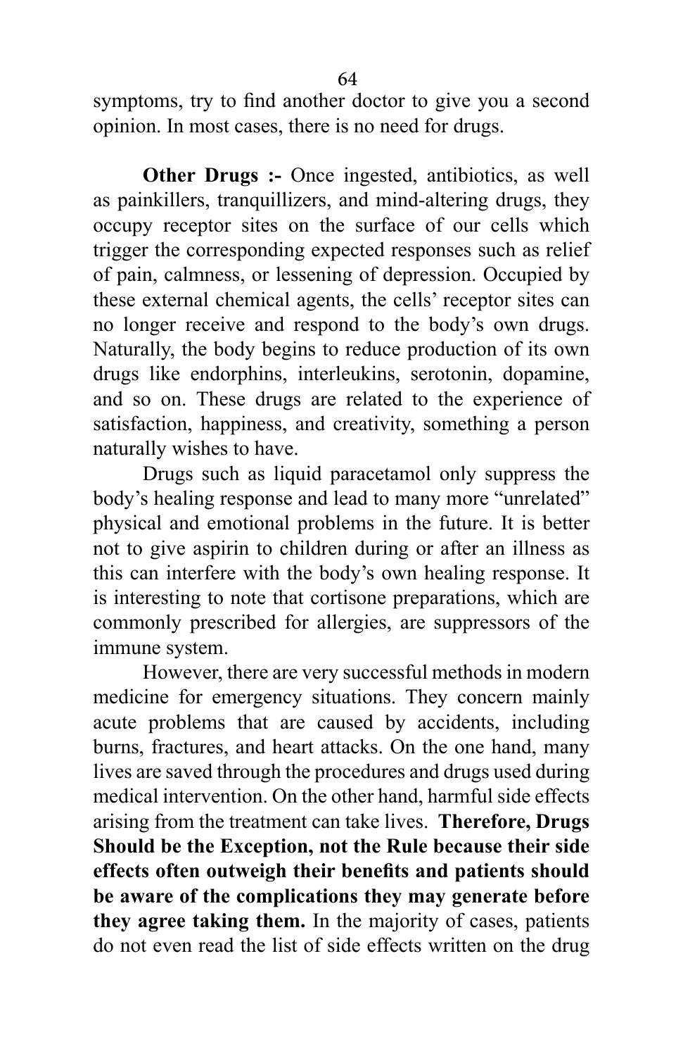symptoms, try to find another doctor to give you a second opinion. In most cases, there is no need for drugs.

**Other Drugs :-** Once ingested, antibiotics, as well as painkillers, tranquillizers, and mind-altering drugs, they occupy receptor sites on the surface of our cells which trigger the corresponding expected responses such as relief of pain, calmness, or lessening of depression. Occupied by these external chemical agents, the cells' receptor sites can no longer receive and respond to the body's own drugs. Naturally, the body begins to reduce production of its own drugs like endorphins, interleukins, serotonin, dopamine, and so on. These drugs are related to the experience of satisfaction, happiness, and creativity, something a person naturally wishes to have.

Drugs such as liquid paracetamol only suppress the body's healing response and lead to many more "unrelated" physical and emotional problems in the future. It is better not to give aspirin to children during or after an illness as this can interfere with the body's own healing response. It is interesting to note that cortisone preparations, which are commonly prescribed for allergies, are suppressors of the immune system.

However, there are very successful methods in modern medicine for emergency situations. They concern mainly acute problems that are caused by accidents, including burns, fractures, and heart attacks. On the one hand, many lives are saved through the procedures and drugs used during medical intervention. On the other hand, harmful side effects arising from the treatment can take lives. **Therefore, Drugs Should be the Exception, not the Rule because their side effects often outweigh their benefits and patients should be aware of the complications they may generate before they agree taking them.** In the majority of cases, patients do not even read the list of side effects written on the drug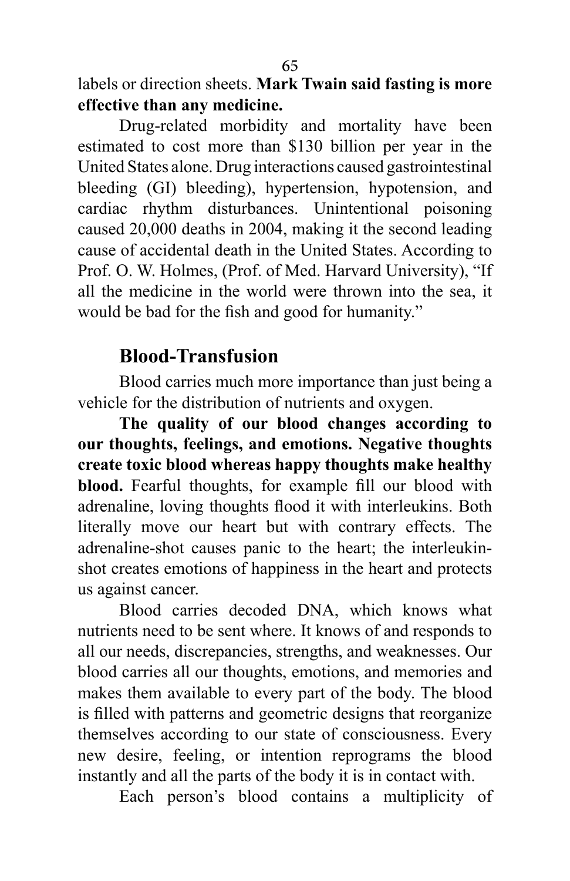labels or direction sheets. **Mark Twain said fasting is more effective than any medicine.**

Drug-related morbidity and mortality have been estimated to cost more than $130 billion per year in the United States alone. Drug interactions caused gastrointestinal bleeding (GI) bleeding), hypertension, hypotension, and cardiac rhythm disturbances. Unintentional poisoning caused 20,000 deaths in 2004, making it the second leading cause of accidental death in the United States. According to Prof. O. W. Holmes, (Prof. of Med. Harvard University), "If all the medicine in the world were thrown into the sea, it would be bad for the fish and good for humanity."

## Blood-Transfusion

Blood carries much more importance than just being a vehicle for the distribution of nutrients and oxygen.

**The quality of our blood changes according to our thoughts, feelings, and emotions. Negative thoughts create toxic blood whereas happy thoughts make healthy blood.** Fearful thoughts, for example fill our blood with adrenaline, loving thoughts flood it with interleukins. Both literally move our heart but with contrary effects. The adrenaline-shot causes panic to the heart; the interleukin-shot creates emotions of happiness in the heart and protects us against cancer.

Blood carries decoded DNA, which knows what nutrients need to be sent where. It knows of and responds to all our needs, discrepancies, strengths, and weaknesses. Our blood carries all our thoughts, emotions, and memories and makes them available to every part of the body. The blood is filled with patterns and geometric designs that reorganize themselves according to our state of consciousness. Every new desire, feeling, or intention reprograms the blood instantly and all the parts of the body it is in contact with.

Each person's blood contains a multiplicity of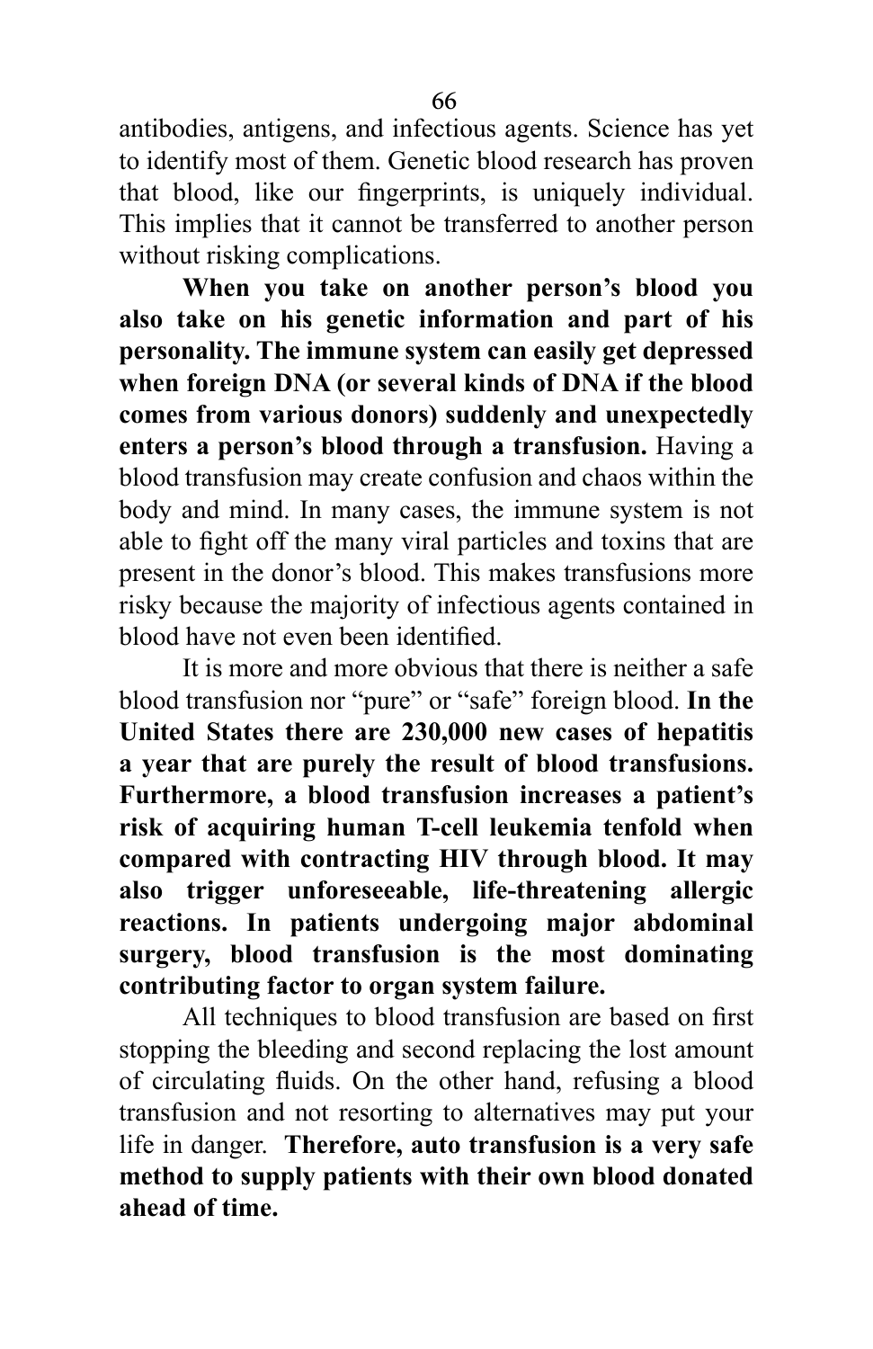antibodies, antigens, and infectious agents. Science has yet to identify most of them. Genetic blood research has proven that blood, like our fingerprints, is uniquely individual. This implies that it cannot be transferred to another person without risking complications.

**When you take on another person's blood you also take on his genetic information and part of his personality. The immune system can easily get depressed when foreign DNA (or several kinds of DNA if the blood comes from various donors) suddenly and unexpectedly enters a person's blood through a transfusion.** Having a blood transfusion may create confusion and chaos within the body and mind. In many cases, the immune system is not able to fight off the many viral particles and toxins that are present in the donor's blood. This makes transfusions more risky because the majority of infectious agents contained in blood have not even been identified.

It is more and more obvious that there is neither a safe blood transfusion nor "pure" or "safe" foreign blood. **In the United States there are 230,000 new cases of hepatitis a year that are purely the result of blood transfusions. Furthermore, a blood transfusion increases a patient's risk of acquiring human T-cell leukemia tenfold when compared with contracting HIV through blood. It may also trigger unforeseeable, life-threatening allergic reactions. In patients undergoing major abdominal surgery, blood transfusion is the most dominating contributing factor to organ system failure.**

All techniques to blood transfusion are based on first stopping the bleeding and second replacing the lost amount of circulating fluids. On the other hand, refusing a blood transfusion and not resorting to alternatives may put your life in danger. **Therefore, auto transfusion is a very safe method to supply patients with their own blood donated ahead of time.**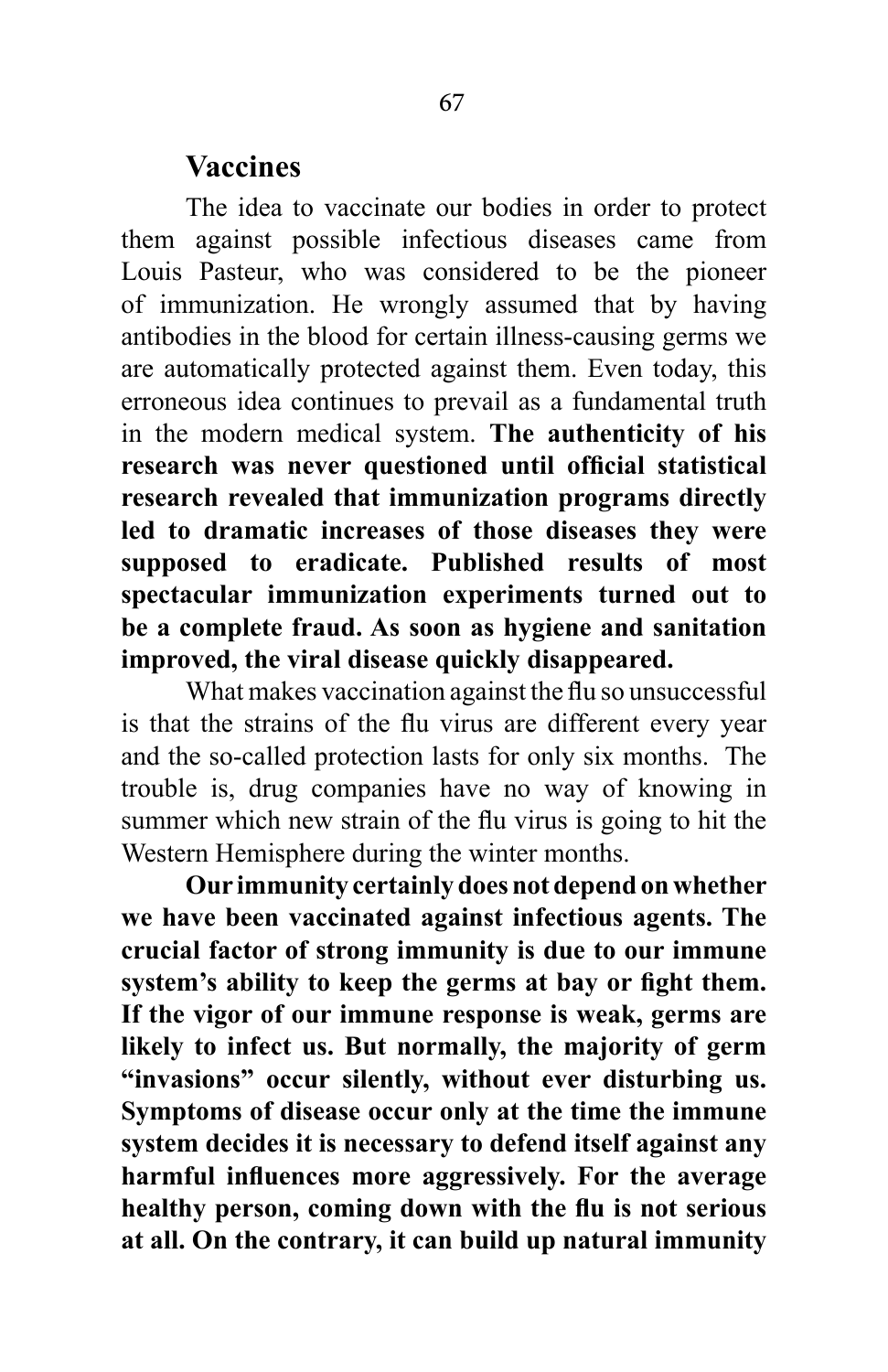## Vaccines

The idea to vaccinate our bodies in order to protect them against possible infectious diseases came from Louis Pasteur, who was considered to be the pioneer of immunization. He wrongly assumed that by having antibodies in the blood for certain illness-causing germs we are automatically protected against them. Even today, this erroneous idea continues to prevail as a fundamental truth in the modern medical system. **The authenticity of his research was never questioned until official statistical research revealed that immunization programs directly led to dramatic increases of those diseases they were supposed to eradicate. Published results of most spectacular immunization experiments turned out to be a complete fraud. As soon as hygiene and sanitation improved, the viral disease quickly disappeared.**

What makes vaccination against the flu so unsuccessful is that the strains of the flu virus are different every year and the so-called protection lasts for only six months. The trouble is, drug companies have no way of knowing in summer which new strain of the flu virus is going to hit the Western Hemisphere during the winter months.

**Our immunity certainly does not depend on whether we have been vaccinated against infectious agents. The crucial factor of strong immunity is due to our immune system's ability to keep the germs at bay or fight them. If the vigor of our immune response is weak, germs are likely to infect us. But normally, the majority of germ "invasions" occur silently, without ever disturbing us. Symptoms of disease occur only at the time the immune system decides it is necessary to defend itself against any harmful influences more aggressively. For the average healthy person, coming down with the flu is not serious at all. On the contrary, it can build up natural immunity**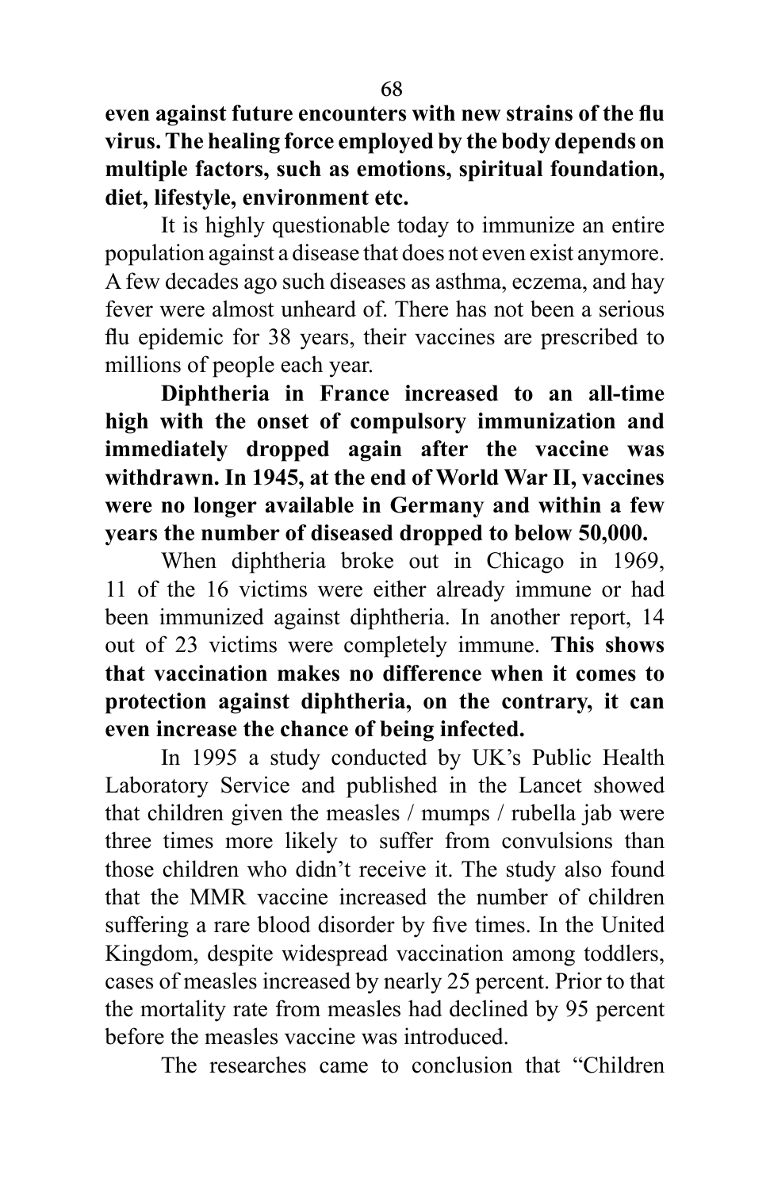**even against future encounters with new strains of the flu virus. The healing force employed by the body depends on multiple factors, such as emotions, spiritual foundation, diet, lifestyle, environment etc.**

It is highly questionable today to immunize an entire population against a disease that does not even exist anymore. A few decades ago such diseases as asthma, eczema, and hay fever were almost unheard of. There has not been a serious flu epidemic for 38 years, their vaccines are prescribed to millions of people each year.

**Diphtheria in France increased to an all-time high with the onset of compulsory immunization and immediately dropped again after the vaccine was withdrawn. In 1945, at the end of World War II, vaccines were no longer available in Germany and within a few years the number of diseased dropped to below 50,000.**

When diphtheria broke out in Chicago in 1969, 11 of the 16 victims were either already immune or had been immunized against diphtheria. In another report, 14 out of 23 victims were completely immune. **This shows that vaccination makes no difference when it comes to protection against diphtheria, on the contrary, it can even increase the chance of being infected.**

In 1995 a study conducted by UK's Public Health Laboratory Service and published in the Lancet showed that children given the measles / mumps / rubella jab were three times more likely to suffer from convulsions than those children who didn't receive it. The study also found that the MMR vaccine increased the number of children suffering a rare blood disorder by five times. In the United Kingdom, despite widespread vaccination among toddlers, cases of measles increased by nearly 25 percent. Prior to that the mortality rate from measles had declined by 95 percent before the measles vaccine was introduced.

The researches came to conclusion that "Children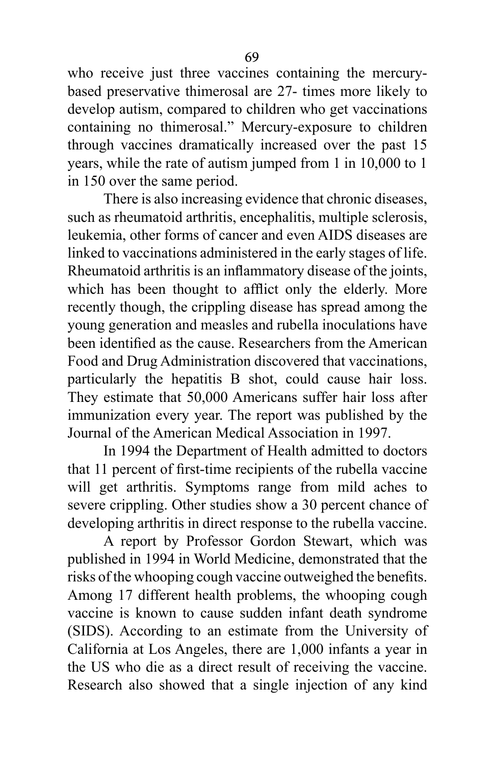who receive just three vaccines containing the mercury-based preservative thimerosal are 27- times more likely to develop autism, compared to children who get vaccinations containing no thimerosal." Mercury-exposure to children through vaccines dramatically increased over the past 15 years, while the rate of autism jumped from 1 in 10,000 to 1 in 150 over the same period.

There is also increasing evidence that chronic diseases, such as rheumatoid arthritis, encephalitis, multiple sclerosis, leukemia, other forms of cancer and even AIDS diseases are linked to vaccinations administered in the early stages of life. Rheumatoid arthritis is an inflammatory disease of the joints, which has been thought to afflict only the elderly. More recently though, the crippling disease has spread among the young generation and measles and rubella inoculations have been identified as the cause. Researchers from the American Food and Drug Administration discovered that vaccinations, particularly the hepatitis B shot, could cause hair loss. They estimate that 50,000 Americans suffer hair loss after immunization every year. The report was published by the Journal of the American Medical Association in 1997.

In 1994 the Department of Health admitted to doctors that 11 percent of first-time recipients of the rubella vaccine will get arthritis. Symptoms range from mild aches to severe crippling. Other studies show a 30 percent chance of developing arthritis in direct response to the rubella vaccine.

A report by Professor Gordon Stewart, which was published in 1994 in World Medicine, demonstrated that the risks of the whooping cough vaccine outweighed the benefits. Among 17 different health problems, the whooping cough vaccine is known to cause sudden infant death syndrome (SIDS). According to an estimate from the University of California at Los Angeles, there are 1,000 infants a year in the US who die as a direct result of receiving the vaccine. Research also showed that a single injection of any kind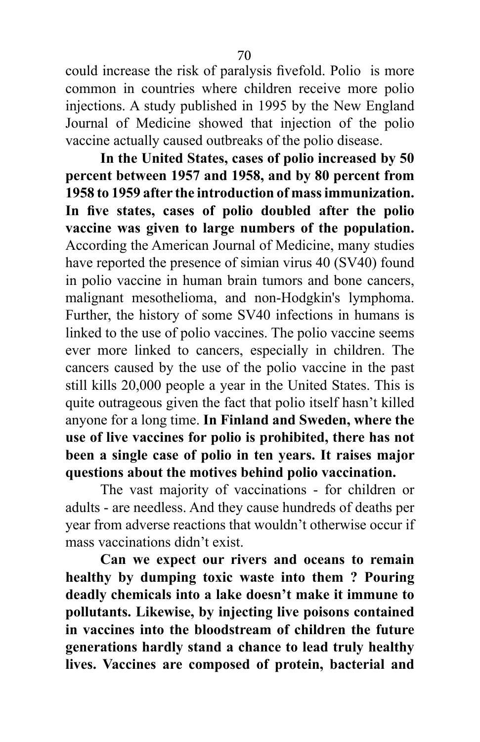could increase the risk of paralysis fivefold. Polio  is more common in countries where children receive more polio injections. A study published in 1995 by the New England Journal of Medicine showed that injection of the polio vaccine actually caused outbreaks of the polio disease.

**In the United States, cases of polio increased by 50 percent between 1957 and 1958, and by 80 percent from 1958 to 1959 after the introduction of mass immunization. In five states, cases of polio doubled after the polio vaccine was given to large numbers of the population.** According the American Journal of Medicine, many studies have reported the presence of simian virus 40 (SV40) found in polio vaccine in human brain tumors and bone cancers, malignant mesothelioma, and non-Hodgkin's lymphoma. Further, the history of some SV40 infections in humans is linked to the use of polio vaccines. The polio vaccine seems ever more linked to cancers, especially in children. The cancers caused by the use of the polio vaccine in the past still kills 20,000 people a year in the United States. This is quite outrageous given the fact that polio itself hasn't killed anyone for a long time. **In Finland and Sweden, where the use of live vaccines for polio is prohibited, there has not been a single case of polio in ten years. It raises major questions about the motives behind polio vaccination.**

The vast majority of vaccinations - for children or adults - are needless. And they cause hundreds of deaths per year from adverse reactions that wouldn't otherwise occur if mass vaccinations didn't exist.

**Can we expect our rivers and oceans to remain healthy by dumping toxic waste into them ? Pouring deadly chemicals into a lake doesn't make it immune to pollutants. Likewise, by injecting live poisons contained in vaccines into the bloodstream of children the future generations hardly stand a chance to lead truly healthy lives. Vaccines are composed of protein, bacterial and**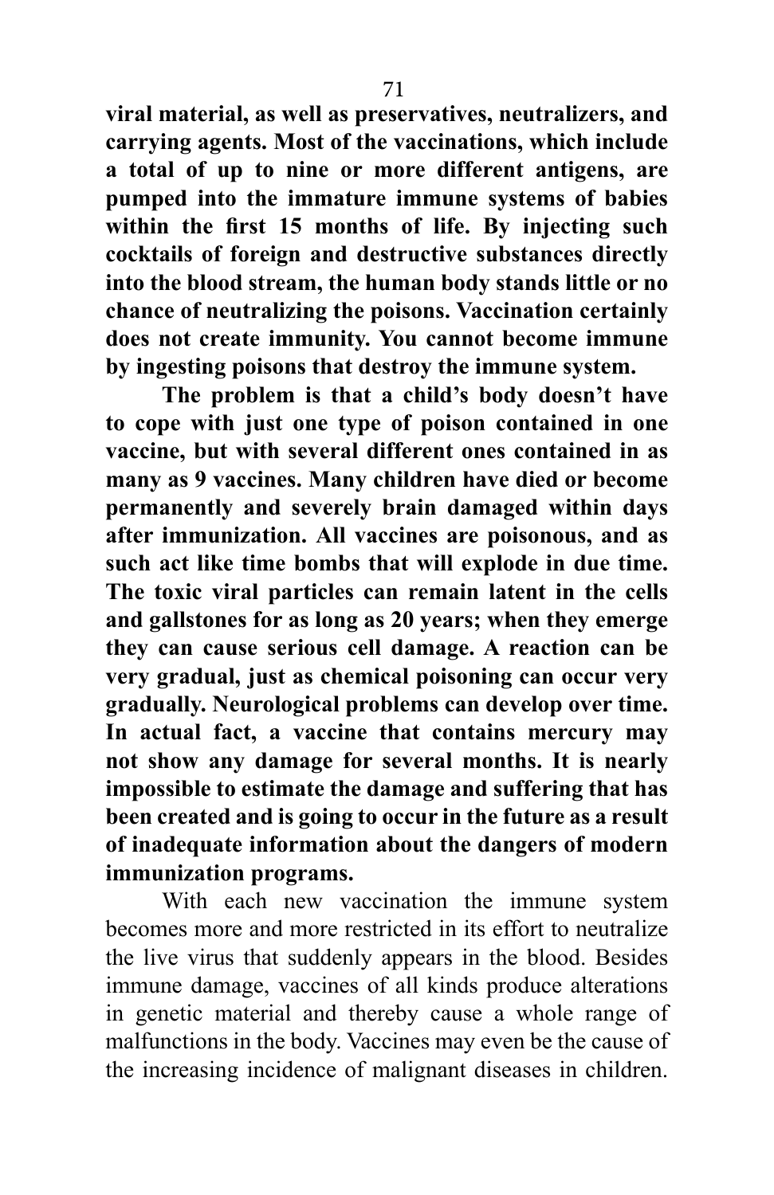**viral material, as well as preservatives, neutralizers, and carrying agents. Most of the vaccinations, which include a total of up to nine or more different antigens, are pumped into the immature immune systems of babies within the first 15 months of life. By injecting such cocktails of foreign and destructive substances directly into the blood stream, the human body stands little or no chance of neutralizing the poisons. Vaccination certainly does not create immunity. You cannot become immune by ingesting poisons that destroy the immune system.**

**The problem is that a child's body doesn't have to cope with just one type of poison contained in one vaccine, but with several different ones contained in as many as 9 vaccines. Many children have died or become permanently and severely brain damaged within days after immunization. All vaccines are poisonous, and as such act like time bombs that will explode in due time. The toxic viral particles can remain latent in the cells and gallstones for as long as 20 years; when they emerge they can cause serious cell damage. A reaction can be very gradual, just as chemical poisoning can occur very gradually. Neurological problems can develop over time. In actual fact, a vaccine that contains mercury may not show any damage for several months. It is nearly impossible to estimate the damage and suffering that has been created and is going to occur in the future as a result of inadequate information about the dangers of modern immunization programs.**

With each new vaccination the immune system becomes more and more restricted in its effort to neutralize the live virus that suddenly appears in the blood. Besides immune damage, vaccines of all kinds produce alterations in genetic material and thereby cause a whole range of malfunctions in the body. Vaccines may even be the cause of the increasing incidence of malignant diseases in children.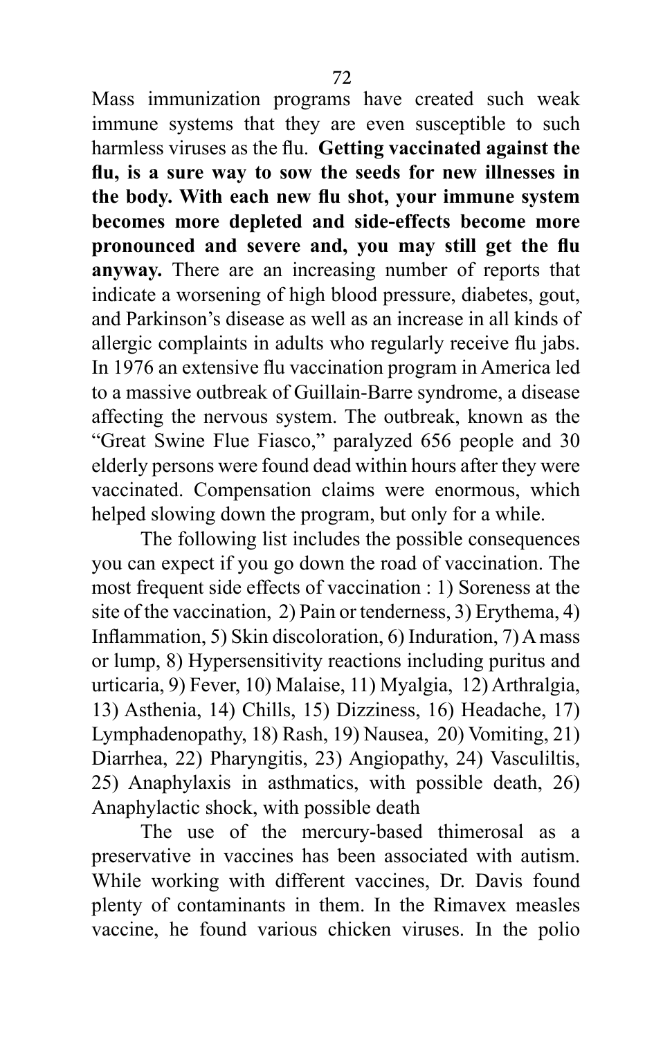Mass immunization programs have created such weak immune systems that they are even susceptible to such harmless viruses as the flu. **Getting vaccinated against the flu, is a sure way to sow the seeds for new illnesses in the body. With each new flu shot, your immune system becomes more depleted and side-effects become more pronounced and severe and, you may still get the flu anyway.** There are an increasing number of reports that indicate a worsening of high blood pressure, diabetes, gout, and Parkinson's disease as well as an increase in all kinds of allergic complaints in adults who regularly receive flu jabs. In 1976 an extensive flu vaccination program in America led to a massive outbreak of Guillain-Barre syndrome, a disease affecting the nervous system. The outbreak, known as the "Great Swine Flue Fiasco," paralyzed 656 people and 30 elderly persons were found dead within hours after they were vaccinated. Compensation claims were enormous, which helped slowing down the program, but only for a while.

The following list includes the possible consequences you can expect if you go down the road of vaccination. The most frequent side effects of vaccination : 1) Soreness at the site of the vaccination, 2) Pain or tenderness, 3) Erythema, 4) Inflammation, 5) Skin discoloration, 6) Induration, 7) A mass or lump, 8) Hypersensitivity reactions including puritus and urticaria, 9) Fever, 10) Malaise, 11) Myalgia, 12) Arthralgia, 13) Asthenia, 14) Chills, 15) Dizziness, 16) Headache, 17) Lymphadenopathy, 18) Rash, 19) Nausea, 20) Vomiting, 21) Diarrhea, 22) Pharyngitis, 23) Angiopathy, 24) Vasculiltis, 25) Anaphylaxis in asthmatics, with possible death, 26) Anaphylactic shock, with possible death

The use of the mercury-based thimerosal as a preservative in vaccines has been associated with autism. While working with different vaccines, Dr. Davis found plenty of contaminants in them. In the Rimavex measles vaccine, he found various chicken viruses. In the polio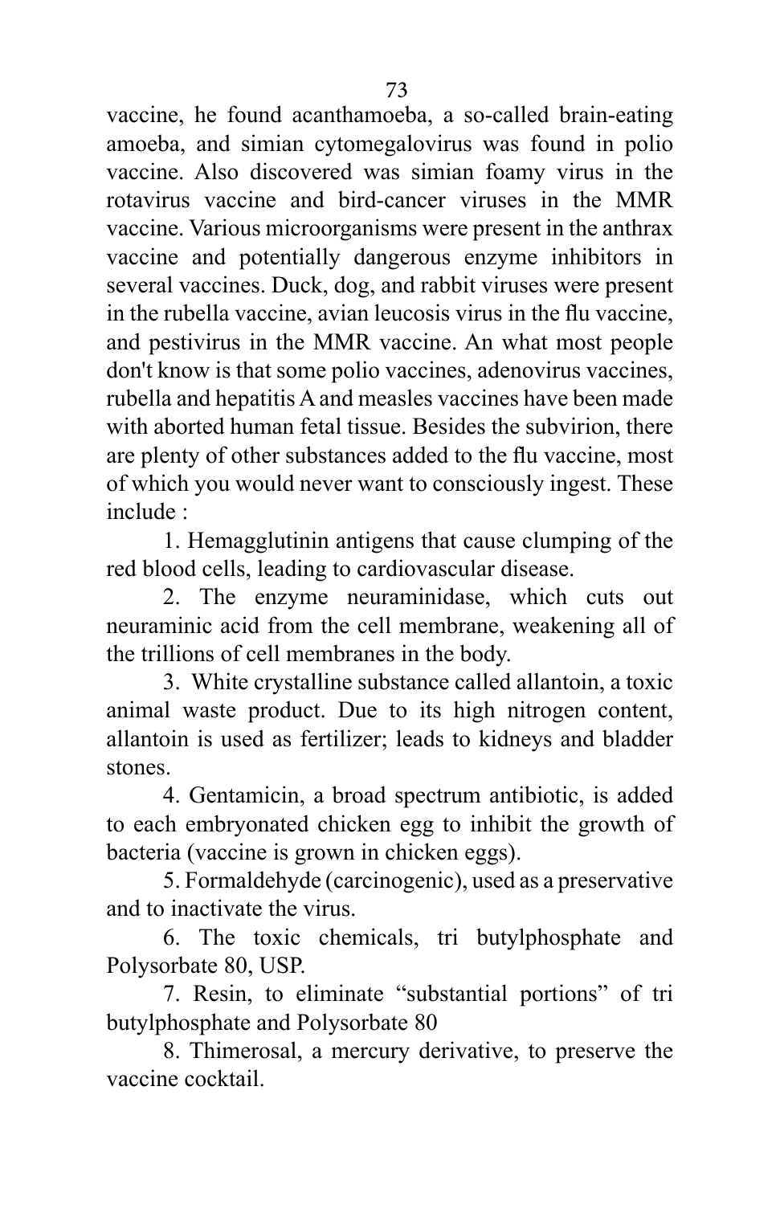vaccine, he found acanthamoeba, a so-called brain-eating amoeba, and simian cytomegalovirus was found in polio vaccine. Also discovered was simian foamy virus in the rotavirus vaccine and bird-cancer viruses in the MMR vaccine. Various microorganisms were present in the anthrax vaccine and potentially dangerous enzyme inhibitors in several vaccines. Duck, dog, and rabbit viruses were present in the rubella vaccine, avian leucosis virus in the flu vaccine, and pestivirus in the MMR vaccine. An what most people don't know is that some polio vaccines, adenovirus vaccines, rubella and hepatitis A and measles vaccines have been made with aborted human fetal tissue. Besides the subvirion, there are plenty of other substances added to the flu vaccine, most of which you would never want to consciously ingest. These include :

1. Hemagglutinin antigens that cause clumping of the red blood cells, leading to cardiovascular disease.

2. The enzyme neuraminidase, which cuts out neuraminic acid from the cell membrane, weakening all of the trillions of cell membranes in the body.

3. White crystalline substance called allantoin, a toxic animal waste product. Due to its high nitrogen content, allantoin is used as fertilizer; leads to kidneys and bladder stones.

4. Gentamicin, a broad spectrum antibiotic, is added to each embryonated chicken egg to inhibit the growth of bacteria (vaccine is grown in chicken eggs).

5. Formaldehyde (carcinogenic), used as a preservative and to inactivate the virus.

6. The toxic chemicals, tri butylphosphate and Polysorbate 80, USP.

7. Resin, to eliminate "substantial portions" of tri butylphosphate and Polysorbate 80

8. Thimerosal, a mercury derivative, to preserve the vaccine cocktail.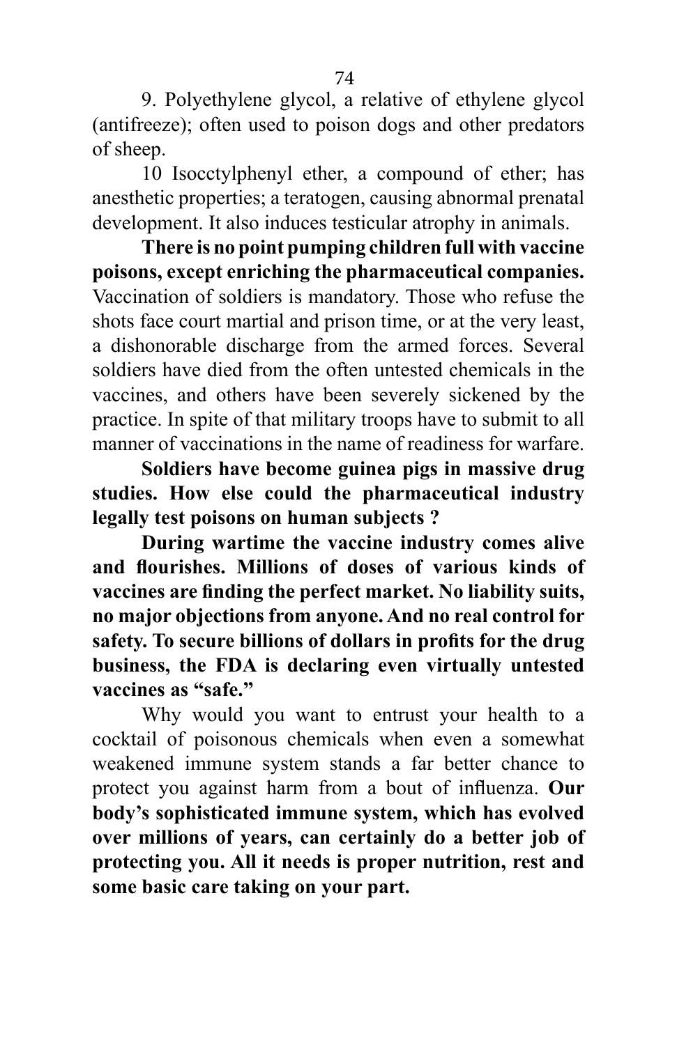9. Polyethylene glycol, a relative of ethylene glycol (antifreeze); often used to poison dogs and other predators of sheep.

10 Isocctylphenyl ether, a compound of ether; has anesthetic properties; a teratogen, causing abnormal prenatal development. It also induces testicular atrophy in animals.

**There is no point pumping children full with vaccine poisons, except enriching the pharmaceutical companies.** Vaccination of soldiers is mandatory. Those who refuse the shots face court martial and prison time, or at the very least, a dishonorable discharge from the armed forces. Several soldiers have died from the often untested chemicals in the vaccines, and others have been severely sickened by the practice. In spite of that military troops have to submit to all manner of vaccinations in the name of readiness for warfare.

**Soldiers have become guinea pigs in massive drug studies. How else could the pharmaceutical industry legally test poisons on human subjects ?**

**During wartime the vaccine industry comes alive and flourishes. Millions of doses of various kinds of vaccines are finding the perfect market. No liability suits, no major objections from anyone. And no real control for safety. To secure billions of dollars in profits for the drug business, the FDA is declaring even virtually untested vaccines as "safe."**

Why would you want to entrust your health to a cocktail of poisonous chemicals when even a somewhat weakened immune system stands a far better chance to protect you against harm from a bout of influenza. **Our body's sophisticated immune system, which has evolved over millions of years, can certainly do a better job of protecting you. All it needs is proper nutrition, rest and some basic care taking on your part.**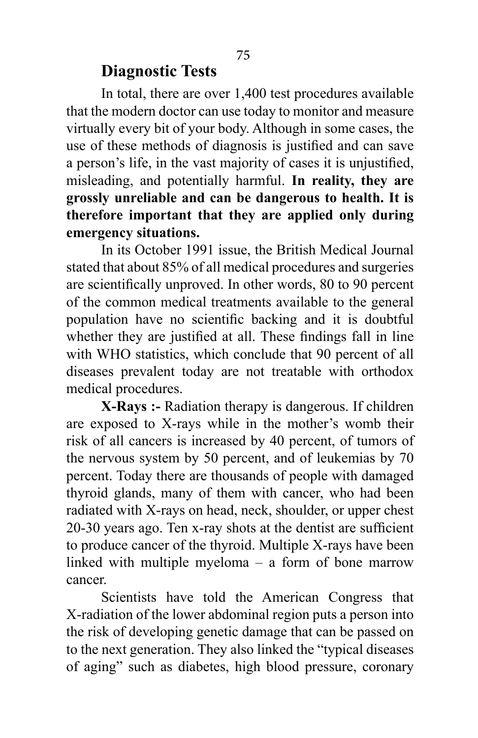## Diagnostic Tests

In total, there are over 1,400 test procedures available that the modern doctor can use today to monitor and measure virtually every bit of your body. Although in some cases, the use of these methods of diagnosis is justified and can save a person's life, in the vast majority of cases it is unjustified, misleading, and potentially harmful. **In reality, they are grossly unreliable and can be dangerous to health. It is therefore important that they are applied only during emergency situations.**

In its October 1991 issue, the British Medical Journal stated that about 85% of all medical procedures and surgeries are scientifically unproved. In other words, 80 to 90 percent of the common medical treatments available to the general population have no scientific backing and it is doubtful whether they are justified at all. These findings fall in line with WHO statistics, which conclude that 90 percent of all diseases prevalent today are not treatable with orthodox medical procedures.

**X-Rays :-** Radiation therapy is dangerous. If children are exposed to X-rays while in the mother's womb their risk of all cancers is increased by 40 percent, of tumors of the nervous system by 50 percent, and of leukemias by 70 percent. Today there are thousands of people with damaged thyroid glands, many of them with cancer, who had been radiated with X-rays on head, neck, shoulder, or upper chest 20-30 years ago. Ten x-ray shots at the dentist are sufficient to produce cancer of the thyroid. Multiple X-rays have been linked with multiple myeloma – a form of bone marrow cancer.

Scientists have told the American Congress that X-radiation of the lower abdominal region puts a person into the risk of developing genetic damage that can be passed on to the next generation. They also linked the "typical diseases of aging" such as diabetes, high blood pressure, coronary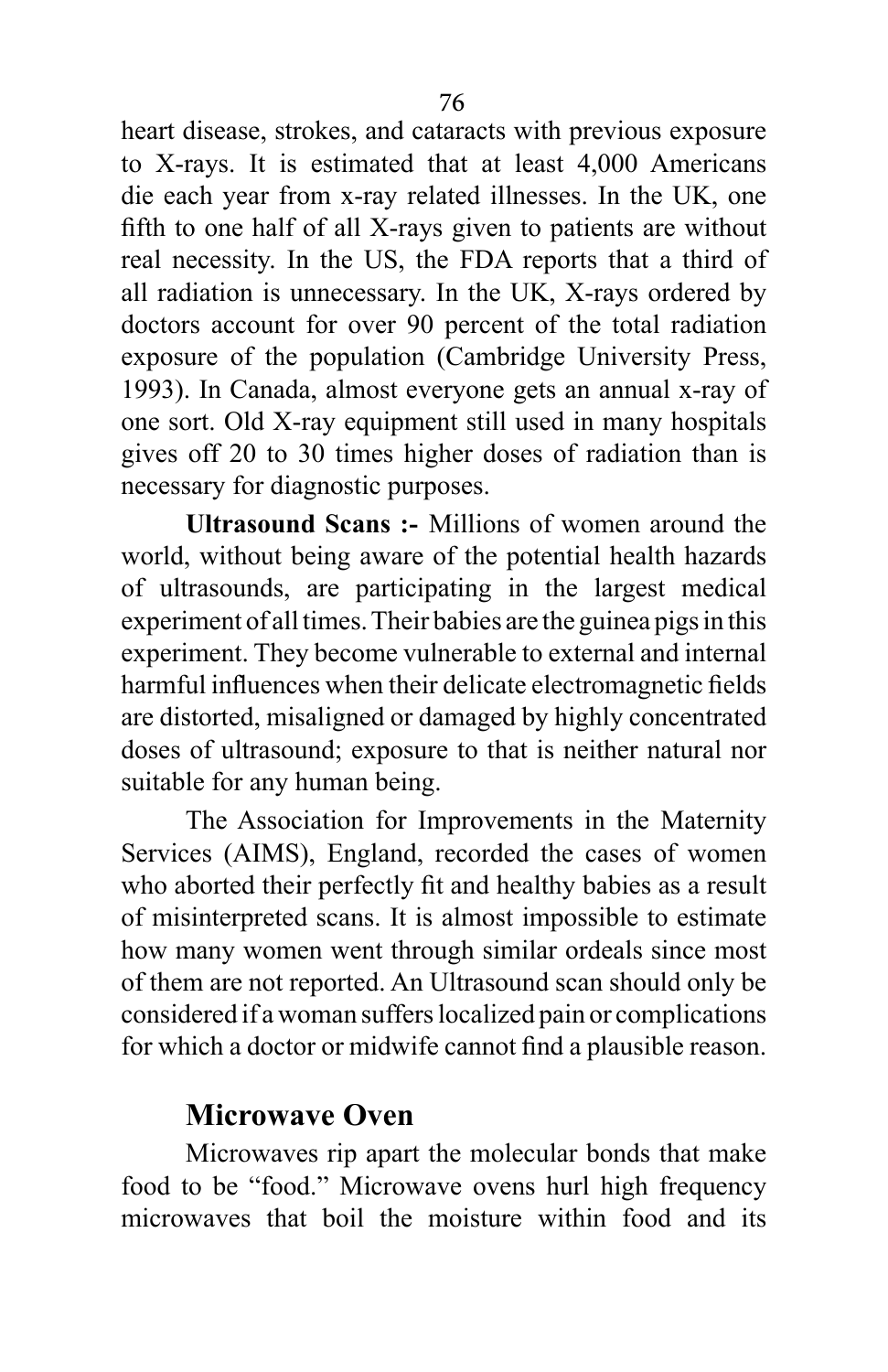heart disease, strokes, and cataracts with previous exposure to X-rays. It is estimated that at least 4,000 Americans die each year from x-ray related illnesses. In the UK, one fifth to one half of all X-rays given to patients are without real necessity. In the US, the FDA reports that a third of all radiation is unnecessary. In the UK, X-rays ordered by doctors account for over 90 percent of the total radiation exposure of the population (Cambridge University Press, 1993). In Canada, almost everyone gets an annual x-ray of one sort. Old X-ray equipment still used in many hospitals gives off 20 to 30 times higher doses of radiation than is necessary for diagnostic purposes.

**Ultrasound Scans :-** Millions of women around the world, without being aware of the potential health hazards of ultrasounds, are participating in the largest medical experiment of all times. Their babies are the guinea pigs in this experiment. They become vulnerable to external and internal harmful influences when their delicate electromagnetic fields are distorted, misaligned or damaged by highly concentrated doses of ultrasound; exposure to that is neither natural nor suitable for any human being.

The Association for Improvements in the Maternity Services (AIMS), England, recorded the cases of women who aborted their perfectly fit and healthy babies as a result of misinterpreted scans. It is almost impossible to estimate how many women went through similar ordeals since most of them are not reported. An Ultrasound scan should only be considered if a woman suffers localized pain or complications for which a doctor or midwife cannot find a plausible reason.

## Microwave Oven

Microwaves rip apart the molecular bonds that make food to be "food." Microwave ovens hurl high frequency microwaves that boil the moisture within food and its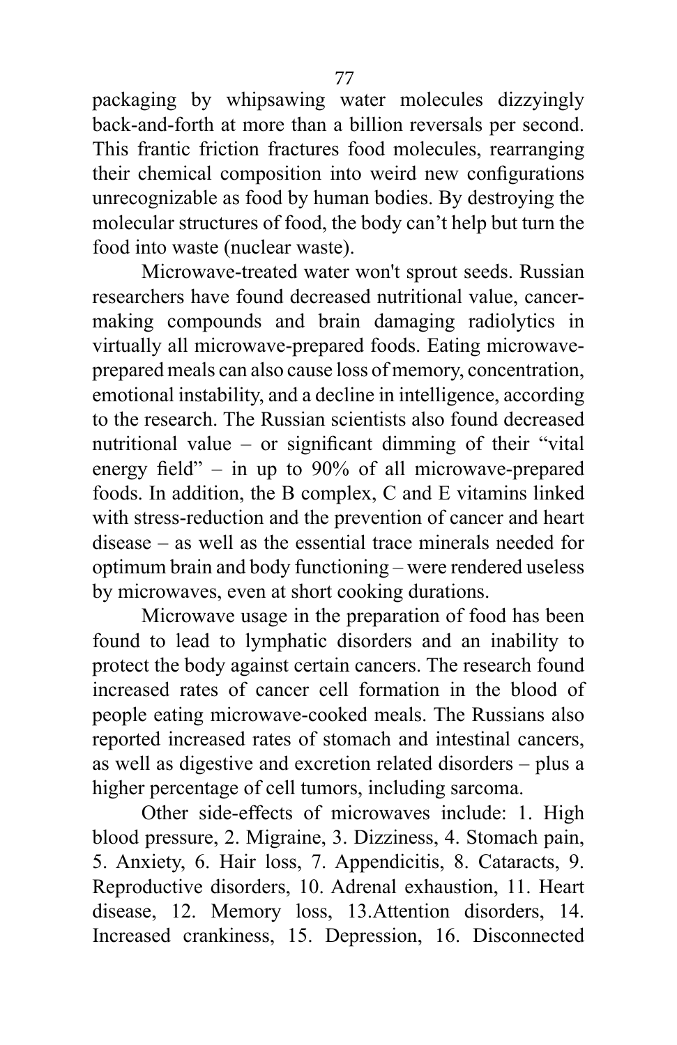packaging by whipsawing water molecules dizzyingly back-and-forth at more than a billion reversals per second. This frantic friction fractures food molecules, rearranging their chemical composition into weird new configurations unrecognizable as food by human bodies. By destroying the molecular structures of food, the body can't help but turn the food into waste (nuclear waste).

Microwave-treated water won't sprout seeds. Russian researchers have found decreased nutritional value, cancer-making compounds and brain damaging radiolytics in virtually all microwave-prepared foods. Eating microwave-prepared meals can also cause loss of memory, concentration, emotional instability, and a decline in intelligence, according to the research. The Russian scientists also found decreased nutritional value – or significant dimming of their "vital energy field" – in up to 90% of all microwave-prepared foods. In addition, the B complex, C and E vitamins linked with stress-reduction and the prevention of cancer and heart disease – as well as the essential trace minerals needed for optimum brain and body functioning – were rendered useless by microwaves, even at short cooking durations.

Microwave usage in the preparation of food has been found to lead to lymphatic disorders and an inability to protect the body against certain cancers. The research found increased rates of cancer cell formation in the blood of people eating microwave-cooked meals. The Russians also reported increased rates of stomach and intestinal cancers, as well as digestive and excretion related disorders – plus a higher percentage of cell tumors, including sarcoma.

Other side-effects of microwaves include: 1. High blood pressure, 2. Migraine, 3. Dizziness, 4. Stomach pain, 5. Anxiety, 6. Hair loss, 7. Appendicitis, 8. Cataracts, 9. Reproductive disorders, 10. Adrenal exhaustion, 11. Heart disease, 12. Memory loss, 13.Attention disorders, 14. Increased crankiness, 15. Depression, 16. Disconnected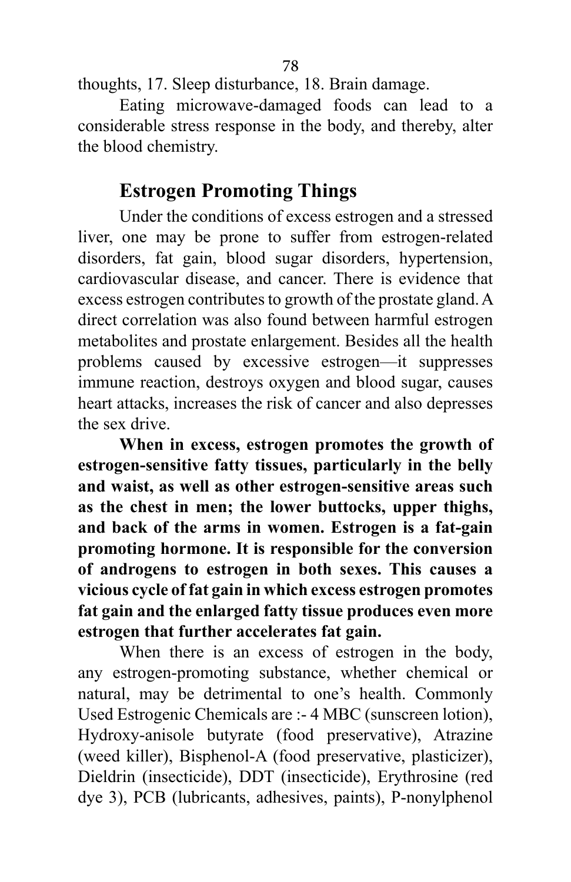thoughts, 17. Sleep disturbance, 18. Brain damage.

Eating microwave-damaged foods can lead to a considerable stress response in the body, and thereby, alter the blood chemistry.

## Estrogen Promoting Things

Under the conditions of excess estrogen and a stressed liver, one may be prone to suffer from estrogen-related disorders, fat gain, blood sugar disorders, hypertension, cardiovascular disease, and cancer. There is evidence that excess estrogen contributes to growth of the prostate gland. A direct correlation was also found between harmful estrogen metabolites and prostate enlargement. Besides all the health problems caused by excessive estrogen—it suppresses immune reaction, destroys oxygen and blood sugar, causes heart attacks, increases the risk of cancer and also depresses the sex drive.

**When in excess, estrogen promotes the growth of estrogen-sensitive fatty tissues, particularly in the belly and waist, as well as other estrogen-sensitive areas such as the chest in men; the lower buttocks, upper thighs, and back of the arms in women. Estrogen is a fat-gain promoting hormone. It is responsible for the conversion of androgens to estrogen in both sexes. This causes a vicious cycle of fat gain in which excess estrogen promotes fat gain and the enlarged fatty tissue produces even more estrogen that further accelerates fat gain.**

When there is an excess of estrogen in the body, any estrogen-promoting substance, whether chemical or natural, may be detrimental to one's health. Commonly Used Estrogenic Chemicals are :- 4 MBC (sunscreen lotion), Hydroxy-anisole butyrate (food preservative), Atrazine (weed killer), Bisphenol-A (food preservative, plasticizer), Dieldrin (insecticide), DDT (insecticide), Erythrosine (red dye 3), PCB (lubricants, adhesives, paints), P-nonylphenol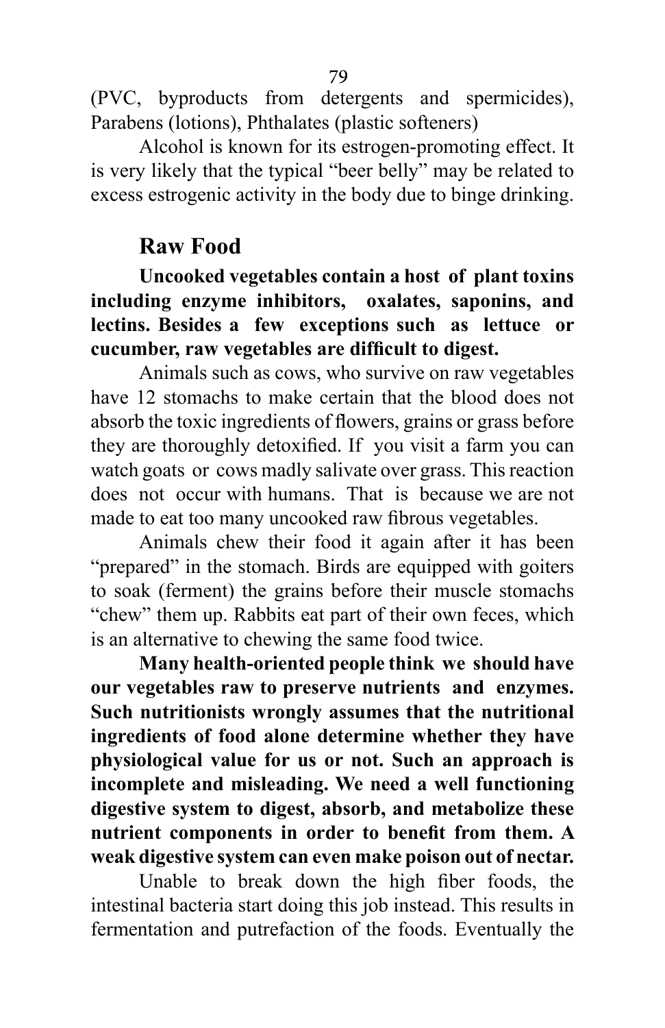(PVC, byproducts from detergents and spermicides), Parabens (lotions), Phthalates (plastic softeners)

Alcohol is known for its estrogen-promoting effect. It is very likely that the typical "beer belly" may be related to excess estrogenic activity in the body due to binge drinking.

## Raw Food

**Uncooked vegetables contain a host of plant toxins including enzyme inhibitors, oxalates, saponins, and lectins. Besides a few exceptions such as lettuce or cucumber, raw vegetables are difficult to digest.**

Animals such as cows, who survive on raw vegetables have 12 stomachs to make certain that the blood does not absorb the toxic ingredients of flowers, grains or grass before they are thoroughly detoxified. If you visit a farm you can watch goats or cows madly salivate over grass. This reaction does not occur with humans. That is because we are not made to eat too many uncooked raw fibrous vegetables.

Animals chew their food it again after it has been "prepared" in the stomach. Birds are equipped with goiters to soak (ferment) the grains before their muscle stomachs "chew" them up. Rabbits eat part of their own feces, which is an alternative to chewing the same food twice.

**Many health-oriented people think we should have our vegetables raw to preserve nutrients and enzymes. Such nutritionists wrongly assumes that the nutritional ingredients of food alone determine whether they have physiological value for us or not. Such an approach is incomplete and misleading. We need a well functioning digestive system to digest, absorb, and metabolize these nutrient components in order to benefit from them. A weak digestive system can even make poison out of nectar.**

Unable to break down the high fiber foods, the intestinal bacteria start doing this job instead. This results in fermentation and putrefaction of the foods. Eventually the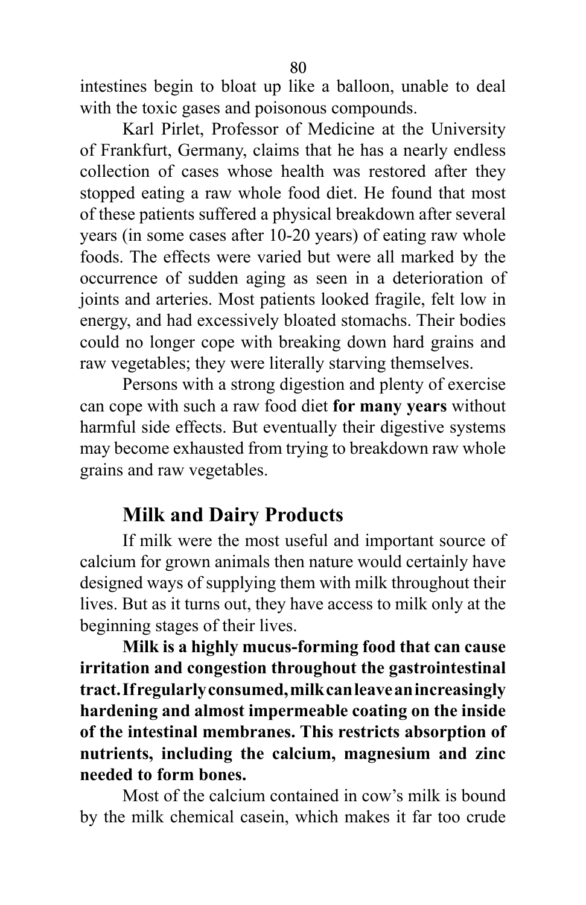intestines begin to bloat up like a balloon, unable to deal with the toxic gases and poisonous compounds.

Karl Pirlet, Professor of Medicine at the University of Frankfurt, Germany, claims that he has a nearly endless collection of cases whose health was restored after they stopped eating a raw whole food diet. He found that most of these patients suffered a physical breakdown after several years (in some cases after 10-20 years) of eating raw whole foods. The effects were varied but were all marked by the occurrence of sudden aging as seen in a deterioration of joints and arteries. Most patients looked fragile, felt low in energy, and had excessively bloated stomachs. Their bodies could no longer cope with breaking down hard grains and raw vegetables; they were literally starving themselves.

Persons with a strong digestion and plenty of exercise can cope with such a raw food diet **for many years** without harmful side effects. But eventually their digestive systems may become exhausted from trying to breakdown raw whole grains and raw vegetables.

## Milk and Dairy Products

If milk were the most useful and important source of calcium for grown animals then nature would certainly have designed ways of supplying them with milk throughout their lives. But as it turns out, they have access to milk only at the beginning stages of their lives.

**Milk is a highly mucus-forming food that can cause irritation and congestion throughout the gastrointestinal tract. If regularly consumed, milk can leave an increasingly hardening and almost impermeable coating on the inside of the intestinal membranes. This restricts absorption of nutrients, including the calcium, magnesium and zinc needed to form bones.**

Most of the calcium contained in cow's milk is bound by the milk chemical casein, which makes it far too crude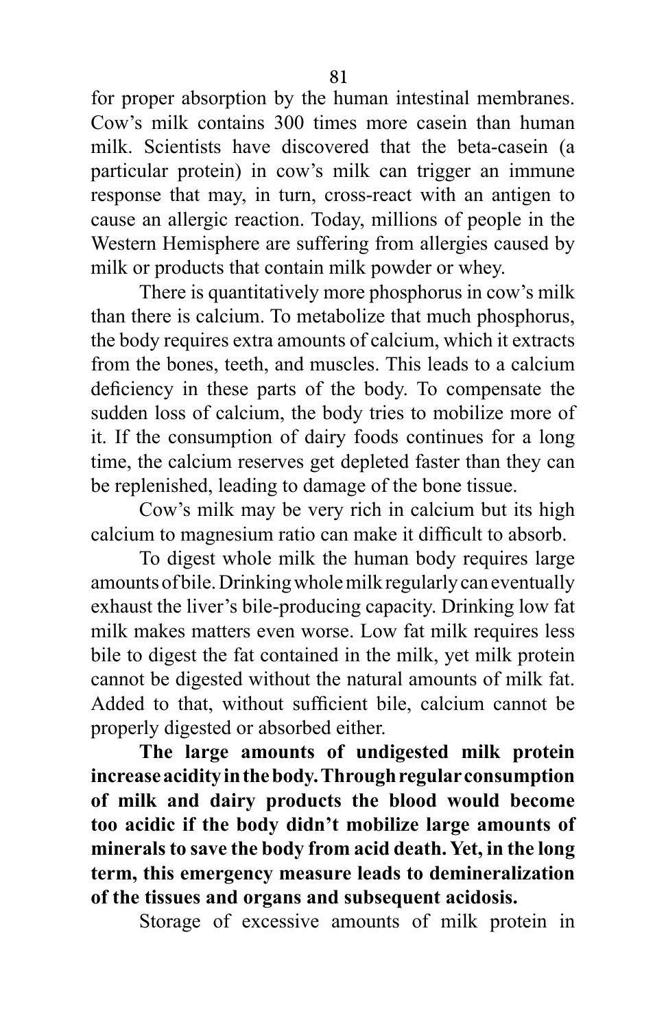for proper absorption by the human intestinal membranes. Cow's milk contains 300 times more casein than human milk. Scientists have discovered that the beta-casein (a particular protein) in cow's milk can trigger an immune response that may, in turn, cross-react with an antigen to cause an allergic reaction. Today, millions of people in the Western Hemisphere are suffering from allergies caused by milk or products that contain milk powder or whey.

There is quantitatively more phosphorus in cow's milk than there is calcium. To metabolize that much phosphorus, the body requires extra amounts of calcium, which it extracts from the bones, teeth, and muscles. This leads to a calcium deficiency in these parts of the body. To compensate the sudden loss of calcium, the body tries to mobilize more of it. If the consumption of dairy foods continues for a long time, the calcium reserves get depleted faster than they can be replenished, leading to damage of the bone tissue.

Cow's milk may be very rich in calcium but its high calcium to magnesium ratio can make it difficult to absorb.

To digest whole milk the human body requires large amounts of bile. Drinking whole milk regularly can eventually exhaust the liver's bile-producing capacity. Drinking low fat milk makes matters even worse. Low fat milk requires less bile to digest the fat contained in the milk, yet milk protein cannot be digested without the natural amounts of milk fat. Added to that, without sufficient bile, calcium cannot be properly digested or absorbed either.

**The large amounts of undigested milk protein increase acidity in the body. Through regular consumption of milk and dairy products the blood would become too acidic if the body didn't mobilize large amounts of minerals to save the body from acid death. Yet, in the long term, this emergency measure leads to demineralization of the tissues and organs and subsequent acidosis.**

Storage of excessive amounts of milk protein in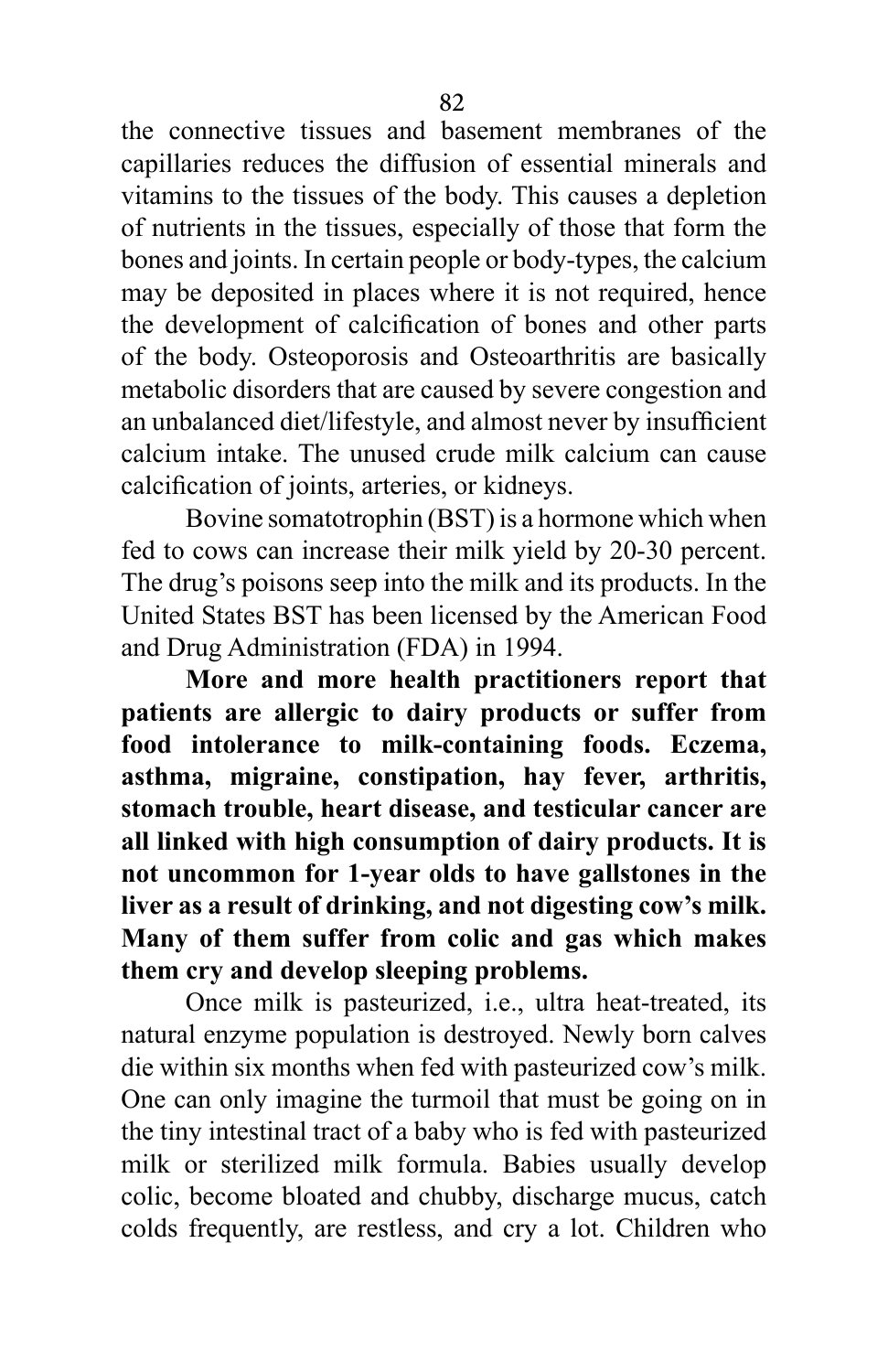the connective tissues and basement membranes of the capillaries reduces the diffusion of essential minerals and vitamins to the tissues of the body. This causes a depletion of nutrients in the tissues, especially of those that form the bones and joints. In certain people or body-types, the calcium may be deposited in places where it is not required, hence the development of calcification of bones and other parts of the body. Osteoporosis and Osteoarthritis are basically metabolic disorders that are caused by severe congestion and an unbalanced diet/lifestyle, and almost never by insufficient calcium intake. The unused crude milk calcium can cause calcification of joints, arteries, or kidneys.

Bovine somatotrophin (BST) is a hormone which when fed to cows can increase their milk yield by 20-30 percent. The drug's poisons seep into the milk and its products. In the United States BST has been licensed by the American Food and Drug Administration (FDA) in 1994.

**More and more health practitioners report that patients are allergic to dairy products or suffer from food intolerance to milk-containing foods. Eczema, asthma, migraine, constipation, hay fever, arthritis, stomach trouble, heart disease, and testicular cancer are all linked with high consumption of dairy products. It is not uncommon for 1-year olds to have gallstones in the liver as a result of drinking, and not digesting cow's milk. Many of them suffer from colic and gas which makes them cry and develop sleeping problems.**

Once milk is pasteurized, i.e., ultra heat-treated, its natural enzyme population is destroyed. Newly born calves die within six months when fed with pasteurized cow's milk. One can only imagine the turmoil that must be going on in the tiny intestinal tract of a baby who is fed with pasteurized milk or sterilized milk formula. Babies usually develop colic, become bloated and chubby, discharge mucus, catch colds frequently, are restless, and cry a lot. Children who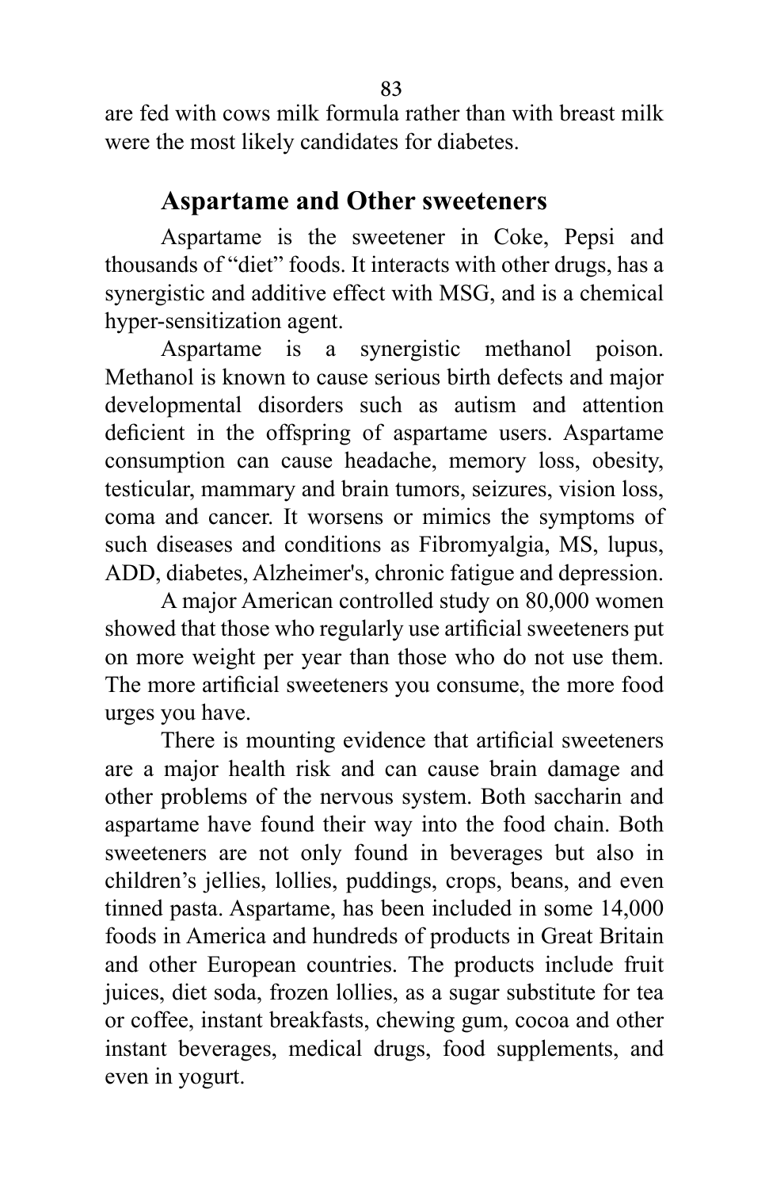are fed with cows milk formula rather than with breast milk were the most likely candidates for diabetes.

## Aspartame and Other sweeteners

Aspartame is the sweetener in Coke, Pepsi and thousands of "diet" foods. It interacts with other drugs, has a synergistic and additive effect with MSG, and is a chemical hyper-sensitization agent.

Aspartame is a synergistic methanol poison. Methanol is known to cause serious birth defects and major developmental disorders such as autism and attention deficient in the offspring of aspartame users. Aspartame consumption can cause headache, memory loss, obesity, testicular, mammary and brain tumors, seizures, vision loss, coma and cancer. It worsens or mimics the symptoms of such diseases and conditions as Fibromyalgia, MS, lupus, ADD, diabetes, Alzheimer's, chronic fatigue and depression.

A major American controlled study on 80,000 women showed that those who regularly use artificial sweeteners put on more weight per year than those who do not use them. The more artificial sweeteners you consume, the more food urges you have.

There is mounting evidence that artificial sweeteners are a major health risk and can cause brain damage and other problems of the nervous system. Both saccharin and aspartame have found their way into the food chain. Both sweeteners are not only found in beverages but also in children's jellies, lollies, puddings, crops, beans, and even tinned pasta. Aspartame, has been included in some 14,000 foods in America and hundreds of products in Great Britain and other European countries. The products include fruit juices, diet soda, frozen lollies, as a sugar substitute for tea or coffee, instant breakfasts, chewing gum, cocoa and other instant beverages, medical drugs, food supplements, and even in yogurt.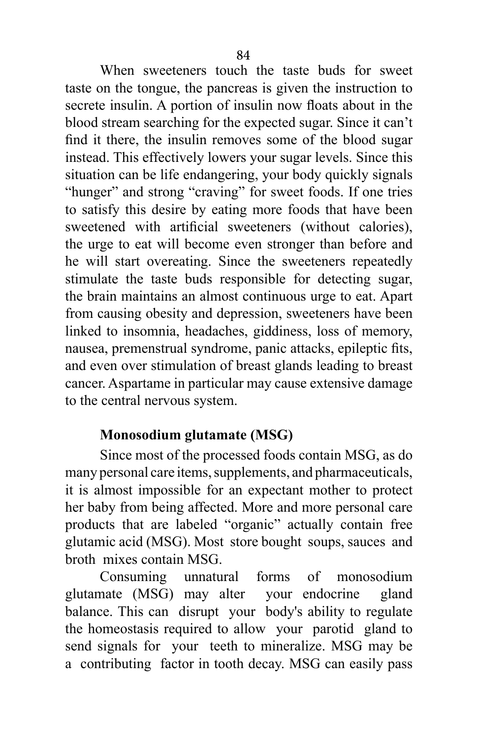When sweeteners touch the taste buds for sweet taste on the tongue, the pancreas is given the instruction to secrete insulin. A portion of insulin now floats about in the blood stream searching for the expected sugar. Since it can't find it there, the insulin removes some of the blood sugar instead. This effectively lowers your sugar levels. Since this situation can be life endangering, your body quickly signals "hunger" and strong "craving" for sweet foods. If one tries to satisfy this desire by eating more foods that have been sweetened with artificial sweeteners (without calories), the urge to eat will become even stronger than before and he will start overeating. Since the sweeteners repeatedly stimulate the taste buds responsible for detecting sugar, the brain maintains an almost continuous urge to eat. Apart from causing obesity and depression, sweeteners have been linked to insomnia, headaches, giddiness, loss of memory, nausea, premenstrual syndrome, panic attacks, epileptic fits, and even over stimulation of breast glands leading to breast cancer. Aspartame in particular may cause extensive damage to the central nervous system.

**Monosodium glutamate (MSG)**

Since most of the processed foods contain MSG, as do many personal care items, supplements, and pharmaceuticals, it is almost impossible for an expectant mother to protect her baby from being affected. More and more personal care products that are labeled "organic" actually contain free glutamic acid (MSG). Most store bought soups, sauces and broth mixes contain MSG.

Consuming unnatural forms of monosodium glutamate (MSG) may alter your endocrine gland balance. This can disrupt your body's ability to regulate the homeostasis required to allow your parotid gland to send signals for your teeth to mineralize. MSG may be a contributing factor in tooth decay. MSG can easily pass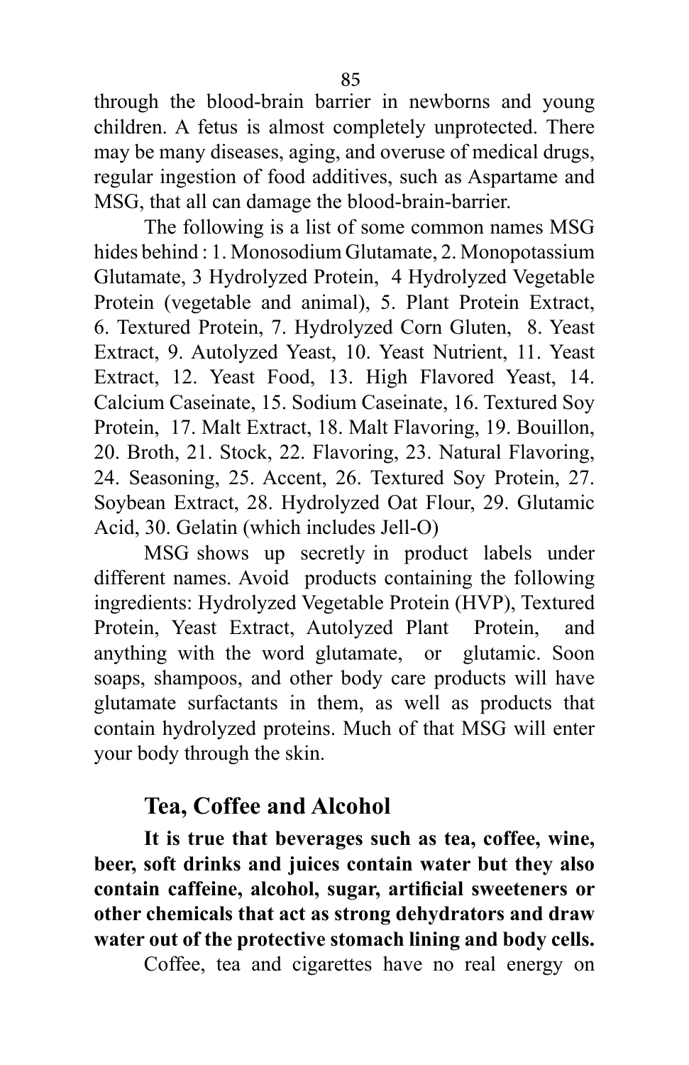through the blood-brain barrier in newborns and young children. A fetus is almost completely unprotected. There may be many diseases, aging, and overuse of medical drugs, regular ingestion of food additives, such as Aspartame and MSG, that all can damage the blood-brain-barrier.

The following is a list of some common names MSG hides behind : 1. Monosodium Glutamate, 2. Monopotassium Glutamate, 3 Hydrolyzed Protein, 4 Hydrolyzed Vegetable Protein (vegetable and animal), 5. Plant Protein Extract, 6. Textured Protein, 7. Hydrolyzed Corn Gluten, 8. Yeast Extract, 9. Autolyzed Yeast, 10. Yeast Nutrient, 11. Yeast Extract, 12. Yeast Food, 13. High Flavored Yeast, 14. Calcium Caseinate, 15. Sodium Caseinate, 16. Textured Soy Protein, 17. Malt Extract, 18. Malt Flavoring, 19. Bouillon, 20. Broth, 21. Stock, 22. Flavoring, 23. Natural Flavoring, 24. Seasoning, 25. Accent, 26. Textured Soy Protein, 27. Soybean Extract, 28. Hydrolyzed Oat Flour, 29. Glutamic Acid, 30. Gelatin (which includes Jell-O)

MSG shows up secretly in product labels under different names. Avoid products containing the following ingredients: Hydrolyzed Vegetable Protein (HVP), Textured Protein, Yeast Extract, Autolyzed Plant Protein, and anything with the word glutamate, or glutamic. Soon soaps, shampoos, and other body care products will have glutamate surfactants in them, as well as products that contain hydrolyzed proteins. Much of that MSG will enter your body through the skin.

## Tea, Coffee and Alcohol

**It is true that beverages such as tea, coffee, wine, beer, soft drinks and juices contain water but they also contain caffeine, alcohol, sugar, artificial sweeteners or other chemicals that act as strong dehydrators and draw water out of the protective stomach lining and body cells.**

Coffee, tea and cigarettes have no real energy on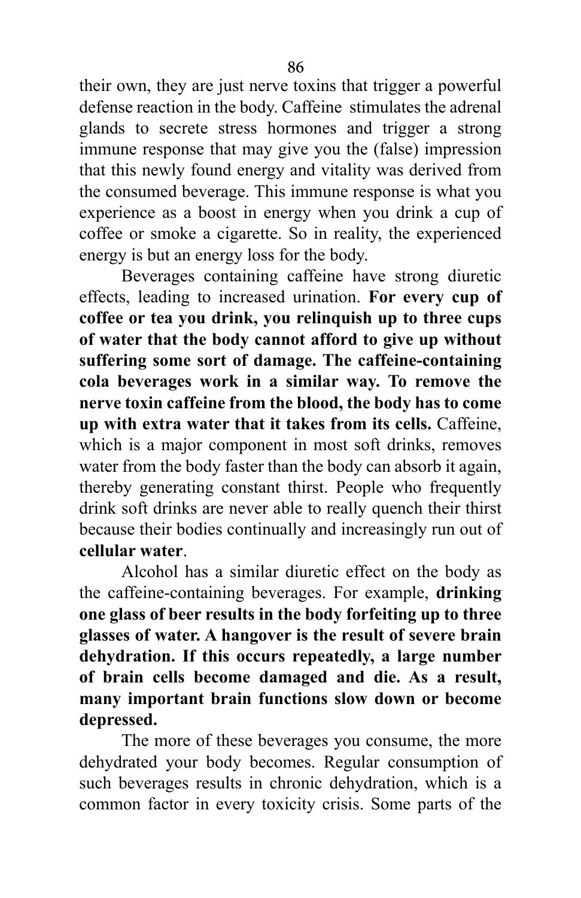their own, they are just nerve toxins that trigger a powerful defense reaction in the body. Caffeine stimulates the adrenal glands to secrete stress hormones and trigger a strong immune response that may give you the (false) impression that this newly found energy and vitality was derived from the consumed beverage. This immune response is what you experience as a boost in energy when you drink a cup of coffee or smoke a cigarette. So in reality, the experienced energy is but an energy loss for the body.

Beverages containing caffeine have strong diuretic effects, leading to increased urination. **For every cup of coffee or tea you drink, you relinquish up to three cups of water that the body cannot afford to give up without suffering some sort of damage. The caffeine-containing cola beverages work in a similar way. To remove the nerve toxin caffeine from the blood, the body has to come up with extra water that it takes from its cells.** Caffeine, which is a major component in most soft drinks, removes water from the body faster than the body can absorb it again, thereby generating constant thirst. People who frequently drink soft drinks are never able to really quench their thirst because their bodies continually and increasingly run out of **cellular water**.

Alcohol has a similar diuretic effect on the body as the caffeine-containing beverages. For example, **drinking one glass of beer results in the body forfeiting up to three glasses of water. A hangover is the result of severe brain dehydration. If this occurs repeatedly, a large number of brain cells become damaged and die. As a result, many important brain functions slow down or become depressed.**

The more of these beverages you consume, the more dehydrated your body becomes. Regular consumption of such beverages results in chronic dehydration, which is a common factor in every toxicity crisis. Some parts of the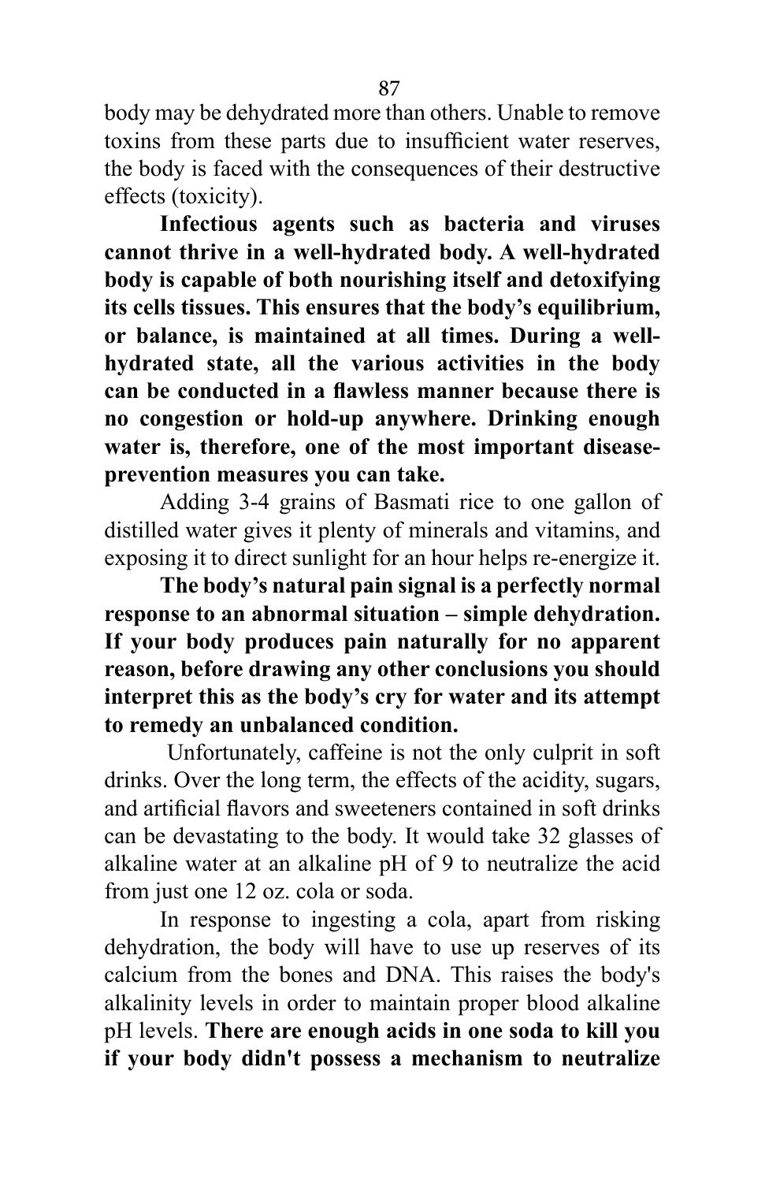body may be dehydrated more than others. Unable to remove toxins from these parts due to insufficient water reserves, the body is faced with the consequences of their destructive effects (toxicity).

**Infectious agents such as bacteria and viruses cannot thrive in a well-hydrated body. A well-hydrated body is capable of both nourishing itself and detoxifying its cells tissues. This ensures that the body's equilibrium, or balance, is maintained at all times. During a well-hydrated state, all the various activities in the body can be conducted in a flawless manner because there is no congestion or hold-up anywhere. Drinking enough water is, therefore, one of the most important disease-prevention measures you can take.**

Adding 3-4 grains of Basmati rice to one gallon of distilled water gives it plenty of minerals and vitamins, and exposing it to direct sunlight for an hour helps re-energize it.

**The body's natural pain signal is a perfectly normal response to an abnormal situation – simple dehydration. If your body produces pain naturally for no apparent reason, before drawing any other conclusions you should interpret this as the body's cry for water and its attempt to remedy an unbalanced condition.**

Unfortunately, caffeine is not the only culprit in soft drinks. Over the long term, the effects of the acidity, sugars, and artificial flavors and sweeteners contained in soft drinks can be devastating to the body. It would take 32 glasses of alkaline water at an alkaline pH of 9 to neutralize the acid from just one 12 oz. cola or soda.

In response to ingesting a cola, apart from risking dehydration, the body will have to use up reserves of its calcium from the bones and DNA. This raises the body's alkalinity levels in order to maintain proper blood alkaline pH levels. **There are enough acids in one soda to kill you if your body didn't possess a mechanism to neutralize**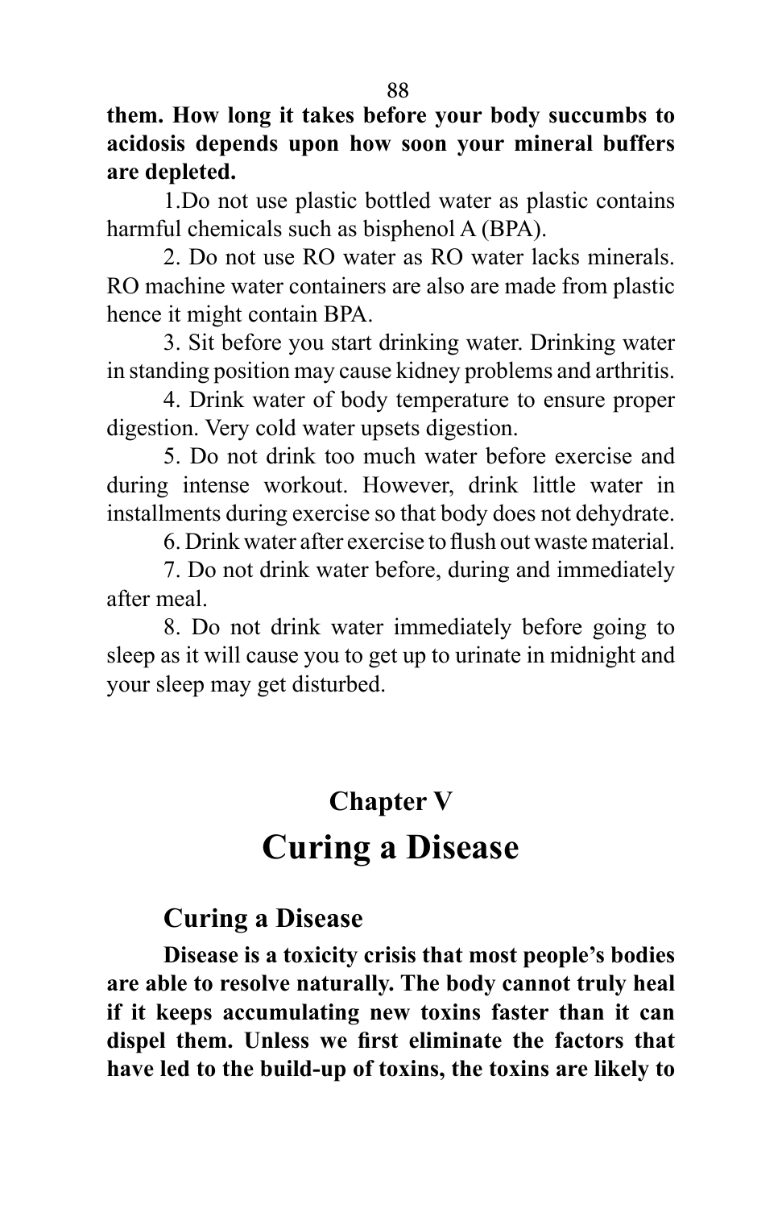**them. How long it takes before your body succumbs to acidosis depends upon how soon your mineral buffers are depleted.**

1.Do not use plastic bottled water as plastic contains harmful chemicals such as bisphenol A (BPA).

2. Do not use RO water as RO water lacks minerals. RO machine water containers are also are made from plastic hence it might contain BPA.

3. Sit before you start drinking water. Drinking water in standing position may cause kidney problems and arthritis.

4. Drink water of body temperature to ensure proper digestion. Very cold water upsets digestion.

5. Do not drink too much water before exercise and during intense workout. However, drink little water in installments during exercise so that body does not dehydrate.

6. Drink water after exercise to flush out waste material.

7. Do not drink water before, during and immediately after meal.

8. Do not drink water immediately before going to sleep as it will cause you to get up to urinate in midnight and your sleep may get disturbed.

## Chapter V

# Curing a Disease

### Curing a Disease

**Disease is a toxicity crisis that most people's bodies are able to resolve naturally. The body cannot truly heal if it keeps accumulating new toxins faster than it can dispel them. Unless we first eliminate the factors that have led to the build-up of toxins, the toxins are likely to**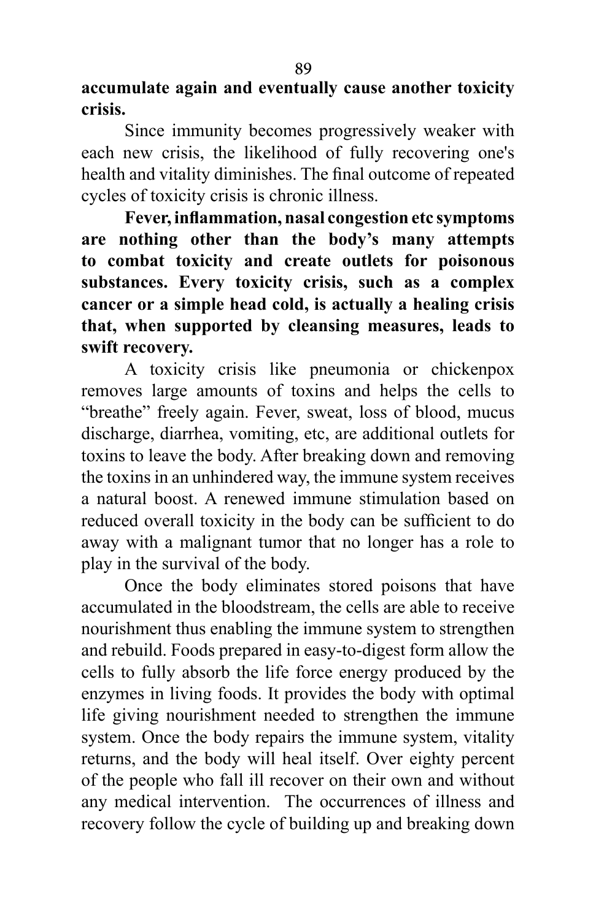**accumulate again and eventually cause another toxicity crisis.**

Since immunity becomes progressively weaker with each new crisis, the likelihood of fully recovering one's health and vitality diminishes. The final outcome of repeated cycles of toxicity crisis is chronic illness.

**Fever, inflammation, nasal congestion etc symptoms are nothing other than the body's many attempts to combat toxicity and create outlets for poisonous substances. Every toxicity crisis, such as a complex cancer or a simple head cold, is actually a healing crisis that, when supported by cleansing measures, leads to swift recovery.**

A toxicity crisis like pneumonia or chickenpox removes large amounts of toxins and helps the cells to "breathe" freely again. Fever, sweat, loss of blood, mucus discharge, diarrhea, vomiting, etc, are additional outlets for toxins to leave the body. After breaking down and removing the toxins in an unhindered way, the immune system receives a natural boost. A renewed immune stimulation based on reduced overall toxicity in the body can be sufficient to do away with a malignant tumor that no longer has a role to play in the survival of the body.

Once the body eliminates stored poisons that have accumulated in the bloodstream, the cells are able to receive nourishment thus enabling the immune system to strengthen and rebuild. Foods prepared in easy-to-digest form allow the cells to fully absorb the life force energy produced by the enzymes in living foods. It provides the body with optimal life giving nourishment needed to strengthen the immune system. Once the body repairs the immune system, vitality returns, and the body will heal itself. Over eighty percent of the people who fall ill recover on their own and without any medical intervention. The occurrences of illness and recovery follow the cycle of building up and breaking down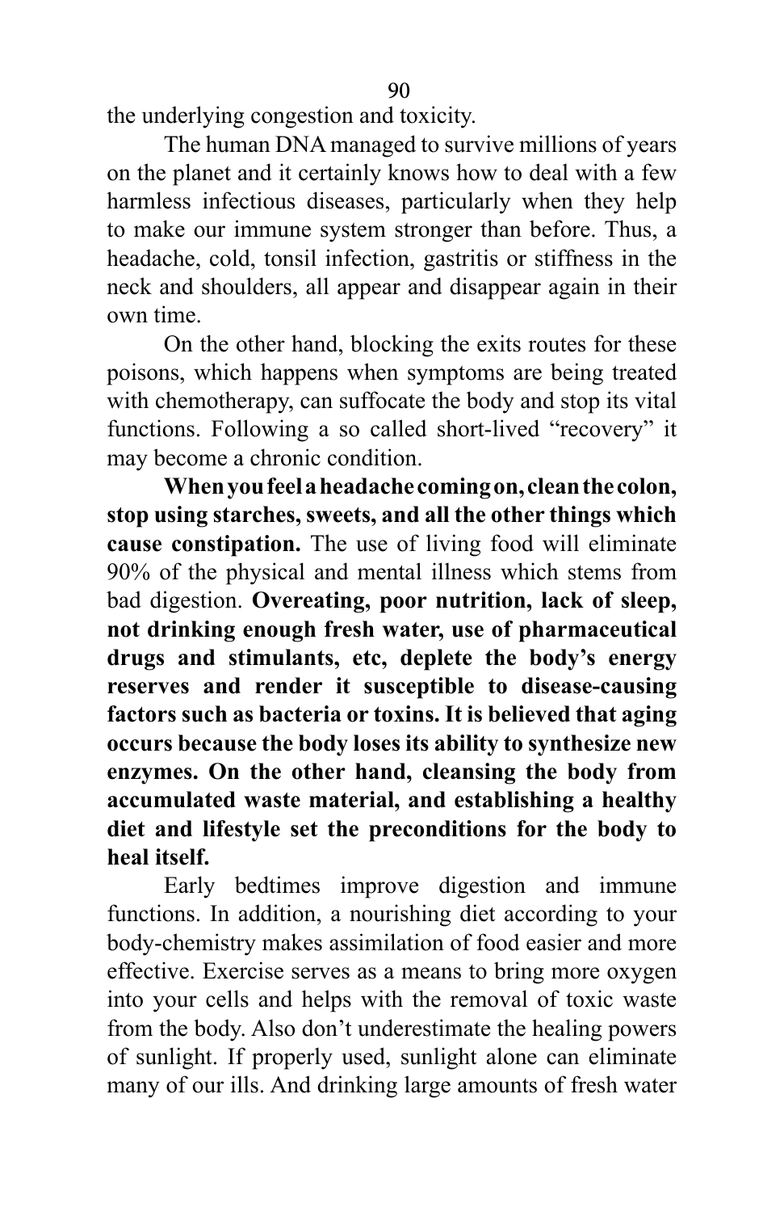the underlying congestion and toxicity.

The human DNA managed to survive millions of years on the planet and it certainly knows how to deal with a few harmless infectious diseases, particularly when they help to make our immune system stronger than before. Thus, a headache, cold, tonsil infection, gastritis or stiffness in the neck and shoulders, all appear and disappear again in their own time.

On the other hand, blocking the exits routes for these poisons, which happens when symptoms are being treated with chemotherapy, can suffocate the body and stop its vital functions. Following a so called short-lived "recovery" it may become a chronic condition.

**When you feel a headache coming on, clean the colon, stop using starches, sweets, and all the other things which cause constipation.** The use of living food will eliminate 90% of the physical and mental illness which stems from bad digestion. **Overeating, poor nutrition, lack of sleep, not drinking enough fresh water, use of pharmaceutical drugs and stimulants, etc, deplete the body's energy reserves and render it susceptible to disease-causing factors such as bacteria or toxins. It is believed that aging occurs because the body loses its ability to synthesize new enzymes. On the other hand, cleansing the body from accumulated waste material, and establishing a healthy diet and lifestyle set the preconditions for the body to heal itself.**

Early bedtimes improve digestion and immune functions. In addition, a nourishing diet according to your body-chemistry makes assimilation of food easier and more effective. Exercise serves as a means to bring more oxygen into your cells and helps with the removal of toxic waste from the body. Also don't underestimate the healing powers of sunlight. If properly used, sunlight alone can eliminate many of our ills. And drinking large amounts of fresh water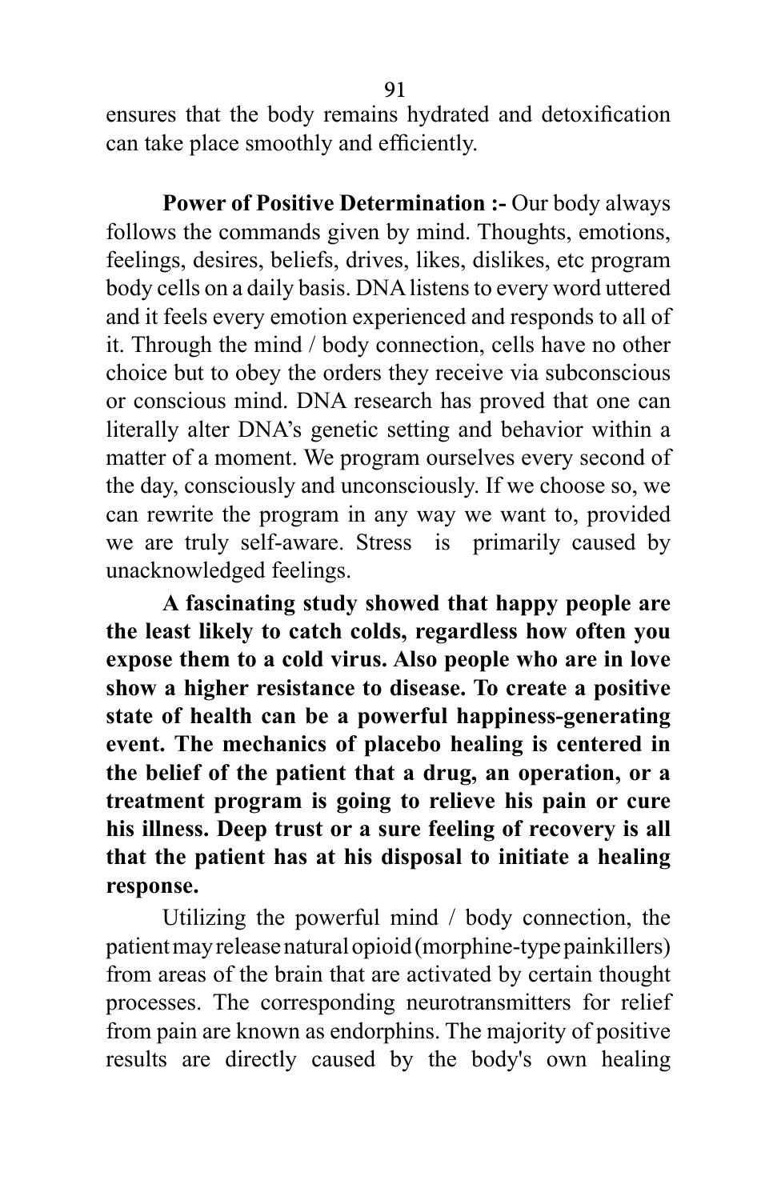ensures that the body remains hydrated and detoxification can take place smoothly and efficiently.

**Power of Positive Determination :-** Our body always follows the commands given by mind. Thoughts, emotions, feelings, desires, beliefs, drives, likes, dislikes, etc program body cells on a daily basis. DNA listens to every word uttered and it feels every emotion experienced and responds to all of it. Through the mind / body connection, cells have no other choice but to obey the orders they receive via subconscious or conscious mind. DNA research has proved that one can literally alter DNA's genetic setting and behavior within a matter of a moment. We program ourselves every second of the day, consciously and unconsciously. If we choose so, we can rewrite the program in any way we want to, provided we are truly self-aware. Stress is primarily caused by unacknowledged feelings.

**A fascinating study showed that happy people are the least likely to catch colds, regardless how often you expose them to a cold virus. Also people who are in love show a higher resistance to disease. To create a positive state of health can be a powerful happiness-generating event. The mechanics of placebo healing is centered in the belief of the patient that a drug, an operation, or a treatment program is going to relieve his pain or cure his illness. Deep trust or a sure feeling of recovery is all that the patient has at his disposal to initiate a healing response.**

Utilizing the powerful mind / body connection, the patient may release natural opioid (morphine-type painkillers) from areas of the brain that are activated by certain thought processes. The corresponding neurotransmitters for relief from pain are known as endorphins. The majority of positive results are directly caused by the body's own healing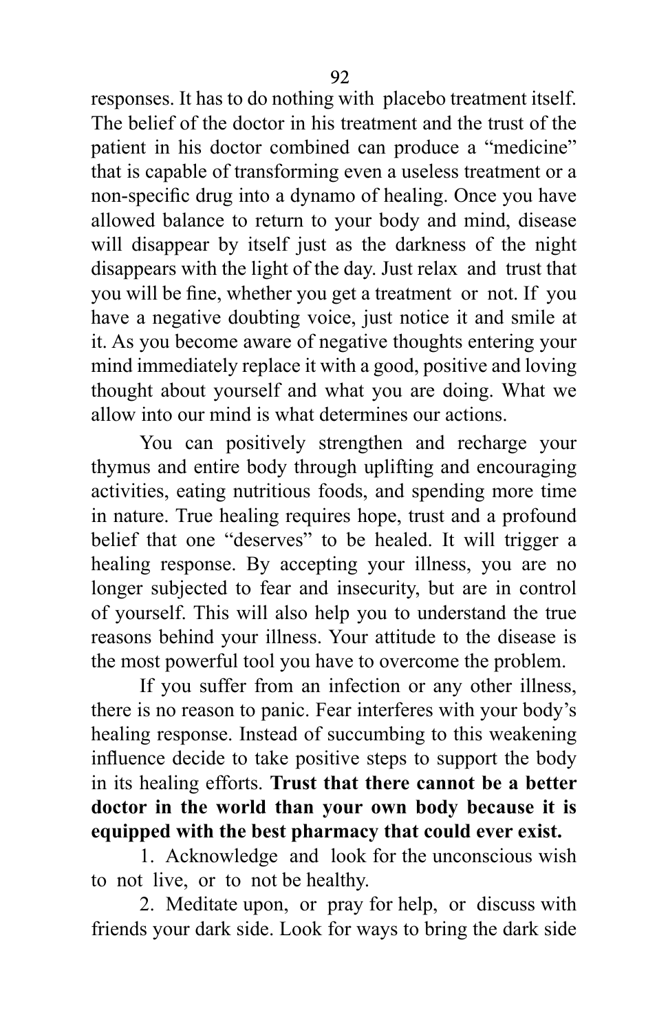responses. It has to do nothing with placebo treatment itself. The belief of the doctor in his treatment and the trust of the patient in his doctor combined can produce a "medicine" that is capable of transforming even a useless treatment or a non-specific drug into a dynamo of healing. Once you have allowed balance to return to your body and mind, disease will disappear by itself just as the darkness of the night disappears with the light of the day. Just relax and trust that you will be fine, whether you get a treatment or not. If you have a negative doubting voice, just notice it and smile at it. As you become aware of negative thoughts entering your mind immediately replace it with a good, positive and loving thought about yourself and what you are doing. What we allow into our mind is what determines our actions.

You can positively strengthen and recharge your thymus and entire body through uplifting and encouraging activities, eating nutritious foods, and spending more time in nature. True healing requires hope, trust and a profound belief that one "deserves" to be healed. It will trigger a healing response. By accepting your illness, you are no longer subjected to fear and insecurity, but are in control of yourself. This will also help you to understand the true reasons behind your illness. Your attitude to the disease is the most powerful tool you have to overcome the problem.

If you suffer from an infection or any other illness, there is no reason to panic. Fear interferes with your body's healing response. Instead of succumbing to this weakening influence decide to take positive steps to support the body in its healing efforts. **Trust that there cannot be a better doctor in the world than your own body because it is equipped with the best pharmacy that could ever exist.**

1. Acknowledge and look for the unconscious wish to not live, or to not be healthy.

2. Meditate upon, or pray for help, or discuss with friends your dark side. Look for ways to bring the dark side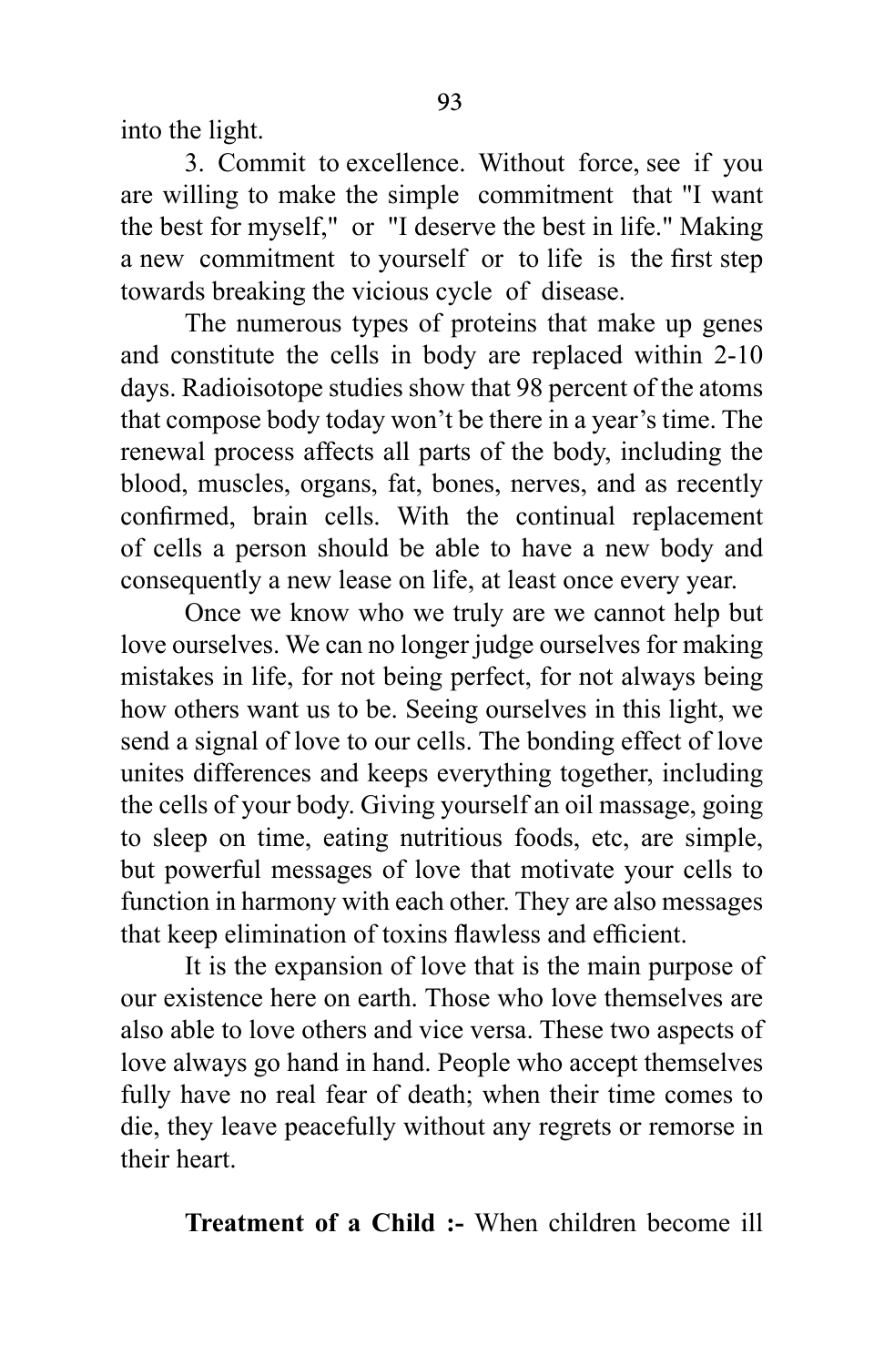into the light.

3. Commit to excellence. Without force, see if you are willing to make the simple commitment that "I want the best for myself," or "I deserve the best in life." Making a new commitment to yourself or to life is the first step towards breaking the vicious cycle of disease.

The numerous types of proteins that make up genes and constitute the cells in body are replaced within 2-10 days. Radioisotope studies show that 98 percent of the atoms that compose body today won't be there in a year's time. The renewal process affects all parts of the body, including the blood, muscles, organs, fat, bones, nerves, and as recently confirmed, brain cells. With the continual replacement of cells a person should be able to have a new body and consequently a new lease on life, at least once every year.

Once we know who we truly are we cannot help but love ourselves. We can no longer judge ourselves for making mistakes in life, for not being perfect, for not always being how others want us to be. Seeing ourselves in this light, we send a signal of love to our cells. The bonding effect of love unites differences and keeps everything together, including the cells of your body. Giving yourself an oil massage, going to sleep on time, eating nutritious foods, etc, are simple, but powerful messages of love that motivate your cells to function in harmony with each other. They are also messages that keep elimination of toxins flawless and efficient.

It is the expansion of love that is the main purpose of our existence here on earth. Those who love themselves are also able to love others and vice versa. These two aspects of love always go hand in hand. People who accept themselves fully have no real fear of death; when their time comes to die, they leave peacefully without any regrets or remorse in their heart.

**Treatment of a Child :-** When children become ill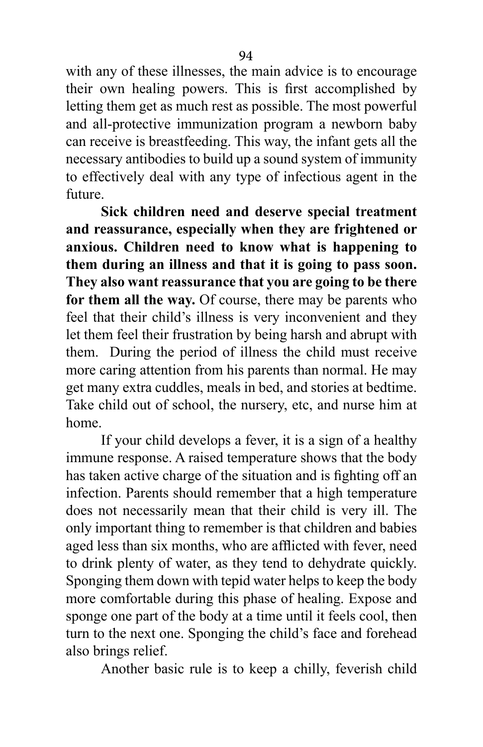with any of these illnesses, the main advice is to encourage their own healing powers. This is first accomplished by letting them get as much rest as possible. The most powerful and all-protective immunization program a newborn baby can receive is breastfeeding. This way, the infant gets all the necessary antibodies to build up a sound system of immunity to effectively deal with any type of infectious agent in the future.

**Sick children need and deserve special treatment and reassurance, especially when they are frightened or anxious. Children need to know what is happening to them during an illness and that it is going to pass soon. They also want reassurance that you are going to be there for them all the way.** Of course, there may be parents who feel that their child's illness is very inconvenient and they let them feel their frustration by being harsh and abrupt with them. During the period of illness the child must receive more caring attention from his parents than normal. He may get many extra cuddles, meals in bed, and stories at bedtime. Take child out of school, the nursery, etc, and nurse him at home.

If your child develops a fever, it is a sign of a healthy immune response. A raised temperature shows that the body has taken active charge of the situation and is fighting off an infection. Parents should remember that a high temperature does not necessarily mean that their child is very ill. The only important thing to remember is that children and babies aged less than six months, who are afflicted with fever, need to drink plenty of water, as they tend to dehydrate quickly. Sponging them down with tepid water helps to keep the body more comfortable during this phase of healing. Expose and sponge one part of the body at a time until it feels cool, then turn to the next one. Sponging the child's face and forehead also brings relief.

Another basic rule is to keep a chilly, feverish child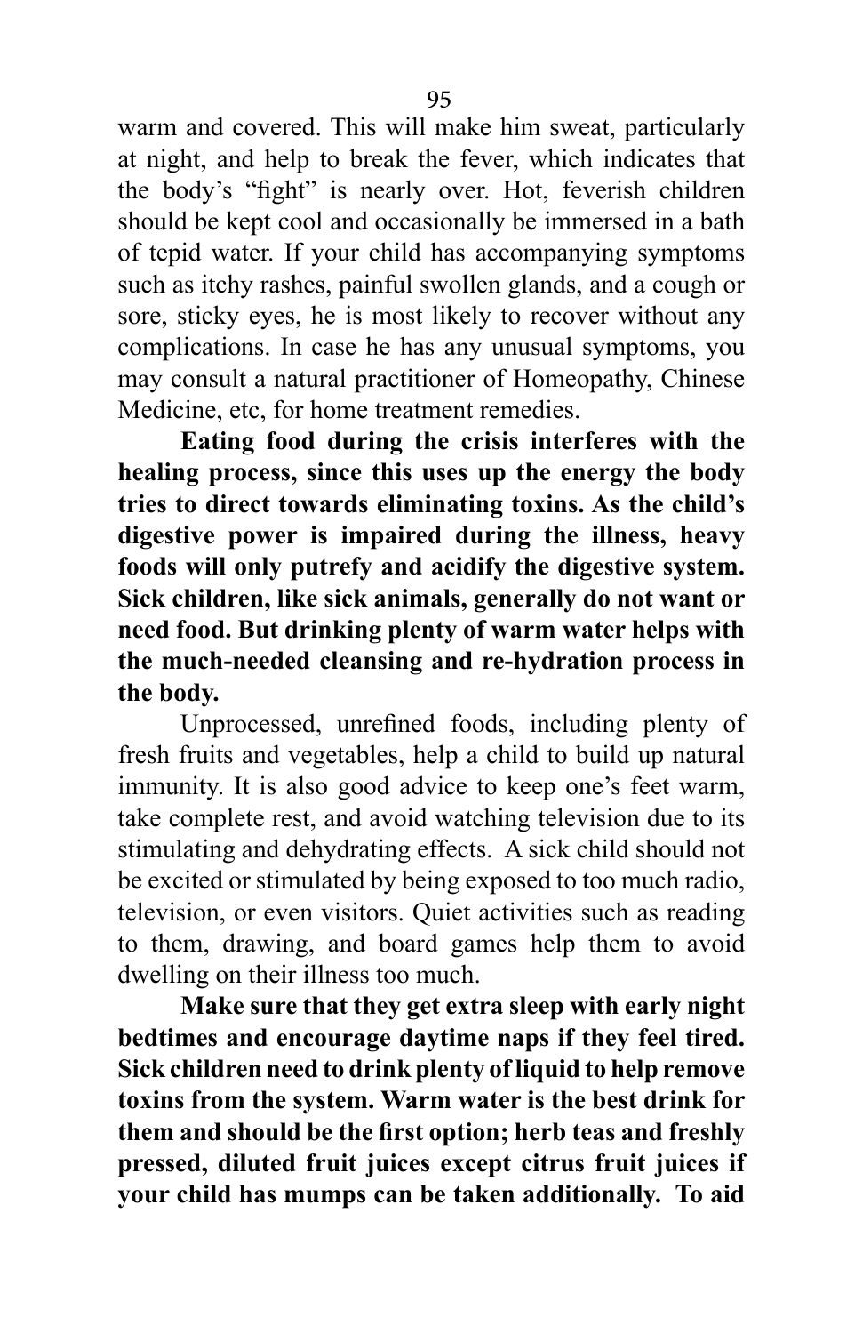warm and covered. This will make him sweat, particularly at night, and help to break the fever, which indicates that the body's "fight" is nearly over. Hot, feverish children should be kept cool and occasionally be immersed in a bath of tepid water. If your child has accompanying symptoms such as itchy rashes, painful swollen glands, and a cough or sore, sticky eyes, he is most likely to recover without any complications. In case he has any unusual symptoms, you may consult a natural practitioner of Homeopathy, Chinese Medicine, etc, for home treatment remedies.

**Eating food during the crisis interferes with the healing process, since this uses up the energy the body tries to direct towards eliminating toxins. As the child's digestive power is impaired during the illness, heavy foods will only putrefy and acidify the digestive system. Sick children, like sick animals, generally do not want or need food. But drinking plenty of warm water helps with the much-needed cleansing and re-hydration process in the body.**

Unprocessed, unrefined foods, including plenty of fresh fruits and vegetables, help a child to build up natural immunity. It is also good advice to keep one's feet warm, take complete rest, and avoid watching television due to its stimulating and dehydrating effects. A sick child should not be excited or stimulated by being exposed to too much radio, television, or even visitors. Quiet activities such as reading to them, drawing, and board games help them to avoid dwelling on their illness too much.

**Make sure that they get extra sleep with early night bedtimes and encourage daytime naps if they feel tired. Sick children need to drink plenty of liquid to help remove toxins from the system. Warm water is the best drink for them and should be the first option; herb teas and freshly pressed, diluted fruit juices except citrus fruit juices if your child has mumps can be taken additionally. To aid**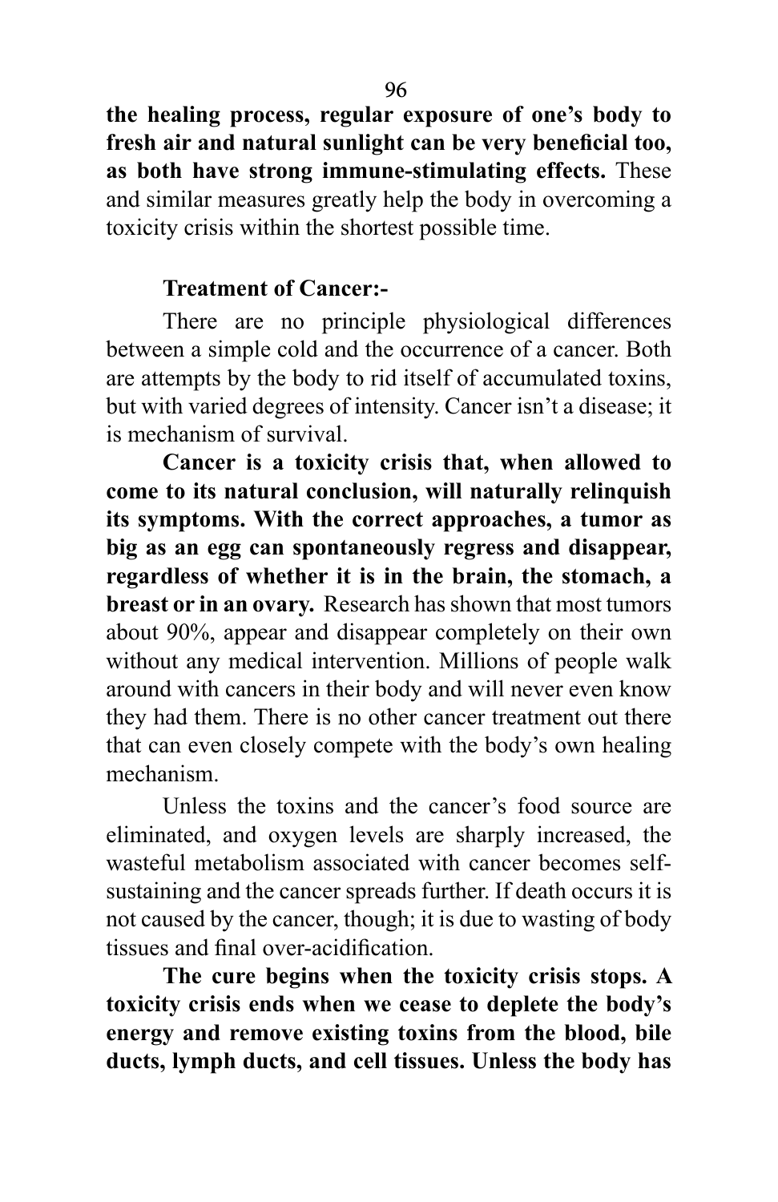**the healing process, regular exposure of one's body to fresh air and natural sunlight can be very beneficial too, as both have strong immune-stimulating effects.** These and similar measures greatly help the body in overcoming a toxicity crisis within the shortest possible time.

**Treatment of Cancer:-**

There are no principle physiological differences between a simple cold and the occurrence of a cancer. Both are attempts by the body to rid itself of accumulated toxins, but with varied degrees of intensity. Cancer isn't a disease; it is mechanism of survival.

**Cancer is a toxicity crisis that, when allowed to come to its natural conclusion, will naturally relinquish its symptoms. With the correct approaches, a tumor as big as an egg can spontaneously regress and disappear, regardless of whether it is in the brain, the stomach, a breast or in an ovary.** Research has shown that most tumors about 90%, appear and disappear completely on their own without any medical intervention. Millions of people walk around with cancers in their body and will never even know they had them. There is no other cancer treatment out there that can even closely compete with the body's own healing mechanism.

Unless the toxins and the cancer's food source are eliminated, and oxygen levels are sharply increased, the wasteful metabolism associated with cancer becomes self-sustaining and the cancer spreads further. If death occurs it is not caused by the cancer, though; it is due to wasting of body tissues and final over-acidification.

**The cure begins when the toxicity crisis stops. A toxicity crisis ends when we cease to deplete the body's energy and remove existing toxins from the blood, bile ducts, lymph ducts, and cell tissues. Unless the body has**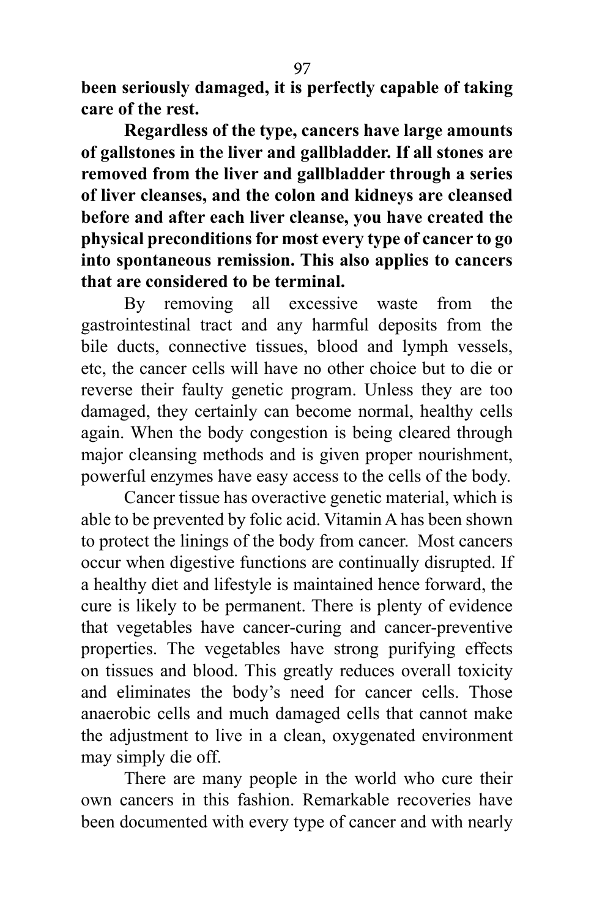**been seriously damaged, it is perfectly capable of taking care of the rest.**

**Regardless of the type, cancers have large amounts of gallstones in the liver and gallbladder. If all stones are removed from the liver and gallbladder through a series of liver cleanses, and the colon and kidneys are cleansed before and after each liver cleanse, you have created the physical preconditions for most every type of cancer to go into spontaneous remission. This also applies to cancers that are considered to be terminal.**

By removing all excessive waste from the gastrointestinal tract and any harmful deposits from the bile ducts, connective tissues, blood and lymph vessels, etc, the cancer cells will have no other choice but to die or reverse their faulty genetic program. Unless they are too damaged, they certainly can become normal, healthy cells again. When the body congestion is being cleared through major cleansing methods and is given proper nourishment, powerful enzymes have easy access to the cells of the body.

Cancer tissue has overactive genetic material, which is able to be prevented by folic acid. Vitamin A has been shown to protect the linings of the body from cancer. Most cancers occur when digestive functions are continually disrupted. If a healthy diet and lifestyle is maintained hence forward, the cure is likely to be permanent. There is plenty of evidence that vegetables have cancer-curing and cancer-preventive properties. The vegetables have strong purifying effects on tissues and blood. This greatly reduces overall toxicity and eliminates the body's need for cancer cells. Those anaerobic cells and much damaged cells that cannot make the adjustment to live in a clean, oxygenated environment may simply die off.

There are many people in the world who cure their own cancers in this fashion. Remarkable recoveries have been documented with every type of cancer and with nearly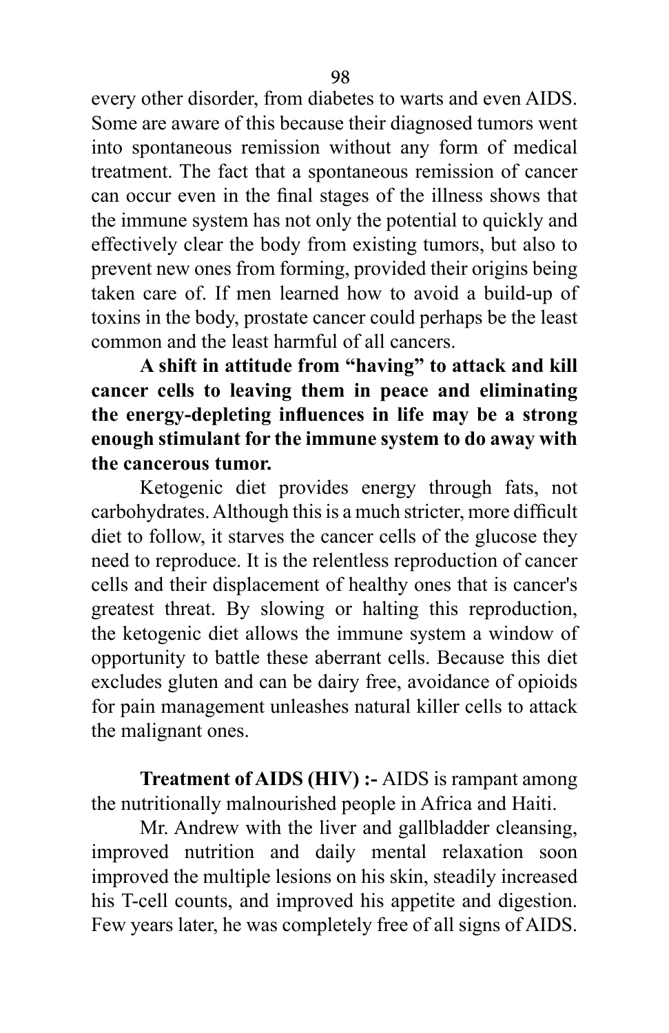every other disorder, from diabetes to warts and even AIDS. Some are aware of this because their diagnosed tumors went into spontaneous remission without any form of medical treatment. The fact that a spontaneous remission of cancer can occur even in the final stages of the illness shows that the immune system has not only the potential to quickly and effectively clear the body from existing tumors, but also to prevent new ones from forming, provided their origins being taken care of. If men learned how to avoid a build-up of toxins in the body, prostate cancer could perhaps be the least common and the least harmful of all cancers.

**A shift in attitude from "having" to attack and kill cancer cells to leaving them in peace and eliminating the energy-depleting influences in life may be a strong enough stimulant for the immune system to do away with the cancerous tumor.**

Ketogenic diet provides energy through fats, not carbohydrates. Although this is a much stricter, more difficult diet to follow, it starves the cancer cells of the glucose they need to reproduce. It is the relentless reproduction of cancer cells and their displacement of healthy ones that is cancer's greatest threat. By slowing or halting this reproduction, the ketogenic diet allows the immune system a window of opportunity to battle these aberrant cells. Because this diet excludes gluten and can be dairy free, avoidance of opioids for pain management unleashes natural killer cells to attack the malignant ones.

**Treatment of AIDS (HIV) :-** AIDS is rampant among the nutritionally malnourished people in Africa and Haiti.

Mr. Andrew with the liver and gallbladder cleansing, improved nutrition and daily mental relaxation soon improved the multiple lesions on his skin, steadily increased his T-cell counts, and improved his appetite and digestion. Few years later, he was completely free of all signs of AIDS.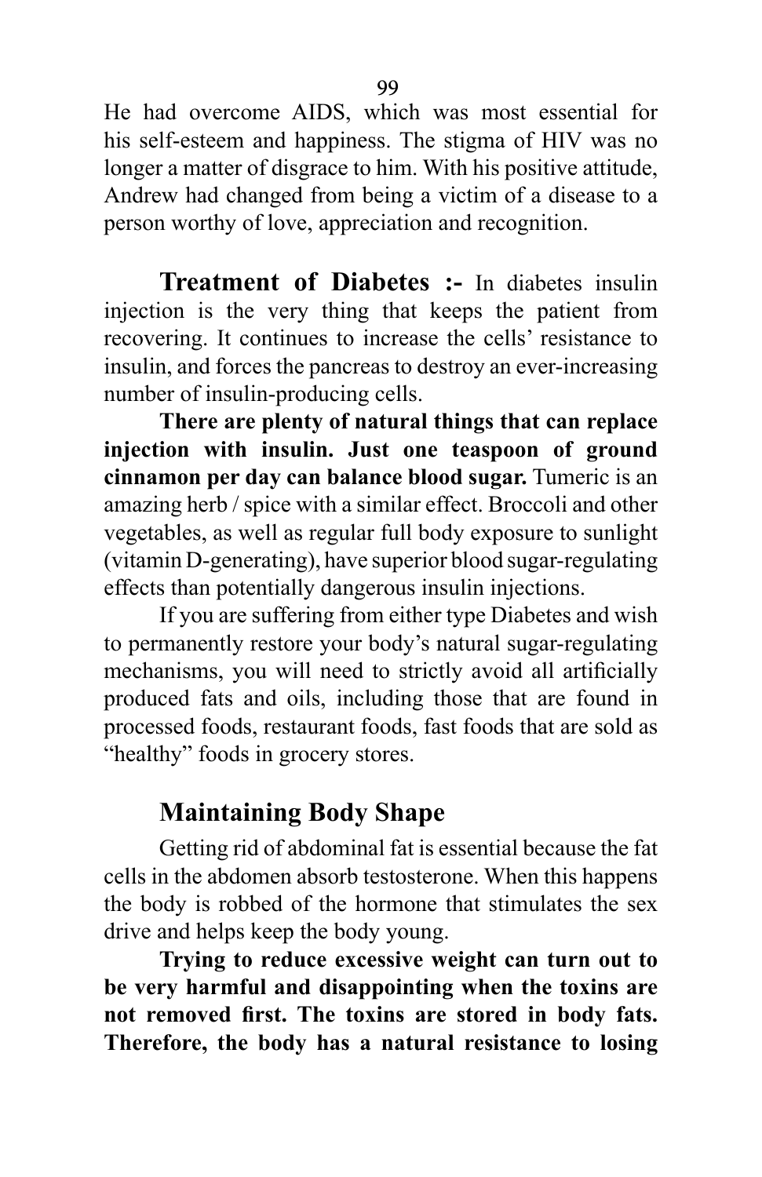He had overcome AIDS, which was most essential for his self-esteem and happiness. The stigma of HIV was no longer a matter of disgrace to him. With his positive attitude, Andrew had changed from being a victim of a disease to a person worthy of love, appreciation and recognition.

**Treatment of Diabetes :-** In diabetes insulin injection is the very thing that keeps the patient from recovering. It continues to increase the cells' resistance to insulin, and forces the pancreas to destroy an ever-increasing number of insulin-producing cells.

**There are plenty of natural things that can replace injection with insulin. Just one teaspoon of ground cinnamon per day can balance blood sugar.** Tumeric is an amazing herb / spice with a similar effect. Broccoli and other vegetables, as well as regular full body exposure to sunlight (vitamin D-generating), have superior blood sugar-regulating effects than potentially dangerous insulin injections.

If you are suffering from either type Diabetes and wish to permanently restore your body's natural sugar-regulating mechanisms, you will need to strictly avoid all artificially produced fats and oils, including those that are found in processed foods, restaurant foods, fast foods that are sold as "healthy" foods in grocery stores.

## Maintaining Body Shape

Getting rid of abdominal fat is essential because the fat cells in the abdomen absorb testosterone. When this happens the body is robbed of the hormone that stimulates the sex drive and helps keep the body young.

**Trying to reduce excessive weight can turn out to be very harmful and disappointing when the toxins are not removed first. The toxins are stored in body fats. Therefore, the body has a natural resistance to losing**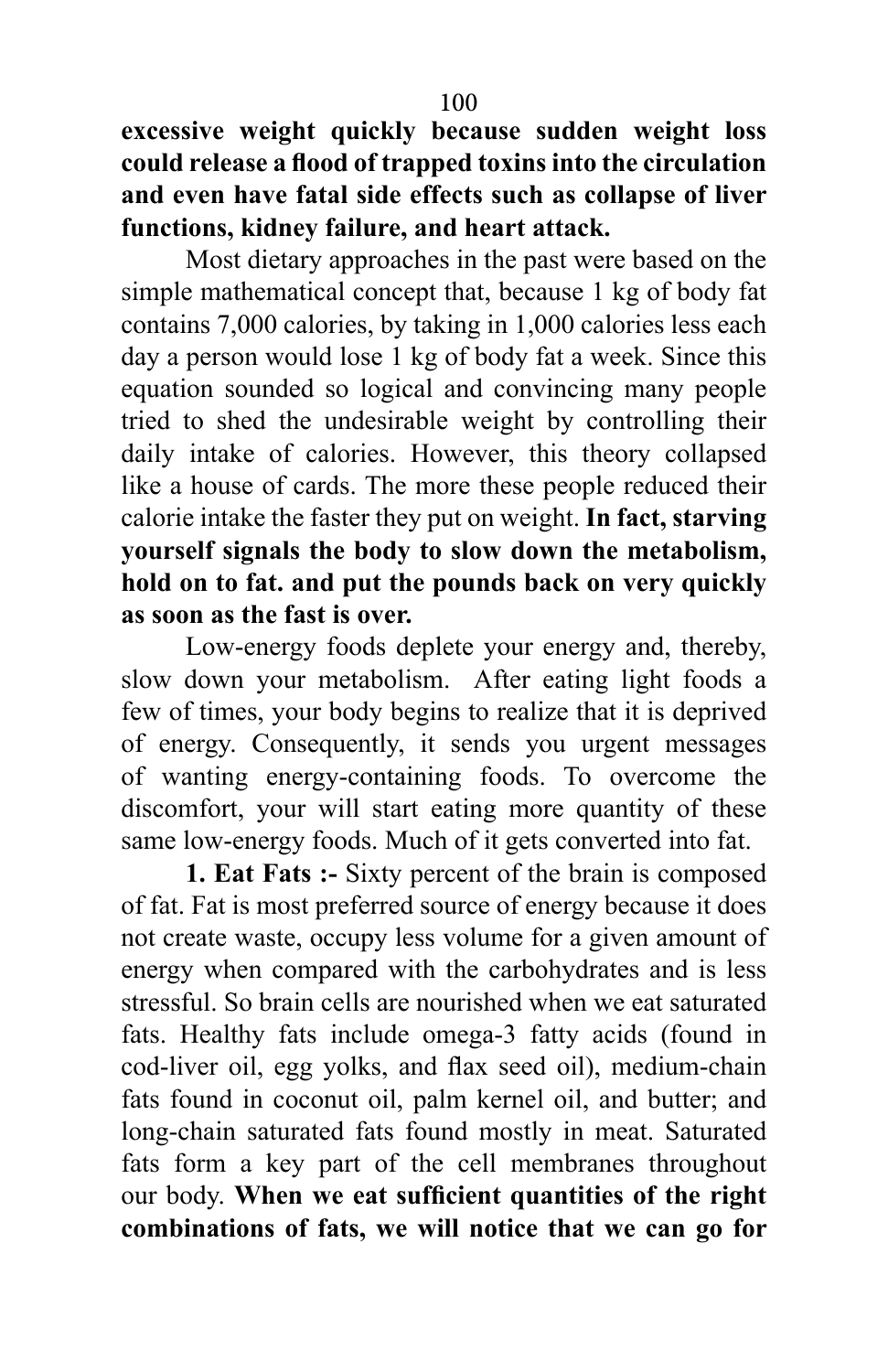**excessive weight quickly because sudden weight loss could release a flood of trapped toxins into the circulation and even have fatal side effects such as collapse of liver functions, kidney failure, and heart attack.**

Most dietary approaches in the past were based on the simple mathematical concept that, because 1 kg of body fat contains 7,000 calories, by taking in 1,000 calories less each day a person would lose 1 kg of body fat a week. Since this equation sounded so logical and convincing many people tried to shed the undesirable weight by controlling their daily intake of calories. However, this theory collapsed like a house of cards. The more these people reduced their calorie intake the faster they put on weight. **In fact, starving yourself signals the body to slow down the metabolism, hold on to fat. and put the pounds back on very quickly as soon as the fast is over.**

Low-energy foods deplete your energy and, thereby, slow down your metabolism. After eating light foods a few of times, your body begins to realize that it is deprived of energy. Consequently, it sends you urgent messages of wanting energy-containing foods. To overcome the discomfort, your will start eating more quantity of these same low-energy foods. Much of it gets converted into fat.

**1. Eat Fats :-** Sixty percent of the brain is composed of fat. Fat is most preferred source of energy because it does not create waste, occupy less volume for a given amount of energy when compared with the carbohydrates and is less stressful. So brain cells are nourished when we eat saturated fats. Healthy fats include omega-3 fatty acids (found in cod-liver oil, egg yolks, and flax seed oil), medium-chain fats found in coconut oil, palm kernel oil, and butter; and long-chain saturated fats found mostly in meat. Saturated fats form a key part of the cell membranes throughout our body. **When we eat sufficient quantities of the right combinations of fats, we will notice that we can go for**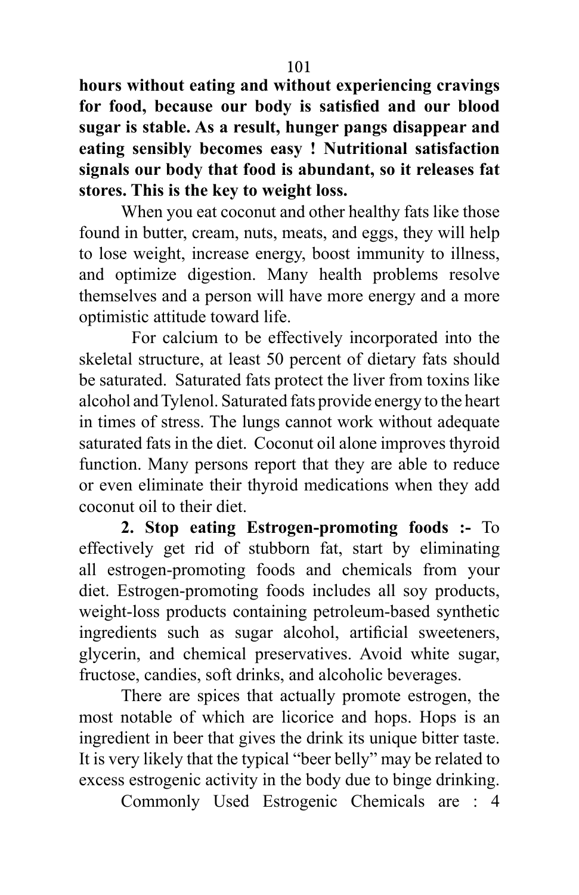**hours without eating and without experiencing cravings for food, because our body is satisfied and our blood sugar is stable. As a result, hunger pangs disappear and eating sensibly becomes easy ! Nutritional satisfaction signals our body that food is abundant, so it releases fat stores. This is the key to weight loss.**

When you eat coconut and other healthy fats like those found in butter, cream, nuts, meats, and eggs, they will help to lose weight, increase energy, boost immunity to illness, and optimize digestion. Many health problems resolve themselves and a person will have more energy and a more optimistic attitude toward life.

For calcium to be effectively incorporated into the skeletal structure, at least 50 percent of dietary fats should be saturated. Saturated fats protect the liver from toxins like alcohol and Tylenol. Saturated fats provide energy to the heart in times of stress. The lungs cannot work without adequate saturated fats in the diet. Coconut oil alone improves thyroid function. Many persons report that they are able to reduce or even eliminate their thyroid medications when they add coconut oil to their diet.

**2. Stop eating Estrogen-promoting foods :-** To effectively get rid of stubborn fat, start by eliminating all estrogen-promoting foods and chemicals from your diet. Estrogen-promoting foods includes all soy products, weight-loss products containing petroleum-based synthetic ingredients such as sugar alcohol, artificial sweeteners, glycerin, and chemical preservatives. Avoid white sugar, fructose, candies, soft drinks, and alcoholic beverages.

There are spices that actually promote estrogen, the most notable of which are licorice and hops. Hops is an ingredient in beer that gives the drink its unique bitter taste. It is very likely that the typical "beer belly" may be related to excess estrogenic activity in the body due to binge drinking.

Commonly Used Estrogenic Chemicals are : 4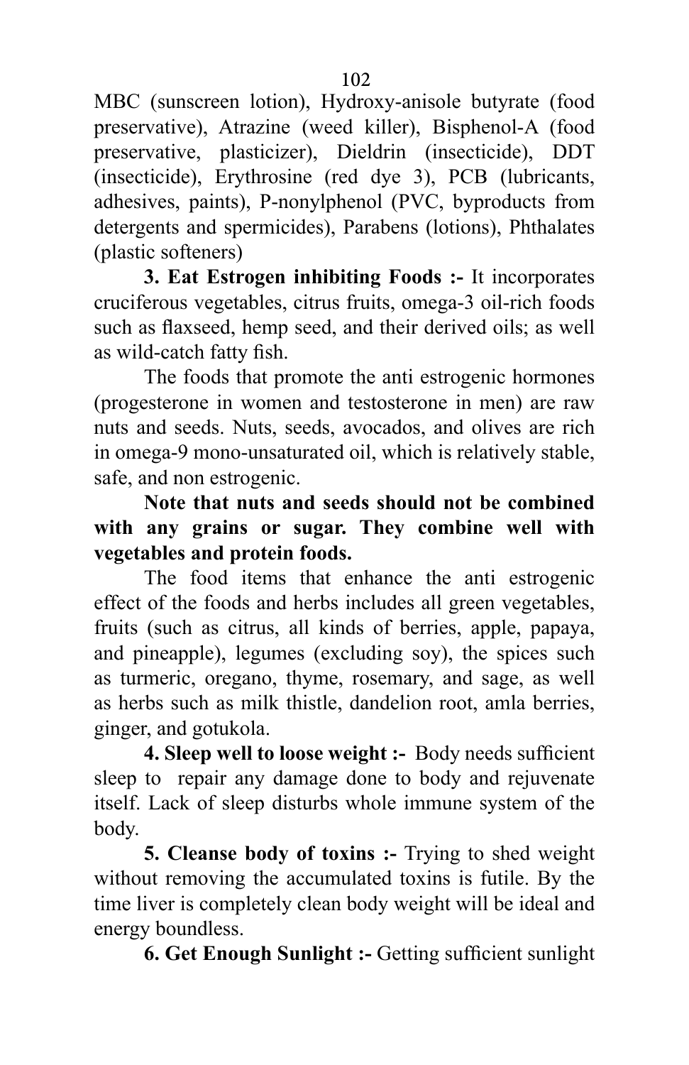MBC (sunscreen lotion), Hydroxy-anisole butyrate (food preservative), Atrazine (weed killer), Bisphenol-A (food preservative, plasticizer), Dieldrin (insecticide), DDT (insecticide), Erythrosine (red dye 3), PCB (lubricants, adhesives, paints), P-nonylphenol (PVC, byproducts from detergents and spermicides), Parabens (lotions), Phthalates (plastic softeners)

**3. Eat Estrogen inhibiting Foods :-** It incorporates cruciferous vegetables, citrus fruits, omega-3 oil-rich foods such as flaxseed, hemp seed, and their derived oils; as well as wild-catch fatty fish.

The foods that promote the anti estrogenic hormones (progesterone in women and testosterone in men) are raw nuts and seeds. Nuts, seeds, avocados, and olives are rich in omega-9 mono-unsaturated oil, which is relatively stable, safe, and non estrogenic.

**Note that nuts and seeds should not be combined with any grains or sugar. They combine well with vegetables and protein foods.**

The food items that enhance the anti estrogenic effect of the foods and herbs includes all green vegetables, fruits (such as citrus, all kinds of berries, apple, papaya, and pineapple), legumes (excluding soy), the spices such as turmeric, oregano, thyme, rosemary, and sage, as well as herbs such as milk thistle, dandelion root, amla berries, ginger, and gotukola.

**4. Sleep well to loose weight :-** Body needs sufficient sleep to repair any damage done to body and rejuvenate itself. Lack of sleep disturbs whole immune system of the body.

**5. Cleanse body of toxins :-** Trying to shed weight without removing the accumulated toxins is futile. By the time liver is completely clean body weight will be ideal and energy boundless.

**6. Get Enough Sunlight :-** Getting sufficient sunlight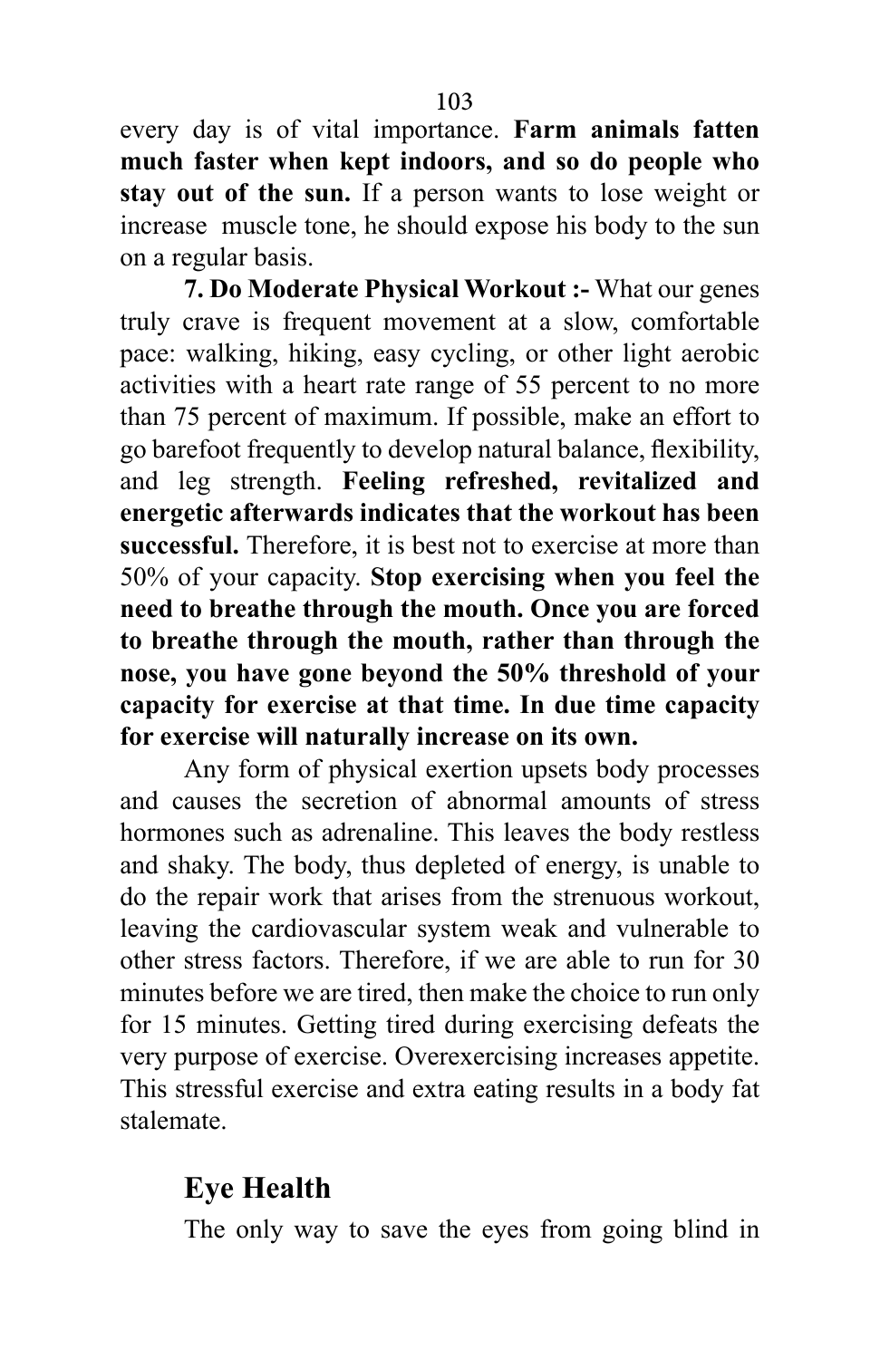every day is of vital importance. **Farm animals fatten much faster when kept indoors, and so do people who stay out of the sun.** If a person wants to lose weight or increase muscle tone, he should expose his body to the sun on a regular basis.

**7. Do Moderate Physical Workout :-** What our genes truly crave is frequent movement at a slow, comfortable pace: walking, hiking, easy cycling, or other light aerobic activities with a heart rate range of 55 percent to no more than 75 percent of maximum. If possible, make an effort to go barefoot frequently to develop natural balance, flexibility, and leg strength. **Feeling refreshed, revitalized and energetic afterwards indicates that the workout has been successful.** Therefore, it is best not to exercise at more than 50% of your capacity. **Stop exercising when you feel the need to breathe through the mouth. Once you are forced to breathe through the mouth, rather than through the nose, you have gone beyond the 50% threshold of your capacity for exercise at that time. In due time capacity for exercise will naturally increase on its own.**

Any form of physical exertion upsets body processes and causes the secretion of abnormal amounts of stress hormones such as adrenaline. This leaves the body restless and shaky. The body, thus depleted of energy, is unable to do the repair work that arises from the strenuous workout, leaving the cardiovascular system weak and vulnerable to other stress factors. Therefore, if we are able to run for 30 minutes before we are tired, then make the choice to run only for 15 minutes. Getting tired during exercising defeats the very purpose of exercise. Overexercising increases appetite. This stressful exercise and extra eating results in a body fat stalemate.

## Eye Health

The only way to save the eyes from going blind in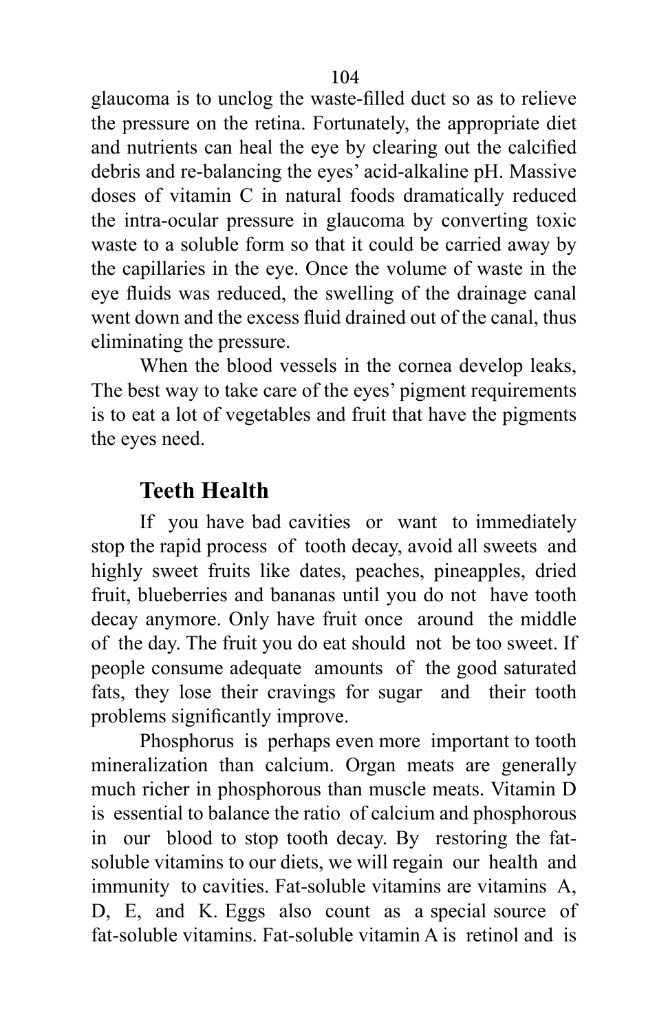glaucoma is to unclog the waste-filled duct so as to relieve the pressure on the retina. Fortunately, the appropriate diet and nutrients can heal the eye by clearing out the calcified debris and re-balancing the eyes' acid-alkaline pH. Massive doses of vitamin C in natural foods dramatically reduced the intra-ocular pressure in glaucoma by converting toxic waste to a soluble form so that it could be carried away by the capillaries in the eye. Once the volume of waste in the eye fluids was reduced, the swelling of the drainage canal went down and the excess fluid drained out of the canal, thus eliminating the pressure.

When the blood vessels in the cornea develop leaks, The best way to take care of the eyes' pigment requirements is to eat a lot of vegetables and fruit that have the pigments the eyes need.

## Teeth Health

If you have bad cavities or want to immediately stop the rapid process of tooth decay, avoid all sweets and highly sweet fruits like dates, peaches, pineapples, dried fruit, blueberries and bananas until you do not have tooth decay anymore. Only have fruit once around the middle of the day. The fruit you do eat should not be too sweet. If people consume adequate amounts of the good saturated fats, they lose their cravings for sugar and their tooth problems significantly improve.

Phosphorus is perhaps even more important to tooth mineralization than calcium. Organ meats are generally much richer in phosphorous than muscle meats. Vitamin D is essential to balance the ratio of calcium and phosphorous in our blood to stop tooth decay. By restoring the fat-soluble vitamins to our diets, we will regain our health and immunity to cavities. Fat-soluble vitamins are vitamins A, D, E, and K. Eggs also count as a special source of fat-soluble vitamins. Fat-soluble vitamin A is retinol and is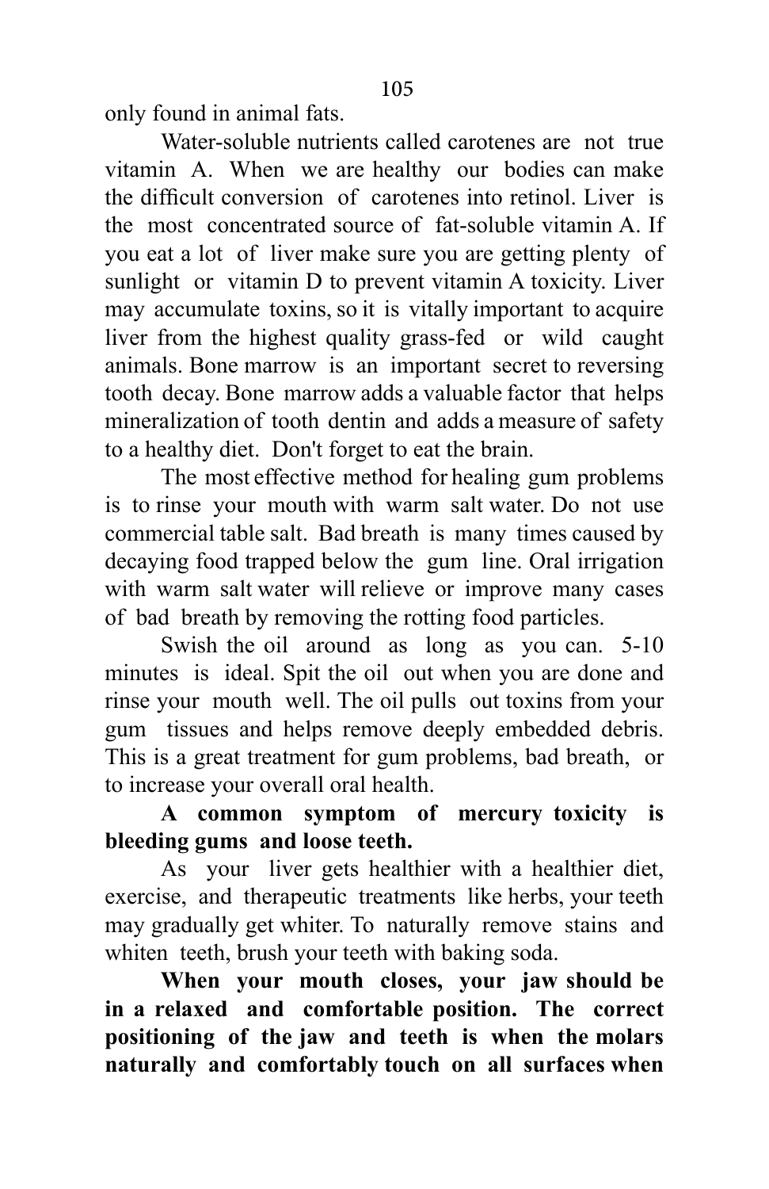only found in animal fats.

Water-soluble nutrients called carotenes are not true vitamin A. When we are healthy our bodies can make the difficult conversion of carotenes into retinol. Liver is the most concentrated source of fat-soluble vitamin A. If you eat a lot of liver make sure you are getting plenty of sunlight or vitamin D to prevent vitamin A toxicity. Liver may accumulate toxins, so it is vitally important to acquire liver from the highest quality grass-fed or wild caught animals. Bone marrow is an important secret to reversing tooth decay. Bone marrow adds a valuable factor that helps mineralization of tooth dentin and adds a measure of safety to a healthy diet. Don't forget to eat the brain.

The most effective method for healing gum problems is to rinse your mouth with warm salt water. Do not use commercial table salt. Bad breath is many times caused by decaying food trapped below the gum line. Oral irrigation with warm salt water will relieve or improve many cases of bad breath by removing the rotting food particles.

Swish the oil around as long as you can. 5-10 minutes is ideal. Spit the oil out when you are done and rinse your mouth well. The oil pulls out toxins from your gum tissues and helps remove deeply embedded debris. This is a great treatment for gum problems, bad breath, or to increase your overall oral health.

**A common symptom of mercury toxicity is bleeding gums and loose teeth.**

As your liver gets healthier with a healthier diet, exercise, and therapeutic treatments like herbs, your teeth may gradually get whiter. To naturally remove stains and whiten teeth, brush your teeth with baking soda.

**When your mouth closes, your jaw should be in a relaxed and comfortable position. The correct positioning of the jaw and teeth is when the molars naturally and comfortably touch on all surfaces when**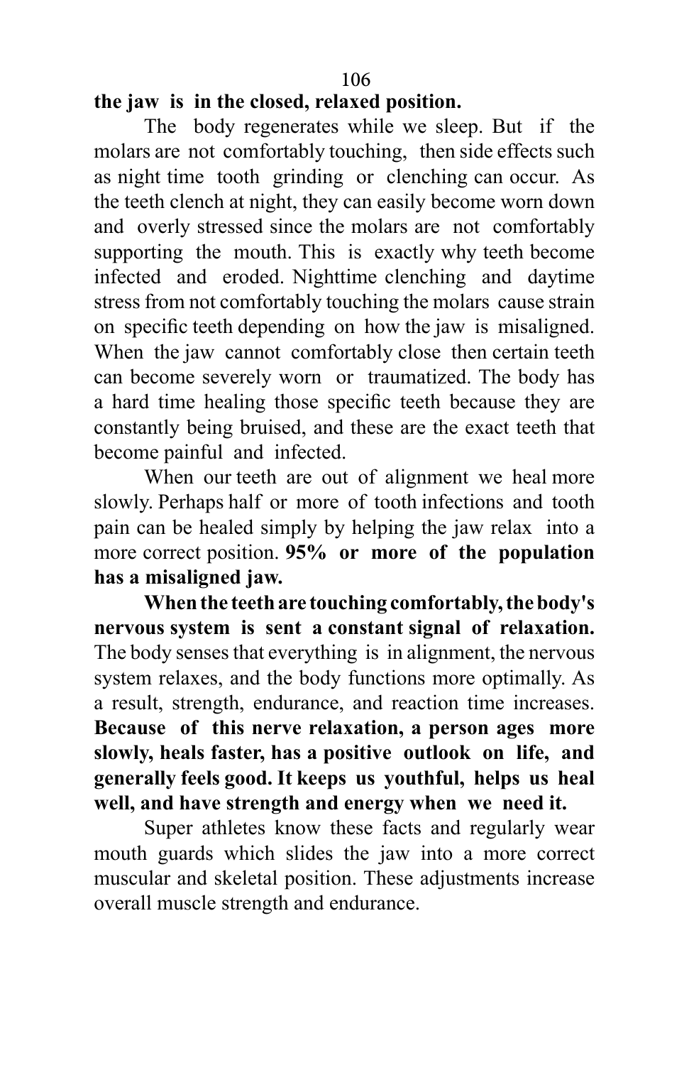**the jaw is in the closed, relaxed position.**

The body regenerates while we sleep. But if the molars are not comfortably touching, then side effects such as night time tooth grinding or clenching can occur. As the teeth clench at night, they can easily become worn down and overly stressed since the molars are not comfortably supporting the mouth. This is exactly why teeth become infected and eroded. Nighttime clenching and daytime stress from not comfortably touching the molars cause strain on specific teeth depending on how the jaw is misaligned. When the jaw cannot comfortably close then certain teeth can become severely worn or traumatized. The body has a hard time healing those specific teeth because they are constantly being bruised, and these are the exact teeth that become painful and infected.

When our teeth are out of alignment we heal more slowly. Perhaps half or more of tooth infections and tooth pain can be healed simply by helping the jaw relax into a more correct position. **95% or more of the population has a misaligned jaw.**

**When the teeth are touching comfortably, the body's nervous system is sent a constant signal of relaxation.** The body senses that everything is in alignment, the nervous system relaxes, and the body functions more optimally. As a result, strength, endurance, and reaction time increases. **Because of this nerve relaxation, a person ages more slowly, heals faster, has a positive outlook on life, and generally feels good. It keeps us youthful, helps us heal well, and have strength and energy when we need it.**

Super athletes know these facts and regularly wear mouth guards which slides the jaw into a more correct muscular and skeletal position. These adjustments increase overall muscle strength and endurance.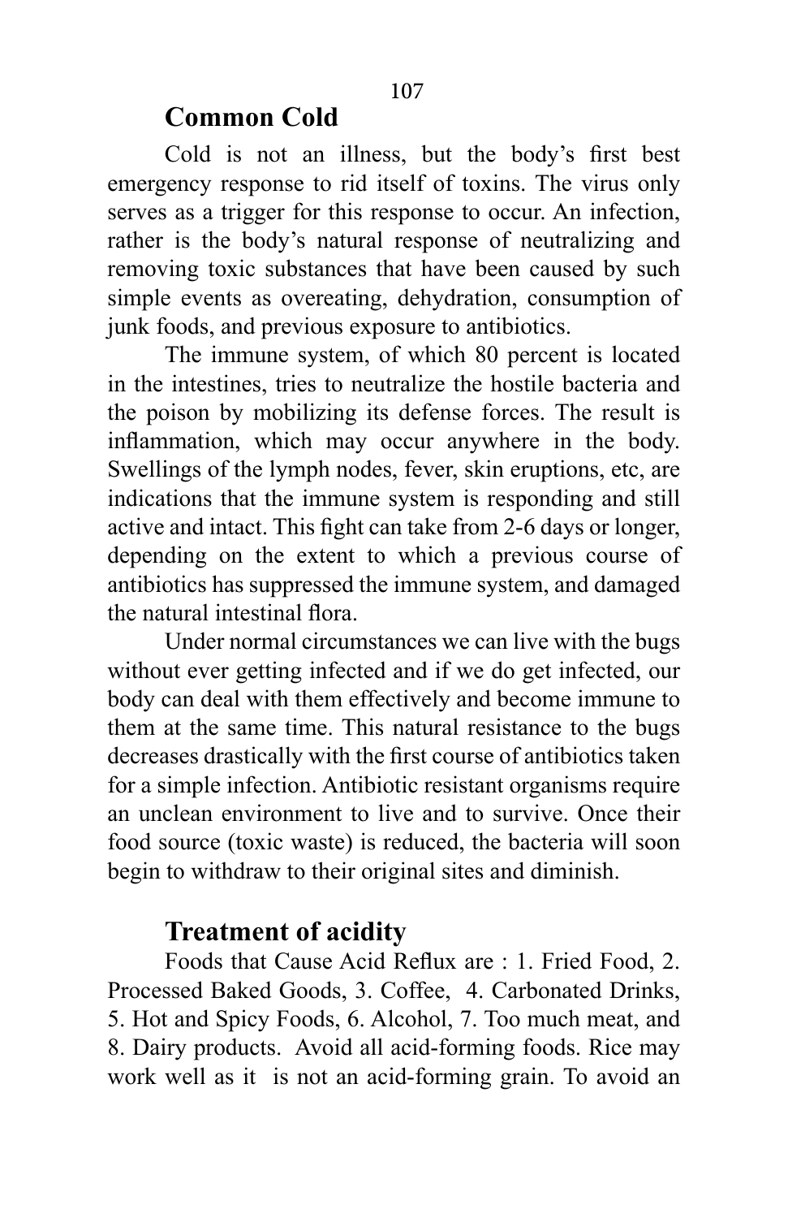## Common Cold

Cold is not an illness, but the body's first best emergency response to rid itself of toxins. The virus only serves as a trigger for this response to occur. An infection, rather is the body's natural response of neutralizing and removing toxic substances that have been caused by such simple events as overeating, dehydration, consumption of junk foods, and previous exposure to antibiotics.

The immune system, of which 80 percent is located in the intestines, tries to neutralize the hostile bacteria and the poison by mobilizing its defense forces. The result is inflammation, which may occur anywhere in the body. Swellings of the lymph nodes, fever, skin eruptions, etc, are indications that the immune system is responding and still active and intact. This fight can take from 2-6 days or longer, depending on the extent to which a previous course of antibiotics has suppressed the immune system, and damaged the natural intestinal flora.

Under normal circumstances we can live with the bugs without ever getting infected and if we do get infected, our body can deal with them effectively and become immune to them at the same time. This natural resistance to the bugs decreases drastically with the first course of antibiotics taken for a simple infection. Antibiotic resistant organisms require an unclean environment to live and to survive. Once their food source (toxic waste) is reduced, the bacteria will soon begin to withdraw to their original sites and diminish.

## Treatment of acidity

Foods that Cause Acid Reflux are : 1. Fried Food, 2. Processed Baked Goods, 3. Coffee, 4. Carbonated Drinks, 5. Hot and Spicy Foods, 6. Alcohol, 7. Too much meat, and 8. Dairy products. Avoid all acid-forming foods. Rice may work well as it is not an acid-forming grain. To avoid an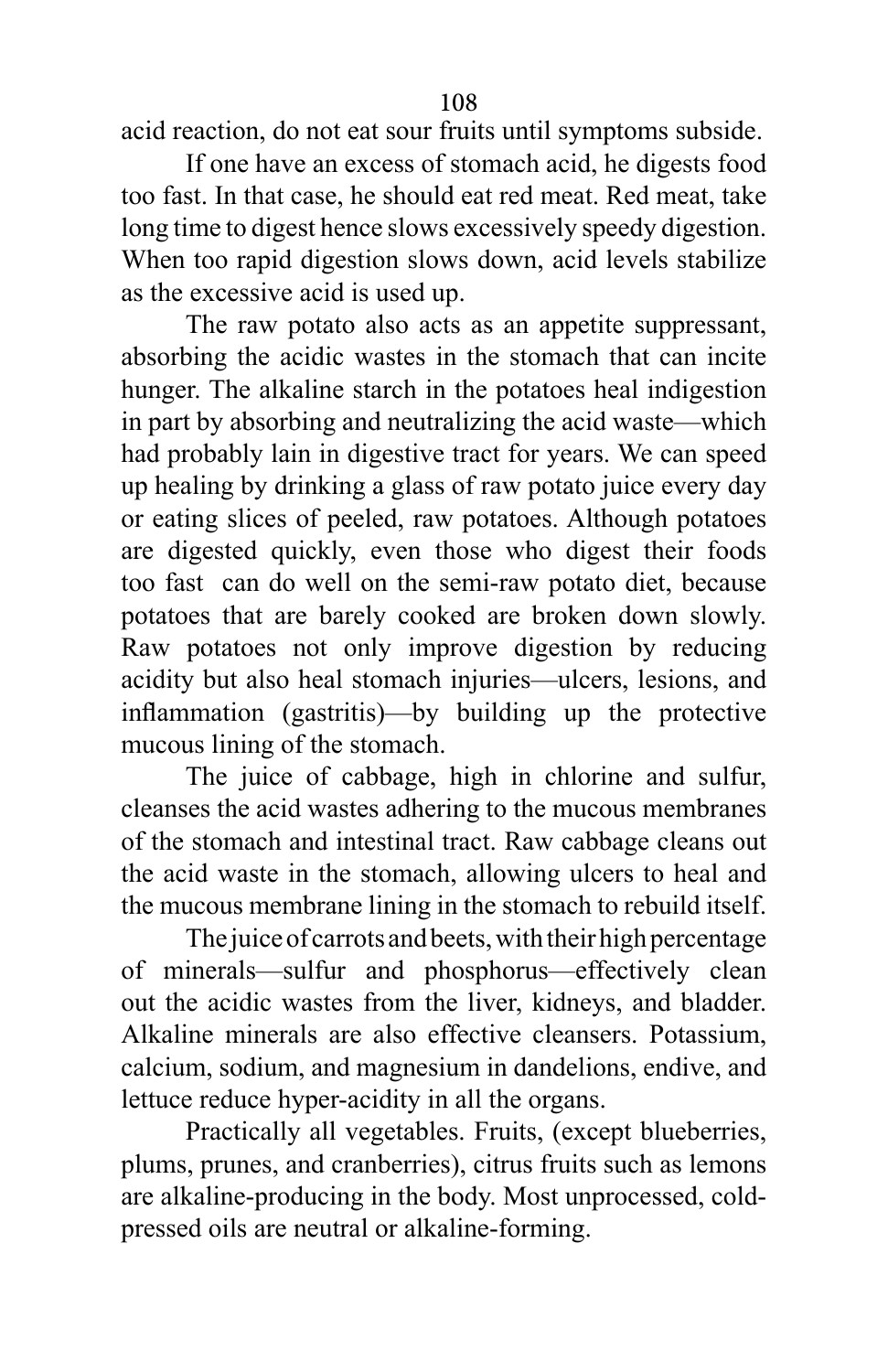acid reaction, do not eat sour fruits until symptoms subside.

If one have an excess of stomach acid, he digests food too fast. In that case, he should eat red meat. Red meat, take long time to digest hence slows excessively speedy digestion. When too rapid digestion slows down, acid levels stabilize as the excessive acid is used up.

The raw potato also acts as an appetite suppressant, absorbing the acidic wastes in the stomach that can incite hunger. The alkaline starch in the potatoes heal indigestion in part by absorbing and neutralizing the acid waste—which had probably lain in digestive tract for years. We can speed up healing by drinking a glass of raw potato juice every day or eating slices of peeled, raw potatoes. Although potatoes are digested quickly, even those who digest their foods too fast can do well on the semi-raw potato diet, because potatoes that are barely cooked are broken down slowly. Raw potatoes not only improve digestion by reducing acidity but also heal stomach injuries—ulcers, lesions, and inflammation (gastritis)—by building up the protective mucous lining of the stomach.

The juice of cabbage, high in chlorine and sulfur, cleanses the acid wastes adhering to the mucous membranes of the stomach and intestinal tract. Raw cabbage cleans out the acid waste in the stomach, allowing ulcers to heal and the mucous membrane lining in the stomach to rebuild itself.

The juice of carrots and beets, with their high percentage of minerals—sulfur and phosphorus—effectively clean out the acidic wastes from the liver, kidneys, and bladder. Alkaline minerals are also effective cleansers. Potassium, calcium, sodium, and magnesium in dandelions, endive, and lettuce reduce hyper-acidity in all the organs.

Practically all vegetables. Fruits, (except blueberries, plums, prunes, and cranberries), citrus fruits such as lemons are alkaline-producing in the body. Most unprocessed, cold-pressed oils are neutral or alkaline-forming.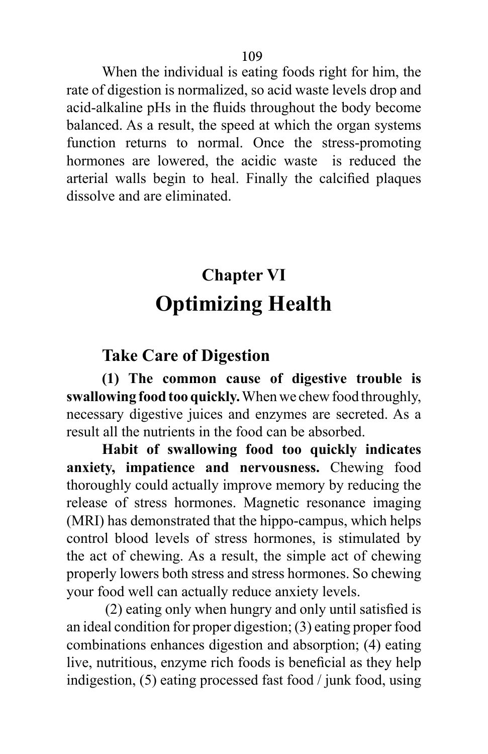When the individual is eating foods right for him, the rate of digestion is normalized, so acid waste levels drop and acid-alkaline pHs in the fluids throughout the body become balanced. As a result, the speed at which the organ systems function returns to normal. Once the stress-promoting hormones are lowered, the acidic waste is reduced the arterial walls begin to heal. Finally the calcified plaques dissolve and are eliminated.

# Chapter VI
# Optimizing Health

## Take Care of Digestion

**(1) The common cause of digestive trouble is swallowing food too quickly.** When we chew food throughly, necessary digestive juices and enzymes are secreted. As a result all the nutrients in the food can be absorbed.

**Habit of swallowing food too quickly indicates anxiety, impatience and nervousness.** Chewing food thoroughly could actually improve memory by reducing the release of stress hormones. Magnetic resonance imaging (MRI) has demonstrated that the hippo-campus, which helps control blood levels of stress hormones, is stimulated by the act of chewing. As a result, the simple act of chewing properly lowers both stress and stress hormones. So chewing your food well can actually reduce anxiety levels.

(2) eating only when hungry and only until satisfied is an ideal condition for proper digestion; (3) eating proper food combinations enhances digestion and absorption; (4) eating live, nutritious, enzyme rich foods is beneficial as they help indigestion, (5) eating processed fast food / junk food, using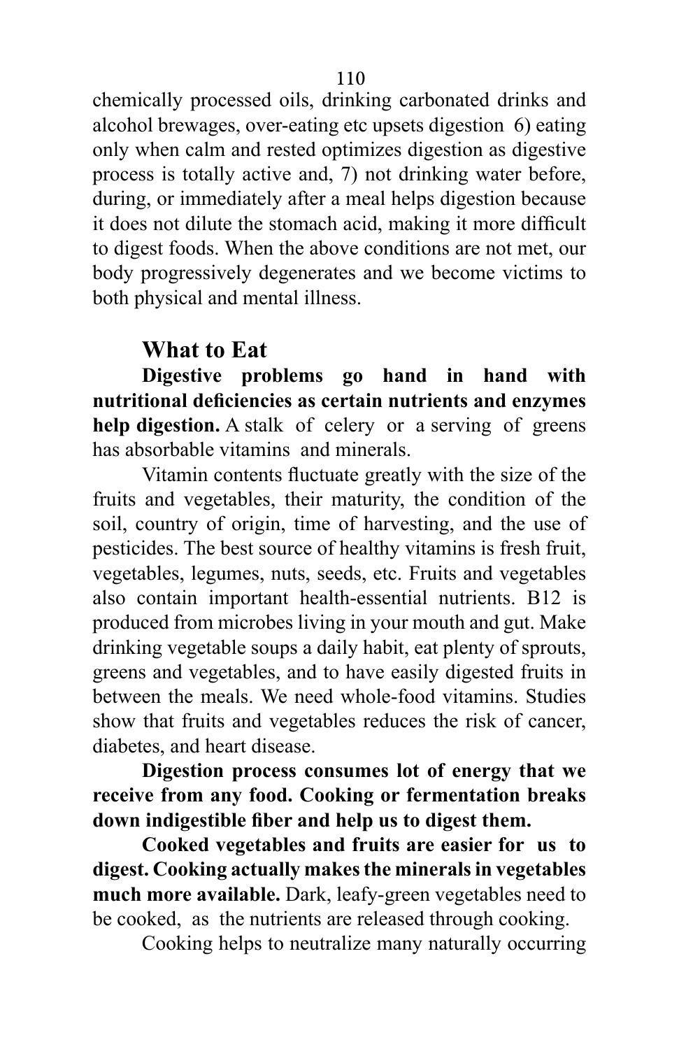chemically processed oils, drinking carbonated drinks and alcohol brewages, over-eating etc upsets digestion 6) eating only when calm and rested optimizes digestion as digestive process is totally active and, 7) not drinking water before, during, or immediately after a meal helps digestion because it does not dilute the stomach acid, making it more difficult to digest foods. When the above conditions are not met, our body progressively degenerates and we become victims to both physical and mental illness.

## What to Eat

**Digestive problems go hand in hand with nutritional deficiencies as certain nutrients and enzymes help digestion.** A stalk of celery or a serving of greens has absorbable vitamins and minerals.

Vitamin contents fluctuate greatly with the size of the fruits and vegetables, their maturity, the condition of the soil, country of origin, time of harvesting, and the use of pesticides. The best source of healthy vitamins is fresh fruit, vegetables, legumes, nuts, seeds, etc. Fruits and vegetables also contain important health-essential nutrients. B12 is produced from microbes living in your mouth and gut. Make drinking vegetable soups a daily habit, eat plenty of sprouts, greens and vegetables, and to have easily digested fruits in between the meals. We need whole-food vitamins. Studies show that fruits and vegetables reduces the risk of cancer, diabetes, and heart disease.

**Digestion process consumes lot of energy that we receive from any food. Cooking or fermentation breaks down indigestible fiber and help us to digest them.**

**Cooked vegetables and fruits are easier for us to digest. Cooking actually makes the minerals in vegetables much more available.** Dark, leafy-green vegetables need to be cooked, as the nutrients are released through cooking.

Cooking helps to neutralize many naturally occurring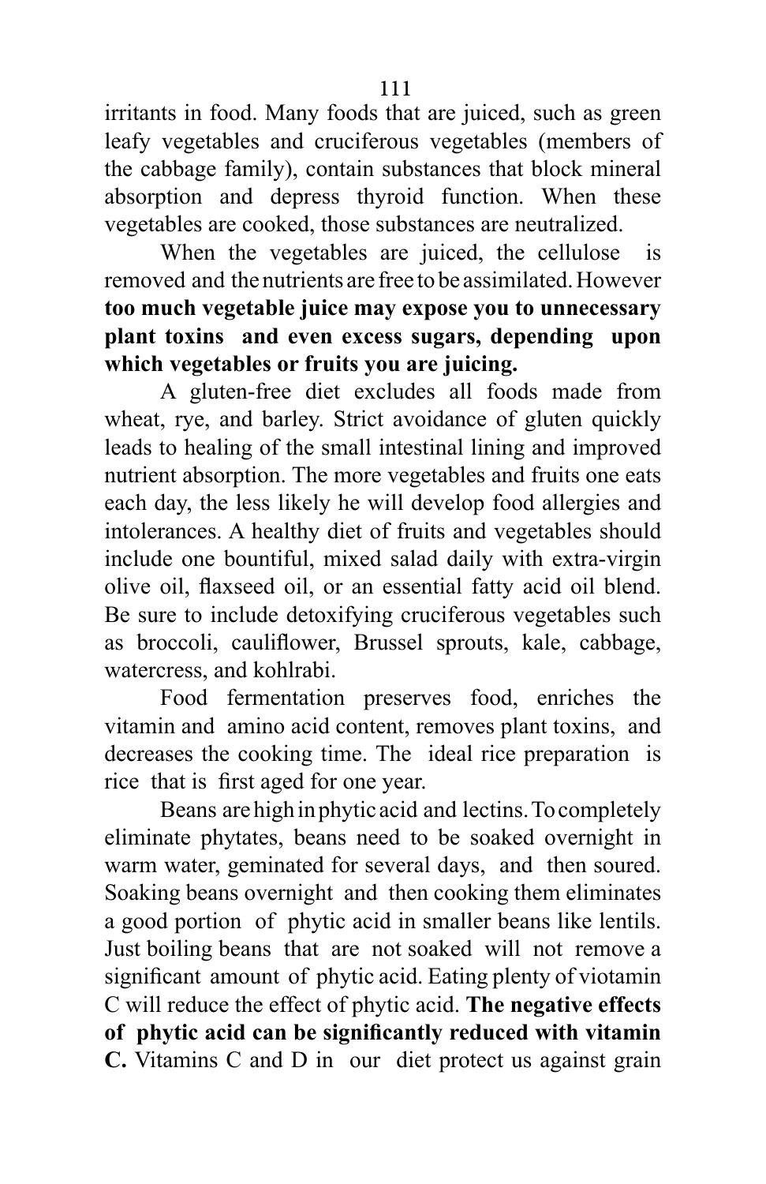irritants in food. Many foods that are juiced, such as green leafy vegetables and cruciferous vegetables (members of the cabbage family), contain substances that block mineral absorption and depress thyroid function. When these vegetables are cooked, those substances are neutralized.

When the vegetables are juiced, the cellulose is removed and the nutrients are free to be assimilated. However **too much vegetable juice may expose you to unnecessary plant toxins and even excess sugars, depending upon which vegetables or fruits you are juicing.**

A gluten-free diet excludes all foods made from wheat, rye, and barley. Strict avoidance of gluten quickly leads to healing of the small intestinal lining and improved nutrient absorption. The more vegetables and fruits one eats each day, the less likely he will develop food allergies and intolerances. A healthy diet of fruits and vegetables should include one bountiful, mixed salad daily with extra-virgin olive oil, flaxseed oil, or an essential fatty acid oil blend. Be sure to include detoxifying cruciferous vegetables such as broccoli, cauliflower, Brussel sprouts, kale, cabbage, watercress, and kohlrabi.

Food fermentation preserves food, enriches the vitamin and amino acid content, removes plant toxins, and decreases the cooking time. The ideal rice preparation is rice that is first aged for one year.

Beans are high in phytic acid and lectins. To completely eliminate phytates, beans need to be soaked overnight in warm water, geminated for several days, and then soured. Soaking beans overnight and then cooking them eliminates a good portion of phytic acid in smaller beans like lentils. Just boiling beans that are not soaked will not remove a significant amount of phytic acid. Eating plenty of viotamin C will reduce the effect of phytic acid. **The negative effects of phytic acid can be significantly reduced with vitamin C.** Vitamins C and D in our diet protect us against grain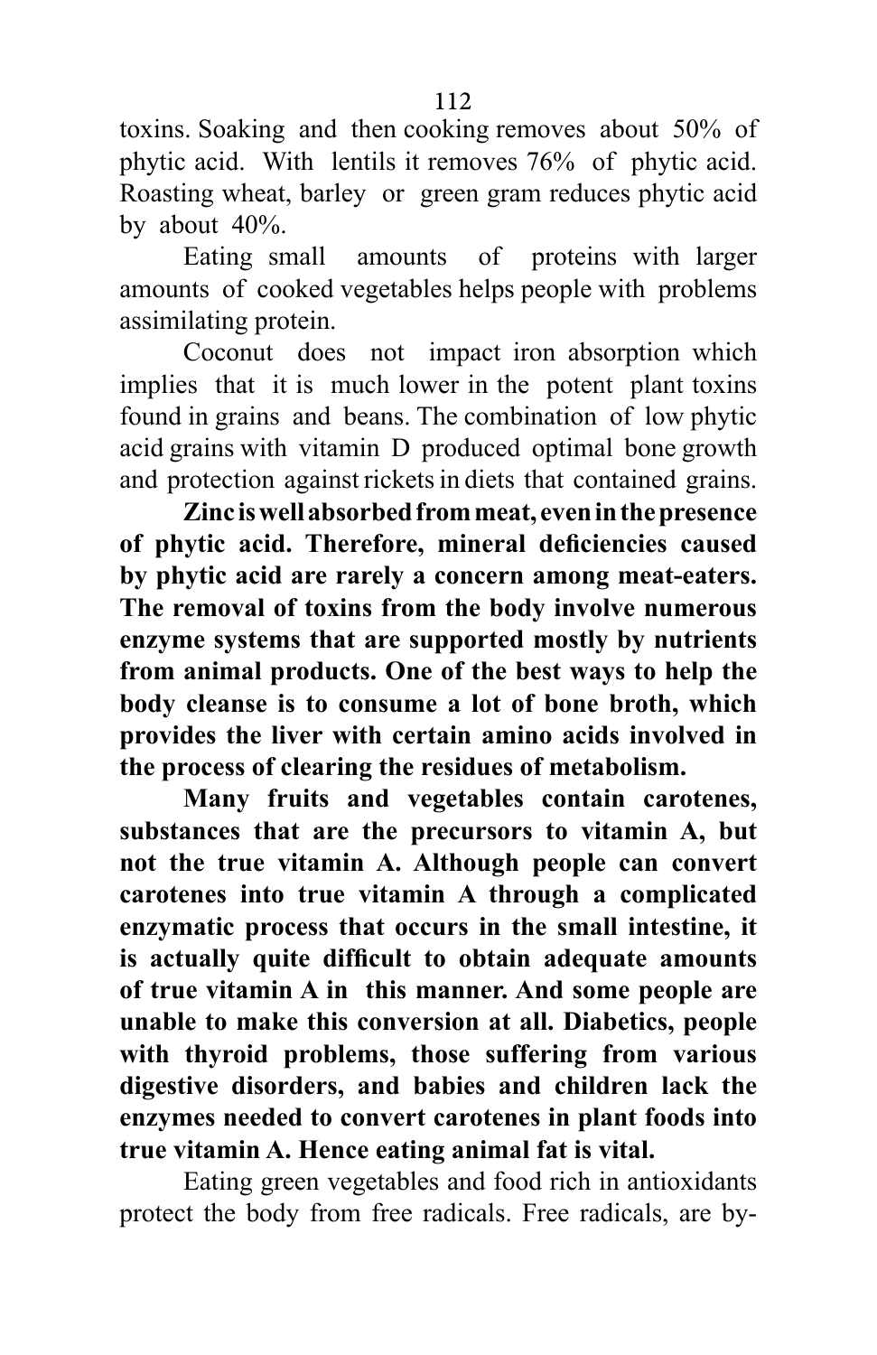toxins. Soaking and then cooking removes about 50% of phytic acid. With lentils it removes 76% of phytic acid. Roasting wheat, barley or green gram reduces phytic acid by about 40%.

Eating small amounts of proteins with larger amounts of cooked vegetables helps people with problems assimilating protein.

Coconut does not impact iron absorption which implies that it is much lower in the potent plant toxins found in grains and beans. The combination of low phytic acid grains with vitamin D produced optimal bone growth and protection against rickets in diets that contained grains.

**Zinc is well absorbed from meat, even in the presence of phytic acid. Therefore, mineral deficiencies caused by phytic acid are rarely a concern among meat-eaters. The removal of toxins from the body involve numerous enzyme systems that are supported mostly by nutrients from animal products. One of the best ways to help the body cleanse is to consume a lot of bone broth, which provides the liver with certain amino acids involved in the process of clearing the residues of metabolism.**

**Many fruits and vegetables contain carotenes, substances that are the precursors to vitamin A, but not the true vitamin A. Although people can convert carotenes into true vitamin A through a complicated enzymatic process that occurs in the small intestine, it is actually quite difficult to obtain adequate amounts of true vitamin A in this manner. And some people are unable to make this conversion at all. Diabetics, people with thyroid problems, those suffering from various digestive disorders, and babies and children lack the enzymes needed to convert carotenes in plant foods into true vitamin A. Hence eating animal fat is vital.**

Eating green vegetables and food rich in antioxidants protect the body from free radicals. Free radicals, are by-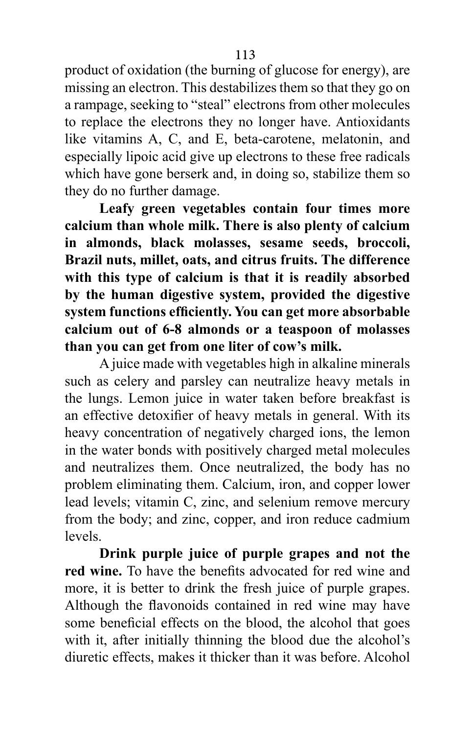product of oxidation (the burning of glucose for energy), are missing an electron. This destabilizes them so that they go on a rampage, seeking to "steal" electrons from other molecules to replace the electrons they no longer have. Antioxidants like vitamins A, C, and E, beta-carotene, melatonin, and especially lipoic acid give up electrons to these free radicals which have gone berserk and, in doing so, stabilize them so they do no further damage.

**Leafy green vegetables contain four times more calcium than whole milk. There is also plenty of calcium in almonds, black molasses, sesame seeds, broccoli, Brazil nuts, millet, oats, and citrus fruits. The difference with this type of calcium is that it is readily absorbed by the human digestive system, provided the digestive system functions efficiently. You can get more absorbable calcium out of 6-8 almonds or a teaspoon of molasses than you can get from one liter of cow's milk.**

A juice made with vegetables high in alkaline minerals such as celery and parsley can neutralize heavy metals in the lungs. Lemon juice in water taken before breakfast is an effective detoxifier of heavy metals in general. With its heavy concentration of negatively charged ions, the lemon in the water bonds with positively charged metal molecules and neutralizes them. Once neutralized, the body has no problem eliminating them. Calcium, iron, and copper lower lead levels; vitamin C, zinc, and selenium remove mercury from the body; and zinc, copper, and iron reduce cadmium levels.

**Drink purple juice of purple grapes and not the red wine.** To have the benefits advocated for red wine and more, it is better to drink the fresh juice of purple grapes. Although the flavonoids contained in red wine may have some beneficial effects on the blood, the alcohol that goes with it, after initially thinning the blood due the alcohol's diuretic effects, makes it thicker than it was before. Alcohol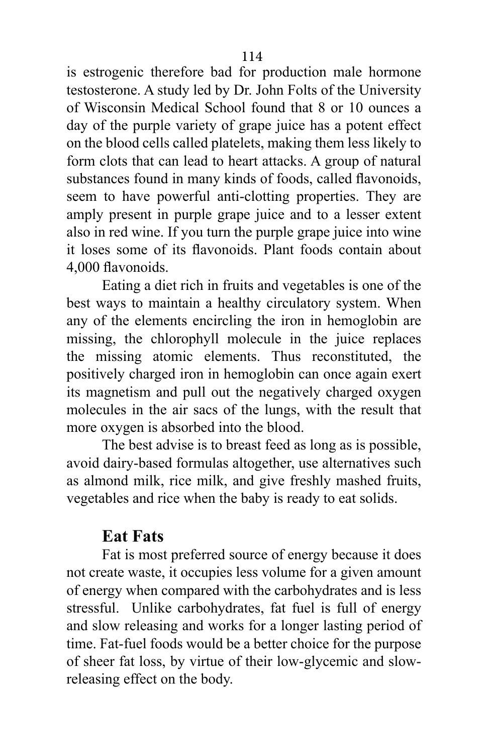is estrogenic therefore bad for production male hormone testosterone. A study led by Dr. John Folts of the University of Wisconsin Medical School found that 8 or 10 ounces a day of the purple variety of grape juice has a potent effect on the blood cells called platelets, making them less likely to form clots that can lead to heart attacks. A group of natural substances found in many kinds of foods, called flavonoids, seem to have powerful anti-clotting properties. They are amply present in purple grape juice and to a lesser extent also in red wine. If you turn the purple grape juice into wine it loses some of its flavonoids. Plant foods contain about 4,000 flavonoids.

Eating a diet rich in fruits and vegetables is one of the best ways to maintain a healthy circulatory system. When any of the elements encircling the iron in hemoglobin are missing, the chlorophyll molecule in the juice replaces the missing atomic elements. Thus reconstituted, the positively charged iron in hemoglobin can once again exert its magnetism and pull out the negatively charged oxygen molecules in the air sacs of the lungs, with the result that more oxygen is absorbed into the blood.

The best advise is to breast feed as long as is possible, avoid dairy-based formulas altogether, use alternatives such as almond milk, rice milk, and give freshly mashed fruits, vegetables and rice when the baby is ready to eat solids.

## Eat Fats

Fat is most preferred source of energy because it does not create waste, it occupies less volume for a given amount of energy when compared with the carbohydrates and is less stressful. Unlike carbohydrates, fat fuel is full of energy and slow releasing and works for a longer lasting period of time. Fat-fuel foods would be a better choice for the purpose of sheer fat loss, by virtue of their low-glycemic and slow-releasing effect on the body.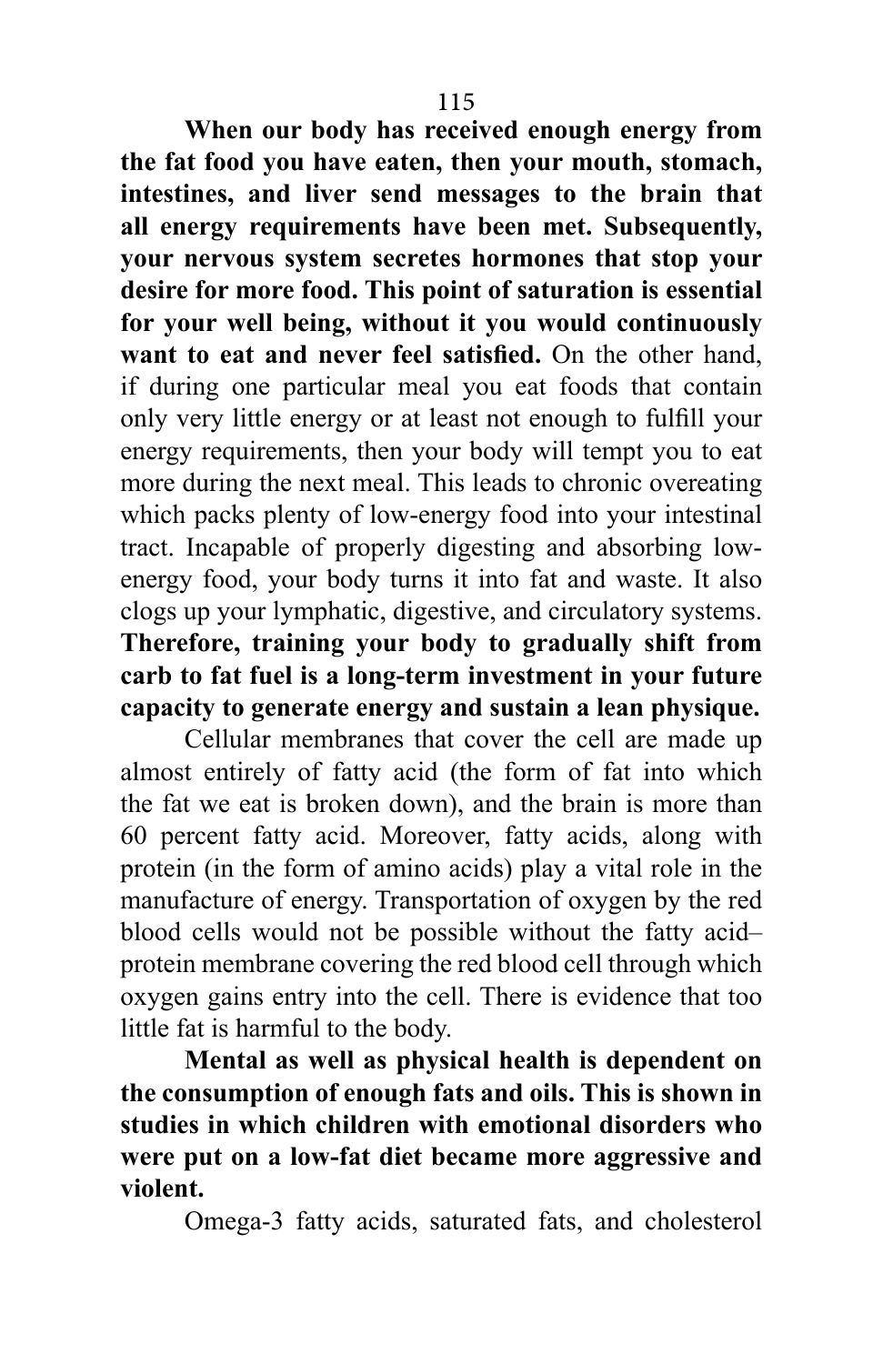**When our body has received enough energy from the fat food you have eaten, then your mouth, stomach, intestines, and liver send messages to the brain that all energy requirements have been met. Subsequently, your nervous system secretes hormones that stop your desire for more food. This point of saturation is essential for your well being, without it you would continuously want to eat and never feel satisfied.** On the other hand, if during one particular meal you eat foods that contain only very little energy or at least not enough to fulfill your energy requirements, then your body will tempt you to eat more during the next meal. This leads to chronic overeating which packs plenty of low-energy food into your intestinal tract. Incapable of properly digesting and absorbing low-energy food, your body turns it into fat and waste. It also clogs up your lymphatic, digestive, and circulatory systems. **Therefore, training your body to gradually shift from carb to fat fuel is a long-term investment in your future capacity to generate energy and sustain a lean physique.**

Cellular membranes that cover the cell are made up almost entirely of fatty acid (the form of fat into which the fat we eat is broken down), and the brain is more than 60 percent fatty acid. Moreover, fatty acids, along with protein (in the form of amino acids) play a vital role in the manufacture of energy. Transportation of oxygen by the red blood cells would not be possible without the fatty acid–protein membrane covering the red blood cell through which oxygen gains entry into the cell. There is evidence that too little fat is harmful to the body.

**Mental as well as physical health is dependent on the consumption of enough fats and oils. This is shown in studies in which children with emotional disorders who were put on a low-fat diet became more aggressive and violent.**

Omega-3 fatty acids, saturated fats, and cholesterol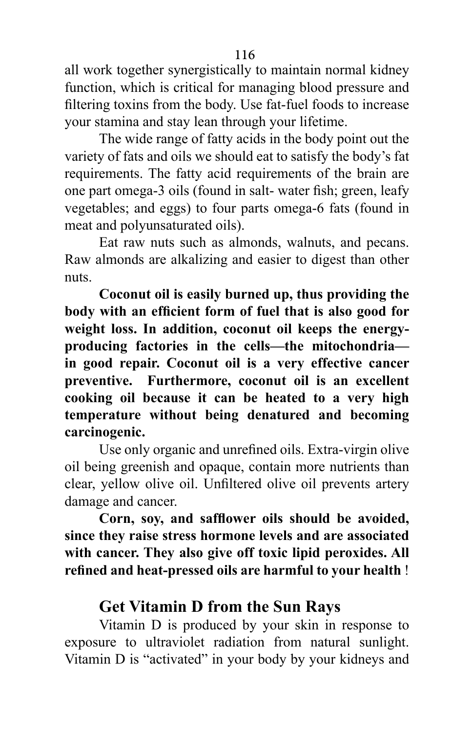all work together synergistically to maintain normal kidney function, which is critical for managing blood pressure and filtering toxins from the body. Use fat-fuel foods to increase your stamina and stay lean through your lifetime.

The wide range of fatty acids in the body point out the variety of fats and oils we should eat to satisfy the body's fat requirements. The fatty acid requirements of the brain are one part omega-3 oils (found in salt- water fish; green, leafy vegetables; and eggs) to four parts omega-6 fats (found in meat and polyunsaturated oils).

Eat raw nuts such as almonds, walnuts, and pecans. Raw almonds are alkalizing and easier to digest than other nuts.

**Coconut oil is easily burned up, thus providing the body with an efficient form of fuel that is also good for weight loss. In addition, coconut oil keeps the energy-producing factories in the cells—the mitochondria—in good repair. Coconut oil is a very effective cancer preventive. Furthermore, coconut oil is an excellent cooking oil because it can be heated to a very high temperature without being denatured and becoming carcinogenic.**

Use only organic and unrefined oils. Extra-virgin olive oil being greenish and opaque, contain more nutrients than clear, yellow olive oil. Unfiltered olive oil prevents artery damage and cancer.

**Corn, soy, and safflower oils should be avoided, since they raise stress hormone levels and are associated with cancer. They also give off toxic lipid peroxides. All refined and heat-pressed oils are harmful to your health** !

## Get Vitamin D from the Sun Rays

Vitamin D is produced by your skin in response to exposure to ultraviolet radiation from natural sunlight. Vitamin D is "activated" in your body by your kidneys and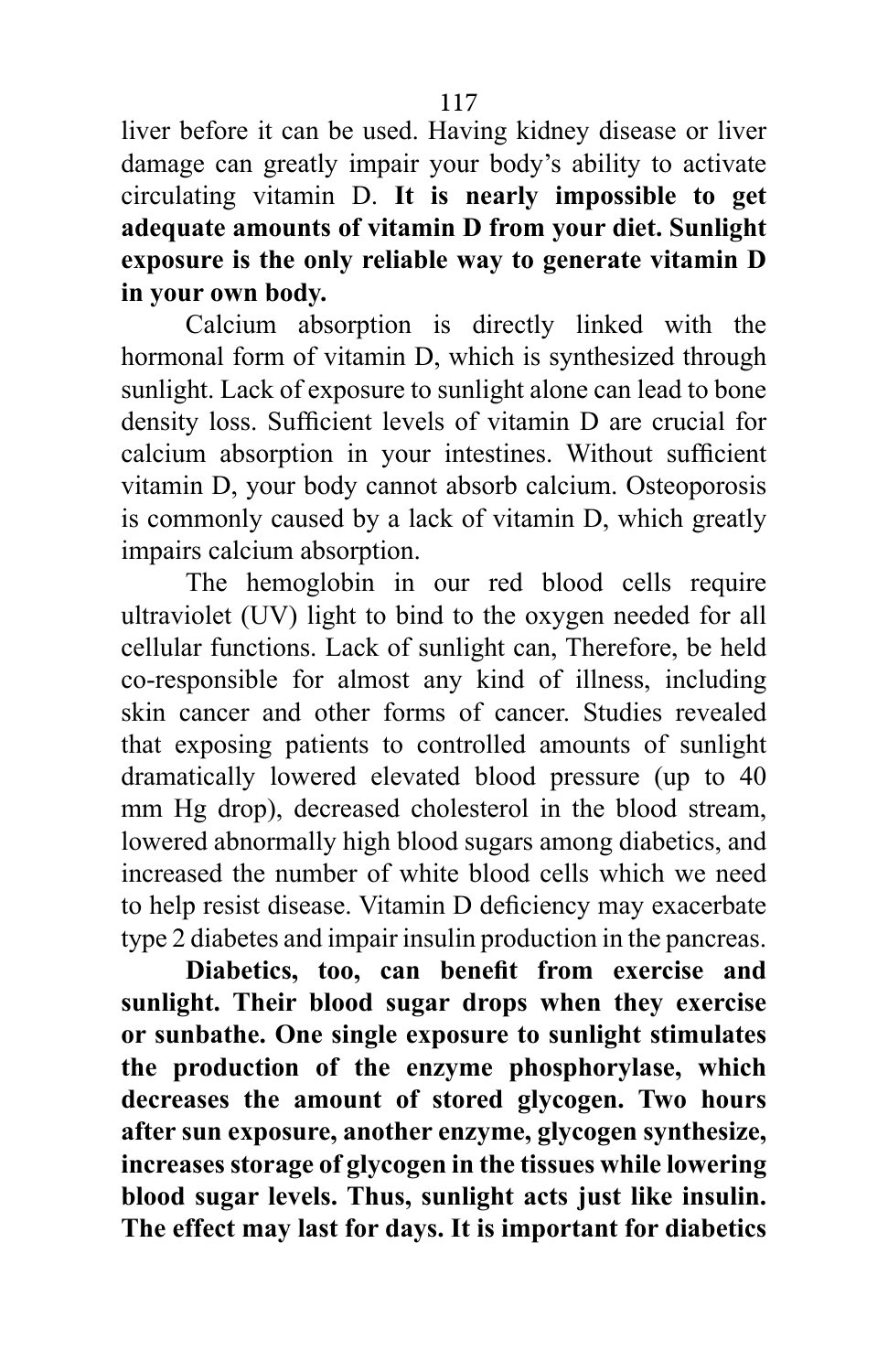liver before it can be used. Having kidney disease or liver damage can greatly impair your body's ability to activate circulating vitamin D. **It is nearly impossible to get adequate amounts of vitamin D from your diet. Sunlight exposure is the only reliable way to generate vitamin D in your own body.**

Calcium absorption is directly linked with the hormonal form of vitamin D, which is synthesized through sunlight. Lack of exposure to sunlight alone can lead to bone density loss. Sufficient levels of vitamin D are crucial for calcium absorption in your intestines. Without sufficient vitamin D, your body cannot absorb calcium. Osteoporosis is commonly caused by a lack of vitamin D, which greatly impairs calcium absorption.

The hemoglobin in our red blood cells require ultraviolet (UV) light to bind to the oxygen needed for all cellular functions. Lack of sunlight can, Therefore, be held co-responsible for almost any kind of illness, including skin cancer and other forms of cancer. Studies revealed that exposing patients to controlled amounts of sunlight dramatically lowered elevated blood pressure (up to 40 mm Hg drop), decreased cholesterol in the blood stream, lowered abnormally high blood sugars among diabetics, and increased the number of white blood cells which we need to help resist disease. Vitamin D deficiency may exacerbate type 2 diabetes and impair insulin production in the pancreas.

**Diabetics, too, can benefit from exercise and sunlight. Their blood sugar drops when they exercise or sunbathe. One single exposure to sunlight stimulates the production of the enzyme phosphorylase, which decreases the amount of stored glycogen. Two hours after sun exposure, another enzyme, glycogen synthesize, increases storage of glycogen in the tissues while lowering blood sugar levels. Thus, sunlight acts just like insulin. The effect may last for days. It is important for diabetics**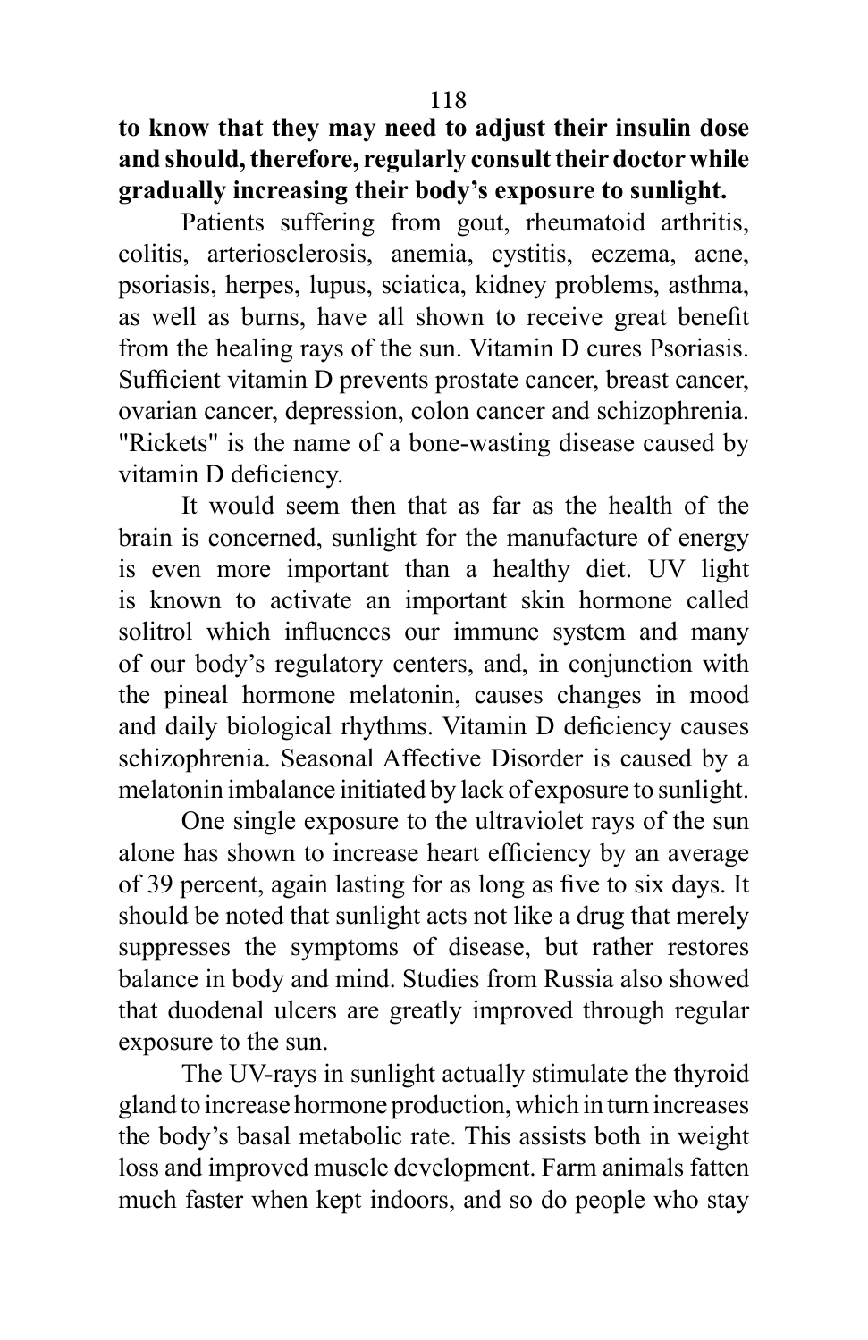**to know that they may need to adjust their insulin dose and should, therefore, regularly consult their doctor while gradually increasing their body's exposure to sunlight.**

Patients suffering from gout, rheumatoid arthritis, colitis, arteriosclerosis, anemia, cystitis, eczema, acne, psoriasis, herpes, lupus, sciatica, kidney problems, asthma, as well as burns, have all shown to receive great benefit from the healing rays of the sun. Vitamin D cures Psoriasis. Sufficient vitamin D prevents prostate cancer, breast cancer, ovarian cancer, depression, colon cancer and schizophrenia. "Rickets" is the name of a bone-wasting disease caused by vitamin D deficiency.

It would seem then that as far as the health of the brain is concerned, sunlight for the manufacture of energy is even more important than a healthy diet. UV light is known to activate an important skin hormone called solitrol which influences our immune system and many of our body's regulatory centers, and, in conjunction with the pineal hormone melatonin, causes changes in mood and daily biological rhythms. Vitamin D deficiency causes schizophrenia. Seasonal Affective Disorder is caused by a melatonin imbalance initiated by lack of exposure to sunlight.

One single exposure to the ultraviolet rays of the sun alone has shown to increase heart efficiency by an average of 39 percent, again lasting for as long as five to six days. It should be noted that sunlight acts not like a drug that merely suppresses the symptoms of disease, but rather restores balance in body and mind. Studies from Russia also showed that duodenal ulcers are greatly improved through regular exposure to the sun.

The UV-rays in sunlight actually stimulate the thyroid gland to increase hormone production, which in turn increases the body's basal metabolic rate. This assists both in weight loss and improved muscle development. Farm animals fatten much faster when kept indoors, and so do people who stay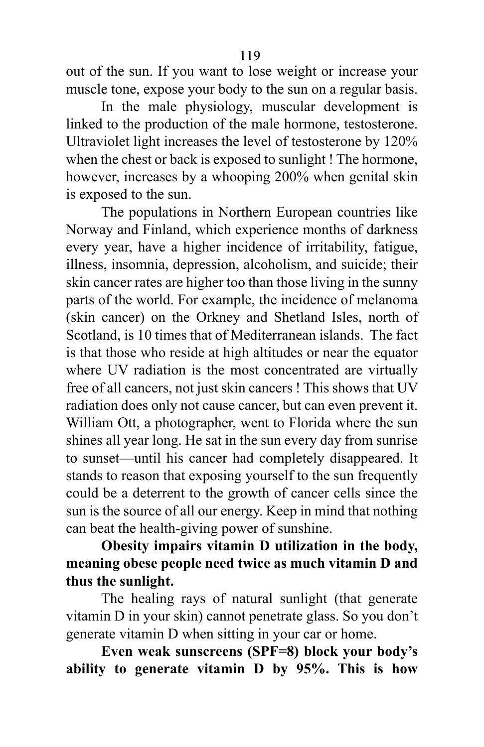out of the sun. If you want to lose weight or increase your muscle tone, expose your body to the sun on a regular basis.

In the male physiology, muscular development is linked to the production of the male hormone, testosterone. Ultraviolet light increases the level of testosterone by 120% when the chest or back is exposed to sunlight ! The hormone, however, increases by a whooping 200% when genital skin is exposed to the sun.

The populations in Northern European countries like Norway and Finland, which experience months of darkness every year, have a higher incidence of irritability, fatigue, illness, insomnia, depression, alcoholism, and suicide; their skin cancer rates are higher too than those living in the sunny parts of the world. For example, the incidence of melanoma (skin cancer) on the Orkney and Shetland Isles, north of Scotland, is 10 times that of Mediterranean islands. The fact is that those who reside at high altitudes or near the equator where UV radiation is the most concentrated are virtually free of all cancers, not just skin cancers ! This shows that UV radiation does only not cause cancer, but can even prevent it. William Ott, a photographer, went to Florida where the sun shines all year long. He sat in the sun every day from sunrise to sunset—until his cancer had completely disappeared. It stands to reason that exposing yourself to the sun frequently could be a deterrent to the growth of cancer cells since the sun is the source of all our energy. Keep in mind that nothing can beat the health-giving power of sunshine.

**Obesity impairs vitamin D utilization in the body, meaning obese people need twice as much vitamin D and thus the sunlight.**

The healing rays of natural sunlight (that generate vitamin D in your skin) cannot penetrate glass. So you don't generate vitamin D when sitting in your car or home.

**Even weak sunscreens (SPF=8) block your body's ability to generate vitamin D by 95%. This is how**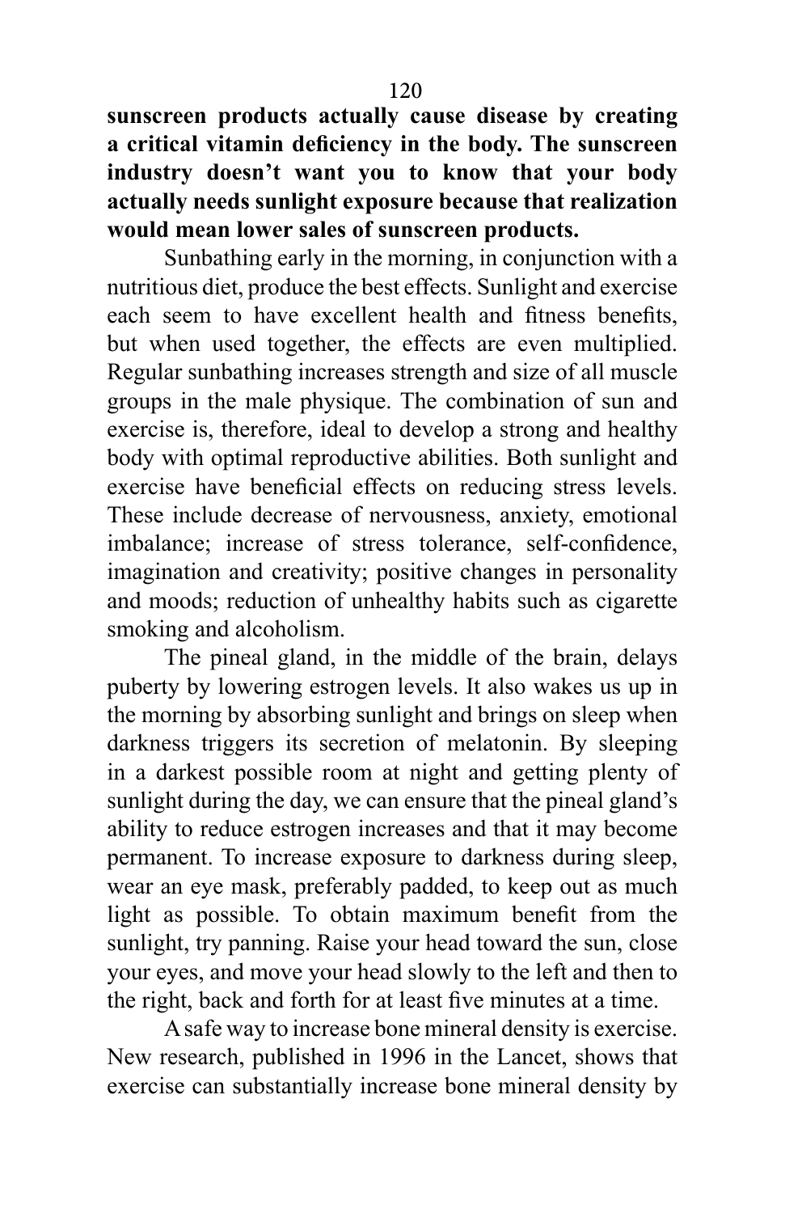**sunscreen products actually cause disease by creating a critical vitamin deficiency in the body. The sunscreen industry doesn't want you to know that your body actually needs sunlight exposure because that realization would mean lower sales of sunscreen products.**

Sunbathing early in the morning, in conjunction with a nutritious diet, produce the best effects. Sunlight and exercise each seem to have excellent health and fitness benefits, but when used together, the effects are even multiplied. Regular sunbathing increases strength and size of all muscle groups in the male physique. The combination of sun and exercise is, therefore, ideal to develop a strong and healthy body with optimal reproductive abilities. Both sunlight and exercise have beneficial effects on reducing stress levels. These include decrease of nervousness, anxiety, emotional imbalance; increase of stress tolerance, self-confidence, imagination and creativity; positive changes in personality and moods; reduction of unhealthy habits such as cigarette smoking and alcoholism.

The pineal gland, in the middle of the brain, delays puberty by lowering estrogen levels. It also wakes us up in the morning by absorbing sunlight and brings on sleep when darkness triggers its secretion of melatonin. By sleeping in a darkest possible room at night and getting plenty of sunlight during the day, we can ensure that the pineal gland's ability to reduce estrogen increases and that it may become permanent. To increase exposure to darkness during sleep, wear an eye mask, preferably padded, to keep out as much light as possible. To obtain maximum benefit from the sunlight, try panning. Raise your head toward the sun, close your eyes, and move your head slowly to the left and then to the right, back and forth for at least five minutes at a time.

A safe way to increase bone mineral density is exercise. New research, published in 1996 in the Lancet, shows that exercise can substantially increase bone mineral density by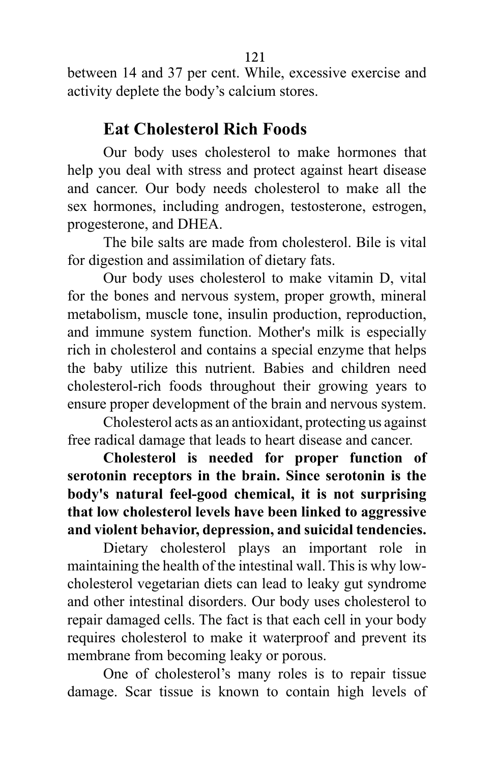between 14 and 37 per cent. While, excessive exercise and activity deplete the body's calcium stores.

## Eat Cholesterol Rich Foods

Our body uses cholesterol to make hormones that help you deal with stress and protect against heart disease and cancer. Our body needs cholesterol to make all the sex hormones, including androgen, testosterone, estrogen, progesterone, and DHEA.

The bile salts are made from cholesterol. Bile is vital for digestion and assimilation of dietary fats.

Our body uses cholesterol to make vitamin D, vital for the bones and nervous system, proper growth, mineral metabolism, muscle tone, insulin production, reproduction, and immune system function. Mother's milk is especially rich in cholesterol and contains a special enzyme that helps the baby utilize this nutrient. Babies and children need cholesterol-rich foods throughout their growing years to ensure proper development of the brain and nervous system.

Cholesterol acts as an antioxidant, protecting us against free radical damage that leads to heart disease and cancer.

**Cholesterol is needed for proper function of serotonin receptors in the brain. Since serotonin is the body's natural feel-good chemical, it is not surprising that low cholesterol levels have been linked to aggressive and violent behavior, depression, and suicidal tendencies.**

Dietary cholesterol plays an important role in maintaining the health of the intestinal wall. This is why low-cholesterol vegetarian diets can lead to leaky gut syndrome and other intestinal disorders. Our body uses cholesterol to repair damaged cells. The fact is that each cell in your body requires cholesterol to make it waterproof and prevent its membrane from becoming leaky or porous.

One of cholesterol's many roles is to repair tissue damage. Scar tissue is known to contain high levels of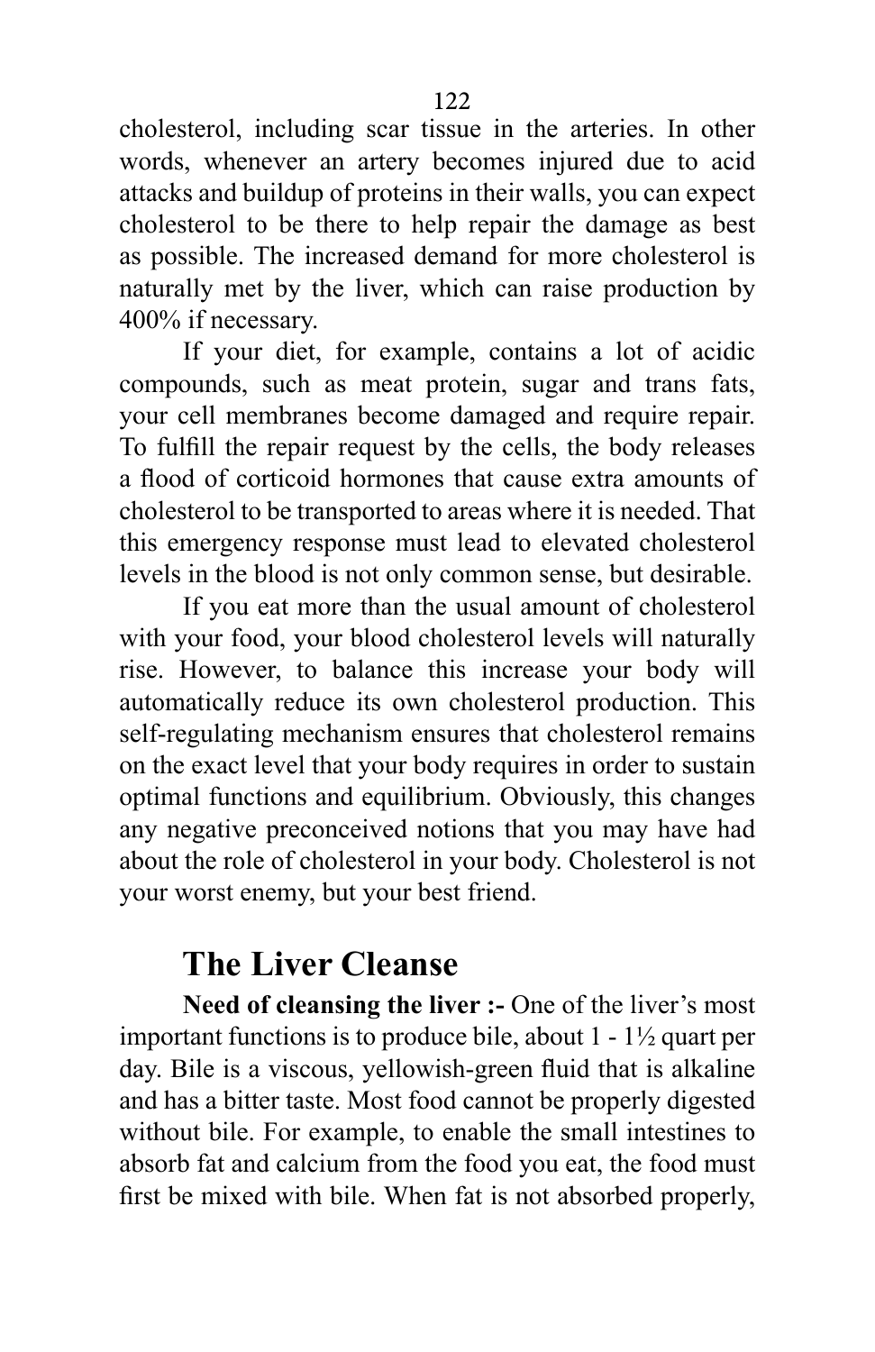cholesterol, including scar tissue in the arteries. In other words, whenever an artery becomes injured due to acid attacks and buildup of proteins in their walls, you can expect cholesterol to be there to help repair the damage as best as possible. The increased demand for more cholesterol is naturally met by the liver, which can raise production by 400% if necessary.

If your diet, for example, contains a lot of acidic compounds, such as meat protein, sugar and trans fats, your cell membranes become damaged and require repair. To fulfill the repair request by the cells, the body releases a flood of corticoid hormones that cause extra amounts of cholesterol to be transported to areas where it is needed. That this emergency response must lead to elevated cholesterol levels in the blood is not only common sense, but desirable.

If you eat more than the usual amount of cholesterol with your food, your blood cholesterol levels will naturally rise. However, to balance this increase your body will automatically reduce its own cholesterol production. This self-regulating mechanism ensures that cholesterol remains on the exact level that your body requires in order to sustain optimal functions and equilibrium. Obviously, this changes any negative preconceived notions that you may have had about the role of cholesterol in your body. Cholesterol is not your worst enemy, but your best friend.

## The Liver Cleanse

**Need of cleansing the liver :-** One of the liver's most important functions is to produce bile, about 1 - 1½ quart per day. Bile is a viscous, yellowish-green fluid that is alkaline and has a bitter taste. Most food cannot be properly digested without bile. For example, to enable the small intestines to absorb fat and calcium from the food you eat, the food must first be mixed with bile. When fat is not absorbed properly,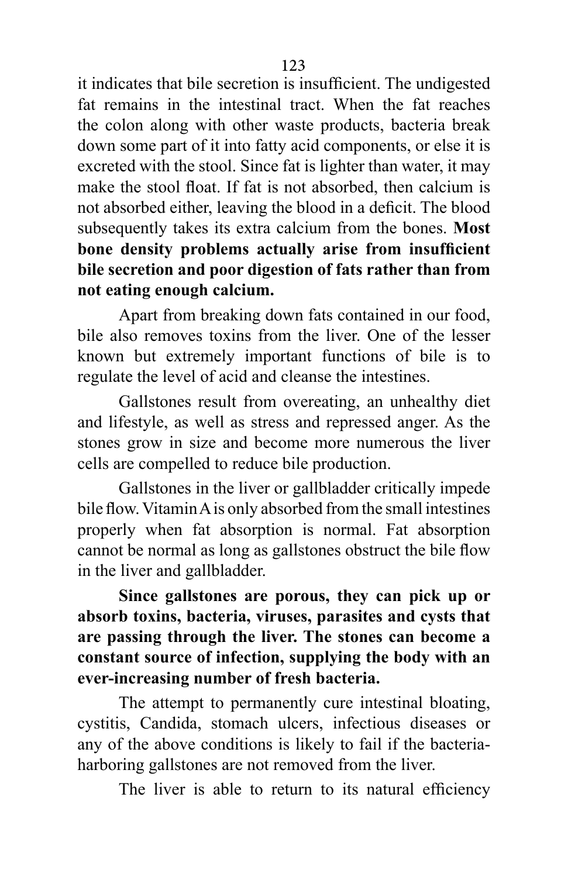it indicates that bile secretion is insufficient. The undigested fat remains in the intestinal tract. When the fat reaches the colon along with other waste products, bacteria break down some part of it into fatty acid components, or else it is excreted with the stool. Since fat is lighter than water, it may make the stool float. If fat is not absorbed, then calcium is not absorbed either, leaving the blood in a deficit. The blood subsequently takes its extra calcium from the bones. **Most bone density problems actually arise from insufficient bile secretion and poor digestion of fats rather than from not eating enough calcium.**

Apart from breaking down fats contained in our food, bile also removes toxins from the liver. One of the lesser known but extremely important functions of bile is to regulate the level of acid and cleanse the intestines.

Gallstones result from overeating, an unhealthy diet and lifestyle, as well as stress and repressed anger. As the stones grow in size and become more numerous the liver cells are compelled to reduce bile production.

Gallstones in the liver or gallbladder critically impede bile flow. Vitamin A is only absorbed from the small intestines properly when fat absorption is normal. Fat absorption cannot be normal as long as gallstones obstruct the bile flow in the liver and gallbladder.

**Since gallstones are porous, they can pick up or absorb toxins, bacteria, viruses, parasites and cysts that are passing through the liver. The stones can become a constant source of infection, supplying the body with an ever-increasing number of fresh bacteria.**

The attempt to permanently cure intestinal bloating, cystitis, Candida, stomach ulcers, infectious diseases or any of the above conditions is likely to fail if the bacteria-harboring gallstones are not removed from the liver.

The liver is able to return to its natural efficiency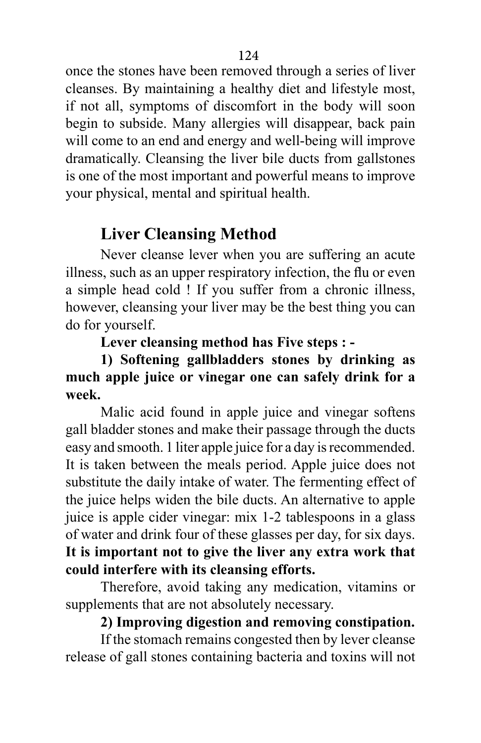once the stones have been removed through a series of liver cleanses. By maintaining a healthy diet and lifestyle most, if not all, symptoms of discomfort in the body will soon begin to subside. Many allergies will disappear, back pain will come to an end and energy and well-being will improve dramatically. Cleansing the liver bile ducts from gallstones is one of the most important and powerful means to improve your physical, mental and spiritual health.

## Liver Cleansing Method

Never cleanse lever when you are suffering an acute illness, such as an upper respiratory infection, the flu or even a simple head cold ! If you suffer from a chronic illness, however, cleansing your liver may be the best thing you can do for yourself.

**Lever cleansing method has Five steps : -**

**1) Softening gallbladders stones by drinking as much apple juice or vinegar one can safely drink for a week.**

Malic acid found in apple juice and vinegar softens gall bladder stones and make their passage through the ducts easy and smooth. 1 liter apple juice for a day is recommended. It is taken between the meals period. Apple juice does not substitute the daily intake of water. The fermenting effect of the juice helps widen the bile ducts. An alternative to apple juice is apple cider vinegar: mix 1-2 tablespoons in a glass of water and drink four of these glasses per day, for six days. **It is important not to give the liver any extra work that could interfere with its cleansing efforts.**

Therefore, avoid taking any medication, vitamins or supplements that are not absolutely necessary.

**2) Improving digestion and removing constipation.**

If the stomach remains congested then by lever cleanse release of gall stones containing bacteria and toxins will not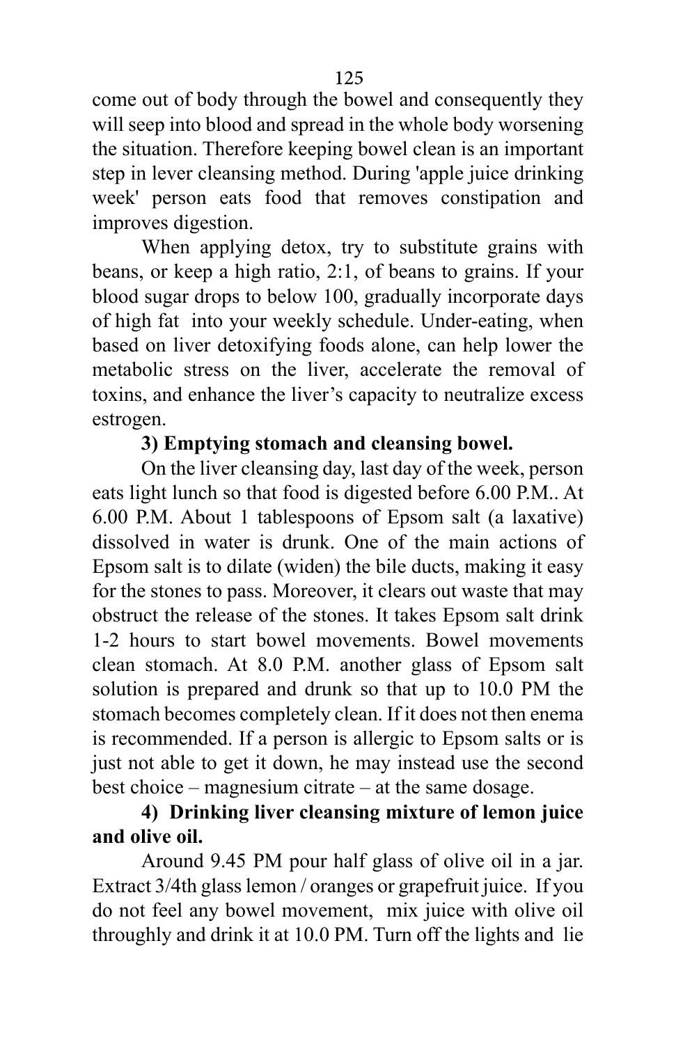come out of body through the bowel and consequently they will seep into blood and spread in the whole body worsening the situation. Therefore keeping bowel clean is an important step in lever cleansing method. During 'apple juice drinking week' person eats food that removes constipation and improves digestion.

When applying detox, try to substitute grains with beans, or keep a high ratio, 2:1, of beans to grains. If your blood sugar drops to below 100, gradually incorporate days of high fat into your weekly schedule. Under-eating, when based on liver detoxifying foods alone, can help lower the metabolic stress on the liver, accelerate the removal of toxins, and enhance the liver's capacity to neutralize excess estrogen.

**3) Emptying stomach and cleansing bowel.**

On the liver cleansing day, last day of the week, person eats light lunch so that food is digested before 6.00 P.M.. At 6.00 P.M. About 1 tablespoons of Epsom salt (a laxative) dissolved in water is drunk. One of the main actions of Epsom salt is to dilate (widen) the bile ducts, making it easy for the stones to pass. Moreover, it clears out waste that may obstruct the release of the stones. It takes Epsom salt drink 1-2 hours to start bowel movements. Bowel movements clean stomach. At 8.0 P.M. another glass of Epsom salt solution is prepared and drunk so that up to 10.0 PM the stomach becomes completely clean. If it does not then enema is recommended. If a person is allergic to Epsom salts or is just not able to get it down, he may instead use the second best choice – magnesium citrate – at the same dosage.

**4) Drinking liver cleansing mixture of lemon juice and olive oil.**

Around 9.45 PM pour half glass of olive oil in a jar. Extract 3/4th glass lemon / oranges or grapefruit juice. If you do not feel any bowel movement, mix juice with olive oil throughly and drink it at 10.0 PM. Turn off the lights and lie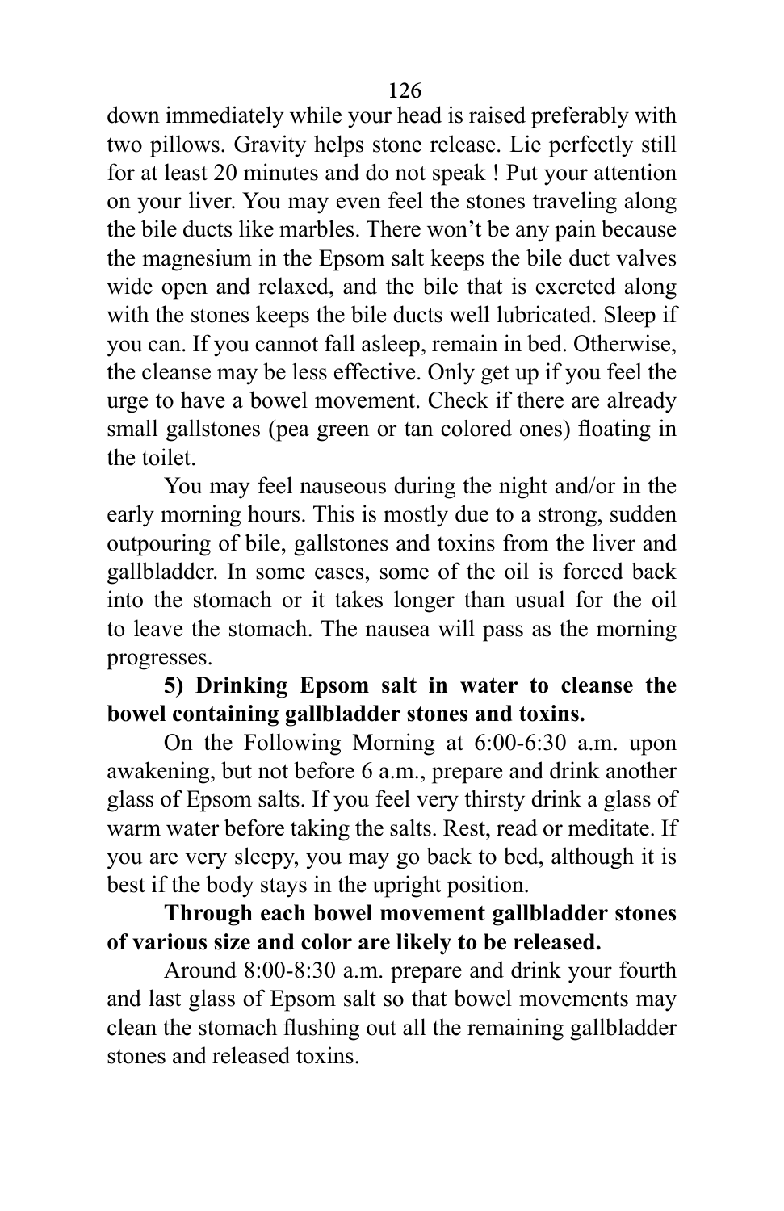down immediately while your head is raised preferably with two pillows. Gravity helps stone release. Lie perfectly still for at least 20 minutes and do not speak ! Put your attention on your liver. You may even feel the stones traveling along the bile ducts like marbles. There won't be any pain because the magnesium in the Epsom salt keeps the bile duct valves wide open and relaxed, and the bile that is excreted along with the stones keeps the bile ducts well lubricated. Sleep if you can. If you cannot fall asleep, remain in bed. Otherwise, the cleanse may be less effective. Only get up if you feel the urge to have a bowel movement. Check if there are already small gallstones (pea green or tan colored ones) floating in the toilet.

You may feel nauseous during the night and/or in the early morning hours. This is mostly due to a strong, sudden outpouring of bile, gallstones and toxins from the liver and gallbladder. In some cases, some of the oil is forced back into the stomach or it takes longer than usual for the oil to leave the stomach. The nausea will pass as the morning progresses.

**5) Drinking Epsom salt in water to cleanse the bowel containing gallbladder stones and toxins.**

On the Following Morning at 6:00-6:30 a.m. upon awakening, but not before 6 a.m., prepare and drink another glass of Epsom salts. If you feel very thirsty drink a glass of warm water before taking the salts. Rest, read or meditate. If you are very sleepy, you may go back to bed, although it is best if the body stays in the upright position.

**Through each bowel movement gallbladder stones of various size and color are likely to be released.**

Around 8:00-8:30 a.m. prepare and drink your fourth and last glass of Epsom salt so that bowel movements may clean the stomach flushing out all the remaining gallbladder stones and released toxins.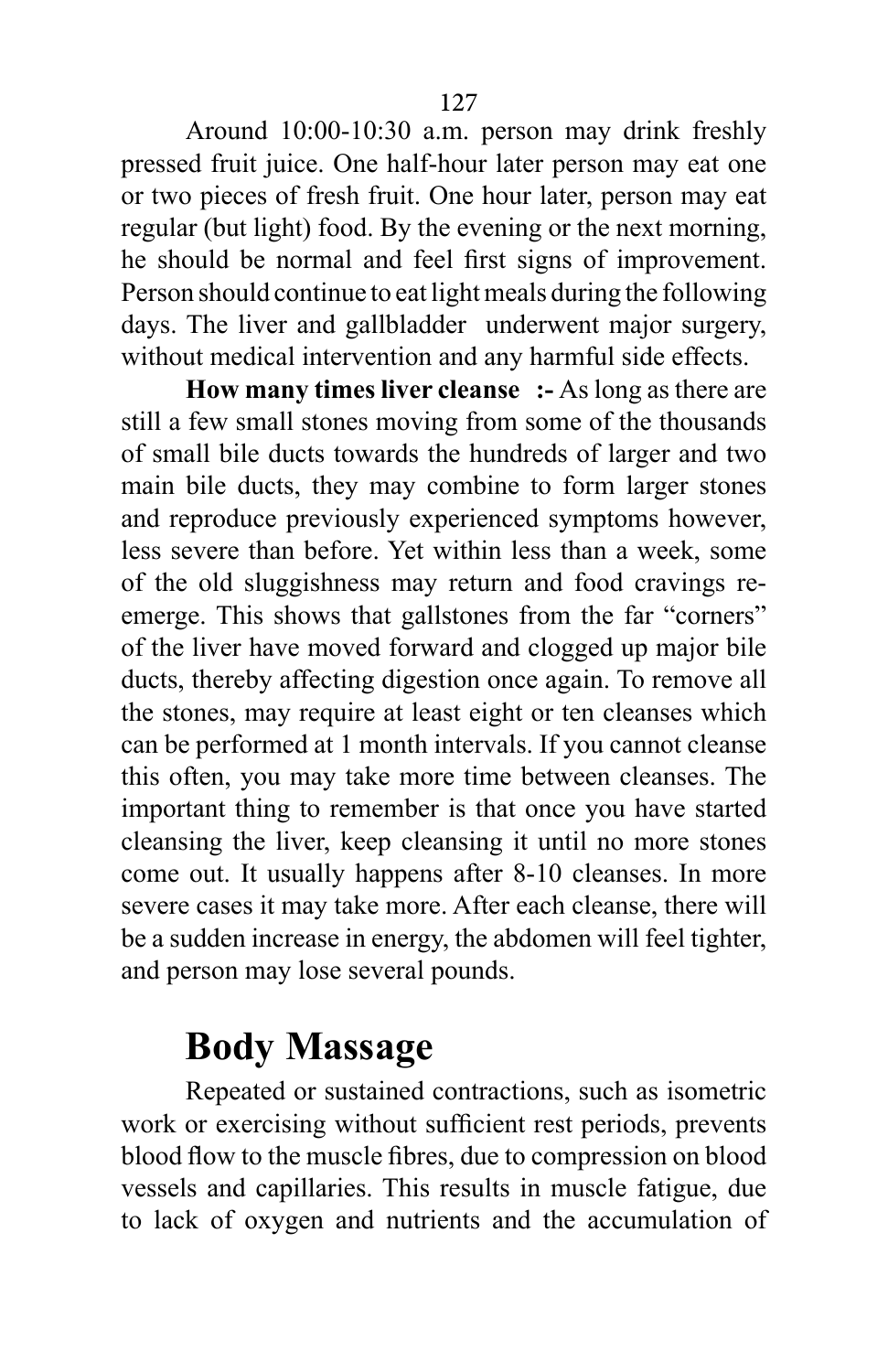Around 10:00-10:30 a.m. person may drink freshly pressed fruit juice. One half-hour later person may eat one or two pieces of fresh fruit. One hour later, person may eat regular (but light) food. By the evening or the next morning, he should be normal and feel first signs of improvement. Person should continue to eat light meals during the following days. The liver and gallbladder underwent major surgery, without medical intervention and any harmful side effects.

**How many times liver cleanse :-** As long as there are still a few small stones moving from some of the thousands of small bile ducts towards the hundreds of larger and two main bile ducts, they may combine to form larger stones and reproduce previously experienced symptoms however, less severe than before. Yet within less than a week, some of the old sluggishness may return and food cravings re-emerge. This shows that gallstones from the far "corners" of the liver have moved forward and clogged up major bile ducts, thereby affecting digestion once again. To remove all the stones, may require at least eight or ten cleanses which can be performed at 1 month intervals. If you cannot cleanse this often, you may take more time between cleanses. The important thing to remember is that once you have started cleansing the liver, keep cleansing it until no more stones come out. It usually happens after 8-10 cleanses. In more severe cases it may take more. After each cleanse, there will be a sudden increase in energy, the abdomen will feel tighter, and person may lose several pounds.

# Body Massage

Repeated or sustained contractions, such as isometric work or exercising without sufficient rest periods, prevents blood flow to the muscle fibres, due to compression on blood vessels and capillaries. This results in muscle fatigue, due to lack of oxygen and nutrients and the accumulation of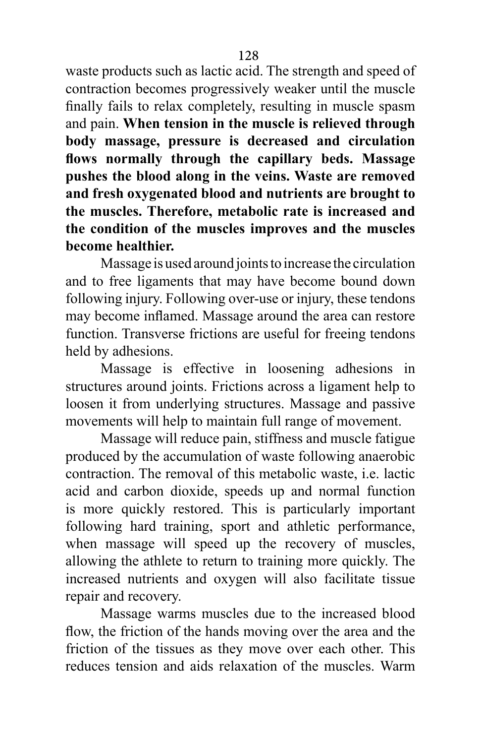waste products such as lactic acid. The strength and speed of contraction becomes progressively weaker until the muscle finally fails to relax completely, resulting in muscle spasm and pain. **When tension in the muscle is relieved through body massage, pressure is decreased and circulation flows normally through the capillary beds. Massage pushes the blood along in the veins. Waste are removed and fresh oxygenated blood and nutrients are brought to the muscles. Therefore, metabolic rate is increased and the condition of the muscles improves and the muscles become healthier.**

Massage is used around joints to increase the circulation and to free ligaments that may have become bound down following injury. Following over-use or injury, these tendons may become inflamed. Massage around the area can restore function. Transverse frictions are useful for freeing tendons held by adhesions.

Massage is effective in loosening adhesions in structures around joints. Frictions across a ligament help to loosen it from underlying structures. Massage and passive movements will help to maintain full range of movement.

Massage will reduce pain, stiffness and muscle fatigue produced by the accumulation of waste following anaerobic contraction. The removal of this metabolic waste, i.e. lactic acid and carbon dioxide, speeds up and normal function is more quickly restored. This is particularly important following hard training, sport and athletic performance, when massage will speed up the recovery of muscles, allowing the athlete to return to training more quickly. The increased nutrients and oxygen will also facilitate tissue repair and recovery.

Massage warms muscles due to the increased blood flow, the friction of the hands moving over the area and the friction of the tissues as they move over each other. This reduces tension and aids relaxation of the muscles. Warm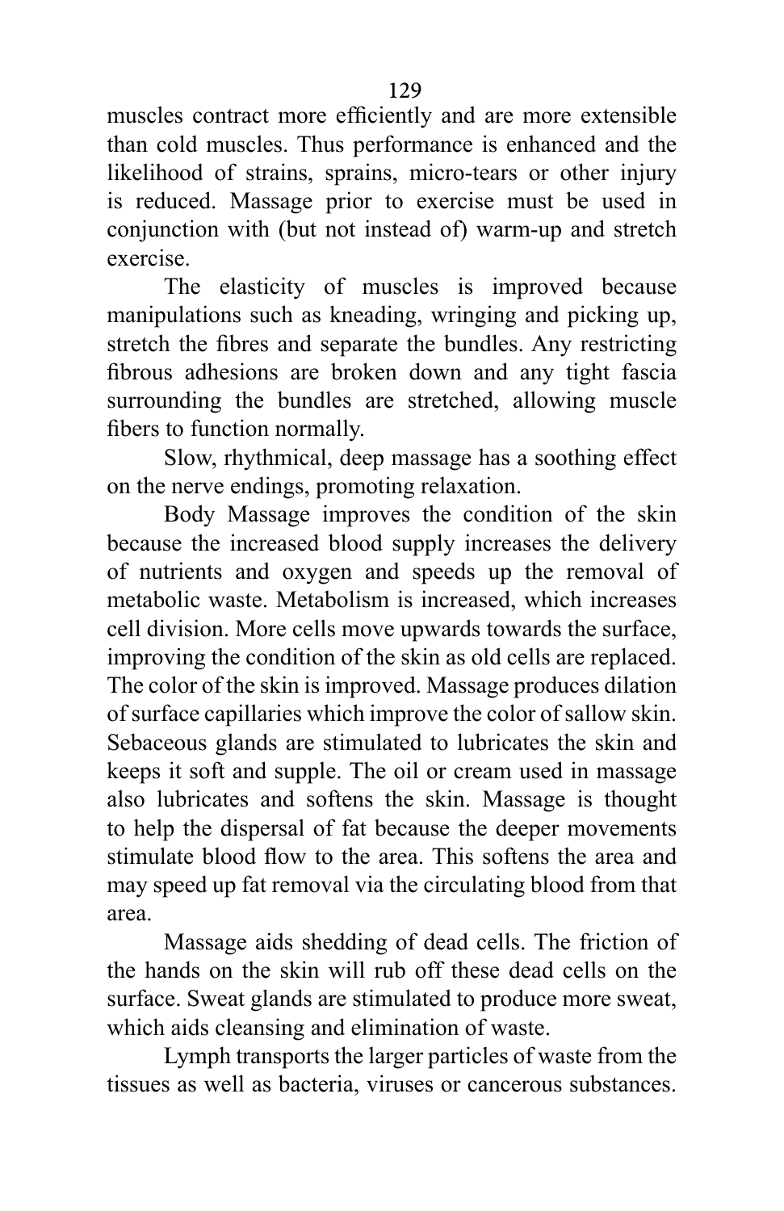muscles contract more efficiently and are more extensible than cold muscles. Thus performance is enhanced and the likelihood of strains, sprains, micro-tears or other injury is reduced. Massage prior to exercise must be used in conjunction with (but not instead of) warm-up and stretch exercise.

The elasticity of muscles is improved because manipulations such as kneading, wringing and picking up, stretch the fibres and separate the bundles. Any restricting fibrous adhesions are broken down and any tight fascia surrounding the bundles are stretched, allowing muscle fibers to function normally.

Slow, rhythmical, deep massage has a soothing effect on the nerve endings, promoting relaxation.

Body Massage improves the condition of the skin because the increased blood supply increases the delivery of nutrients and oxygen and speeds up the removal of metabolic waste. Metabolism is increased, which increases cell division. More cells move upwards towards the surface, improving the condition of the skin as old cells are replaced. The color of the skin is improved. Massage produces dilation of surface capillaries which improve the color of sallow skin. Sebaceous glands are stimulated to lubricates the skin and keeps it soft and supple. The oil or cream used in massage also lubricates and softens the skin. Massage is thought to help the dispersal of fat because the deeper movements stimulate blood flow to the area. This softens the area and may speed up fat removal via the circulating blood from that area.

Massage aids shedding of dead cells. The friction of the hands on the skin will rub off these dead cells on the surface. Sweat glands are stimulated to produce more sweat, which aids cleansing and elimination of waste.

Lymph transports the larger particles of waste from the tissues as well as bacteria, viruses or cancerous substances.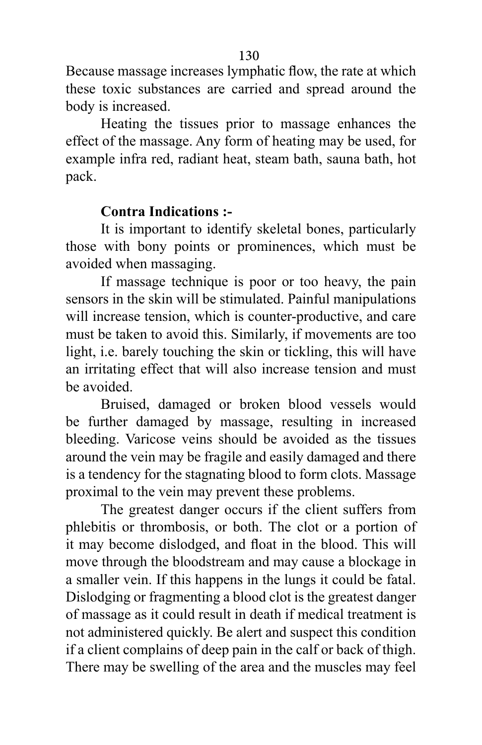Because massage increases lymphatic flow, the rate at which these toxic substances are carried and spread around the body is increased.

Heating the tissues prior to massage enhances the effect of the massage. Any form of heating may be used, for example infra red, radiant heat, steam bath, sauna bath, hot pack.

**Contra Indications :-**

It is important to identify skeletal bones, particularly those with bony points or prominences, which must be avoided when massaging.

If massage technique is poor or too heavy, the pain sensors in the skin will be stimulated. Painful manipulations will increase tension, which is counter-productive, and care must be taken to avoid this. Similarly, if movements are too light, i.e. barely touching the skin or tickling, this will have an irritating effect that will also increase tension and must be avoided.

Bruised, damaged or broken blood vessels would be further damaged by massage, resulting in increased bleeding. Varicose veins should be avoided as the tissues around the vein may be fragile and easily damaged and there is a tendency for the stagnating blood to form clots. Massage proximal to the vein may prevent these problems.

The greatest danger occurs if the client suffers from phlebitis or thrombosis, or both. The clot or a portion of it may become dislodged, and float in the blood. This will move through the bloodstream and may cause a blockage in a smaller vein. If this happens in the lungs it could be fatal. Dislodging or fragmenting a blood clot is the greatest danger of massage as it could result in death if medical treatment is not administered quickly. Be alert and suspect this condition if a client complains of deep pain in the calf or back of thigh. There may be swelling of the area and the muscles may feel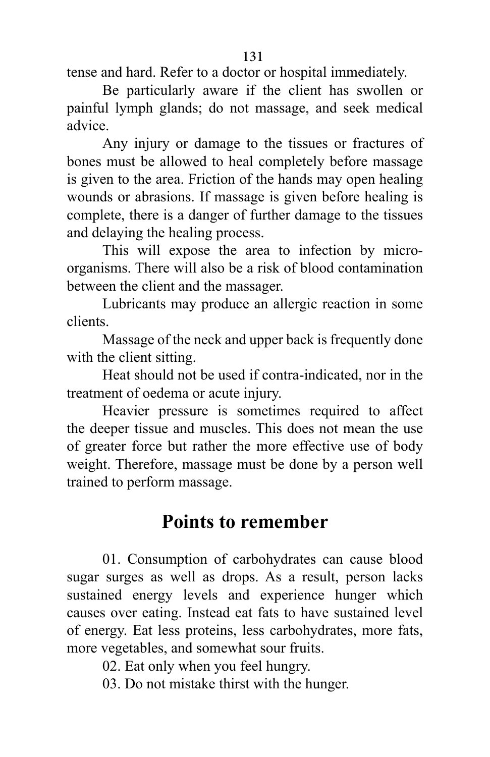tense and hard. Refer to a doctor or hospital immediately.

Be particularly aware if the client has swollen or painful lymph glands; do not massage, and seek medical advice.

Any injury or damage to the tissues or fractures of bones must be allowed to heal completely before massage is given to the area. Friction of the hands may open healing wounds or abrasions. If massage is given before healing is complete, there is a danger of further damage to the tissues and delaying the healing process.

This will expose the area to infection by micro-organisms. There will also be a risk of blood contamination between the client and the massager.

Lubricants may produce an allergic reaction in some clients.

Massage of the neck and upper back is frequently done with the client sitting.

Heat should not be used if contra-indicated, nor in the treatment of oedema or acute injury.

Heavier pressure is sometimes required to affect the deeper tissue and muscles. This does not mean the use of greater force but rather the more effective use of body weight. Therefore, massage must be done by a person well trained to perform massage.

## Points to remember

01. Consumption of carbohydrates can cause blood sugar surges as well as drops. As a result, person lacks sustained energy levels and experience hunger which causes over eating. Instead eat fats to have sustained level of energy. Eat less proteins, less carbohydrates, more fats, more vegetables, and somewhat sour fruits.

02. Eat only when you feel hungry.

03. Do not mistake thirst with the hunger.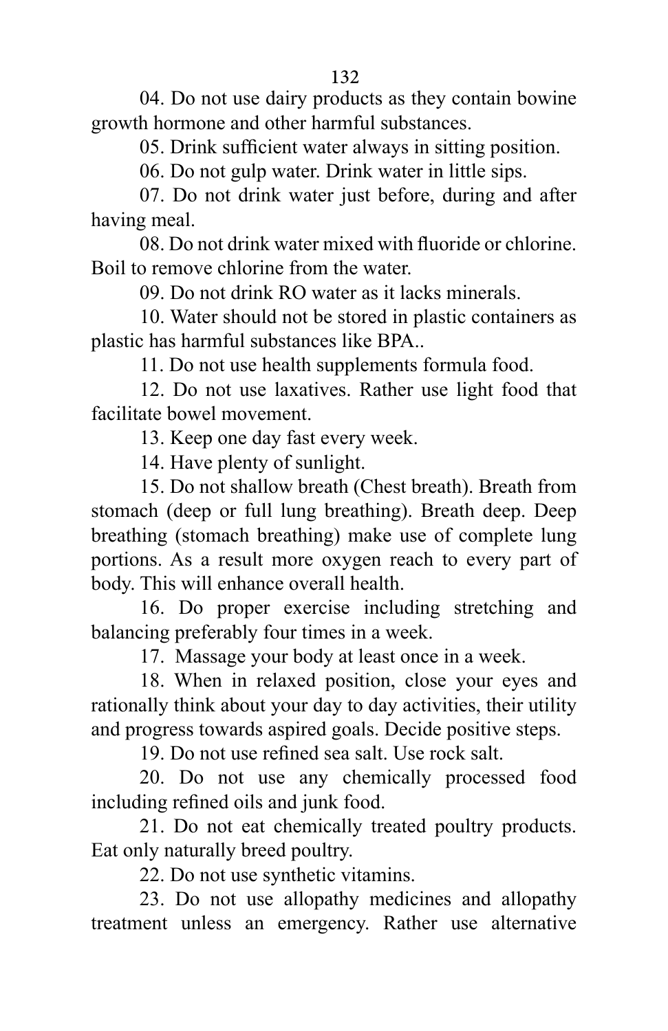04. Do not use dairy products as they contain bowine growth hormone and other harmful substances.

05. Drink sufficient water always in sitting position.

06. Do not gulp water. Drink water in little sips.

07. Do not drink water just before, during and after having meal.

08. Do not drink water mixed with fluoride or chlorine. Boil to remove chlorine from the water.

09. Do not drink RO water as it lacks minerals.

10. Water should not be stored in plastic containers as plastic has harmful substances like BPA..

11. Do not use health supplements formula food.

12. Do not use laxatives. Rather use light food that facilitate bowel movement.

13. Keep one day fast every week.

14. Have plenty of sunlight.

15. Do not shallow breath (Chest breath). Breath from stomach (deep or full lung breathing). Breath deep. Deep breathing (stomach breathing) make use of complete lung portions. As a result more oxygen reach to every part of body. This will enhance overall health.

16. Do proper exercise including stretching and balancing preferably four times in a week.

17. Massage your body at least once in a week.

18. When in relaxed position, close your eyes and rationally think about your day to day activities, their utility and progress towards aspired goals. Decide positive steps.

19. Do not use refined sea salt. Use rock salt.

20. Do not use any chemically processed food including refined oils and junk food.

21. Do not eat chemically treated poultry products. Eat only naturally breed poultry.

22. Do not use synthetic vitamins.

23. Do not use allopathy medicines and allopathy treatment unless an emergency. Rather use alternative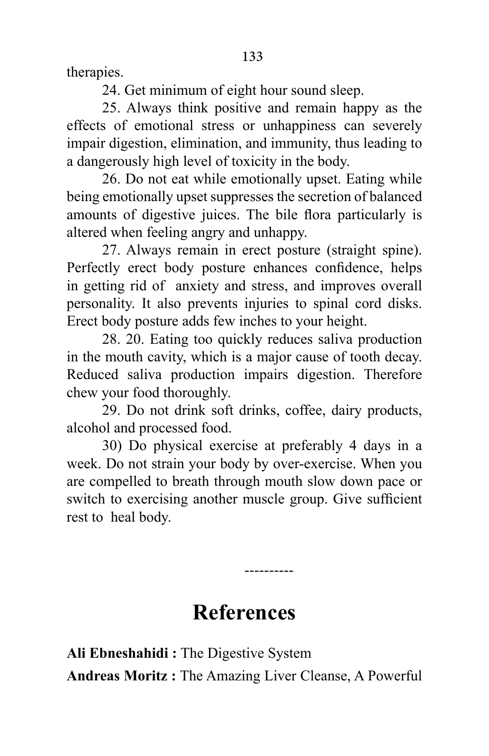therapies.

24. Get minimum of eight hour sound sleep.

25. Always think positive and remain happy as the effects of emotional stress or unhappiness can severely impair digestion, elimination, and immunity, thus leading to a dangerously high level of toxicity in the body.

26. Do not eat while emotionally upset. Eating while being emotionally upset suppresses the secretion of balanced amounts of digestive juices. The bile flora particularly is altered when feeling angry and unhappy.

27. Always remain in erect posture (straight spine). Perfectly erect body posture enhances confidence, helps in getting rid of anxiety and stress, and improves overall personality. It also prevents injuries to spinal cord disks. Erect body posture adds few inches to your height.

28. 20. Eating too quickly reduces saliva production in the mouth cavity, which is a major cause of tooth decay. Reduced saliva production impairs digestion. Therefore chew your food thoroughly.

29. Do not drink soft drinks, coffee, dairy products, alcohol and processed food.

30) Do physical exercise at preferably 4 days in a week. Do not strain your body by over-exercise. When you are compelled to breath through mouth slow down pace or switch to exercising another muscle group. Give sufficient rest to heal body.

----------

# References

**Ali Ebneshahidi :** The Digestive System

**Andreas Moritz :** The Amazing Liver Cleanse, A Powerful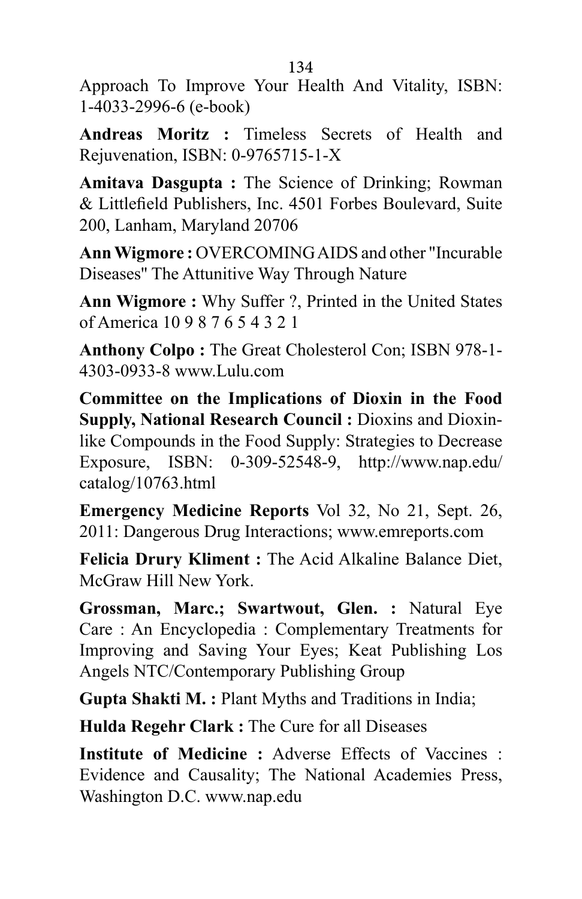Approach To Improve Your Health And Vitality, ISBN: 1-4033-2996-6 (e-book)

**Andreas Moritz :** Timeless Secrets of Health and Rejuvenation, ISBN: 0-9765715-1-X

**Amitava Dasgupta :** The Science of Drinking; Rowman & Littlefield Publishers, Inc. 4501 Forbes Boulevard, Suite 200, Lanham, Maryland 20706

**Ann Wigmore :** OVERCOMING AIDS and other "Incurable Diseases" The Attunitive Way Through Nature

**Ann Wigmore :** Why Suffer ?, Printed in the United States of America 10 9 8 7 6 5 4 3 2 1

**Anthony Colpo :** The Great Cholesterol Con; ISBN 978-1-4303-0933-8 www.Lulu.com

**Committee on the Implications of Dioxin in the Food Supply, National Research Council :** Dioxins and Dioxin-like Compounds in the Food Supply: Strategies to Decrease Exposure, ISBN: 0-309-52548-9, http://www.nap.edu/catalog/10763.html

**Emergency Medicine Reports** Vol 32, No 21, Sept. 26, 2011: Dangerous Drug Interactions; www.emreports.com

**Felicia Drury Kliment :** The Acid Alkaline Balance Diet, McGraw Hill New York.

**Grossman, Marc.; Swartwout, Glen. :** Natural Eye Care : An Encyclopedia : Complementary Treatments for Improving and Saving Your Eyes; Keat Publishing Los Angels NTC/Contemporary Publishing Group

**Gupta Shakti M. :** Plant Myths and Traditions in India;

**Hulda Regehr Clark :** The Cure for all Diseases

**Institute of Medicine :** Adverse Effects of Vaccines : Evidence and Causality; The National Academies Press, Washington D.C. www.nap.edu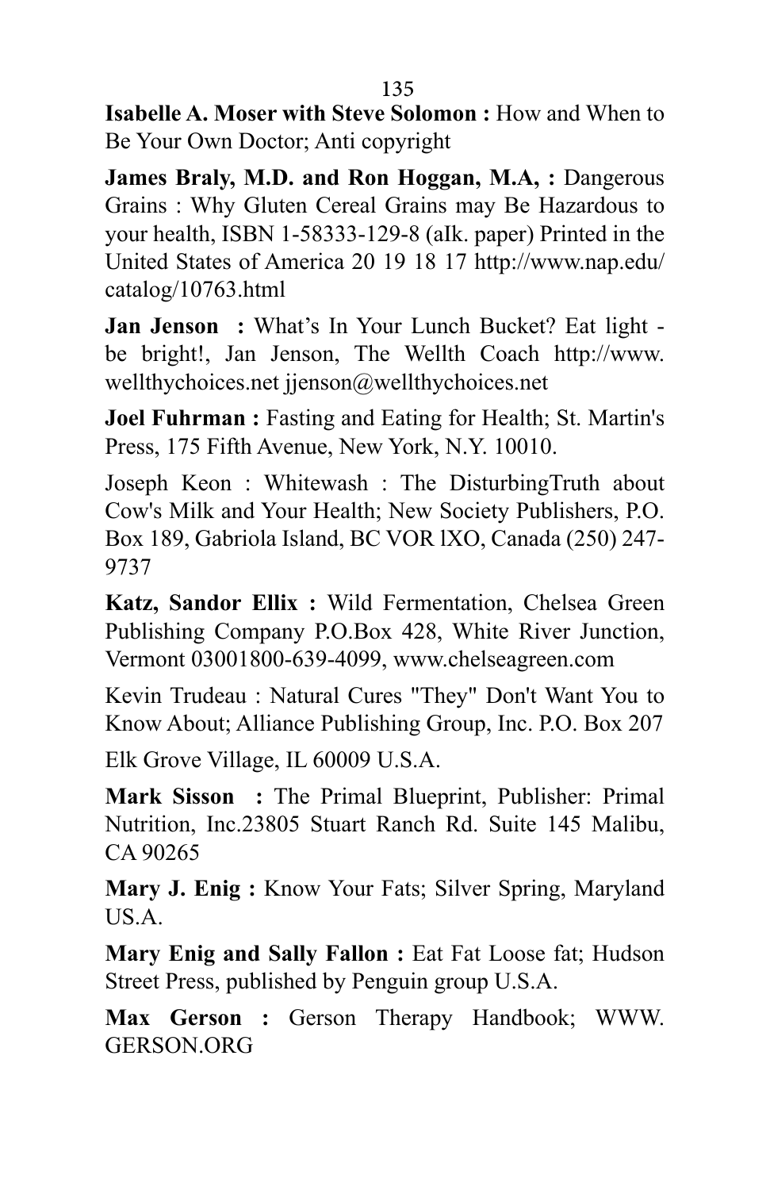**Isabelle A. Moser with Steve Solomon :** How and When to Be Your Own Doctor; Anti copyright

**James Braly, M.D. and Ron Hoggan, M.A, :** Dangerous Grains : Why Gluten Cereal Grains may Be Hazardous to your health, ISBN 1-58333-129-8 (aIk. paper) Printed in the United States of America 20 19 18 17 http://www.nap.edu/catalog/10763.html

**Jan Jenson :** What's In Your Lunch Bucket? Eat light - be bright!, Jan Jenson, The Wellth Coach http://www.wellthychoices.net jjenson@wellthychoices.net

**Joel Fuhrman :** Fasting and Eating for Health; St. Martin's Press, 175 Fifth Avenue, New York, N.Y. 10010.

Joseph Keon : Whitewash : The DisturbingTruth about Cow's Milk and Your Health; New Society Publishers, P.O. Box 189, Gabriola Island, BC VOR lXO, Canada (250) 247-9737

**Katz, Sandor Ellix :** Wild Fermentation, Chelsea Green Publishing Company P.O.Box 428, White River Junction, Vermont 03001800-639-4099, www.chelseagreen.com

Kevin Trudeau : Natural Cures "They" Don't Want You to Know About; Alliance Publishing Group, Inc. P.O. Box 207

Elk Grove Village, IL 60009 U.S.A.

**Mark Sisson :** The Primal Blueprint, Publisher: Primal Nutrition, Inc.23805 Stuart Ranch Rd. Suite 145 Malibu, CA 90265

**Mary J. Enig :** Know Your Fats; Silver Spring, Maryland US.A.

**Mary Enig and Sally Fallon :** Eat Fat Loose fat; Hudson Street Press, published by Penguin group U.S.A.

**Max Gerson :** Gerson Therapy Handbook; WWW. GERSON.ORG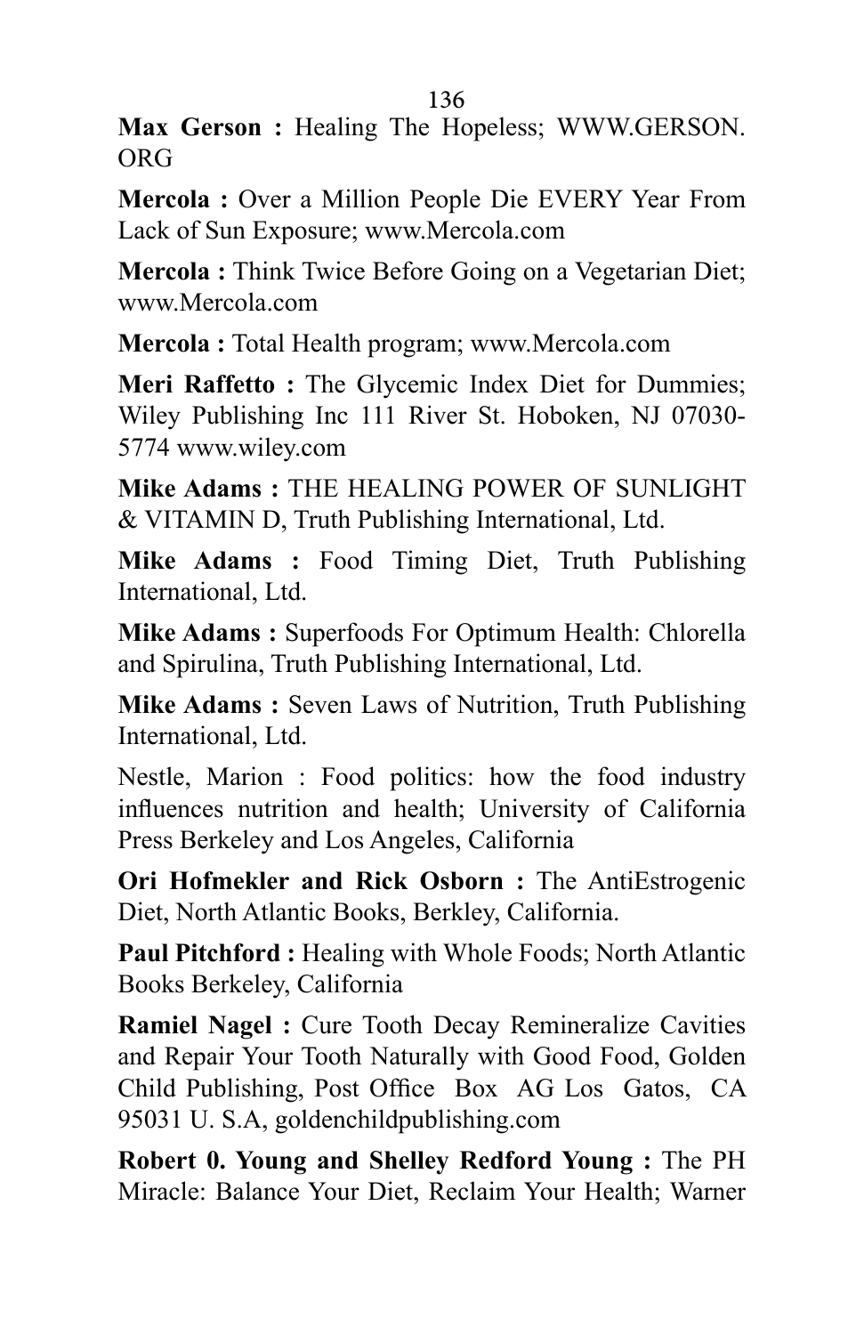**Max Gerson :** Healing The Hopeless; WWW.GERSON.ORG

**Mercola :** Over a Million People Die EVERY Year From Lack of Sun Exposure; www.Mercola.com

**Mercola :** Think Twice Before Going on a Vegetarian Diet; www.Mercola.com

**Mercola :** Total Health program; www.Mercola.com

**Meri Raffetto :** The Glycemic Index Diet for Dummies; Wiley Publishing Inc 111 River St. Hoboken, NJ 07030-5774 www.wiley.com

**Mike Adams :** THE HEALING POWER OF SUNLIGHT & VITAMIN D, Truth Publishing International, Ltd.

**Mike Adams :** Food Timing Diet, Truth Publishing International, Ltd.

**Mike Adams :** Superfoods For Optimum Health: Chlorella and Spirulina, Truth Publishing International, Ltd.

**Mike Adams :** Seven Laws of Nutrition, Truth Publishing International, Ltd.

Nestle, Marion : Food politics: how the food industry influences nutrition and health; University of California Press Berkeley and Los Angeles, California

**Ori Hofmekler and Rick Osborn :** The AntiEstrogenic Diet, North Atlantic Books, Berkley, California.

**Paul Pitchford :** Healing with Whole Foods; North Atlantic Books Berkeley, California

**Ramiel Nagel :** Cure Tooth Decay Remineralize Cavities and Repair Your Tooth Naturally with Good Food, Golden Child Publishing, Post Office Box AG Los Gatos, CA 95031 U. S.A, goldenchildpublishing.com

**Robert 0. Young and Shelley Redford Young :** The PH Miracle: Balance Your Diet, Reclaim Your Health; Warner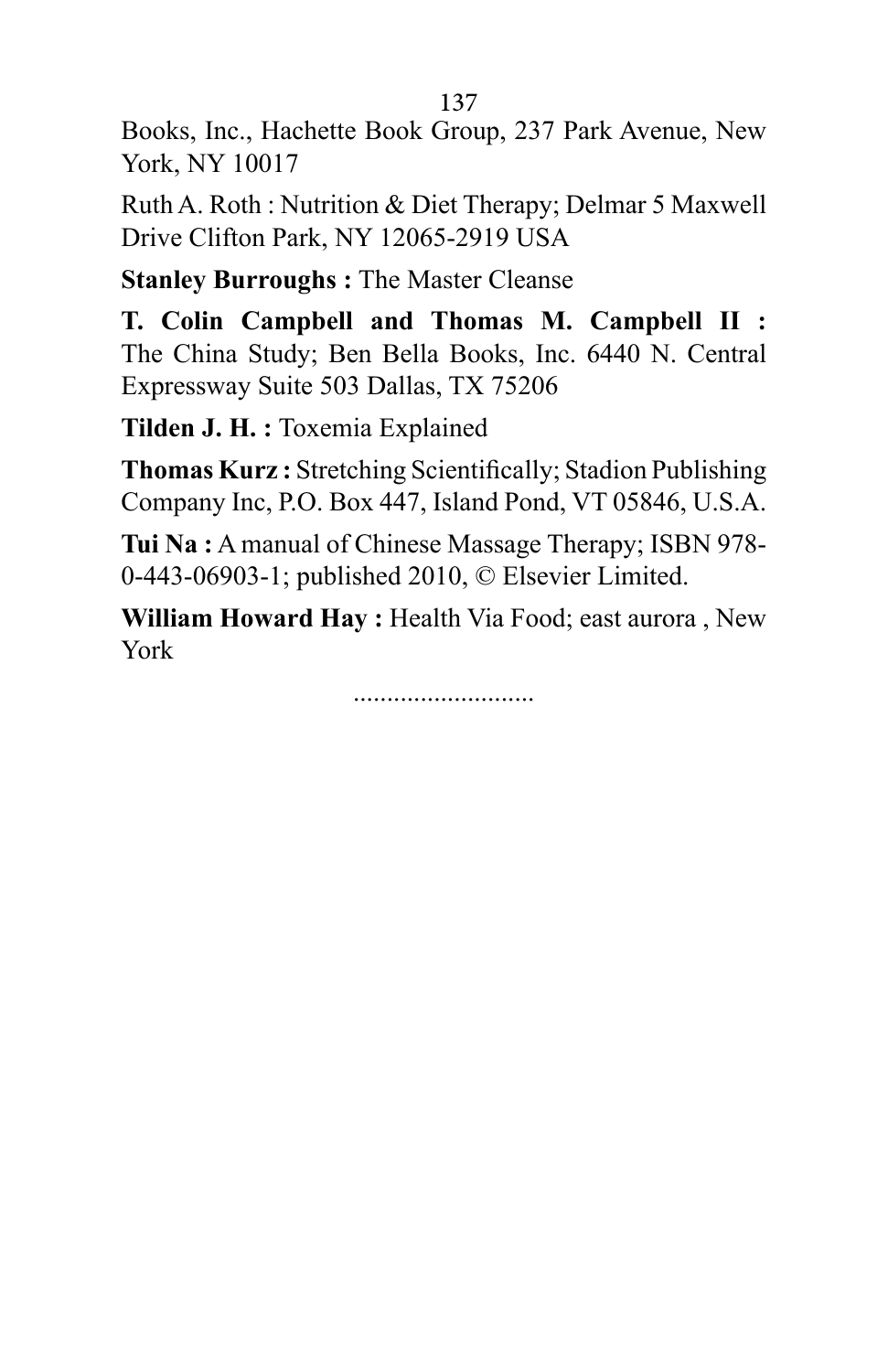Books, Inc., Hachette Book Group, 237 Park Avenue, New York, NY 10017

Ruth A. Roth : Nutrition & Diet Therapy; Delmar 5 Maxwell Drive Clifton Park, NY 12065-2919 USA

**Stanley Burroughs :** The Master Cleanse

**T. Colin Campbell and Thomas M. Campbell II :** The China Study; Ben Bella Books, Inc. 6440 N. Central Expressway Suite 503 Dallas, TX 75206

**Tilden J. H. :** Toxemia Explained

**Thomas Kurz :** Stretching Scientifically; Stadion Publishing Company Inc, P.O. Box 447, Island Pond, VT 05846, U.S.A.

**Tui Na :** A manual of Chinese Massage Therapy; ISBN 978-0-443-06903-1; published 2010, © Elsevier Limited.

**William Howard Hay :** Health Via Food; east aurora , New York

...........................